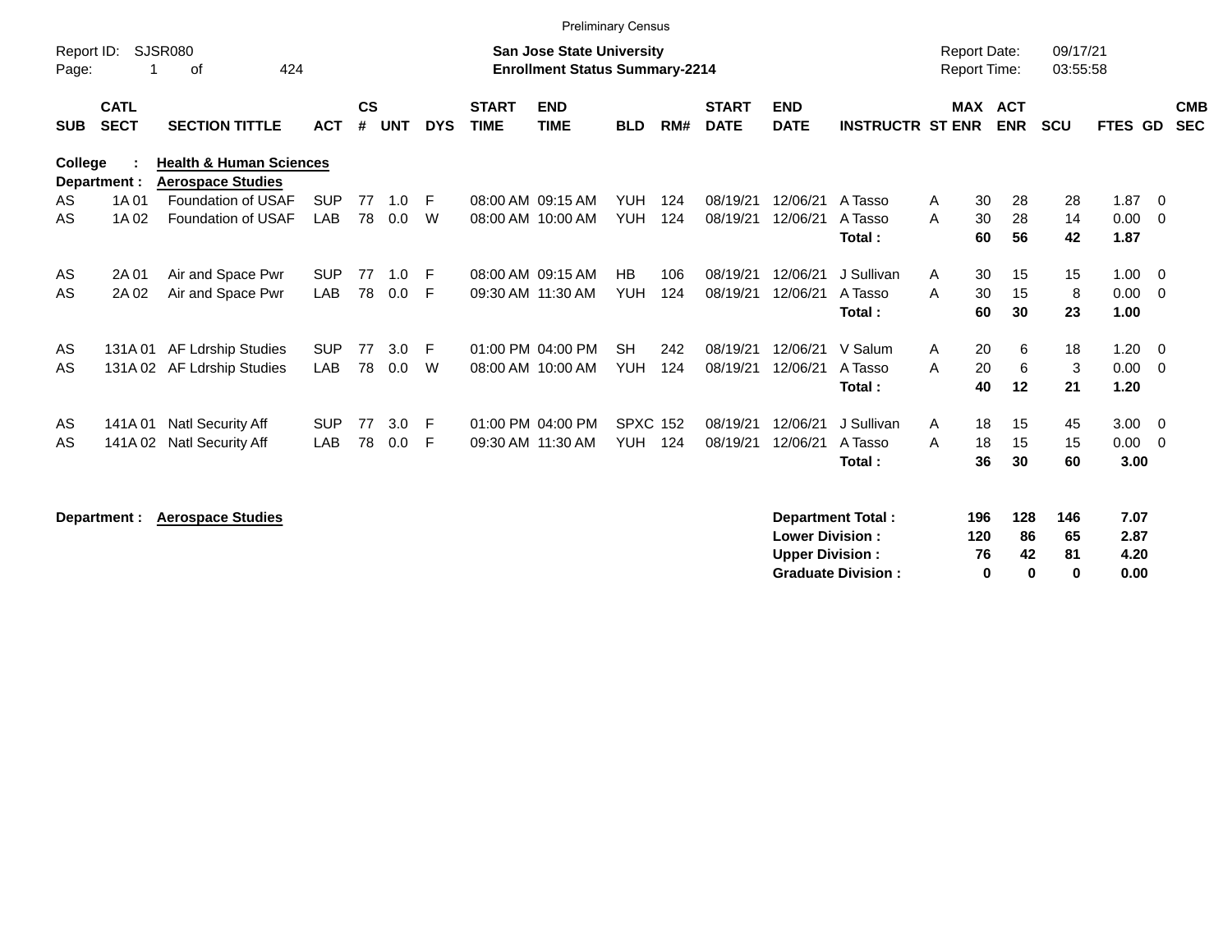Preliminary Census

Report ID: SJSR080
Page: 1 of 424

**San Jose State University**
**Enrollment Status Summary-2214**

Report Date: 09/17/21
Report Time: 03:55:58

**College : Health & Human Sciences**
**Department : Aerospace Studies**

| SUB | CATL SECT | SECTION TITTLE | ACT | CS # | UNT | DYS | START TIME | END TIME | BLD | RM# | START DATE | END DATE | INSTRUCTR | ST | MAX ENR | ACT ENR | SCU | FTES | GD | CMB SEC |
|---|---|---|---|---|---|---|---|---|---|---|---|---|---|---|---|---|---|---|---|---|
| AS | 1A 01 | Foundation of USAF | SUP | 77 | 1.0 | F | 08:00 AM | 09:15 AM | YUH | 124 | 08/19/21 | 12/06/21 | A Tasso | A | 30 | 28 | 28 | 1.87 | 0 | |
| AS | 1A 02 | Foundation of USAF | LAB | 78 | 0.0 | W | 08:00 AM | 10:00 AM | YUH | 124 | 08/19/21 | 12/06/21 | A Tasso | A | 30 | 28 | 14 | 0.00 | 0 | |
| | | | | | | | | | | | | | **Total :** | | **60** | **56** | **42** | **1.87** | | |
| AS | 2A 01 | Air and Space Pwr | SUP | 77 | 1.0 | F | 08:00 AM | 09:15 AM | HB | 106 | 08/19/21 | 12/06/21 | J Sullivan | A | 30 | 15 | 15 | 1.00 | 0 | |
| AS | 2A 02 | Air and Space Pwr | LAB | 78 | 0.0 | F | 09:30 AM | 11:30 AM | YUH | 124 | 08/19/21 | 12/06/21 | A Tasso | A | 30 | 15 | 8 | 0.00 | 0 | |
| | | | | | | | | | | | | | **Total :** | | **60** | **30** | **23** | **1.00** | | |
| AS | 131A 01 | AF Ldrship Studies | SUP | 77 | 3.0 | F | 01:00 PM | 04:00 PM | SH | 242 | 08/19/21 | 12/06/21 | V Salum | A | 20 | 6 | 18 | 1.20 | 0 | |
| AS | 131A 02 | AF Ldrship Studies | LAB | 78 | 0.0 | W | 08:00 AM | 10:00 AM | YUH | 124 | 08/19/21 | 12/06/21 | A Tasso | A | 20 | 6 | 3 | 0.00 | 0 | |
| | | | | | | | | | | | | | **Total :** | | **40** | **12** | **21** | **1.20** | | |
| AS | 141A 01 | Natl Security Aff | SUP | 77 | 3.0 | F | 01:00 PM | 04:00 PM | SPXC | 152 | 08/19/21 | 12/06/21 | J Sullivan | A | 18 | 15 | 45 | 3.00 | 0 | |
| AS | 141A 02 | Natl Security Aff | LAB | 78 | 0.0 | F | 09:30 AM | 11:30 AM | YUH | 124 | 08/19/21 | 12/06/21 | A Tasso | A | 18 | 15 | 15 | 0.00 | 0 | |
| | | | | | | | | | | | | | **Total :** | | **36** | **30** | **60** | **3.00** | | |

**Department : Aerospace Studies**

| | MAX ENR | ACT ENR | SCU | FTES |
|---|---|---|---|---|
| **Department Total :** | **196** | **128** | **146** | **7.07** |
| **Lower Division :** | **120** | **86** | **65** | **2.87** |
| **Upper Division :** | **76** | **42** | **81** | **4.20** |
| **Graduate Division :** | **0** | **0** | **0** | **0.00** |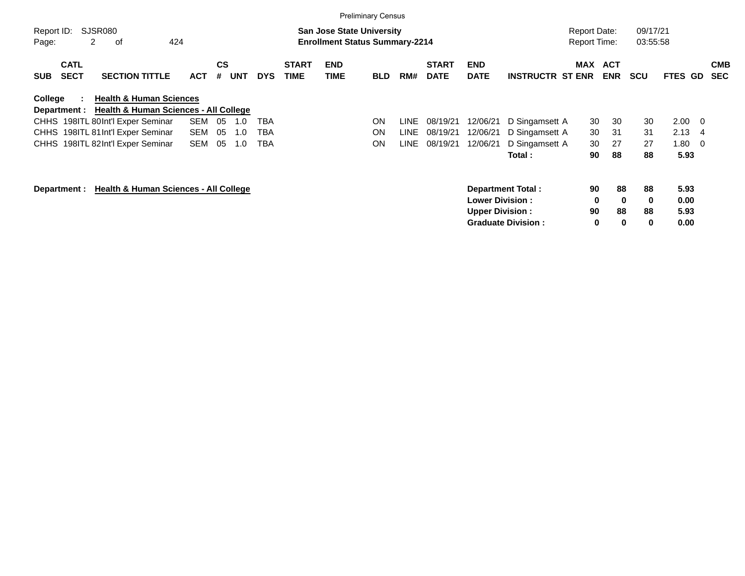Preliminary Census

Report ID: SJSR080

**San Jose State University**
**Enrollment Status Summary-2214**

Report Date: 09/17/21
Report Time: 03:55:58

**College : Health & Human Sciences**
**Department : Health & Human Sciences - All College**

| SUB | CATL SECT | SECTION TITTLE | ACT | CS # | UNT | DYS | START TIME | END TIME | BLD | RM# | START DATE | END DATE | INSTRUCTR | ST | MAX ENR | ACT ENR | SCU | FTES | GD | CMB SEC |
|---|---|---|---|---|---|---|---|---|---|---|---|---|---|---|---|---|---|---|---|---|
| CHHS | 198ITL 80 | Int'l Exper Seminar | SEM | 05 | 1.0 | TBA | | | ON | LINE | 08/19/21 | 12/06/21 | D Singamsett | A | 30 | 30 | 30 | 2.00 | 0 | |
| CHHS | 198ITL 81 | Int'l Exper Seminar | SEM | 05 | 1.0 | TBA | | | ON | LINE | 08/19/21 | 12/06/21 | D Singamsett | A | 30 | 31 | 31 | 2.13 | 4 | |
| CHHS | 198ITL 82 | Int'l Exper Seminar | SEM | 05 | 1.0 | TBA | | | ON | LINE | 08/19/21 | 12/06/21 | D Singamsett | A | 30 | 27 | 27 | 1.80 | 0 | |
| | | | | | | | | | | | | | **Total :** | | **90** | **88** | **88** | **5.93** | | |

**Department : Health & Human Sciences - All College**

| | MAX ENR | ACT ENR | SCU | FTES |
|---|---|---|---|---|
| **Department Total :** | **90** | **88** | **88** | **5.93** |
| **Lower Division :** | **0** | **0** | **0** | **0.00** |
| **Upper Division :** | **90** | **88** | **88** | **5.93** |
| **Graduate Division :** | **0** | **0** | **0** | **0.00** |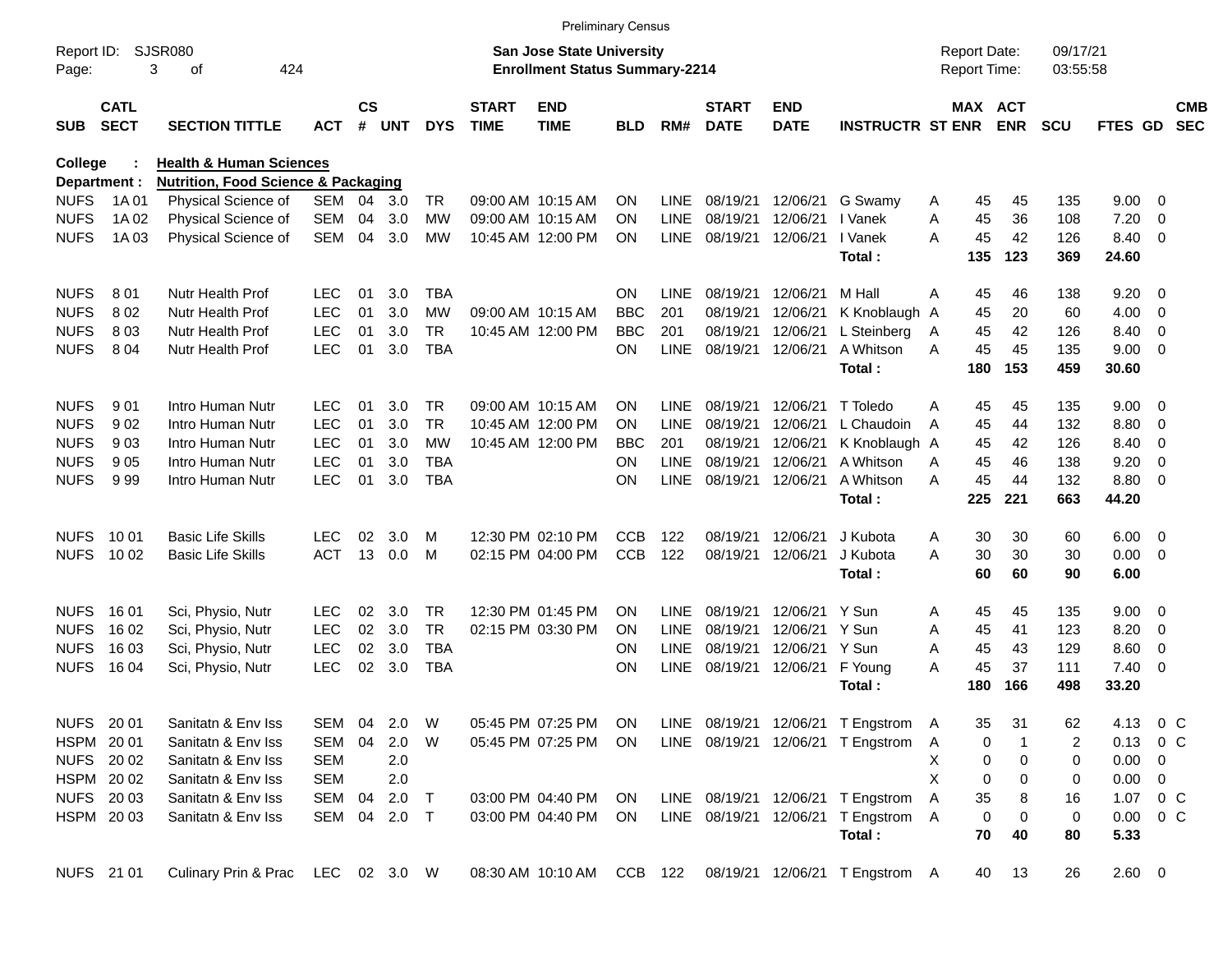Preliminary Census

Report ID: SJSR080

**San Jose State University**
**Enrollment Status Summary-2214**

Report Date: 09/17/21
Report Time: 03:55:58

**College : Health & Human Sciences**
**Department : Nutrition, Food Science & Packaging**

| SUB | CATL SECT | SECTION TITTLE | ACT | CS # | UNT | DYS | START TIME | END TIME | BLD | RM# | START DATE | END DATE | INSTRUCTR | ST | MAX ENR | ACT ENR | SCU | FTES | GD | CMB SEC |
|---|---|---|---|---|---|---|---|---|---|---|---|---|---|---|---|---|---|---|---|---|
| NUFS | 1A 01 | Physical Science of | SEM | 04 | 3.0 | TR | 09:00 AM | 10:15 AM | ON | LINE | 08/19/21 | 12/06/21 | G Swamy | A | 45 | 45 | 135 | 9.00 | 0 | |
| NUFS | 1A 02 | Physical Science of | SEM | 04 | 3.0 | MW | 09:00 AM | 10:15 AM | ON | LINE | 08/19/21 | 12/06/21 | I Vanek | A | 45 | 36 | 108 | 7.20 | 0 | |
| NUFS | 1A 03 | Physical Science of | SEM | 04 | 3.0 | MW | 10:45 AM | 12:00 PM | ON | LINE | 08/19/21 | 12/06/21 | I Vanek | A | 45 | 42 | 126 | 8.40 | 0 | |
| | | | | | | | | | | | | | **Total :** | | **135** | **123** | **369** | **24.60** | | |
| NUFS | 8 01 | Nutr Health Prof | LEC | 01 | 3.0 | TBA | | | ON | LINE | 08/19/21 | 12/06/21 | M Hall | A | 45 | 46 | 138 | 9.20 | 0 | |
| NUFS | 8 02 | Nutr Health Prof | LEC | 01 | 3.0 | MW | 09:00 AM | 10:15 AM | BBC | 201 | 08/19/21 | 12/06/21 | K Knoblaugh | A | 45 | 20 | 60 | 4.00 | 0 | |
| NUFS | 8 03 | Nutr Health Prof | LEC | 01 | 3.0 | TR | 10:45 AM | 12:00 PM | BBC | 201 | 08/19/21 | 12/06/21 | L Steinberg | A | 45 | 42 | 126 | 8.40 | 0 | |
| NUFS | 8 04 | Nutr Health Prof | LEC | 01 | 3.0 | TBA | | | ON | LINE | 08/19/21 | 12/06/21 | A Whitson | A | 45 | 45 | 135 | 9.00 | 0 | |
| | | | | | | | | | | | | | **Total :** | | **180** | **153** | **459** | **30.60** | | |
| NUFS | 9 01 | Intro Human Nutr | LEC | 01 | 3.0 | TR | 09:00 AM | 10:15 AM | ON | LINE | 08/19/21 | 12/06/21 | T Toledo | A | 45 | 45 | 135 | 9.00 | 0 | |
| NUFS | 9 02 | Intro Human Nutr | LEC | 01 | 3.0 | TR | 10:45 AM | 12:00 PM | ON | LINE | 08/19/21 | 12/06/21 | L Chaudoin | A | 45 | 44 | 132 | 8.80 | 0 | |
| NUFS | 9 03 | Intro Human Nutr | LEC | 01 | 3.0 | MW | 10:45 AM | 12:00 PM | BBC | 201 | 08/19/21 | 12/06/21 | K Knoblaugh | A | 45 | 42 | 126 | 8.40 | 0 | |
| NUFS | 9 05 | Intro Human Nutr | LEC | 01 | 3.0 | TBA | | | ON | LINE | 08/19/21 | 12/06/21 | A Whitson | A | 45 | 46 | 138 | 9.20 | 0 | |
| NUFS | 9 99 | Intro Human Nutr | LEC | 01 | 3.0 | TBA | | | ON | LINE | 08/19/21 | 12/06/21 | A Whitson | A | 45 | 44 | 132 | 8.80 | 0 | |
| | | | | | | | | | | | | | **Total :** | | **225** | **221** | **663** | **44.20** | | |
| NUFS | 10 01 | Basic Life Skills | LEC | 02 | 3.0 | M | 12:30 PM | 02:10 PM | CCB | 122 | 08/19/21 | 12/06/21 | J Kubota | A | 30 | 30 | 60 | 6.00 | 0 | |
| NUFS | 10 02 | Basic Life Skills | ACT | 13 | 0.0 | M | 02:15 PM | 04:00 PM | CCB | 122 | 08/19/21 | 12/06/21 | J Kubota | A | 30 | 30 | 30 | 0.00 | 0 | |
| | | | | | | | | | | | | | **Total :** | | **60** | **60** | **90** | **6.00** | | |
| NUFS | 16 01 | Sci, Physio, Nutr | LEC | 02 | 3.0 | TR | 12:30 PM | 01:45 PM | ON | LINE | 08/19/21 | 12/06/21 | Y Sun | A | 45 | 45 | 135 | 9.00 | 0 | |
| NUFS | 16 02 | Sci, Physio, Nutr | LEC | 02 | 3.0 | TR | 02:15 PM | 03:30 PM | ON | LINE | 08/19/21 | 12/06/21 | Y Sun | A | 45 | 41 | 123 | 8.20 | 0 | |
| NUFS | 16 03 | Sci, Physio, Nutr | LEC | 02 | 3.0 | TBA | | | ON | LINE | 08/19/21 | 12/06/21 | Y Sun | A | 45 | 43 | 129 | 8.60 | 0 | |
| NUFS | 16 04 | Sci, Physio, Nutr | LEC | 02 | 3.0 | TBA | | | ON | LINE | 08/19/21 | 12/06/21 | F Young | A | 45 | 37 | 111 | 7.40 | 0 | |
| | | | | | | | | | | | | | **Total :** | | **180** | **166** | **498** | **33.20** | | |
| NUFS | 20 01 | Sanitatn & Env Iss | SEM | 04 | 2.0 | W | 05:45 PM | 07:25 PM | ON | LINE | 08/19/21 | 12/06/21 | T Engstrom | A | 35 | 31 | 62 | 4.13 | 0 | C |
| HSPM | 20 01 | Sanitatn & Env Iss | SEM | 04 | 2.0 | W | 05:45 PM | 07:25 PM | ON | LINE | 08/19/21 | 12/06/21 | T Engstrom | A | 0 | 1 | 2 | 0.13 | 0 | C |
| NUFS | 20 02 | Sanitatn & Env Iss | SEM | | 2.0 | | | | | | | | | X | 0 | 0 | 0 | 0.00 | 0 | |
| HSPM | 20 02 | Sanitatn & Env Iss | SEM | | 2.0 | | | | | | | | | X | 0 | 0 | 0 | 0.00 | 0 | |
| NUFS | 20 03 | Sanitatn & Env Iss | SEM | 04 | 2.0 | T | 03:00 PM | 04:40 PM | ON | LINE | 08/19/21 | 12/06/21 | T Engstrom | A | 35 | 8 | 16 | 1.07 | 0 | C |
| HSPM | 20 03 | Sanitatn & Env Iss | SEM | 04 | 2.0 | T | 03:00 PM | 04:40 PM | ON | LINE | 08/19/21 | 12/06/21 | T Engstrom | A | 0 | 0 | 0 | 0.00 | 0 | C |
| | | | | | | | | | | | | | **Total :** | | **70** | **40** | **80** | **5.33** | | |
| NUFS | 21 01 | Culinary Prin & Prac | LEC | 02 | 3.0 | W | 08:30 AM | 10:10 AM | CCB | 122 | 08/19/21 | 12/06/21 | T Engstrom | A | 40 | 13 | 26 | 2.60 | 0 | |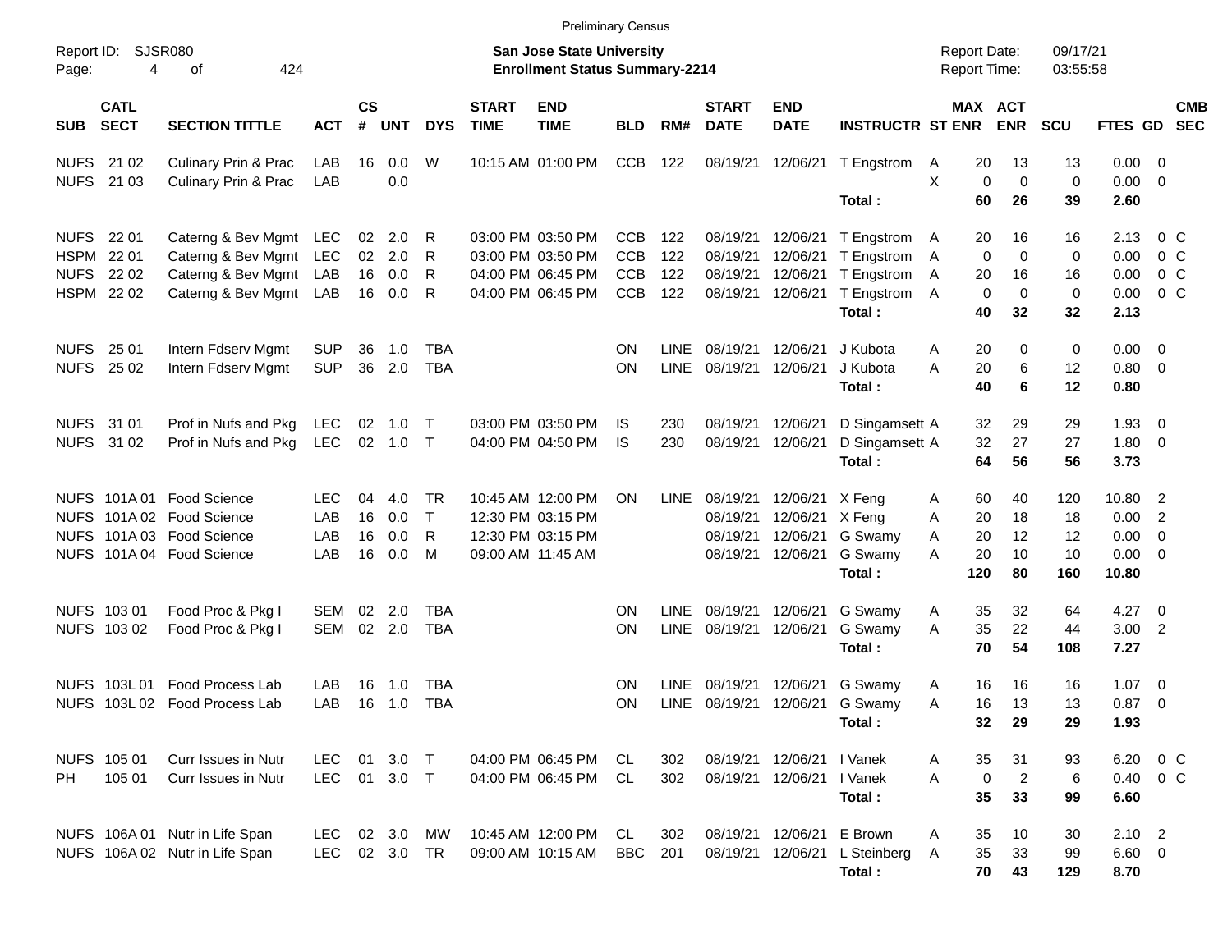Preliminary Census

Report ID: SJSR080

**San Jose State University**
**Enrollment Status Summary-2214**

Report Date: 09/17/21
Report Time: 03:55:58

| SUB | CATL SECT | SECTION TITTLE | ACT | CS # | UNT | DYS | START TIME | END TIME | BLD | RM# | START DATE | END DATE | INSTRUCTR | ST | MAX ENR | ACT ENR | SCU | FTES | GD | CMB SEC |
|---|---|---|---|---|---|---|---|---|---|---|---|---|---|---|---|---|---|---|---|---|
| NUFS | 21 02 | Culinary Prin & Prac | LAB | 16 | 0.0 | W | 10:15 AM | 01:00 PM | CCB | 122 | 08/19/21 | 12/06/21 | T Engstrom | A | 20 | 13 | 13 | 0.00 | 0 | |
| NUFS | 21 03 | Culinary Prin & Prac | LAB | | 0.0 | | | | | | | | | X | 0 | 0 | 0 | 0.00 | 0 | |
| | | | | | | | | | | | | | **Total :** | | **60** | **26** | **39** | **2.60** | | |
| NUFS | 22 01 | Caterng & Bev Mgmt | LEC | 02 | 2.0 | R | 03:00 PM | 03:50 PM | CCB | 122 | 08/19/21 | 12/06/21 | T Engstrom | A | 20 | 16 | 16 | 2.13 | 0 | C |
| HSPM | 22 01 | Caterng & Bev Mgmt | LEC | 02 | 2.0 | R | 03:00 PM | 03:50 PM | CCB | 122 | 08/19/21 | 12/06/21 | T Engstrom | A | 0 | 0 | 0 | 0.00 | 0 | C |
| NUFS | 22 02 | Caterng & Bev Mgmt | LAB | 16 | 0.0 | R | 04:00 PM | 06:45 PM | CCB | 122 | 08/19/21 | 12/06/21 | T Engstrom | A | 20 | 16 | 16 | 0.00 | 0 | C |
| HSPM | 22 02 | Caterng & Bev Mgmt | LAB | 16 | 0.0 | R | 04:00 PM | 06:45 PM | CCB | 122 | 08/19/21 | 12/06/21 | T Engstrom | A | 0 | 0 | 0 | 0.00 | 0 | C |
| | | | | | | | | | | | | | **Total :** | | **40** | **32** | **32** | **2.13** | | |
| NUFS | 25 01 | Intern Fdserv Mgmt | SUP | 36 | 1.0 | TBA | | | ON | LINE | 08/19/21 | 12/06/21 | J Kubota | A | 20 | 0 | 0 | 0.00 | 0 | |
| NUFS | 25 02 | Intern Fdserv Mgmt | SUP | 36 | 2.0 | TBA | | | ON | LINE | 08/19/21 | 12/06/21 | J Kubota | A | 20 | 6 | 12 | 0.80 | 0 | |
| | | | | | | | | | | | | | **Total :** | | **40** | **6** | **12** | **0.80** | | |
| NUFS | 31 01 | Prof in Nufs and Pkg | LEC | 02 | 1.0 | T | 03:00 PM | 03:50 PM | IS | 230 | 08/19/21 | 12/06/21 | D Singamsett | A | 32 | 29 | 29 | 1.93 | 0 | |
| NUFS | 31 02 | Prof in Nufs and Pkg | LEC | 02 | 1.0 | T | 04:00 PM | 04:50 PM | IS | 230 | 08/19/21 | 12/06/21 | D Singamsett | A | 32 | 27 | 27 | 1.80 | 0 | |
| | | | | | | | | | | | | | **Total :** | | **64** | **56** | **56** | **3.73** | | |
| NUFS | 101A 01 | Food Science | LEC | 04 | 4.0 | TR | 10:45 AM | 12:00 PM | ON | LINE | 08/19/21 | 12/06/21 | X Feng | A | 60 | 40 | 120 | 10.80 | 2 | |
| NUFS | 101A 02 | Food Science | LAB | 16 | 0.0 | T | 12:30 PM | 03:15 PM | | | 08/19/21 | 12/06/21 | X Feng | A | 20 | 18 | 18 | 0.00 | 2 | |
| NUFS | 101A 03 | Food Science | LAB | 16 | 0.0 | R | 12:30 PM | 03:15 PM | | | 08/19/21 | 12/06/21 | G Swamy | A | 20 | 12 | 12 | 0.00 | 0 | |
| NUFS | 101A 04 | Food Science | LAB | 16 | 0.0 | M | 09:00 AM | 11:45 AM | | | 08/19/21 | 12/06/21 | G Swamy | A | 20 | 10 | 10 | 0.00 | 0 | |
| | | | | | | | | | | | | | **Total :** | | **120** | **80** | **160** | **10.80** | | |
| NUFS | 103 01 | Food Proc & Pkg I | SEM | 02 | 2.0 | TBA | | | ON | LINE | 08/19/21 | 12/06/21 | G Swamy | A | 35 | 32 | 64 | 4.27 | 0 | |
| NUFS | 103 02 | Food Proc & Pkg I | SEM | 02 | 2.0 | TBA | | | ON | LINE | 08/19/21 | 12/06/21 | G Swamy | A | 35 | 22 | 44 | 3.00 | 2 | |
| | | | | | | | | | | | | | **Total :** | | **70** | **54** | **108** | **7.27** | | |
| NUFS | 103L 01 | Food Process Lab | LAB | 16 | 1.0 | TBA | | | ON | LINE | 08/19/21 | 12/06/21 | G Swamy | A | 16 | 16 | 16 | 1.07 | 0 | |
| NUFS | 103L 02 | Food Process Lab | LAB | 16 | 1.0 | TBA | | | ON | LINE | 08/19/21 | 12/06/21 | G Swamy | A | 16 | 13 | 13 | 0.87 | 0 | |
| | | | | | | | | | | | | | **Total :** | | **32** | **29** | **29** | **1.93** | | |
| NUFS | 105 01 | Curr Issues in Nutr | LEC | 01 | 3.0 | T | 04:00 PM | 06:45 PM | CL | 302 | 08/19/21 | 12/06/21 | I Vanek | A | 35 | 31 | 93 | 6.20 | 0 | C |
| PH | 105 01 | Curr Issues in Nutr | LEC | 01 | 3.0 | T | 04:00 PM | 06:45 PM | CL | 302 | 08/19/21 | 12/06/21 | I Vanek | A | 0 | 2 | 6 | 0.40 | 0 | C |
| | | | | | | | | | | | | | **Total :** | | **35** | **33** | **99** | **6.60** | | |
| NUFS | 106A 01 | Nutr in Life Span | LEC | 02 | 3.0 | MW | 10:45 AM | 12:00 PM | CL | 302 | 08/19/21 | 12/06/21 | E Brown | A | 35 | 10 | 30 | 2.10 | 2 | |
| NUFS | 106A 02 | Nutr in Life Span | LEC | 02 | 3.0 | TR | 09:00 AM | 10:15 AM | BBC | 201 | 08/19/21 | 12/06/21 | L Steinberg | A | 35 | 33 | 99 | 6.60 | 0 | |
| | | | | | | | | | | | | | **Total :** | | **70** | **43** | **129** | **8.70** | | |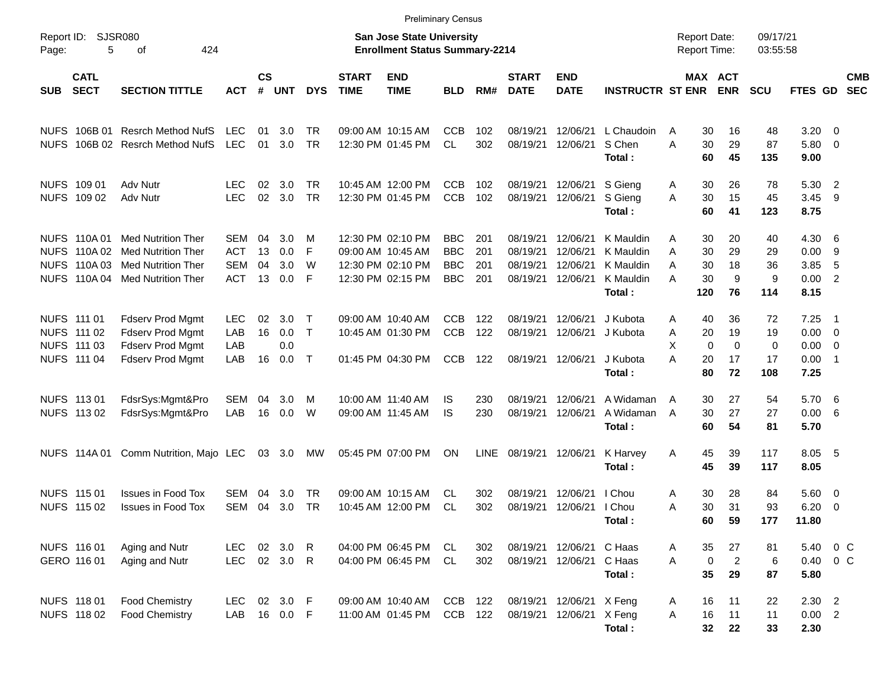Preliminary Census

Report ID: SJSR080

**San Jose State University**
**Enrollment Status Summary-2214**

Report Date: 09/17/21
Report Time: 03:55:58

| SUB | CATL SECT | SECTION TITTLE | ACT | CS # | UNT | DYS | START TIME | END TIME | BLD | RM# | START DATE | END DATE | INSTRUCTR | ST | MAX ENR | ACT ENR | SCU | FTES | GD | CMB SEC |
|---|---|---|---|---|---|---|---|---|---|---|---|---|---|---|---|---|---|---|---|---|
| NUFS | 106B 01 | Resrch Method NufS | LEC | 01 | 3.0 | TR | 09:00 AM | 10:15 AM | CCB | 102 | 08/19/21 | 12/06/21 | L Chaudoin | A | 30 | 16 | 48 | 3.20 | 0 | |
| NUFS | 106B 02 | Resrch Method NufS | LEC | 01 | 3.0 | TR | 12:30 PM | 01:45 PM | CL | 302 | 08/19/21 | 12/06/21 | S Chen | A | 30 | 29 | 87 | 5.80 | 0 | |
| | | | | | | | | | | | | | **Total :** | | **60** | **45** | **135** | **9.00** | | |
| NUFS | 109 01 | Adv Nutr | LEC | 02 | 3.0 | TR | 10:45 AM | 12:00 PM | CCB | 102 | 08/19/21 | 12/06/21 | S Gieng | A | 30 | 26 | 78 | 5.30 | 2 | |
| NUFS | 109 02 | Adv Nutr | LEC | 02 | 3.0 | TR | 12:30 PM | 01:45 PM | CCB | 102 | 08/19/21 | 12/06/21 | S Gieng | A | 30 | 15 | 45 | 3.45 | 9 | |
| | | | | | | | | | | | | | **Total :** | | **60** | **41** | **123** | **8.75** | | |
| NUFS | 110A 01 | Med Nutrition Ther | SEM | 04 | 3.0 | M | 12:30 PM | 02:10 PM | BBC | 201 | 08/19/21 | 12/06/21 | K Mauldin | A | 30 | 20 | 40 | 4.30 | 6 | |
| NUFS | 110A 02 | Med Nutrition Ther | ACT | 13 | 0.0 | F | 09:00 AM | 10:45 AM | BBC | 201 | 08/19/21 | 12/06/21 | K Mauldin | A | 30 | 29 | 29 | 0.00 | 9 | |
| NUFS | 110A 03 | Med Nutrition Ther | SEM | 04 | 3.0 | W | 12:30 PM | 02:10 PM | BBC | 201 | 08/19/21 | 12/06/21 | K Mauldin | A | 30 | 18 | 36 | 3.85 | 5 | |
| NUFS | 110A 04 | Med Nutrition Ther | ACT | 13 | 0.0 | F | 12:30 PM | 02:15 PM | BBC | 201 | 08/19/21 | 12/06/21 | K Mauldin | A | 30 | 9 | 9 | 0.00 | 2 | |
| | | | | | | | | | | | | | **Total :** | | **120** | **76** | **114** | **8.15** | | |
| NUFS | 111 01 | Fdserv Prod Mgmt | LEC | 02 | 3.0 | T | 09:00 AM | 10:40 AM | CCB | 122 | 08/19/21 | 12/06/21 | J Kubota | A | 40 | 36 | 72 | 7.25 | 1 | |
| NUFS | 111 02 | Fdserv Prod Mgmt | LAB | 16 | 0.0 | T | 10:45 AM | 01:30 PM | CCB | 122 | 08/19/21 | 12/06/21 | J Kubota | A | 20 | 19 | 19 | 0.00 | 0 | |
| NUFS | 111 03 | Fdserv Prod Mgmt | LAB | | 0.0 | | | | | | | | | X | 0 | 0 | 0 | 0.00 | 0 | |
| NUFS | 111 04 | Fdserv Prod Mgmt | LAB | 16 | 0.0 | T | 01:45 PM | 04:30 PM | CCB | 122 | 08/19/21 | 12/06/21 | J Kubota | A | 20 | 17 | 17 | 0.00 | 1 | |
| | | | | | | | | | | | | | **Total :** | | **80** | **72** | **108** | **7.25** | | |
| NUFS | 113 01 | FdsrSys:Mgmt&Pro | SEM | 04 | 3.0 | M | 10:00 AM | 11:40 AM | IS | 230 | 08/19/21 | 12/06/21 | A Widaman | A | 30 | 27 | 54 | 5.70 | 6 | |
| NUFS | 113 02 | FdsrSys:Mgmt&Pro | LAB | 16 | 0.0 | W | 09:00 AM | 11:45 AM | IS | 230 | 08/19/21 | 12/06/21 | A Widaman | A | 30 | 27 | 27 | 0.00 | 6 | |
| | | | | | | | | | | | | | **Total :** | | **60** | **54** | **81** | **5.70** | | |
| NUFS | 114A 01 | Comm Nutrition, Majo | LEC | 03 | 3.0 | MW | 05:45 PM | 07:00 PM | ON | LINE | 08/19/21 | 12/06/21 | K Harvey | A | 45 | 39 | 117 | 8.05 | 5 | |
| | | | | | | | | | | | | | **Total :** | | **45** | **39** | **117** | **8.05** | | |
| NUFS | 115 01 | Issues in Food Tox | SEM | 04 | 3.0 | TR | 09:00 AM | 10:15 AM | CL | 302 | 08/19/21 | 12/06/21 | I Chou | A | 30 | 28 | 84 | 5.60 | 0 | |
| NUFS | 115 02 | Issues in Food Tox | SEM | 04 | 3.0 | TR | 10:45 AM | 12:00 PM | CL | 302 | 08/19/21 | 12/06/21 | I Chou | A | 30 | 31 | 93 | 6.20 | 0 | |
| | | | | | | | | | | | | | **Total :** | | **60** | **59** | **177** | **11.80** | | |
| NUFS | 116 01 | Aging and Nutr | LEC | 02 | 3.0 | R | 04:00 PM | 06:45 PM | CL | 302 | 08/19/21 | 12/06/21 | C Haas | A | 35 | 27 | 81 | 5.40 | 0 | C |
| GERO | 116 01 | Aging and Nutr | LEC | 02 | 3.0 | R | 04:00 PM | 06:45 PM | CL | 302 | 08/19/21 | 12/06/21 | C Haas | A | 0 | 2 | 6 | 0.40 | 0 | C |
| | | | | | | | | | | | | | **Total :** | | **35** | **29** | **87** | **5.80** | | |
| NUFS | 118 01 | Food Chemistry | LEC | 02 | 3.0 | F | 09:00 AM | 10:40 AM | CCB | 122 | 08/19/21 | 12/06/21 | X Feng | A | 16 | 11 | 22 | 2.30 | 2 | |
| NUFS | 118 02 | Food Chemistry | LAB | 16 | 0.0 | F | 11:00 AM | 01:45 PM | CCB | 122 | 08/19/21 | 12/06/21 | X Feng | A | 16 | 11 | 11 | 0.00 | 2 | |
| | | | | | | | | | | | | | **Total :** | | **32** | **22** | **33** | **2.30** | | |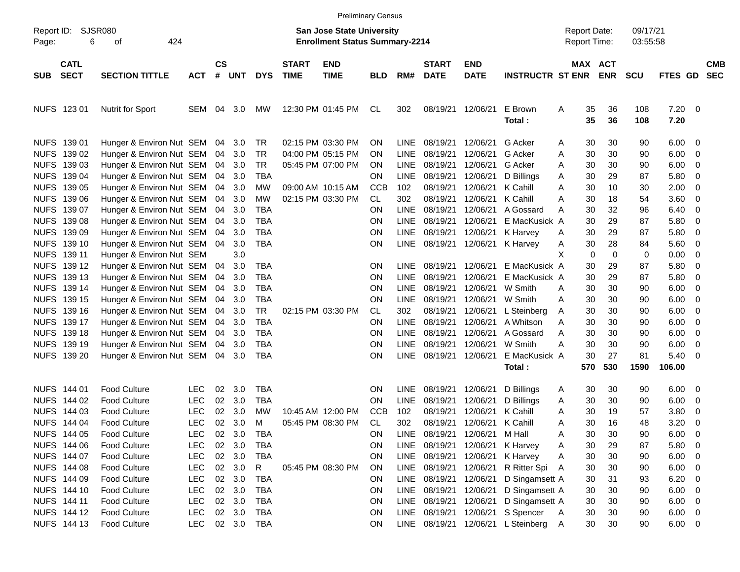Preliminary Census

Report ID: SJSR080

**San Jose State University**
**Enrollment Status Summary-2214**

Report Date: 09/17/21
Report Time: 03:55:58

| SUB | CATL SECT | SECTION TITTLE | ACT | CS # | UNT | DYS | START TIME | END TIME | BLD | RM# | START DATE | END DATE | INSTRUCTR | ST | MAX ENR | ACT ENR | SCU | FTES | GD | CMB SEC |
|---|---|---|---|---|---|---|---|---|---|---|---|---|---|---|---|---|---|---|---|---|
| NUFS | 123 01 | Nutrit for Sport | SEM | 04 | 3.0 | MW | 12:30 PM | 01:45 PM | CL | 302 | 08/19/21 | 12/06/21 | E Brown | A | 35 | 36 | 108 | 7.20 | 0 | |
| | | | | | | | | | | | | | **Total :** | | **35** | **36** | **108** | **7.20** | | |
| NUFS | 139 01 | Hunger & Environ Nut | SEM | 04 | 3.0 | TR | 02:15 PM | 03:30 PM | ON | LINE | 08/19/21 | 12/06/21 | G Acker | A | 30 | 30 | 90 | 6.00 | 0 | |
| NUFS | 139 02 | Hunger & Environ Nut | SEM | 04 | 3.0 | TR | 04:00 PM | 05:15 PM | ON | LINE | 08/19/21 | 12/06/21 | G Acker | A | 30 | 30 | 90 | 6.00 | 0 | |
| NUFS | 139 03 | Hunger & Environ Nut | SEM | 04 | 3.0 | TR | 05:45 PM | 07:00 PM | ON | LINE | 08/19/21 | 12/06/21 | G Acker | A | 30 | 30 | 90 | 6.00 | 0 | |
| NUFS | 139 04 | Hunger & Environ Nut | SEM | 04 | 3.0 | TBA | | | ON | LINE | 08/19/21 | 12/06/21 | D Billings | A | 30 | 29 | 87 | 5.80 | 0 | |
| NUFS | 139 05 | Hunger & Environ Nut | SEM | 04 | 3.0 | MW | 09:00 AM | 10:15 AM | CCB | 102 | 08/19/21 | 12/06/21 | K Cahill | A | 30 | 10 | 30 | 2.00 | 0 | |
| NUFS | 139 06 | Hunger & Environ Nut | SEM | 04 | 3.0 | MW | 02:15 PM | 03:30 PM | CL | 302 | 08/19/21 | 12/06/21 | K Cahill | A | 30 | 18 | 54 | 3.60 | 0 | |
| NUFS | 139 07 | Hunger & Environ Nut | SEM | 04 | 3.0 | TBA | | | ON | LINE | 08/19/21 | 12/06/21 | A Gossard | A | 30 | 32 | 96 | 6.40 | 0 | |
| NUFS | 139 08 | Hunger & Environ Nut | SEM | 04 | 3.0 | TBA | | | ON | LINE | 08/19/21 | 12/06/21 | E MacKusick | A | 30 | 29 | 87 | 5.80 | 0 | |
| NUFS | 139 09 | Hunger & Environ Nut | SEM | 04 | 3.0 | TBA | | | ON | LINE | 08/19/21 | 12/06/21 | K Harvey | A | 30 | 29 | 87 | 5.80 | 0 | |
| NUFS | 139 10 | Hunger & Environ Nut | SEM | 04 | 3.0 | TBA | | | ON | LINE | 08/19/21 | 12/06/21 | K Harvey | A | 30 | 28 | 84 | 5.60 | 0 | |
| NUFS | 139 11 | Hunger & Environ Nut | SEM | | 3.0 | | | | | | | | | X | 0 | 0 | 0 | 0.00 | 0 | |
| NUFS | 139 12 | Hunger & Environ Nut | SEM | 04 | 3.0 | TBA | | | ON | LINE | 08/19/21 | 12/06/21 | E MacKusick | A | 30 | 29 | 87 | 5.80 | 0 | |
| NUFS | 139 13 | Hunger & Environ Nut | SEM | 04 | 3.0 | TBA | | | ON | LINE | 08/19/21 | 12/06/21 | E MacKusick | A | 30 | 29 | 87 | 5.80 | 0 | |
| NUFS | 139 14 | Hunger & Environ Nut | SEM | 04 | 3.0 | TBA | | | ON | LINE | 08/19/21 | 12/06/21 | W Smith | A | 30 | 30 | 90 | 6.00 | 0 | |
| NUFS | 139 15 | Hunger & Environ Nut | SEM | 04 | 3.0 | TBA | | | ON | LINE | 08/19/21 | 12/06/21 | W Smith | A | 30 | 30 | 90 | 6.00 | 0 | |
| NUFS | 139 16 | Hunger & Environ Nut | SEM | 04 | 3.0 | TR | 02:15 PM | 03:30 PM | CL | 302 | 08/19/21 | 12/06/21 | L Steinberg | A | 30 | 30 | 90 | 6.00 | 0 | |
| NUFS | 139 17 | Hunger & Environ Nut | SEM | 04 | 3.0 | TBA | | | ON | LINE | 08/19/21 | 12/06/21 | A Whitson | A | 30 | 30 | 90 | 6.00 | 0 | |
| NUFS | 139 18 | Hunger & Environ Nut | SEM | 04 | 3.0 | TBA | | | ON | LINE | 08/19/21 | 12/06/21 | A Gossard | A | 30 | 30 | 90 | 6.00 | 0 | |
| NUFS | 139 19 | Hunger & Environ Nut | SEM | 04 | 3.0 | TBA | | | ON | LINE | 08/19/21 | 12/06/21 | W Smith | A | 30 | 30 | 90 | 6.00 | 0 | |
| NUFS | 139 20 | Hunger & Environ Nut | SEM | 04 | 3.0 | TBA | | | ON | LINE | 08/19/21 | 12/06/21 | E MacKusick | A | 30 | 27 | 81 | 5.40 | 0 | |
| | | | | | | | | | | | | | **Total :** | | **570** | **530** | **1590** | **106.00** | | |
| NUFS | 144 01 | Food Culture | LEC | 02 | 3.0 | TBA | | | ON | LINE | 08/19/21 | 12/06/21 | D Billings | A | 30 | 30 | 90 | 6.00 | 0 | |
| NUFS | 144 02 | Food Culture | LEC | 02 | 3.0 | TBA | | | ON | LINE | 08/19/21 | 12/06/21 | D Billings | A | 30 | 30 | 90 | 6.00 | 0 | |
| NUFS | 144 03 | Food Culture | LEC | 02 | 3.0 | MW | 10:45 AM | 12:00 PM | CCB | 102 | 08/19/21 | 12/06/21 | K Cahill | A | 30 | 19 | 57 | 3.80 | 0 | |
| NUFS | 144 04 | Food Culture | LEC | 02 | 3.0 | M | 05:45 PM | 08:30 PM | CL | 302 | 08/19/21 | 12/06/21 | K Cahill | A | 30 | 16 | 48 | 3.20 | 0 | |
| NUFS | 144 05 | Food Culture | LEC | 02 | 3.0 | TBA | | | ON | LINE | 08/19/21 | 12/06/21 | M Hall | A | 30 | 30 | 90 | 6.00 | 0 | |
| NUFS | 144 06 | Food Culture | LEC | 02 | 3.0 | TBA | | | ON | LINE | 08/19/21 | 12/06/21 | K Harvey | A | 30 | 29 | 87 | 5.80 | 0 | |
| NUFS | 144 07 | Food Culture | LEC | 02 | 3.0 | TBA | | | ON | LINE | 08/19/21 | 12/06/21 | K Harvey | A | 30 | 30 | 90 | 6.00 | 0 | |
| NUFS | 144 08 | Food Culture | LEC | 02 | 3.0 | R | 05:45 PM | 08:30 PM | ON | LINE | 08/19/21 | 12/06/21 | R Ritter Spi | A | 30 | 30 | 90 | 6.00 | 0 | |
| NUFS | 144 09 | Food Culture | LEC | 02 | 3.0 | TBA | | | ON | LINE | 08/19/21 | 12/06/21 | D Singamsett | A | 30 | 31 | 93 | 6.20 | 0 | |
| NUFS | 144 10 | Food Culture | LEC | 02 | 3.0 | TBA | | | ON | LINE | 08/19/21 | 12/06/21 | D Singamsett | A | 30 | 30 | 90 | 6.00 | 0 | |
| NUFS | 144 11 | Food Culture | LEC | 02 | 3.0 | TBA | | | ON | LINE | 08/19/21 | 12/06/21 | D Singamsett | A | 30 | 30 | 90 | 6.00 | 0 | |
| NUFS | 144 12 | Food Culture | LEC | 02 | 3.0 | TBA | | | ON | LINE | 08/19/21 | 12/06/21 | S Spencer | A | 30 | 30 | 90 | 6.00 | 0 | |
| NUFS | 144 13 | Food Culture | LEC | 02 | 3.0 | TBA | | | ON | LINE | 08/19/21 | 12/06/21 | L Steinberg | A | 30 | 30 | 90 | 6.00 | 0 | |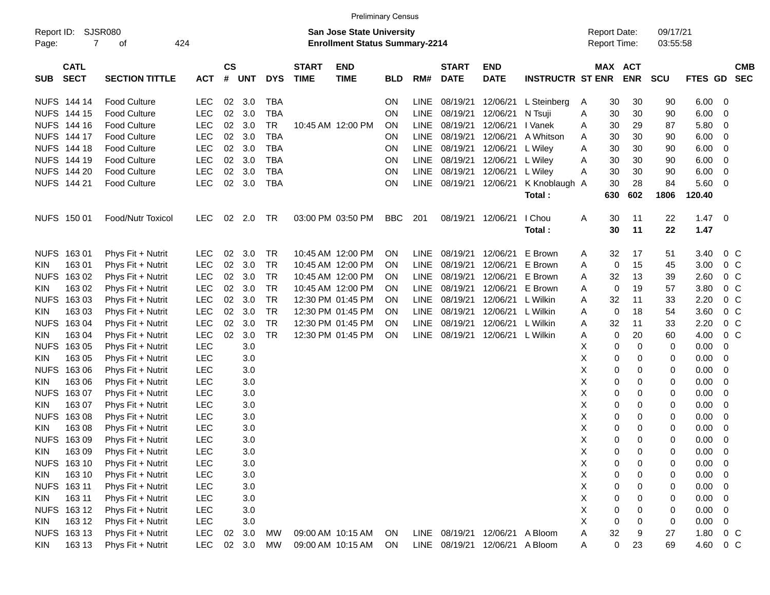Preliminary Census

Report ID: SJSR080
Page: 7 of 424

**San Jose State University**
**Enrollment Status Summary-2214**

Report Date: 09/17/21
Report Time: 03:55:58

| SUB | CATL SECT | SECTION TITTLE | ACT | CS # | UNT | DYS | START TIME | END TIME | BLD | RM# | START DATE | END DATE | INSTRUCTR | ST | MAX ENR | ACT ENR | SCU | FTES | GD | CMB SEC |
|---|---|---|---|---|---|---|---|---|---|---|---|---|---|---|---|---|---|---|---|---|
| NUFS | 144 14 | Food Culture | LEC | 02 | 3.0 | TBA | | | ON | LINE | 08/19/21 | 12/06/21 | L Steinberg | A | 30 | 30 | 90 | 6.00 | 0 | |
| NUFS | 144 15 | Food Culture | LEC | 02 | 3.0 | TBA | | | ON | LINE | 08/19/21 | 12/06/21 | N Tsuji | A | 30 | 30 | 90 | 6.00 | 0 | |
| NUFS | 144 16 | Food Culture | LEC | 02 | 3.0 | TR | 10:45 AM | 12:00 PM | ON | LINE | 08/19/21 | 12/06/21 | I Vanek | A | 30 | 29 | 87 | 5.80 | 0 | |
| NUFS | 144 17 | Food Culture | LEC | 02 | 3.0 | TBA | | | ON | LINE | 08/19/21 | 12/06/21 | A Whitson | A | 30 | 30 | 90 | 6.00 | 0 | |
| NUFS | 144 18 | Food Culture | LEC | 02 | 3.0 | TBA | | | ON | LINE | 08/19/21 | 12/06/21 | L Wiley | A | 30 | 30 | 90 | 6.00 | 0 | |
| NUFS | 144 19 | Food Culture | LEC | 02 | 3.0 | TBA | | | ON | LINE | 08/19/21 | 12/06/21 | L Wiley | A | 30 | 30 | 90 | 6.00 | 0 | |
| NUFS | 144 20 | Food Culture | LEC | 02 | 3.0 | TBA | | | ON | LINE | 08/19/21 | 12/06/21 | L Wiley | A | 30 | 30 | 90 | 6.00 | 0 | |
| NUFS | 144 21 | Food Culture | LEC | 02 | 3.0 | TBA | | | ON | LINE | 08/19/21 | 12/06/21 | K Knoblaugh | A | 30 | 28 | 84 | 5.60 | 0 | |
| | | | | | | | | | | | | | **Total :** | | **630** | **602** | **1806** | **120.40** | | |
| NUFS | 150 01 | Food/Nutr Toxicol | LEC | 02 | 2.0 | TR | 03:00 PM | 03:50 PM | BBC | 201 | 08/19/21 | 12/06/21 | I Chou | A | 30 | 11 | 22 | 1.47 | 0 | |
| | | | | | | | | | | | | | **Total :** | | **30** | **11** | **22** | **1.47** | | |
| NUFS | 163 01 | Phys Fit + Nutrit | LEC | 02 | 3.0 | TR | 10:45 AM | 12:00 PM | ON | LINE | 08/19/21 | 12/06/21 | E Brown | A | 32 | 17 | 51 | 3.40 | 0 | C |
| KIN | 163 01 | Phys Fit + Nutrit | LEC | 02 | 3.0 | TR | 10:45 AM | 12:00 PM | ON | LINE | 08/19/21 | 12/06/21 | E Brown | A | 0 | 15 | 45 | 3.00 | 0 | C |
| NUFS | 163 02 | Phys Fit + Nutrit | LEC | 02 | 3.0 | TR | 10:45 AM | 12:00 PM | ON | LINE | 08/19/21 | 12/06/21 | E Brown | A | 32 | 13 | 39 | 2.60 | 0 | C |
| KIN | 163 02 | Phys Fit + Nutrit | LEC | 02 | 3.0 | TR | 10:45 AM | 12:00 PM | ON | LINE | 08/19/21 | 12/06/21 | E Brown | A | 0 | 19 | 57 | 3.80 | 0 | C |
| NUFS | 163 03 | Phys Fit + Nutrit | LEC | 02 | 3.0 | TR | 12:30 PM | 01:45 PM | ON | LINE | 08/19/21 | 12/06/21 | L Wilkin | A | 32 | 11 | 33 | 2.20 | 0 | C |
| KIN | 163 03 | Phys Fit + Nutrit | LEC | 02 | 3.0 | TR | 12:30 PM | 01:45 PM | ON | LINE | 08/19/21 | 12/06/21 | L Wilkin | A | 0 | 18 | 54 | 3.60 | 0 | C |
| NUFS | 163 04 | Phys Fit + Nutrit | LEC | 02 | 3.0 | TR | 12:30 PM | 01:45 PM | ON | LINE | 08/19/21 | 12/06/21 | L Wilkin | A | 32 | 11 | 33 | 2.20 | 0 | C |
| KIN | 163 04 | Phys Fit + Nutrit | LEC | 02 | 3.0 | TR | 12:30 PM | 01:45 PM | ON | LINE | 08/19/21 | 12/06/21 | L Wilkin | A | 0 | 20 | 60 | 4.00 | 0 | C |
| NUFS | 163 05 | Phys Fit + Nutrit | LEC | | 3.0 | | | | | | | | | X | 0 | 0 | 0 | 0.00 | 0 | |
| KIN | 163 05 | Phys Fit + Nutrit | LEC | | 3.0 | | | | | | | | | X | 0 | 0 | 0 | 0.00 | 0 | |
| NUFS | 163 06 | Phys Fit + Nutrit | LEC | | 3.0 | | | | | | | | | X | 0 | 0 | 0 | 0.00 | 0 | |
| KIN | 163 06 | Phys Fit + Nutrit | LEC | | 3.0 | | | | | | | | | X | 0 | 0 | 0 | 0.00 | 0 | |
| NUFS | 163 07 | Phys Fit + Nutrit | LEC | | 3.0 | | | | | | | | | X | 0 | 0 | 0 | 0.00 | 0 | |
| KIN | 163 07 | Phys Fit + Nutrit | LEC | | 3.0 | | | | | | | | | X | 0 | 0 | 0 | 0.00 | 0 | |
| NUFS | 163 08 | Phys Fit + Nutrit | LEC | | 3.0 | | | | | | | | | X | 0 | 0 | 0 | 0.00 | 0 | |
| KIN | 163 08 | Phys Fit + Nutrit | LEC | | 3.0 | | | | | | | | | X | 0 | 0 | 0 | 0.00 | 0 | |
| NUFS | 163 09 | Phys Fit + Nutrit | LEC | | 3.0 | | | | | | | | | X | 0 | 0 | 0 | 0.00 | 0 | |
| KIN | 163 09 | Phys Fit + Nutrit | LEC | | 3.0 | | | | | | | | | X | 0 | 0 | 0 | 0.00 | 0 | |
| NUFS | 163 10 | Phys Fit + Nutrit | LEC | | 3.0 | | | | | | | | | X | 0 | 0 | 0 | 0.00 | 0 | |
| KIN | 163 10 | Phys Fit + Nutrit | LEC | | 3.0 | | | | | | | | | X | 0 | 0 | 0 | 0.00 | 0 | |
| NUFS | 163 11 | Phys Fit + Nutrit | LEC | | 3.0 | | | | | | | | | X | 0 | 0 | 0 | 0.00 | 0 | |
| KIN | 163 11 | Phys Fit + Nutrit | LEC | | 3.0 | | | | | | | | | X | 0 | 0 | 0 | 0.00 | 0 | |
| NUFS | 163 12 | Phys Fit + Nutrit | LEC | | 3.0 | | | | | | | | | X | 0 | 0 | 0 | 0.00 | 0 | |
| KIN | 163 12 | Phys Fit + Nutrit | LEC | | 3.0 | | | | | | | | | X | 0 | 0 | 0 | 0.00 | 0 | |
| NUFS | 163 13 | Phys Fit + Nutrit | LEC | 02 | 3.0 | MW | 09:00 AM | 10:15 AM | ON | LINE | 08/19/21 | 12/06/21 | A Bloom | A | 32 | 9 | 27 | 1.80 | 0 | C |
| KIN | 163 13 | Phys Fit + Nutrit | LEC | 02 | 3.0 | MW | 09:00 AM | 10:15 AM | ON | LINE | 08/19/21 | 12/06/21 | A Bloom | A | 0 | 23 | 69 | 4.60 | 0 | C |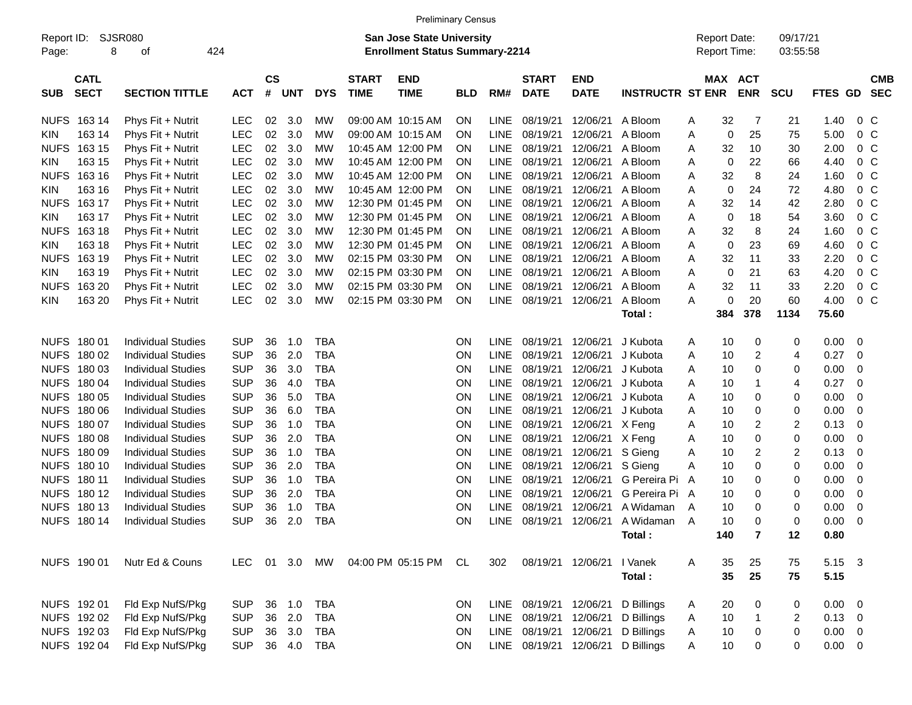Preliminary Census

Report ID: SJSR080
Page: 8 of 424

**San Jose State University**
**Enrollment Status Summary-2214**

Report Date: 09/17/21
Report Time: 03:55:58

| SUB | CATL SECT | SECTION TITTLE | ACT | CS # | UNT | DYS | START TIME | END TIME | BLD | RM# | START DATE | END DATE | INSTRUCTR | ST | MAX ENR | ACT ENR | SCU | FTES | GD | CMB SEC |
|---|---|---|---|---|---|---|---|---|---|---|---|---|---|---|---|---|---|---|---|---|
| NUFS | 163 14 | Phys Fit + Nutrit | LEC | 02 | 3.0 | MW | 09:00 AM | 10:15 AM | ON | LINE | 08/19/21 | 12/06/21 | A Bloom | A | 32 | 7 | 21 | 1.40 | 0 | C |
| KIN | 163 14 | Phys Fit + Nutrit | LEC | 02 | 3.0 | MW | 09:00 AM | 10:15 AM | ON | LINE | 08/19/21 | 12/06/21 | A Bloom | A | 0 | 25 | 75 | 5.00 | 0 | C |
| NUFS | 163 15 | Phys Fit + Nutrit | LEC | 02 | 3.0 | MW | 10:45 AM | 12:00 PM | ON | LINE | 08/19/21 | 12/06/21 | A Bloom | A | 32 | 10 | 30 | 2.00 | 0 | C |
| KIN | 163 15 | Phys Fit + Nutrit | LEC | 02 | 3.0 | MW | 10:45 AM | 12:00 PM | ON | LINE | 08/19/21 | 12/06/21 | A Bloom | A | 0 | 22 | 66 | 4.40 | 0 | C |
| NUFS | 163 16 | Phys Fit + Nutrit | LEC | 02 | 3.0 | MW | 10:45 AM | 12:00 PM | ON | LINE | 08/19/21 | 12/06/21 | A Bloom | A | 32 | 8 | 24 | 1.60 | 0 | C |
| KIN | 163 16 | Phys Fit + Nutrit | LEC | 02 | 3.0 | MW | 10:45 AM | 12:00 PM | ON | LINE | 08/19/21 | 12/06/21 | A Bloom | A | 0 | 24 | 72 | 4.80 | 0 | C |
| NUFS | 163 17 | Phys Fit + Nutrit | LEC | 02 | 3.0 | MW | 12:30 PM | 01:45 PM | ON | LINE | 08/19/21 | 12/06/21 | A Bloom | A | 32 | 14 | 42 | 2.80 | 0 | C |
| KIN | 163 17 | Phys Fit + Nutrit | LEC | 02 | 3.0 | MW | 12:30 PM | 01:45 PM | ON | LINE | 08/19/21 | 12/06/21 | A Bloom | A | 0 | 18 | 54 | 3.60 | 0 | C |
| NUFS | 163 18 | Phys Fit + Nutrit | LEC | 02 | 3.0 | MW | 12:30 PM | 01:45 PM | ON | LINE | 08/19/21 | 12/06/21 | A Bloom | A | 32 | 8 | 24 | 1.60 | 0 | C |
| KIN | 163 18 | Phys Fit + Nutrit | LEC | 02 | 3.0 | MW | 12:30 PM | 01:45 PM | ON | LINE | 08/19/21 | 12/06/21 | A Bloom | A | 0 | 23 | 69 | 4.60 | 0 | C |
| NUFS | 163 19 | Phys Fit + Nutrit | LEC | 02 | 3.0 | MW | 02:15 PM | 03:30 PM | ON | LINE | 08/19/21 | 12/06/21 | A Bloom | A | 32 | 11 | 33 | 2.20 | 0 | C |
| KIN | 163 19 | Phys Fit + Nutrit | LEC | 02 | 3.0 | MW | 02:15 PM | 03:30 PM | ON | LINE | 08/19/21 | 12/06/21 | A Bloom | A | 0 | 21 | 63 | 4.20 | 0 | C |
| NUFS | 163 20 | Phys Fit + Nutrit | LEC | 02 | 3.0 | MW | 02:15 PM | 03:30 PM | ON | LINE | 08/19/21 | 12/06/21 | A Bloom | A | 32 | 11 | 33 | 2.20 | 0 | C |
| KIN | 163 20 | Phys Fit + Nutrit | LEC | 02 | 3.0 | MW | 02:15 PM | 03:30 PM | ON | LINE | 08/19/21 | 12/06/21 | A Bloom | A | 0 | 20 | 60 | 4.00 | 0 | C |
| | | | | | | | | | | | | | **Total :** | | **384** | **378** | **1134** | **75.60** | | |
| NUFS | 180 01 | Individual Studies | SUP | 36 | 1.0 | TBA | | | ON | LINE | 08/19/21 | 12/06/21 | J Kubota | A | 10 | 0 | 0 | 0.00 | 0 | |
| NUFS | 180 02 | Individual Studies | SUP | 36 | 2.0 | TBA | | | ON | LINE | 08/19/21 | 12/06/21 | J Kubota | A | 10 | 2 | 4 | 0.27 | 0 | |
| NUFS | 180 03 | Individual Studies | SUP | 36 | 3.0 | TBA | | | ON | LINE | 08/19/21 | 12/06/21 | J Kubota | A | 10 | 0 | 0 | 0.00 | 0 | |
| NUFS | 180 04 | Individual Studies | SUP | 36 | 4.0 | TBA | | | ON | LINE | 08/19/21 | 12/06/21 | J Kubota | A | 10 | 1 | 4 | 0.27 | 0 | |
| NUFS | 180 05 | Individual Studies | SUP | 36 | 5.0 | TBA | | | ON | LINE | 08/19/21 | 12/06/21 | J Kubota | A | 10 | 0 | 0 | 0.00 | 0 | |
| NUFS | 180 06 | Individual Studies | SUP | 36 | 6.0 | TBA | | | ON | LINE | 08/19/21 | 12/06/21 | J Kubota | A | 10 | 0 | 0 | 0.00 | 0 | |
| NUFS | 180 07 | Individual Studies | SUP | 36 | 1.0 | TBA | | | ON | LINE | 08/19/21 | 12/06/21 | X Feng | A | 10 | 2 | 2 | 0.13 | 0 | |
| NUFS | 180 08 | Individual Studies | SUP | 36 | 2.0 | TBA | | | ON | LINE | 08/19/21 | 12/06/21 | X Feng | A | 10 | 0 | 0 | 0.00 | 0 | |
| NUFS | 180 09 | Individual Studies | SUP | 36 | 1.0 | TBA | | | ON | LINE | 08/19/21 | 12/06/21 | S Gieng | A | 10 | 2 | 2 | 0.13 | 0 | |
| NUFS | 180 10 | Individual Studies | SUP | 36 | 2.0 | TBA | | | ON | LINE | 08/19/21 | 12/06/21 | S Gieng | A | 10 | 0 | 0 | 0.00 | 0 | |
| NUFS | 180 11 | Individual Studies | SUP | 36 | 1.0 | TBA | | | ON | LINE | 08/19/21 | 12/06/21 | G Pereira Pi | A | 10 | 0 | 0 | 0.00 | 0 | |
| NUFS | 180 12 | Individual Studies | SUP | 36 | 2.0 | TBA | | | ON | LINE | 08/19/21 | 12/06/21 | G Pereira Pi | A | 10 | 0 | 0 | 0.00 | 0 | |
| NUFS | 180 13 | Individual Studies | SUP | 36 | 1.0 | TBA | | | ON | LINE | 08/19/21 | 12/06/21 | A Widaman | A | 10 | 0 | 0 | 0.00 | 0 | |
| NUFS | 180 14 | Individual Studies | SUP | 36 | 2.0 | TBA | | | ON | LINE | 08/19/21 | 12/06/21 | A Widaman | A | 10 | 0 | 0 | 0.00 | 0 | |
| | | | | | | | | | | | | | **Total :** | | **140** | **7** | **12** | **0.80** | | |
| NUFS | 190 01 | Nutr Ed & Couns | LEC | 01 | 3.0 | MW | 04:00 PM | 05:15 PM | CL | 302 | 08/19/21 | 12/06/21 | I Vanek | A | 35 | 25 | 75 | 5.15 | 3 | |
| | | | | | | | | | | | | | **Total :** | | **35** | **25** | **75** | **5.15** | | |
| NUFS | 192 01 | Fld Exp NufS/Pkg | SUP | 36 | 1.0 | TBA | | | ON | LINE | 08/19/21 | 12/06/21 | D Billings | A | 20 | 0 | 0 | 0.00 | 0 | |
| NUFS | 192 02 | Fld Exp NufS/Pkg | SUP | 36 | 2.0 | TBA | | | ON | LINE | 08/19/21 | 12/06/21 | D Billings | A | 10 | 1 | 2 | 0.13 | 0 | |
| NUFS | 192 03 | Fld Exp NufS/Pkg | SUP | 36 | 3.0 | TBA | | | ON | LINE | 08/19/21 | 12/06/21 | D Billings | A | 10 | 0 | 0 | 0.00 | 0 | |
| NUFS | 192 04 | Fld Exp NufS/Pkg | SUP | 36 | 4.0 | TBA | | | ON | LINE | 08/19/21 | 12/06/21 | D Billings | A | 10 | 0 | 0 | 0.00 | 0 | |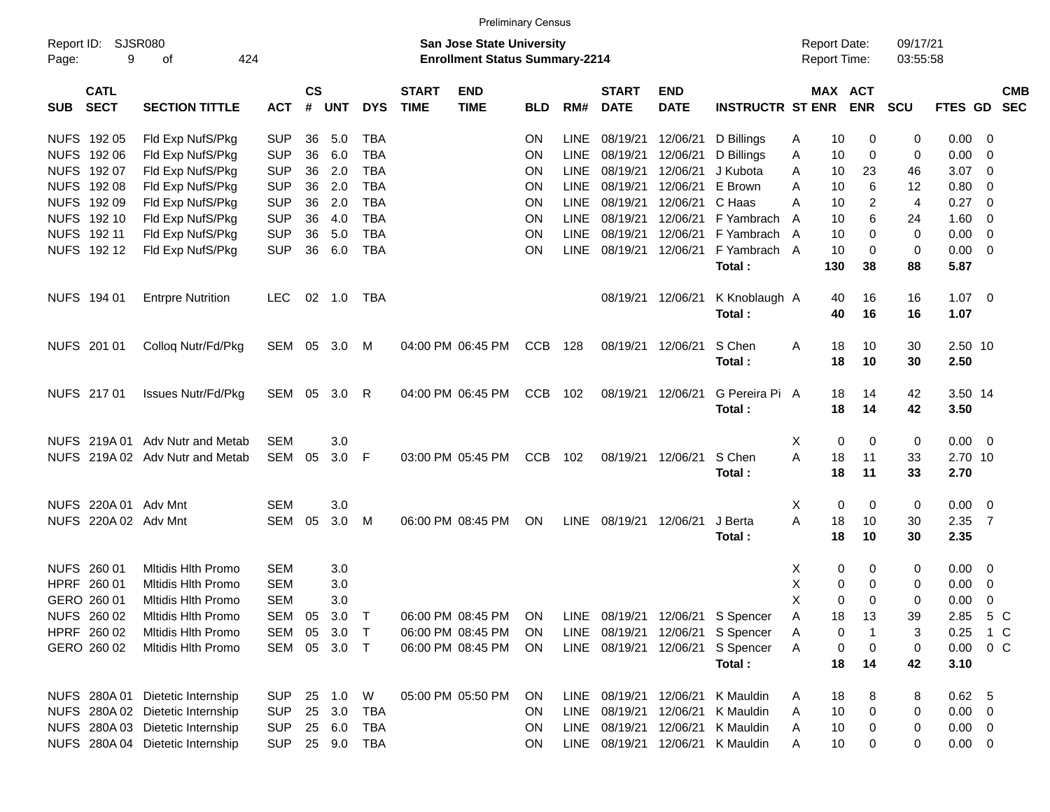Preliminary Census

Report ID: SJSR080

**San Jose State University**
**Enrollment Status Summary-2214**

Report Date: 09/17/21
Report Time: 03:55:58

| SUB | CATL SECT | SECTION TITTLE | ACT | CS # | UNT | DYS | START TIME | END TIME | BLD | RM# | START DATE | END DATE | INSTRUCTR | ST | MAX ENR | ACT ENR | SCU | FTES | GD | CMB SEC |
|---|---|---|---|---|---|---|---|---|---|---|---|---|---|---|---|---|---|---|---|---|
| NUFS | 192 05 | Fld Exp NufS/Pkg | SUP | 36 | 5.0 | TBA | | | ON | LINE | 08/19/21 | 12/06/21 | D Billings | A | 10 | 0 | 0 | 0.00 | 0 | |
| NUFS | 192 06 | Fld Exp NufS/Pkg | SUP | 36 | 6.0 | TBA | | | ON | LINE | 08/19/21 | 12/06/21 | D Billings | A | 10 | 0 | 0 | 0.00 | 0 | |
| NUFS | 192 07 | Fld Exp NufS/Pkg | SUP | 36 | 2.0 | TBA | | | ON | LINE | 08/19/21 | 12/06/21 | J Kubota | A | 10 | 23 | 46 | 3.07 | 0 | |
| NUFS | 192 08 | Fld Exp NufS/Pkg | SUP | 36 | 2.0 | TBA | | | ON | LINE | 08/19/21 | 12/06/21 | E Brown | A | 10 | 6 | 12 | 0.80 | 0 | |
| NUFS | 192 09 | Fld Exp NufS/Pkg | SUP | 36 | 2.0 | TBA | | | ON | LINE | 08/19/21 | 12/06/21 | C Haas | A | 10 | 2 | 4 | 0.27 | 0 | |
| NUFS | 192 10 | Fld Exp NufS/Pkg | SUP | 36 | 4.0 | TBA | | | ON | LINE | 08/19/21 | 12/06/21 | F Yambrach | A | 10 | 6 | 24 | 1.60 | 0 | |
| NUFS | 192 11 | Fld Exp NufS/Pkg | SUP | 36 | 5.0 | TBA | | | ON | LINE | 08/19/21 | 12/06/21 | F Yambrach | A | 10 | 0 | 0 | 0.00 | 0 | |
| NUFS | 192 12 | Fld Exp NufS/Pkg | SUP | 36 | 6.0 | TBA | | | ON | LINE | 08/19/21 | 12/06/21 | F Yambrach | A | 10 | 0 | 0 | 0.00 | 0 | |
| | | | | | | | | | | | | | **Total :** | | **130** | **38** | **88** | **5.87** | | |
| NUFS | 194 01 | Entrpre Nutrition | LEC | 02 | 1.0 | TBA | | | | | 08/19/21 | 12/06/21 | K Knoblaugh | A | 40 | 16 | 16 | 1.07 | 0 | |
| | | | | | | | | | | | | | **Total :** | | **40** | **16** | **16** | **1.07** | | |
| NUFS | 201 01 | Colloq Nutr/Fd/Pkg | SEM | 05 | 3.0 | M | 04:00 PM | 06:45 PM | CCB | 128 | 08/19/21 | 12/06/21 | S Chen | A | 18 | 10 | 30 | 2.50 | 10 | |
| | | | | | | | | | | | | | **Total :** | | **18** | **10** | **30** | **2.50** | | |
| NUFS | 217 01 | Issues Nutr/Fd/Pkg | SEM | 05 | 3.0 | R | 04:00 PM | 06:45 PM | CCB | 102 | 08/19/21 | 12/06/21 | G Pereira Pi | A | 18 | 14 | 42 | 3.50 | 14 | |
| | | | | | | | | | | | | | **Total :** | | **18** | **14** | **42** | **3.50** | | |
| NUFS | 219A 01 | Adv Nutr and Metab | SEM | | 3.0 | | | | | | | | | X | 0 | 0 | 0 | 0.00 | 0 | |
| NUFS | 219A 02 | Adv Nutr and Metab | SEM | 05 | 3.0 | F | 03:00 PM | 05:45 PM | CCB | 102 | 08/19/21 | 12/06/21 | S Chen | A | 18 | 11 | 33 | 2.70 | 10 | |
| | | | | | | | | | | | | | **Total :** | | **18** | **11** | **33** | **2.70** | | |
| NUFS | 220A 01 | Adv Mnt | SEM | | 3.0 | | | | | | | | | X | 0 | 0 | 0 | 0.00 | 0 | |
| NUFS | 220A 02 | Adv Mnt | SEM | 05 | 3.0 | M | 06:00 PM | 08:45 PM | ON | LINE | 08/19/21 | 12/06/21 | J Berta | A | 18 | 10 | 30 | 2.35 | 7 | |
| | | | | | | | | | | | | | **Total :** | | **18** | **10** | **30** | **2.35** | | |
| NUFS | 260 01 | Mltidis Hlth Promo | SEM | | 3.0 | | | | | | | | | X | 0 | 0 | 0 | 0.00 | 0 | |
| HPRF | 260 01 | Mltidis Hlth Promo | SEM | | 3.0 | | | | | | | | | X | 0 | 0 | 0 | 0.00 | 0 | |
| GERO | 260 01 | Mltidis Hlth Promo | SEM | | 3.0 | | | | | | | | | X | 0 | 0 | 0 | 0.00 | 0 | |
| NUFS | 260 02 | Mltidis Hlth Promo | SEM | 05 | 3.0 | T | 06:00 PM | 08:45 PM | ON | LINE | 08/19/21 | 12/06/21 | S Spencer | A | 18 | 13 | 39 | 2.85 | 5 | C |
| HPRF | 260 02 | Mltidis Hlth Promo | SEM | 05 | 3.0 | T | 06:00 PM | 08:45 PM | ON | LINE | 08/19/21 | 12/06/21 | S Spencer | A | 0 | 1 | 3 | 0.25 | 1 | C |
| GERO | 260 02 | Mltidis Hlth Promo | SEM | 05 | 3.0 | T | 06:00 PM | 08:45 PM | ON | LINE | 08/19/21 | 12/06/21 | S Spencer | A | 0 | 0 | 0 | 0.00 | 0 | C |
| | | | | | | | | | | | | | **Total :** | | **18** | **14** | **42** | **3.10** | | |
| NUFS | 280A 01 | Dietetic Internship | SUP | 25 | 1.0 | W | 05:00 PM | 05:50 PM | ON | LINE | 08/19/21 | 12/06/21 | K Mauldin | A | 18 | 8 | 8 | 0.62 | 5 | |
| NUFS | 280A 02 | Dietetic Internship | SUP | 25 | 3.0 | TBA | | | ON | LINE | 08/19/21 | 12/06/21 | K Mauldin | A | 10 | 0 | 0 | 0.00 | 0 | |
| NUFS | 280A 03 | Dietetic Internship | SUP | 25 | 6.0 | TBA | | | ON | LINE | 08/19/21 | 12/06/21 | K Mauldin | A | 10 | 0 | 0 | 0.00 | 0 | |
| NUFS | 280A 04 | Dietetic Internship | SUP | 25 | 9.0 | TBA | | | ON | LINE | 08/19/21 | 12/06/21 | K Mauldin | A | 10 | 0 | 0 | 0.00 | 0 | |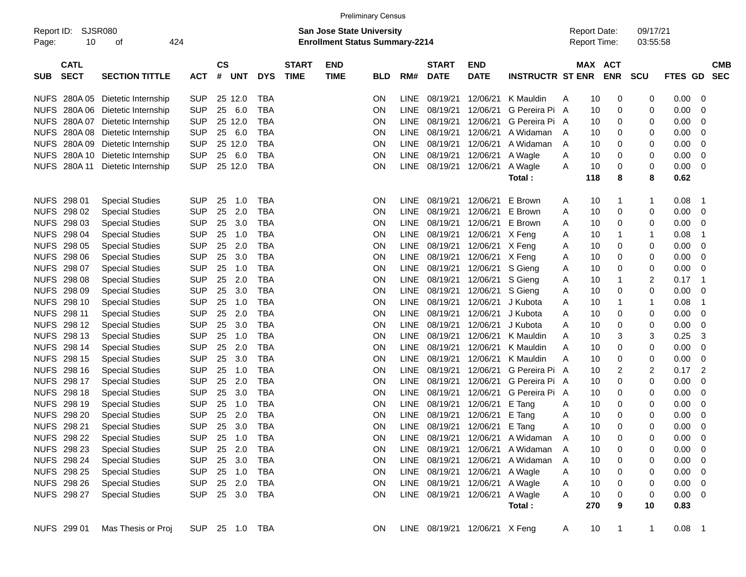Preliminary Census

Report ID: SJSR080

**San Jose State University**
**Enrollment Status Summary-2214**

Report Date: 09/17/21
Report Time: 03:55:58

| SUB | CATL SECT | SECTION TITTLE | ACT | CS # | UNT | DYS | START TIME | END TIME | BLD | RM# | START DATE | END DATE | INSTRUCTR | ST | MAX ENR | ACT ENR | SCU | FTES | GD | CMB SEC |
|---|---|---|---|---|---|---|---|---|---|---|---|---|---|---|---|---|---|---|---|---|
| NUFS | 280A 05 | Dietetic Internship | SUP | 25 | 12.0 | TBA | | | ON | LINE | 08/19/21 | 12/06/21 | K Mauldin | A | 10 | 0 | 0 | 0.00 | 0 | |
| NUFS | 280A 06 | Dietetic Internship | SUP | 25 | 6.0 | TBA | | | ON | LINE | 08/19/21 | 12/06/21 | G Pereira Pi | A | 10 | 0 | 0 | 0.00 | 0 | |
| NUFS | 280A 07 | Dietetic Internship | SUP | 25 | 12.0 | TBA | | | ON | LINE | 08/19/21 | 12/06/21 | G Pereira Pi | A | 10 | 0 | 0 | 0.00 | 0 | |
| NUFS | 280A 08 | Dietetic Internship | SUP | 25 | 6.0 | TBA | | | ON | LINE | 08/19/21 | 12/06/21 | A Widaman | A | 10 | 0 | 0 | 0.00 | 0 | |
| NUFS | 280A 09 | Dietetic Internship | SUP | 25 | 12.0 | TBA | | | ON | LINE | 08/19/21 | 12/06/21 | A Widaman | A | 10 | 0 | 0 | 0.00 | 0 | |
| NUFS | 280A 10 | Dietetic Internship | SUP | 25 | 6.0 | TBA | | | ON | LINE | 08/19/21 | 12/06/21 | A Wagle | A | 10 | 0 | 0 | 0.00 | 0 | |
| NUFS | 280A 11 | Dietetic Internship | SUP | 25 | 12.0 | TBA | | | ON | LINE | 08/19/21 | 12/06/21 | A Wagle | A | 10 | 0 | 0 | 0.00 | 0 | |
| | | | | | | | | | | | | | **Total :** | | **118** | **8** | **8** | **0.62** | | |
| NUFS | 298 01 | Special Studies | SUP | 25 | 1.0 | TBA | | | ON | LINE | 08/19/21 | 12/06/21 | E Brown | A | 10 | 1 | 1 | 0.08 | 1 | |
| NUFS | 298 02 | Special Studies | SUP | 25 | 2.0 | TBA | | | ON | LINE | 08/19/21 | 12/06/21 | E Brown | A | 10 | 0 | 0 | 0.00 | 0 | |
| NUFS | 298 03 | Special Studies | SUP | 25 | 3.0 | TBA | | | ON | LINE | 08/19/21 | 12/06/21 | E Brown | A | 10 | 0 | 0 | 0.00 | 0 | |
| NUFS | 298 04 | Special Studies | SUP | 25 | 1.0 | TBA | | | ON | LINE | 08/19/21 | 12/06/21 | X Feng | A | 10 | 1 | 1 | 0.08 | 1 | |
| NUFS | 298 05 | Special Studies | SUP | 25 | 2.0 | TBA | | | ON | LINE | 08/19/21 | 12/06/21 | X Feng | A | 10 | 0 | 0 | 0.00 | 0 | |
| NUFS | 298 06 | Special Studies | SUP | 25 | 3.0 | TBA | | | ON | LINE | 08/19/21 | 12/06/21 | X Feng | A | 10 | 0 | 0 | 0.00 | 0 | |
| NUFS | 298 07 | Special Studies | SUP | 25 | 1.0 | TBA | | | ON | LINE | 08/19/21 | 12/06/21 | S Gieng | A | 10 | 0 | 0 | 0.00 | 0 | |
| NUFS | 298 08 | Special Studies | SUP | 25 | 2.0 | TBA | | | ON | LINE | 08/19/21 | 12/06/21 | S Gieng | A | 10 | 1 | 2 | 0.17 | 1 | |
| NUFS | 298 09 | Special Studies | SUP | 25 | 3.0 | TBA | | | ON | LINE | 08/19/21 | 12/06/21 | S Gieng | A | 10 | 0 | 0 | 0.00 | 0 | |
| NUFS | 298 10 | Special Studies | SUP | 25 | 1.0 | TBA | | | ON | LINE | 08/19/21 | 12/06/21 | J Kubota | A | 10 | 1 | 1 | 0.08 | 1 | |
| NUFS | 298 11 | Special Studies | SUP | 25 | 2.0 | TBA | | | ON | LINE | 08/19/21 | 12/06/21 | J Kubota | A | 10 | 0 | 0 | 0.00 | 0 | |
| NUFS | 298 12 | Special Studies | SUP | 25 | 3.0 | TBA | | | ON | LINE | 08/19/21 | 12/06/21 | J Kubota | A | 10 | 0 | 0 | 0.00 | 0 | |
| NUFS | 298 13 | Special Studies | SUP | 25 | 1.0 | TBA | | | ON | LINE | 08/19/21 | 12/06/21 | K Mauldin | A | 10 | 3 | 3 | 0.25 | 3 | |
| NUFS | 298 14 | Special Studies | SUP | 25 | 2.0 | TBA | | | ON | LINE | 08/19/21 | 12/06/21 | K Mauldin | A | 10 | 0 | 0 | 0.00 | 0 | |
| NUFS | 298 15 | Special Studies | SUP | 25 | 3.0 | TBA | | | ON | LINE | 08/19/21 | 12/06/21 | K Mauldin | A | 10 | 0 | 0 | 0.00 | 0 | |
| NUFS | 298 16 | Special Studies | SUP | 25 | 1.0 | TBA | | | ON | LINE | 08/19/21 | 12/06/21 | G Pereira Pi | A | 10 | 2 | 2 | 0.17 | 2 | |
| NUFS | 298 17 | Special Studies | SUP | 25 | 2.0 | TBA | | | ON | LINE | 08/19/21 | 12/06/21 | G Pereira Pi | A | 10 | 0 | 0 | 0.00 | 0 | |
| NUFS | 298 18 | Special Studies | SUP | 25 | 3.0 | TBA | | | ON | LINE | 08/19/21 | 12/06/21 | G Pereira Pi | A | 10 | 0 | 0 | 0.00 | 0 | |
| NUFS | 298 19 | Special Studies | SUP | 25 | 1.0 | TBA | | | ON | LINE | 08/19/21 | 12/06/21 | E Tang | A | 10 | 0 | 0 | 0.00 | 0 | |
| NUFS | 298 20 | Special Studies | SUP | 25 | 2.0 | TBA | | | ON | LINE | 08/19/21 | 12/06/21 | E Tang | A | 10 | 0 | 0 | 0.00 | 0 | |
| NUFS | 298 21 | Special Studies | SUP | 25 | 3.0 | TBA | | | ON | LINE | 08/19/21 | 12/06/21 | E Tang | A | 10 | 0 | 0 | 0.00 | 0 | |
| NUFS | 298 22 | Special Studies | SUP | 25 | 1.0 | TBA | | | ON | LINE | 08/19/21 | 12/06/21 | A Widaman | A | 10 | 0 | 0 | 0.00 | 0 | |
| NUFS | 298 23 | Special Studies | SUP | 25 | 2.0 | TBA | | | ON | LINE | 08/19/21 | 12/06/21 | A Widaman | A | 10 | 0 | 0 | 0.00 | 0 | |
| NUFS | 298 24 | Special Studies | SUP | 25 | 3.0 | TBA | | | ON | LINE | 08/19/21 | 12/06/21 | A Widaman | A | 10 | 0 | 0 | 0.00 | 0 | |
| NUFS | 298 25 | Special Studies | SUP | 25 | 1.0 | TBA | | | ON | LINE | 08/19/21 | 12/06/21 | A Wagle | A | 10 | 0 | 0 | 0.00 | 0 | |
| NUFS | 298 26 | Special Studies | SUP | 25 | 2.0 | TBA | | | ON | LINE | 08/19/21 | 12/06/21 | A Wagle | A | 10 | 0 | 0 | 0.00 | 0 | |
| NUFS | 298 27 | Special Studies | SUP | 25 | 3.0 | TBA | | | ON | LINE | 08/19/21 | 12/06/21 | A Wagle | A | 10 | 0 | 0 | 0.00 | 0 | |
| | | | | | | | | | | | | | **Total :** | | **270** | **9** | **10** | **0.83** | | |
| NUFS | 299 01 | Mas Thesis or Proj | SUP | 25 | 1.0 | TBA | | | ON | LINE | 08/19/21 | 12/06/21 | X Feng | A | 10 | 1 | 1 | 0.08 | 1 | |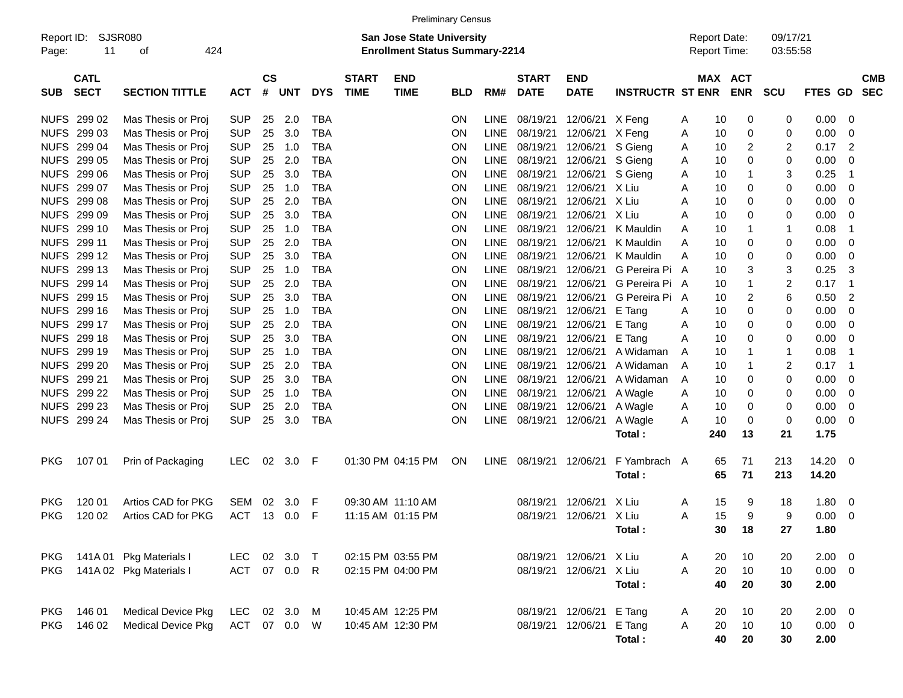Preliminary Census

Report ID: SJSR080
Page: 11 of 424

**San Jose State University**
**Enrollment Status Summary-2214**

Report Date: 09/17/21
Report Time: 03:55:58

| SUB | CATL SECT | SECTION TITTLE | ACT | CS # | UNT | DYS | START TIME | END TIME | BLD | RM# | START DATE | END DATE | INSTRUCTR | ST | MAX ENR | ACT ENR | SCU | FTES | GD | CMB SEC |
|---|---|---|---|---|---|---|---|---|---|---|---|---|---|---|---|---|---|---|---|---|
| NUFS | 299 02 | Mas Thesis or Proj | SUP | 25 | 2.0 | TBA | | | ON | LINE | 08/19/21 | 12/06/21 | X Feng | A | 10 | 0 | 0 | 0.00 | 0 | |
| NUFS | 299 03 | Mas Thesis or Proj | SUP | 25 | 3.0 | TBA | | | ON | LINE | 08/19/21 | 12/06/21 | X Feng | A | 10 | 0 | 0 | 0.00 | 0 | |
| NUFS | 299 04 | Mas Thesis or Proj | SUP | 25 | 1.0 | TBA | | | ON | LINE | 08/19/21 | 12/06/21 | S Gieng | A | 10 | 2 | 2 | 0.17 | 2 | |
| NUFS | 299 05 | Mas Thesis or Proj | SUP | 25 | 2.0 | TBA | | | ON | LINE | 08/19/21 | 12/06/21 | S Gieng | A | 10 | 0 | 0 | 0.00 | 0 | |
| NUFS | 299 06 | Mas Thesis or Proj | SUP | 25 | 3.0 | TBA | | | ON | LINE | 08/19/21 | 12/06/21 | S Gieng | A | 10 | 1 | 3 | 0.25 | 1 | |
| NUFS | 299 07 | Mas Thesis or Proj | SUP | 25 | 1.0 | TBA | | | ON | LINE | 08/19/21 | 12/06/21 | X Liu | A | 10 | 0 | 0 | 0.00 | 0 | |
| NUFS | 299 08 | Mas Thesis or Proj | SUP | 25 | 2.0 | TBA | | | ON | LINE | 08/19/21 | 12/06/21 | X Liu | A | 10 | 0 | 0 | 0.00 | 0 | |
| NUFS | 299 09 | Mas Thesis or Proj | SUP | 25 | 3.0 | TBA | | | ON | LINE | 08/19/21 | 12/06/21 | X Liu | A | 10 | 0 | 0 | 0.00 | 0 | |
| NUFS | 299 10 | Mas Thesis or Proj | SUP | 25 | 1.0 | TBA | | | ON | LINE | 08/19/21 | 12/06/21 | K Mauldin | A | 10 | 1 | 1 | 0.08 | 1 | |
| NUFS | 299 11 | Mas Thesis or Proj | SUP | 25 | 2.0 | TBA | | | ON | LINE | 08/19/21 | 12/06/21 | K Mauldin | A | 10 | 0 | 0 | 0.00 | 0 | |
| NUFS | 299 12 | Mas Thesis or Proj | SUP | 25 | 3.0 | TBA | | | ON | LINE | 08/19/21 | 12/06/21 | K Mauldin | A | 10 | 0 | 0 | 0.00 | 0 | |
| NUFS | 299 13 | Mas Thesis or Proj | SUP | 25 | 1.0 | TBA | | | ON | LINE | 08/19/21 | 12/06/21 | G Pereira Pi | A | 10 | 3 | 3 | 0.25 | 3 | |
| NUFS | 299 14 | Mas Thesis or Proj | SUP | 25 | 2.0 | TBA | | | ON | LINE | 08/19/21 | 12/06/21 | G Pereira Pi | A | 10 | 1 | 2 | 0.17 | 1 | |
| NUFS | 299 15 | Mas Thesis or Proj | SUP | 25 | 3.0 | TBA | | | ON | LINE | 08/19/21 | 12/06/21 | G Pereira Pi | A | 10 | 2 | 6 | 0.50 | 2 | |
| NUFS | 299 16 | Mas Thesis or Proj | SUP | 25 | 1.0 | TBA | | | ON | LINE | 08/19/21 | 12/06/21 | E Tang | A | 10 | 0 | 0 | 0.00 | 0 | |
| NUFS | 299 17 | Mas Thesis or Proj | SUP | 25 | 2.0 | TBA | | | ON | LINE | 08/19/21 | 12/06/21 | E Tang | A | 10 | 0 | 0 | 0.00 | 0 | |
| NUFS | 299 18 | Mas Thesis or Proj | SUP | 25 | 3.0 | TBA | | | ON | LINE | 08/19/21 | 12/06/21 | E Tang | A | 10 | 0 | 0 | 0.00 | 0 | |
| NUFS | 299 19 | Mas Thesis or Proj | SUP | 25 | 1.0 | TBA | | | ON | LINE | 08/19/21 | 12/06/21 | A Widaman | A | 10 | 1 | 1 | 0.08 | 1 | |
| NUFS | 299 20 | Mas Thesis or Proj | SUP | 25 | 2.0 | TBA | | | ON | LINE | 08/19/21 | 12/06/21 | A Widaman | A | 10 | 1 | 2 | 0.17 | 1 | |
| NUFS | 299 21 | Mas Thesis or Proj | SUP | 25 | 3.0 | TBA | | | ON | LINE | 08/19/21 | 12/06/21 | A Widaman | A | 10 | 0 | 0 | 0.00 | 0 | |
| NUFS | 299 22 | Mas Thesis or Proj | SUP | 25 | 1.0 | TBA | | | ON | LINE | 08/19/21 | 12/06/21 | A Wagle | A | 10 | 0 | 0 | 0.00 | 0 | |
| NUFS | 299 23 | Mas Thesis or Proj | SUP | 25 | 2.0 | TBA | | | ON | LINE | 08/19/21 | 12/06/21 | A Wagle | A | 10 | 0 | 0 | 0.00 | 0 | |
| NUFS | 299 24 | Mas Thesis or Proj | SUP | 25 | 3.0 | TBA | | | ON | LINE | 08/19/21 | 12/06/21 | A Wagle | A | 10 | 0 | 0 | 0.00 | 0 | |
| | | | | | | | | | | | | | **Total :** | | **240** | **13** | **21** | **1.75** | | |
| PKG | 107 01 | Prin of Packaging | LEC | 02 | 3.0 | F | 01:30 PM | 04:15 PM | ON | LINE | 08/19/21 | 12/06/21 | F Yambrach | A | 65 | 71 | 213 | 14.20 | 0 | |
| | | | | | | | | | | | | | **Total :** | | **65** | **71** | **213** | **14.20** | | |
| PKG | 120 01 | Artios CAD for PKG | SEM | 02 | 3.0 | F | 09:30 AM | 11:10 AM | | | 08/19/21 | 12/06/21 | X Liu | A | 15 | 9 | 18 | 1.80 | 0 | |
| PKG | 120 02 | Artios CAD for PKG | ACT | 13 | 0.0 | F | 11:15 AM | 01:15 PM | | | 08/19/21 | 12/06/21 | X Liu | A | 15 | 9 | 9 | 0.00 | 0 | |
| | | | | | | | | | | | | | **Total :** | | **30** | **18** | **27** | **1.80** | | |
| PKG | 141A 01 | Pkg Materials I | LEC | 02 | 3.0 | T | 02:15 PM | 03:55 PM | | | 08/19/21 | 12/06/21 | X Liu | A | 20 | 10 | 20 | 2.00 | 0 | |
| PKG | 141A 02 | Pkg Materials I | ACT | 07 | 0.0 | R | 02:15 PM | 04:00 PM | | | 08/19/21 | 12/06/21 | X Liu | A | 20 | 10 | 10 | 0.00 | 0 | |
| | | | | | | | | | | | | | **Total :** | | **40** | **20** | **30** | **2.00** | | |
| PKG | 146 01 | Medical Device Pkg | LEC | 02 | 3.0 | M | 10:45 AM | 12:25 PM | | | 08/19/21 | 12/06/21 | E Tang | A | 20 | 10 | 20 | 2.00 | 0 | |
| PKG | 146 02 | Medical Device Pkg | ACT | 07 | 0.0 | W | 10:45 AM | 12:30 PM | | | 08/19/21 | 12/06/21 | E Tang | A | 20 | 10 | 10 | 0.00 | 0 | |
| | | | | | | | | | | | | | **Total :** | | **40** | **20** | **30** | **2.00** | | |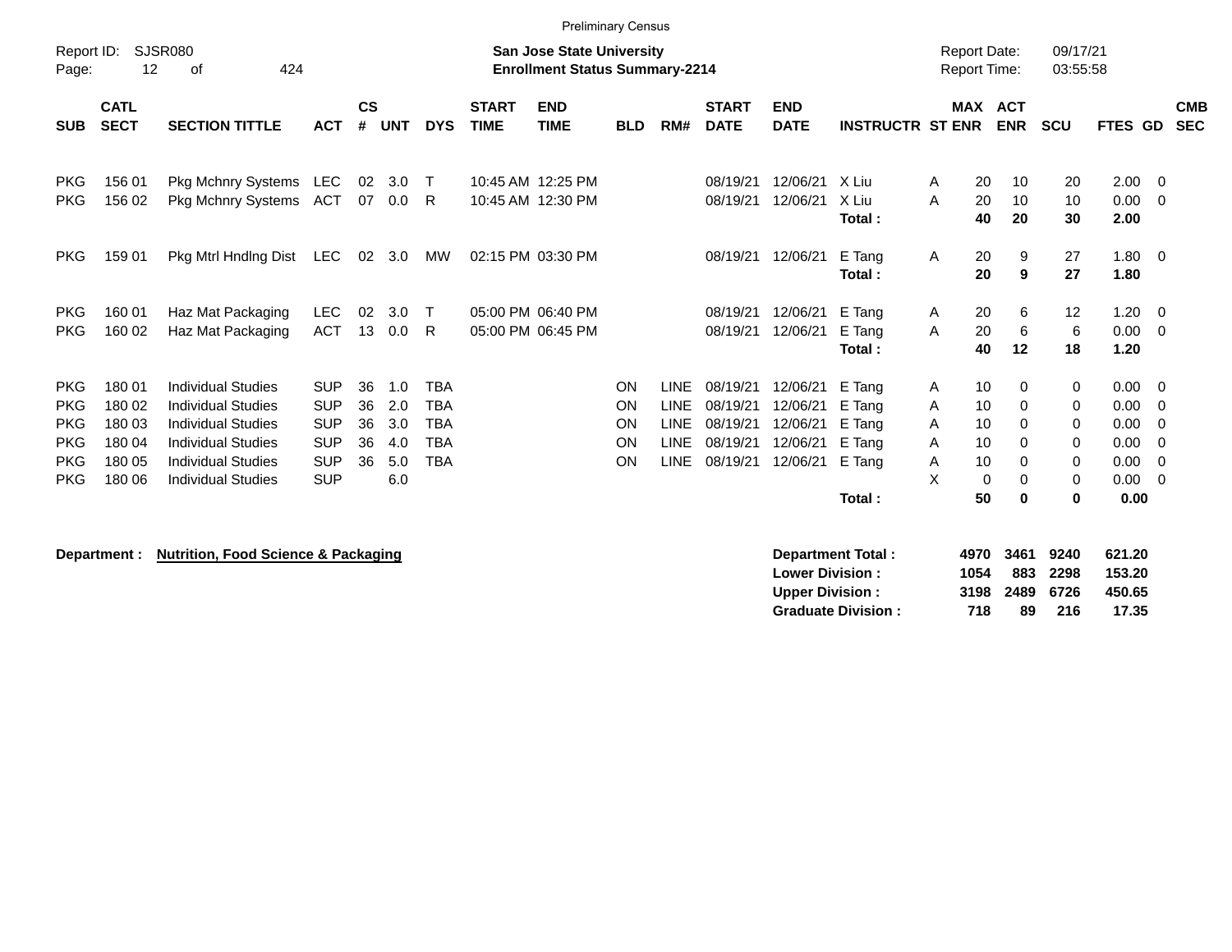Preliminary Census

Report ID: SJSR080

**San Jose State University**
**Enrollment Status Summary-2214**

Report Date: 09/17/21
Report Time: 03:55:58

| SUB | CATL SECT | SECTION TITTLE | ACT | CS # | UNT | DYS | START TIME | END TIME | BLD | RM# | START DATE | END DATE | INSTRUCTR | ST | MAX ENR | ACT ENR | SCU | FTES | GD | CMB SEC |
|---|---|---|---|---|---|---|---|---|---|---|---|---|---|---|---|---|---|---|---|---|
| PKG | 156 01 | Pkg Mchnry Systems | LEC | 02 | 3.0 | T | 10:45 AM | 12:25 PM | | | 08/19/21 | 12/06/21 | X Liu | A | 20 | 10 | 20 | 2.00 | 0 | |
| PKG | 156 02 | Pkg Mchnry Systems | ACT | 07 | 0.0 | R | 10:45 AM | 12:30 PM | | | 08/19/21 | 12/06/21 | X Liu | A | 20 | 10 | 10 | 0.00 | 0 | |
| | | | | | | | | | | | | | **Total :** | | **40** | **20** | **30** | **2.00** | | |
| PKG | 159 01 | Pkg Mtrl Hndlng Dist | LEC | 02 | 3.0 | MW | 02:15 PM | 03:30 PM | | | 08/19/21 | 12/06/21 | E Tang | A | 20 | 9 | 27 | 1.80 | 0 | |
| | | | | | | | | | | | | | **Total :** | | **20** | **9** | **27** | **1.80** | | |
| PKG | 160 01 | Haz Mat Packaging | LEC | 02 | 3.0 | T | 05:00 PM | 06:40 PM | | | 08/19/21 | 12/06/21 | E Tang | A | 20 | 6 | 12 | 1.20 | 0 | |
| PKG | 160 02 | Haz Mat Packaging | ACT | 13 | 0.0 | R | 05:00 PM | 06:45 PM | | | 08/19/21 | 12/06/21 | E Tang | A | 20 | 6 | 6 | 0.00 | 0 | |
| | | | | | | | | | | | | | **Total :** | | **40** | **12** | **18** | **1.20** | | |
| PKG | 180 01 | Individual Studies | SUP | 36 | 1.0 | TBA | | | ON | LINE | 08/19/21 | 12/06/21 | E Tang | A | 10 | 0 | 0 | 0.00 | 0 | |
| PKG | 180 02 | Individual Studies | SUP | 36 | 2.0 | TBA | | | ON | LINE | 08/19/21 | 12/06/21 | E Tang | A | 10 | 0 | 0 | 0.00 | 0 | |
| PKG | 180 03 | Individual Studies | SUP | 36 | 3.0 | TBA | | | ON | LINE | 08/19/21 | 12/06/21 | E Tang | A | 10 | 0 | 0 | 0.00 | 0 | |
| PKG | 180 04 | Individual Studies | SUP | 36 | 4.0 | TBA | | | ON | LINE | 08/19/21 | 12/06/21 | E Tang | A | 10 | 0 | 0 | 0.00 | 0 | |
| PKG | 180 05 | Individual Studies | SUP | 36 | 5.0 | TBA | | | ON | LINE | 08/19/21 | 12/06/21 | E Tang | A | 10 | 0 | 0 | 0.00 | 0 | |
| PKG | 180 06 | Individual Studies | SUP | | 6.0 | | | | | | | | | X | 0 | 0 | 0 | 0.00 | 0 | |
| | | | | | | | | | | | | | **Total :** | | **50** | **0** | **0** | **0.00** | | |

**Department : Nutrition, Food Science & Packaging**

| | MAX ENR | ACT ENR | SCU | FTES |
|---|---|---|---|---|
| **Department Total :** | **4970** | **3461** | **9240** | **621.20** |
| **Lower Division :** | **1054** | **883** | **2298** | **153.20** |
| **Upper Division :** | **3198** | **2489** | **6726** | **450.65** |
| **Graduate Division :** | **718** | **89** | **216** | **17.35** |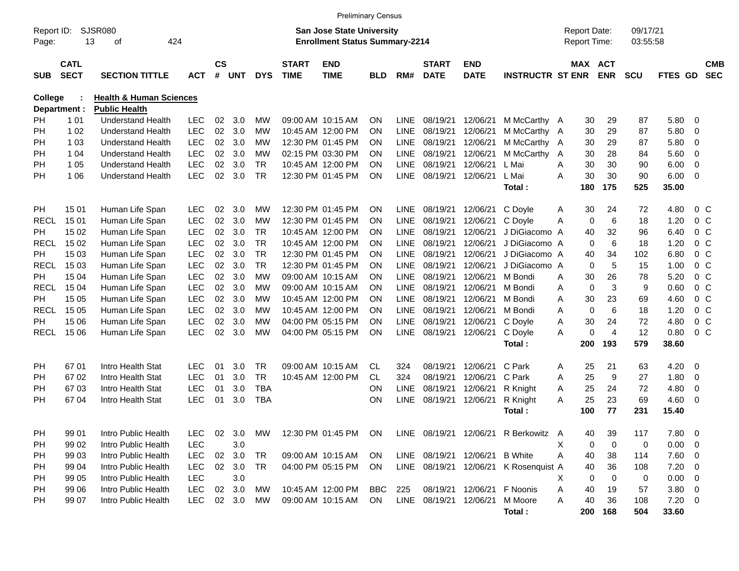Preliminary Census

Report ID: SJSR080

**San Jose State University**
**Enrollment Status Summary-2214**

Report Date: 09/17/21
Report Time: 03:55:58

**College : Health & Human Sciences**
**Department : Public Health**

| SUB | CATL SECT | SECTION TITTLE | ACT | CS # | UNT | DYS | START TIME | END TIME | BLD | RM# | START DATE | END DATE | INSTRUCTR | ST | MAX ENR | ACT ENR | SCU | FTES | GD | CMB SEC |
|---|---|---|---|---|---|---|---|---|---|---|---|---|---|---|---|---|---|---|---|---|
| PH | 1 01 | Understand Health | LEC | 02 | 3.0 | MW | 09:00 AM | 10:15 AM | ON | LINE | 08/19/21 | 12/06/21 | M McCarthy | A | 30 | 29 | 87 | 5.80 | 0 | |
| PH | 1 02 | Understand Health | LEC | 02 | 3.0 | MW | 10:45 AM | 12:00 PM | ON | LINE | 08/19/21 | 12/06/21 | M McCarthy | A | 30 | 29 | 87 | 5.80 | 0 | |
| PH | 1 03 | Understand Health | LEC | 02 | 3.0 | MW | 12:30 PM | 01:45 PM | ON | LINE | 08/19/21 | 12/06/21 | M McCarthy | A | 30 | 29 | 87 | 5.80 | 0 | |
| PH | 1 04 | Understand Health | LEC | 02 | 3.0 | MW | 02:15 PM | 03:30 PM | ON | LINE | 08/19/21 | 12/06/21 | M McCarthy | A | 30 | 28 | 84 | 5.60 | 0 | |
| PH | 1 05 | Understand Health | LEC | 02 | 3.0 | TR | 10:45 AM | 12:00 PM | ON | LINE | 08/19/21 | 12/06/21 | L Mai | A | 30 | 30 | 90 | 6.00 | 0 | |
| PH | 1 06 | Understand Health | LEC | 02 | 3.0 | TR | 12:30 PM | 01:45 PM | ON | LINE | 08/19/21 | 12/06/21 | L Mai | A | 30 | 30 | 90 | 6.00 | 0 | |
| | | | | | | | | | | | | | Total : | | 180 | 175 | 525 | 35.00 | | |
| PH | 15 01 | Human Life Span | LEC | 02 | 3.0 | MW | 12:30 PM | 01:45 PM | ON | LINE | 08/19/21 | 12/06/21 | C Doyle | A | 30 | 24 | 72 | 4.80 | 0 | C |
| RECL | 15 01 | Human Life Span | LEC | 02 | 3.0 | MW | 12:30 PM | 01:45 PM | ON | LINE | 08/19/21 | 12/06/21 | C Doyle | A | 0 | 6 | 18 | 1.20 | 0 | C |
| PH | 15 02 | Human Life Span | LEC | 02 | 3.0 | TR | 10:45 AM | 12:00 PM | ON | LINE | 08/19/21 | 12/06/21 | J DiGiacomo | A | 40 | 32 | 96 | 6.40 | 0 | C |
| RECL | 15 02 | Human Life Span | LEC | 02 | 3.0 | TR | 10:45 AM | 12:00 PM | ON | LINE | 08/19/21 | 12/06/21 | J DiGiacomo | A | 0 | 6 | 18 | 1.20 | 0 | C |
| PH | 15 03 | Human Life Span | LEC | 02 | 3.0 | TR | 12:30 PM | 01:45 PM | ON | LINE | 08/19/21 | 12/06/21 | J DiGiacomo | A | 40 | 34 | 102 | 6.80 | 0 | C |
| RECL | 15 03 | Human Life Span | LEC | 02 | 3.0 | TR | 12:30 PM | 01:45 PM | ON | LINE | 08/19/21 | 12/06/21 | J DiGiacomo | A | 0 | 5 | 15 | 1.00 | 0 | C |
| PH | 15 04 | Human Life Span | LEC | 02 | 3.0 | MW | 09:00 AM | 10:15 AM | ON | LINE | 08/19/21 | 12/06/21 | M Bondi | A | 30 | 26 | 78 | 5.20 | 0 | C |
| RECL | 15 04 | Human Life Span | LEC | 02 | 3.0 | MW | 09:00 AM | 10:15 AM | ON | LINE | 08/19/21 | 12/06/21 | M Bondi | A | 0 | 3 | 9 | 0.60 | 0 | C |
| PH | 15 05 | Human Life Span | LEC | 02 | 3.0 | MW | 10:45 AM | 12:00 PM | ON | LINE | 08/19/21 | 12/06/21 | M Bondi | A | 30 | 23 | 69 | 4.60 | 0 | C |
| RECL | 15 05 | Human Life Span | LEC | 02 | 3.0 | MW | 10:45 AM | 12:00 PM | ON | LINE | 08/19/21 | 12/06/21 | M Bondi | A | 0 | 6 | 18 | 1.20 | 0 | C |
| PH | 15 06 | Human Life Span | LEC | 02 | 3.0 | MW | 04:00 PM | 05:15 PM | ON | LINE | 08/19/21 | 12/06/21 | C Doyle | A | 30 | 24 | 72 | 4.80 | 0 | C |
| RECL | 15 06 | Human Life Span | LEC | 02 | 3.0 | MW | 04:00 PM | 05:15 PM | ON | LINE | 08/19/21 | 12/06/21 | C Doyle | A | 0 | 4 | 12 | 0.80 | 0 | C |
| | | | | | | | | | | | | | Total : | | 200 | 193 | 579 | 38.60 | | |
| PH | 67 01 | Intro Health Stat | LEC | 01 | 3.0 | TR | 09:00 AM | 10:15 AM | CL | 324 | 08/19/21 | 12/06/21 | C Park | A | 25 | 21 | 63 | 4.20 | 0 | |
| PH | 67 02 | Intro Health Stat | LEC | 01 | 3.0 | TR | 10:45 AM | 12:00 PM | CL | 324 | 08/19/21 | 12/06/21 | C Park | A | 25 | 9 | 27 | 1.80 | 0 | |
| PH | 67 03 | Intro Health Stat | LEC | 01 | 3.0 | TBA | | | ON | LINE | 08/19/21 | 12/06/21 | R Knight | A | 25 | 24 | 72 | 4.80 | 0 | |
| PH | 67 04 | Intro Health Stat | LEC | 01 | 3.0 | TBA | | | ON | LINE | 08/19/21 | 12/06/21 | R Knight | A | 25 | 23 | 69 | 4.60 | 0 | |
| | | | | | | | | | | | | | Total : | | 100 | 77 | 231 | 15.40 | | |
| PH | 99 01 | Intro Public Health | LEC | 02 | 3.0 | MW | 12:30 PM | 01:45 PM | ON | LINE | 08/19/21 | 12/06/21 | R Berkowitz | A | 40 | 39 | 117 | 7.80 | 0 | |
| PH | 99 02 | Intro Public Health | LEC | | 3.0 | | | | | | | | | X | 0 | 0 | 0 | 0.00 | 0 | |
| PH | 99 03 | Intro Public Health | LEC | 02 | 3.0 | TR | 09:00 AM | 10:15 AM | ON | LINE | 08/19/21 | 12/06/21 | B White | A | 40 | 38 | 114 | 7.60 | 0 | |
| PH | 99 04 | Intro Public Health | LEC | 02 | 3.0 | TR | 04:00 PM | 05:15 PM | ON | LINE | 08/19/21 | 12/06/21 | K Rosenquist | A | 40 | 36 | 108 | 7.20 | 0 | |
| PH | 99 05 | Intro Public Health | LEC | | 3.0 | | | | | | | | | X | 0 | 0 | 0 | 0.00 | 0 | |
| PH | 99 06 | Intro Public Health | LEC | 02 | 3.0 | MW | 10:45 AM | 12:00 PM | BBC | 225 | 08/19/21 | 12/06/21 | F Noonis | A | 40 | 19 | 57 | 3.80 | 0 | |
| PH | 99 07 | Intro Public Health | LEC | 02 | 3.0 | MW | 09:00 AM | 10:15 AM | ON | LINE | 08/19/21 | 12/06/21 | M Moore | A | 40 | 36 | 108 | 7.20 | 0 | |
| | | | | | | | | | | | | | Total : | | 200 | 168 | 504 | 33.60 | | |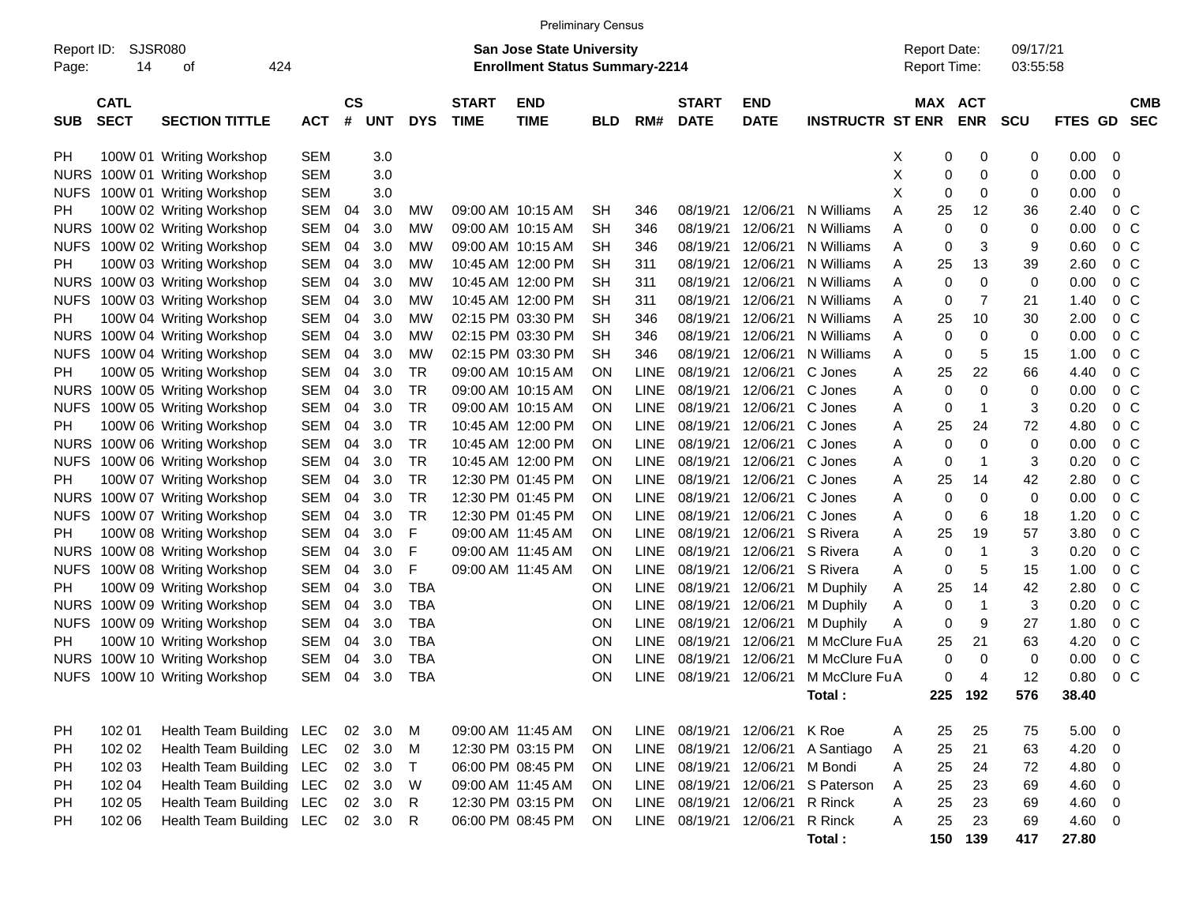Preliminary Census

Report ID: SJSR080

**San Jose State University**
**Enrollment Status Summary-2214**

Report Date: 09/17/21
Report Time: 03:55:58

| SUB | CATL SECT | SECTION TITTLE | ACT | CS # | UNT | DYS | START TIME | END TIME | BLD | RM# | START DATE | END DATE | INSTRUCTR | ST | MAX ENR | ACT ENR | SCU | FTES | GD | CMB SEC |
|---|---|---|---|---|---|---|---|---|---|---|---|---|---|---|---|---|---|---|---|---|
| PH | 100W 01 | Writing Workshop | SEM | | 3.0 | | | | | | | | | X | 0 | 0 | 0 | 0.00 | 0 | |
| NURS | 100W 01 | Writing Workshop | SEM | | 3.0 | | | | | | | | | X | 0 | 0 | 0 | 0.00 | 0 | |
| NUFS | 100W 01 | Writing Workshop | SEM | | 3.0 | | | | | | | | | X | 0 | 0 | 0 | 0.00 | 0 | |
| PH | 100W 02 | Writing Workshop | SEM | 04 | 3.0 | MW | 09:00 AM | 10:15 AM | SH | 346 | 08/19/21 | 12/06/21 | N Williams | A | 25 | 12 | 36 | 2.40 | 0 | C |
| NURS | 100W 02 | Writing Workshop | SEM | 04 | 3.0 | MW | 09:00 AM | 10:15 AM | SH | 346 | 08/19/21 | 12/06/21 | N Williams | A | 0 | 0 | 0 | 0.00 | 0 | C |
| NUFS | 100W 02 | Writing Workshop | SEM | 04 | 3.0 | MW | 09:00 AM | 10:15 AM | SH | 346 | 08/19/21 | 12/06/21 | N Williams | A | 0 | 3 | 9 | 0.60 | 0 | C |
| PH | 100W 03 | Writing Workshop | SEM | 04 | 3.0 | MW | 10:45 AM | 12:00 PM | SH | 311 | 08/19/21 | 12/06/21 | N Williams | A | 25 | 13 | 39 | 2.60 | 0 | C |
| NURS | 100W 03 | Writing Workshop | SEM | 04 | 3.0 | MW | 10:45 AM | 12:00 PM | SH | 311 | 08/19/21 | 12/06/21 | N Williams | A | 0 | 0 | 0 | 0.00 | 0 | C |
| NUFS | 100W 03 | Writing Workshop | SEM | 04 | 3.0 | MW | 10:45 AM | 12:00 PM | SH | 311 | 08/19/21 | 12/06/21 | N Williams | A | 0 | 7 | 21 | 1.40 | 0 | C |
| PH | 100W 04 | Writing Workshop | SEM | 04 | 3.0 | MW | 02:15 PM | 03:30 PM | SH | 346 | 08/19/21 | 12/06/21 | N Williams | A | 25 | 10 | 30 | 2.00 | 0 | C |
| NURS | 100W 04 | Writing Workshop | SEM | 04 | 3.0 | MW | 02:15 PM | 03:30 PM | SH | 346 | 08/19/21 | 12/06/21 | N Williams | A | 0 | 0 | 0 | 0.00 | 0 | C |
| NUFS | 100W 04 | Writing Workshop | SEM | 04 | 3.0 | MW | 02:15 PM | 03:30 PM | SH | 346 | 08/19/21 | 12/06/21 | N Williams | A | 0 | 5 | 15 | 1.00 | 0 | C |
| PH | 100W 05 | Writing Workshop | SEM | 04 | 3.0 | TR | 09:00 AM | 10:15 AM | ON | LINE | 08/19/21 | 12/06/21 | C Jones | A | 25 | 22 | 66 | 4.40 | 0 | C |
| NURS | 100W 05 | Writing Workshop | SEM | 04 | 3.0 | TR | 09:00 AM | 10:15 AM | ON | LINE | 08/19/21 | 12/06/21 | C Jones | A | 0 | 0 | 0 | 0.00 | 0 | C |
| NUFS | 100W 05 | Writing Workshop | SEM | 04 | 3.0 | TR | 09:00 AM | 10:15 AM | ON | LINE | 08/19/21 | 12/06/21 | C Jones | A | 0 | 1 | 3 | 0.20 | 0 | C |
| PH | 100W 06 | Writing Workshop | SEM | 04 | 3.0 | TR | 10:45 AM | 12:00 PM | ON | LINE | 08/19/21 | 12/06/21 | C Jones | A | 25 | 24 | 72 | 4.80 | 0 | C |
| NURS | 100W 06 | Writing Workshop | SEM | 04 | 3.0 | TR | 10:45 AM | 12:00 PM | ON | LINE | 08/19/21 | 12/06/21 | C Jones | A | 0 | 0 | 0 | 0.00 | 0 | C |
| NUFS | 100W 06 | Writing Workshop | SEM | 04 | 3.0 | TR | 10:45 AM | 12:00 PM | ON | LINE | 08/19/21 | 12/06/21 | C Jones | A | 0 | 1 | 3 | 0.20 | 0 | C |
| PH | 100W 07 | Writing Workshop | SEM | 04 | 3.0 | TR | 12:30 PM | 01:45 PM | ON | LINE | 08/19/21 | 12/06/21 | C Jones | A | 25 | 14 | 42 | 2.80 | 0 | C |
| NURS | 100W 07 | Writing Workshop | SEM | 04 | 3.0 | TR | 12:30 PM | 01:45 PM | ON | LINE | 08/19/21 | 12/06/21 | C Jones | A | 0 | 0 | 0 | 0.00 | 0 | C |
| NUFS | 100W 07 | Writing Workshop | SEM | 04 | 3.0 | TR | 12:30 PM | 01:45 PM | ON | LINE | 08/19/21 | 12/06/21 | C Jones | A | 0 | 6 | 18 | 1.20 | 0 | C |
| PH | 100W 08 | Writing Workshop | SEM | 04 | 3.0 | F | 09:00 AM | 11:45 AM | ON | LINE | 08/19/21 | 12/06/21 | S Rivera | A | 25 | 19 | 57 | 3.80 | 0 | C |
| NURS | 100W 08 | Writing Workshop | SEM | 04 | 3.0 | F | 09:00 AM | 11:45 AM | ON | LINE | 08/19/21 | 12/06/21 | S Rivera | A | 0 | 1 | 3 | 0.20 | 0 | C |
| NUFS | 100W 08 | Writing Workshop | SEM | 04 | 3.0 | F | 09:00 AM | 11:45 AM | ON | LINE | 08/19/21 | 12/06/21 | S Rivera | A | 0 | 5 | 15 | 1.00 | 0 | C |
| PH | 100W 09 | Writing Workshop | SEM | 04 | 3.0 | TBA | | | ON | LINE | 08/19/21 | 12/06/21 | M Duphily | A | 25 | 14 | 42 | 2.80 | 0 | C |
| NURS | 100W 09 | Writing Workshop | SEM | 04 | 3.0 | TBA | | | ON | LINE | 08/19/21 | 12/06/21 | M Duphily | A | 0 | 1 | 3 | 0.20 | 0 | C |
| NUFS | 100W 09 | Writing Workshop | SEM | 04 | 3.0 | TBA | | | ON | LINE | 08/19/21 | 12/06/21 | M Duphily | A | 0 | 9 | 27 | 1.80 | 0 | C |
| PH | 100W 10 | Writing Workshop | SEM | 04 | 3.0 | TBA | | | ON | LINE | 08/19/21 | 12/06/21 | M McClure Fu | A | 25 | 21 | 63 | 4.20 | 0 | C |
| NURS | 100W 10 | Writing Workshop | SEM | 04 | 3.0 | TBA | | | ON | LINE | 08/19/21 | 12/06/21 | M McClure Fu | A | 0 | 0 | 0 | 0.00 | 0 | C |
| NUFS | 100W 10 | Writing Workshop | SEM | 04 | 3.0 | TBA | | | ON | LINE | 08/19/21 | 12/06/21 | M McClure Fu | A | 0 | 4 | 12 | 0.80 | 0 | C |
| | | | | | | | | | | | | | **Total :** | | **225** | **192** | **576** | **38.40** | | |
| PH | 102 01 | Health Team Building | LEC | 02 | 3.0 | M | 09:00 AM | 11:45 AM | ON | LINE | 08/19/21 | 12/06/21 | K Roe | A | 25 | 25 | 75 | 5.00 | 0 | |
| PH | 102 02 | Health Team Building | LEC | 02 | 3.0 | M | 12:30 PM | 03:15 PM | ON | LINE | 08/19/21 | 12/06/21 | A Santiago | A | 25 | 21 | 63 | 4.20 | 0 | |
| PH | 102 03 | Health Team Building | LEC | 02 | 3.0 | T | 06:00 PM | 08:45 PM | ON | LINE | 08/19/21 | 12/06/21 | M Bondi | A | 25 | 24 | 72 | 4.80 | 0 | |
| PH | 102 04 | Health Team Building | LEC | 02 | 3.0 | W | 09:00 AM | 11:45 AM | ON | LINE | 08/19/21 | 12/06/21 | S Paterson | A | 25 | 23 | 69 | 4.60 | 0 | |
| PH | 102 05 | Health Team Building | LEC | 02 | 3.0 | R | 12:30 PM | 03:15 PM | ON | LINE | 08/19/21 | 12/06/21 | R Rinck | A | 25 | 23 | 69 | 4.60 | 0 | |
| PH | 102 06 | Health Team Building | LEC | 02 | 3.0 | R | 06:00 PM | 08:45 PM | ON | LINE | 08/19/21 | 12/06/21 | R Rinck | A | 25 | 23 | 69 | 4.60 | 0 | |
| | | | | | | | | | | | | | **Total :** | | **150** | **139** | **417** | **27.80** | | |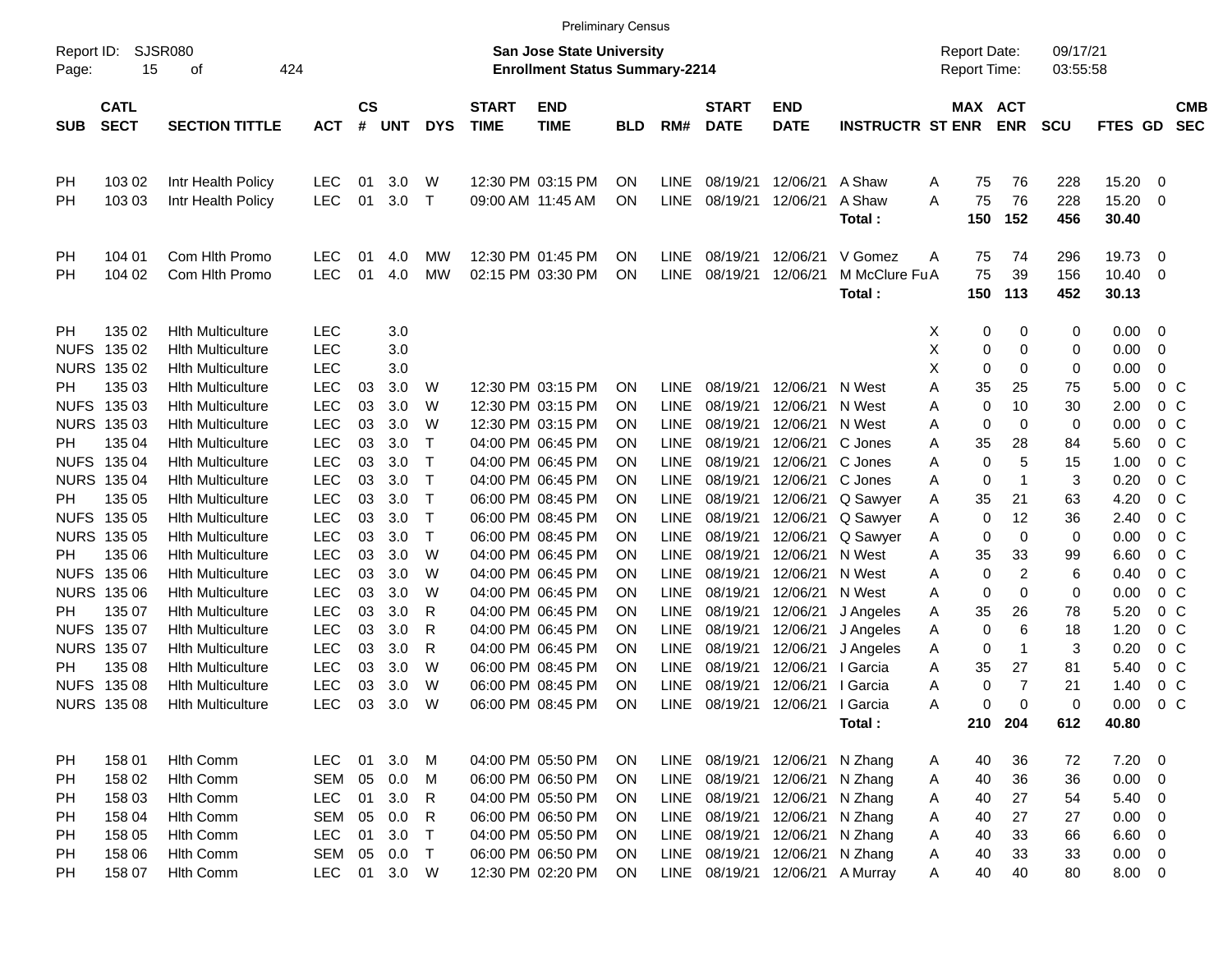Preliminary Census

Report ID: SJSR080

**San Jose State University**
**Enrollment Status Summary-2214**

Report Date: 09/17/21
Report Time: 03:55:58

| SUB | CATL SECT | SECTION TITTLE | ACT | CS # | UNT | DYS | START TIME | END TIME | BLD | RM# | START DATE | END DATE | INSTRUCTR | ST | MAX ENR | ACT ENR | SCU | FTES | GD | CMB SEC |
|---|---|---|---|---|---|---|---|---|---|---|---|---|---|---|---|---|---|---|---|---|
| PH | 103 02 | Intr Health Policy | LEC | 01 | 3.0 | W | 12:30 PM | 03:15 PM | ON | LINE | 08/19/21 | 12/06/21 | A Shaw | A | 75 | 76 | 228 | 15.20 | 0 | |
| PH | 103 03 | Intr Health Policy | LEC | 01 | 3.0 | T | 09:00 AM | 11:45 AM | ON | LINE | 08/19/21 | 12/06/21 | A Shaw | A | 75 | 76 | 228 | 15.20 | 0 | |
| | | | | | | | | | | | | | **Total :** | | **150** | **152** | **456** | **30.40** | | |
| PH | 104 01 | Com Hlth Promo | LEC | 01 | 4.0 | MW | 12:30 PM | 01:45 PM | ON | LINE | 08/19/21 | 12/06/21 | V Gomez | A | 75 | 74 | 296 | 19.73 | 0 | |
| PH | 104 02 | Com Hlth Promo | LEC | 01 | 4.0 | MW | 02:15 PM | 03:30 PM | ON | LINE | 08/19/21 | 12/06/21 | M McClure Fu | A | 75 | 39 | 156 | 10.40 | 0 | |
| | | | | | | | | | | | | | **Total :** | | **150** | **113** | **452** | **30.13** | | |
| PH | 135 02 | Hlth Multiculture | LEC | | 3.0 | | | | | | | | | X | 0 | 0 | 0 | 0.00 | 0 | |
| NUFS | 135 02 | Hlth Multiculture | LEC | | 3.0 | | | | | | | | | X | 0 | 0 | 0 | 0.00 | 0 | |
| NURS | 135 02 | Hlth Multiculture | LEC | | 3.0 | | | | | | | | | X | 0 | 0 | 0 | 0.00 | 0 | |
| PH | 135 03 | Hlth Multiculture | LEC | 03 | 3.0 | W | 12:30 PM | 03:15 PM | ON | LINE | 08/19/21 | 12/06/21 | N West | A | 35 | 25 | 75 | 5.00 | 0 | C |
| NUFS | 135 03 | Hlth Multiculture | LEC | 03 | 3.0 | W | 12:30 PM | 03:15 PM | ON | LINE | 08/19/21 | 12/06/21 | N West | A | 0 | 10 | 30 | 2.00 | 0 | C |
| NURS | 135 03 | Hlth Multiculture | LEC | 03 | 3.0 | W | 12:30 PM | 03:15 PM | ON | LINE | 08/19/21 | 12/06/21 | N West | A | 0 | 0 | 0 | 0.00 | 0 | C |
| PH | 135 04 | Hlth Multiculture | LEC | 03 | 3.0 | T | 04:00 PM | 06:45 PM | ON | LINE | 08/19/21 | 12/06/21 | C Jones | A | 35 | 28 | 84 | 5.60 | 0 | C |
| NUFS | 135 04 | Hlth Multiculture | LEC | 03 | 3.0 | T | 04:00 PM | 06:45 PM | ON | LINE | 08/19/21 | 12/06/21 | C Jones | A | 0 | 5 | 15 | 1.00 | 0 | C |
| NURS | 135 04 | Hlth Multiculture | LEC | 03 | 3.0 | T | 04:00 PM | 06:45 PM | ON | LINE | 08/19/21 | 12/06/21 | C Jones | A | 0 | 1 | 3 | 0.20 | 0 | C |
| PH | 135 05 | Hlth Multiculture | LEC | 03 | 3.0 | T | 06:00 PM | 08:45 PM | ON | LINE | 08/19/21 | 12/06/21 | Q Sawyer | A | 35 | 21 | 63 | 4.20 | 0 | C |
| NUFS | 135 05 | Hlth Multiculture | LEC | 03 | 3.0 | T | 06:00 PM | 08:45 PM | ON | LINE | 08/19/21 | 12/06/21 | Q Sawyer | A | 0 | 12 | 36 | 2.40 | 0 | C |
| NURS | 135 05 | Hlth Multiculture | LEC | 03 | 3.0 | T | 06:00 PM | 08:45 PM | ON | LINE | 08/19/21 | 12/06/21 | Q Sawyer | A | 0 | 0 | 0 | 0.00 | 0 | C |
| PH | 135 06 | Hlth Multiculture | LEC | 03 | 3.0 | W | 04:00 PM | 06:45 PM | ON | LINE | 08/19/21 | 12/06/21 | N West | A | 35 | 33 | 99 | 6.60 | 0 | C |
| NUFS | 135 06 | Hlth Multiculture | LEC | 03 | 3.0 | W | 04:00 PM | 06:45 PM | ON | LINE | 08/19/21 | 12/06/21 | N West | A | 0 | 2 | 6 | 0.40 | 0 | C |
| NURS | 135 06 | Hlth Multiculture | LEC | 03 | 3.0 | W | 04:00 PM | 06:45 PM | ON | LINE | 08/19/21 | 12/06/21 | N West | A | 0 | 0 | 0 | 0.00 | 0 | C |
| PH | 135 07 | Hlth Multiculture | LEC | 03 | 3.0 | R | 04:00 PM | 06:45 PM | ON | LINE | 08/19/21 | 12/06/21 | J Angeles | A | 35 | 26 | 78 | 5.20 | 0 | C |
| NUFS | 135 07 | Hlth Multiculture | LEC | 03 | 3.0 | R | 04:00 PM | 06:45 PM | ON | LINE | 08/19/21 | 12/06/21 | J Angeles | A | 0 | 6 | 18 | 1.20 | 0 | C |
| NURS | 135 07 | Hlth Multiculture | LEC | 03 | 3.0 | R | 04:00 PM | 06:45 PM | ON | LINE | 08/19/21 | 12/06/21 | J Angeles | A | 0 | 1 | 3 | 0.20 | 0 | C |
| PH | 135 08 | Hlth Multiculture | LEC | 03 | 3.0 | W | 06:00 PM | 08:45 PM | ON | LINE | 08/19/21 | 12/06/21 | I Garcia | A | 35 | 27 | 81 | 5.40 | 0 | C |
| NUFS | 135 08 | Hlth Multiculture | LEC | 03 | 3.0 | W | 06:00 PM | 08:45 PM | ON | LINE | 08/19/21 | 12/06/21 | I Garcia | A | 0 | 7 | 21 | 1.40 | 0 | C |
| NURS | 135 08 | Hlth Multiculture | LEC | 03 | 3.0 | W | 06:00 PM | 08:45 PM | ON | LINE | 08/19/21 | 12/06/21 | I Garcia | A | 0 | 0 | 0 | 0.00 | 0 | C |
| | | | | | | | | | | | | | **Total :** | | **210** | **204** | **612** | **40.80** | | |
| PH | 158 01 | Hlth Comm | LEC | 01 | 3.0 | M | 04:00 PM | 05:50 PM | ON | LINE | 08/19/21 | 12/06/21 | N Zhang | A | 40 | 36 | 72 | 7.20 | 0 | |
| PH | 158 02 | Hlth Comm | SEM | 05 | 0.0 | M | 06:00 PM | 06:50 PM | ON | LINE | 08/19/21 | 12/06/21 | N Zhang | A | 40 | 36 | 36 | 0.00 | 0 | |
| PH | 158 03 | Hlth Comm | LEC | 01 | 3.0 | R | 04:00 PM | 05:50 PM | ON | LINE | 08/19/21 | 12/06/21 | N Zhang | A | 40 | 27 | 54 | 5.40 | 0 | |
| PH | 158 04 | Hlth Comm | SEM | 05 | 0.0 | R | 06:00 PM | 06:50 PM | ON | LINE | 08/19/21 | 12/06/21 | N Zhang | A | 40 | 27 | 27 | 0.00 | 0 | |
| PH | 158 05 | Hlth Comm | LEC | 01 | 3.0 | T | 04:00 PM | 05:50 PM | ON | LINE | 08/19/21 | 12/06/21 | N Zhang | A | 40 | 33 | 66 | 6.60 | 0 | |
| PH | 158 06 | Hlth Comm | SEM | 05 | 0.0 | T | 06:00 PM | 06:50 PM | ON | LINE | 08/19/21 | 12/06/21 | N Zhang | A | 40 | 33 | 33 | 0.00 | 0 | |
| PH | 158 07 | Hlth Comm | LEC | 01 | 3.0 | W | 12:30 PM | 02:20 PM | ON | LINE | 08/19/21 | 12/06/21 | A Murray | A | 40 | 40 | 80 | 8.00 | 0 | |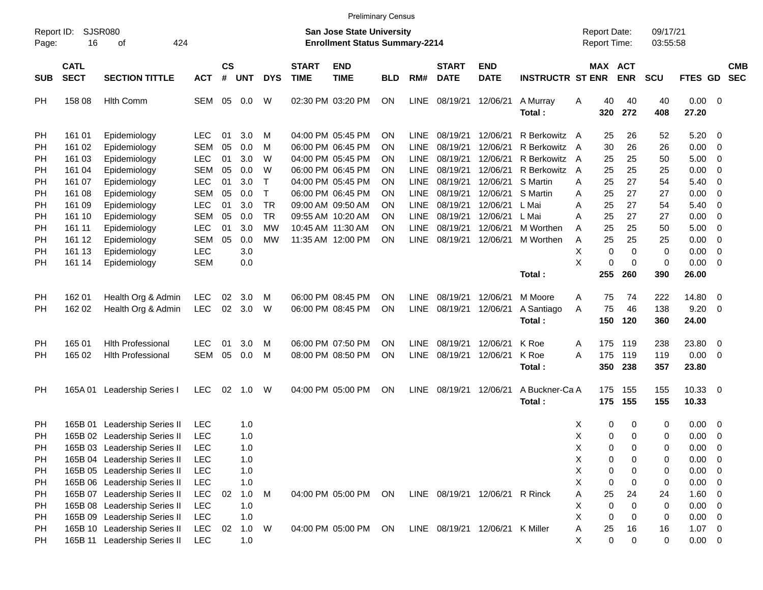Preliminary Census

Report ID: SJSR080
Page: 16 of 424

**San Jose State University**
**Enrollment Status Summary-2214**

Report Date: 09/17/21
Report Time: 03:55:58

| SUB | CATL SECT | SECTION TITTLE | ACT | CS # | UNT | DYS | START TIME | END TIME | BLD | RM# | START DATE | END DATE | INSTRUCTR | ST | MAX ENR | ACT ENR | SCU | FTES | GD | CMB SEC |
|---|---|---|---|---|---|---|---|---|---|---|---|---|---|---|---|---|---|---|---|---|
| PH | 158 08 | Hlth Comm | SEM | 05 | 0.0 | W | 02:30 PM | 03:20 PM | ON | LINE | 08/19/21 | 12/06/21 | A Murray | A | 40 | 40 | 40 | 0.00 | 0 | |
| | | | | | | | | | | | | | **Total :** | | **320** | **272** | **408** | **27.20** | | |
| PH | 161 01 | Epidemiology | LEC | 01 | 3.0 | M | 04:00 PM | 05:45 PM | ON | LINE | 08/19/21 | 12/06/21 | R Berkowitz | A | 25 | 26 | 52 | 5.20 | 0 | |
| PH | 161 02 | Epidemiology | SEM | 05 | 0.0 | M | 06:00 PM | 06:45 PM | ON | LINE | 08/19/21 | 12/06/21 | R Berkowitz | A | 30 | 26 | 26 | 0.00 | 0 | |
| PH | 161 03 | Epidemiology | LEC | 01 | 3.0 | W | 04:00 PM | 05:45 PM | ON | LINE | 08/19/21 | 12/06/21 | R Berkowitz | A | 25 | 25 | 50 | 5.00 | 0 | |
| PH | 161 04 | Epidemiology | SEM | 05 | 0.0 | W | 06:00 PM | 06:45 PM | ON | LINE | 08/19/21 | 12/06/21 | R Berkowitz | A | 25 | 25 | 25 | 0.00 | 0 | |
| PH | 161 07 | Epidemiology | LEC | 01 | 3.0 | T | 04:00 PM | 05:45 PM | ON | LINE | 08/19/21 | 12/06/21 | S Martin | A | 25 | 27 | 54 | 5.40 | 0 | |
| PH | 161 08 | Epidemiology | SEM | 05 | 0.0 | T | 06:00 PM | 06:45 PM | ON | LINE | 08/19/21 | 12/06/21 | S Martin | A | 25 | 27 | 27 | 0.00 | 0 | |
| PH | 161 09 | Epidemiology | LEC | 01 | 3.0 | TR | 09:00 AM | 09:50 AM | ON | LINE | 08/19/21 | 12/06/21 | L Mai | A | 25 | 27 | 54 | 5.40 | 0 | |
| PH | 161 10 | Epidemiology | SEM | 05 | 0.0 | TR | 09:55 AM | 10:20 AM | ON | LINE | 08/19/21 | 12/06/21 | L Mai | A | 25 | 27 | 27 | 0.00 | 0 | |
| PH | 161 11 | Epidemiology | LEC | 01 | 3.0 | MW | 10:45 AM | 11:30 AM | ON | LINE | 08/19/21 | 12/06/21 | M Worthen | A | 25 | 25 | 50 | 5.00 | 0 | |
| PH | 161 12 | Epidemiology | SEM | 05 | 0.0 | MW | 11:35 AM | 12:00 PM | ON | LINE | 08/19/21 | 12/06/21 | M Worthen | A | 25 | 25 | 25 | 0.00 | 0 | |
| PH | 161 13 | Epidemiology | LEC | | 3.0 | | | | | | | | | X | 0 | 0 | 0 | 0.00 | 0 | |
| PH | 161 14 | Epidemiology | SEM | | 0.0 | | | | | | | | | X | 0 | 0 | 0 | 0.00 | 0 | |
| | | | | | | | | | | | | | **Total :** | | **255** | **260** | **390** | **26.00** | | |
| PH | 162 01 | Health Org & Admin | LEC | 02 | 3.0 | M | 06:00 PM | 08:45 PM | ON | LINE | 08/19/21 | 12/06/21 | M Moore | A | 75 | 74 | 222 | 14.80 | 0 | |
| PH | 162 02 | Health Org & Admin | LEC | 02 | 3.0 | W | 06:00 PM | 08:45 PM | ON | LINE | 08/19/21 | 12/06/21 | A Santiago | A | 75 | 46 | 138 | 9.20 | 0 | |
| | | | | | | | | | | | | | **Total :** | | **150** | **120** | **360** | **24.00** | | |
| PH | 165 01 | Hlth Professional | LEC | 01 | 3.0 | M | 06:00 PM | 07:50 PM | ON | LINE | 08/19/21 | 12/06/21 | K Roe | A | 175 | 119 | 238 | 23.80 | 0 | |
| PH | 165 02 | Hlth Professional | SEM | 05 | 0.0 | M | 08:00 PM | 08:50 PM | ON | LINE | 08/19/21 | 12/06/21 | K Roe | A | 175 | 119 | 119 | 0.00 | 0 | |
| | | | | | | | | | | | | | **Total :** | | **350** | **238** | **357** | **23.80** | | |
| PH | 165A 01 | Leadership Series I | LEC | 02 | 1.0 | W | 04:00 PM | 05:00 PM | ON | LINE | 08/19/21 | 12/06/21 | A Buckner-Ca | A | 175 | 155 | 155 | 10.33 | 0 | |
| | | | | | | | | | | | | | **Total :** | | **175** | **155** | **155** | **10.33** | | |
| PH | 165B 01 | Leadership Series II | LEC | | 1.0 | | | | | | | | | X | 0 | 0 | 0 | 0.00 | 0 | |
| PH | 165B 02 | Leadership Series II | LEC | | 1.0 | | | | | | | | | X | 0 | 0 | 0 | 0.00 | 0 | |
| PH | 165B 03 | Leadership Series II | LEC | | 1.0 | | | | | | | | | X | 0 | 0 | 0 | 0.00 | 0 | |
| PH | 165B 04 | Leadership Series II | LEC | | 1.0 | | | | | | | | | X | 0 | 0 | 0 | 0.00 | 0 | |
| PH | 165B 05 | Leadership Series II | LEC | | 1.0 | | | | | | | | | X | 0 | 0 | 0 | 0.00 | 0 | |
| PH | 165B 06 | Leadership Series II | LEC | | 1.0 | | | | | | | | | X | 0 | 0 | 0 | 0.00 | 0 | |
| PH | 165B 07 | Leadership Series II | LEC | 02 | 1.0 | M | 04:00 PM | 05:00 PM | ON | LINE | 08/19/21 | 12/06/21 | R Rinck | A | 25 | 24 | 24 | 1.60 | 0 | |
| PH | 165B 08 | Leadership Series II | LEC | | 1.0 | | | | | | | | | X | 0 | 0 | 0 | 0.00 | 0 | |
| PH | 165B 09 | Leadership Series II | LEC | | 1.0 | | | | | | | | | X | 0 | 0 | 0 | 0.00 | 0 | |
| PH | 165B 10 | Leadership Series II | LEC | 02 | 1.0 | W | 04:00 PM | 05:00 PM | ON | LINE | 08/19/21 | 12/06/21 | K Miller | A | 25 | 16 | 16 | 1.07 | 0 | |
| PH | 165B 11 | Leadership Series II | LEC | | 1.0 | | | | | | | | | X | 0 | 0 | 0 | 0.00 | 0 | |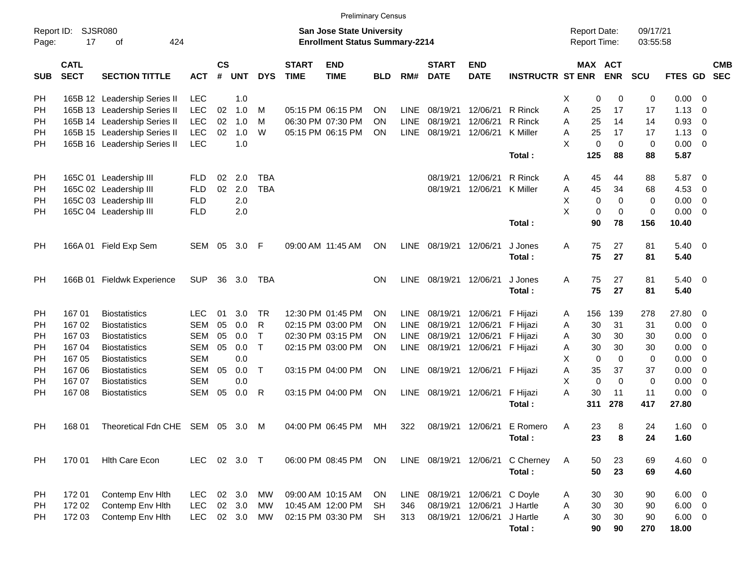Preliminary Census

Report ID: SJSR080
Page: 17 of 424

**San Jose State University**
**Enrollment Status Summary-2214**

Report Date: 09/17/21
Report Time: 03:55:58

| SUB | CATL SECT | SECTION TITTLE | ACT | CS # | UNT | DYS | START TIME | END TIME | BLD | RM# | START DATE | END DATE | INSTRUCTR | ST | MAX ENR | ACT ENR | SCU | FTES | GD | CMB SEC |
|---|---|---|---|---|---|---|---|---|---|---|---|---|---|---|---|---|---|---|---|---|
| PH | 165B 12 | Leadership Series II | LEC | | 1.0 | | | | | | | | | X | 0 | 0 | 0 | 0.00 | 0 | |
| PH | 165B 13 | Leadership Series II | LEC | 02 | 1.0 | M | 05:15 PM | 06:15 PM | ON | LINE | 08/19/21 | 12/06/21 | R Rinck | A | 25 | 17 | 17 | 1.13 | 0 | |
| PH | 165B 14 | Leadership Series II | LEC | 02 | 1.0 | M | 06:30 PM | 07:30 PM | ON | LINE | 08/19/21 | 12/06/21 | R Rinck | A | 25 | 14 | 14 | 0.93 | 0 | |
| PH | 165B 15 | Leadership Series II | LEC | 02 | 1.0 | W | 05:15 PM | 06:15 PM | ON | LINE | 08/19/21 | 12/06/21 | K Miller | A | 25 | 17 | 17 | 1.13 | 0 | |
| PH | 165B 16 | Leadership Series II | LEC | | 1.0 | | | | | | | | | X | 0 | 0 | 0 | 0.00 | 0 | |
| | | | | | | | | | | | | | **Total :** | | **125** | **88** | **88** | **5.87** | | |
| PH | 165C 01 | Leadership III | FLD | 02 | 2.0 | TBA | | | | | 08/19/21 | 12/06/21 | R Rinck | A | 45 | 44 | 88 | 5.87 | 0 | |
| PH | 165C 02 | Leadership III | FLD | 02 | 2.0 | TBA | | | | | 08/19/21 | 12/06/21 | K Miller | A | 45 | 34 | 68 | 4.53 | 0 | |
| PH | 165C 03 | Leadership III | FLD | | 2.0 | | | | | | | | | X | 0 | 0 | 0 | 0.00 | 0 | |
| PH | 165C 04 | Leadership III | FLD | | 2.0 | | | | | | | | | X | 0 | 0 | 0 | 0.00 | 0 | |
| | | | | | | | | | | | | | **Total :** | | **90** | **78** | **156** | **10.40** | | |
| PH | 166A 01 | Field Exp Sem | SEM | 05 | 3.0 | F | 09:00 AM | 11:45 AM | ON | LINE | 08/19/21 | 12/06/21 | J Jones | A | 75 | 27 | 81 | 5.40 | 0 | |
| | | | | | | | | | | | | | **Total :** | | **75** | **27** | **81** | **5.40** | | |
| PH | 166B 01 | Fieldwk Experience | SUP | 36 | 3.0 | TBA | | | ON | LINE | 08/19/21 | 12/06/21 | J Jones | A | 75 | 27 | 81 | 5.40 | 0 | |
| | | | | | | | | | | | | | **Total :** | | **75** | **27** | **81** | **5.40** | | |
| PH | 167 01 | Biostatistics | LEC | 01 | 3.0 | TR | 12:30 PM | 01:45 PM | ON | LINE | 08/19/21 | 12/06/21 | F Hijazi | A | 156 | 139 | 278 | 27.80 | 0 | |
| PH | 167 02 | Biostatistics | SEM | 05 | 0.0 | R | 02:15 PM | 03:00 PM | ON | LINE | 08/19/21 | 12/06/21 | F Hijazi | A | 30 | 31 | 31 | 0.00 | 0 | |
| PH | 167 03 | Biostatistics | SEM | 05 | 0.0 | T | 02:30 PM | 03:15 PM | ON | LINE | 08/19/21 | 12/06/21 | F Hijazi | A | 30 | 30 | 30 | 0.00 | 0 | |
| PH | 167 04 | Biostatistics | SEM | 05 | 0.0 | T | 02:15 PM | 03:00 PM | ON | LINE | 08/19/21 | 12/06/21 | F Hijazi | A | 30 | 30 | 30 | 0.00 | 0 | |
| PH | 167 05 | Biostatistics | SEM | | 0.0 | | | | | | | | | X | 0 | 0 | 0 | 0.00 | 0 | |
| PH | 167 06 | Biostatistics | SEM | 05 | 0.0 | T | 03:15 PM | 04:00 PM | ON | LINE | 08/19/21 | 12/06/21 | F Hijazi | A | 35 | 37 | 37 | 0.00 | 0 | |
| PH | 167 07 | Biostatistics | SEM | | 0.0 | | | | | | | | | X | 0 | 0 | 0 | 0.00 | 0 | |
| PH | 167 08 | Biostatistics | SEM | 05 | 0.0 | R | 03:15 PM | 04:00 PM | ON | LINE | 08/19/21 | 12/06/21 | F Hijazi | A | 30 | 11 | 11 | 0.00 | 0 | |
| | | | | | | | | | | | | | **Total :** | | **311** | **278** | **417** | **27.80** | | |
| PH | 168 01 | Theoretical Fdn CHE | SEM | 05 | 3.0 | M | 04:00 PM | 06:45 PM | MH | 322 | 08/19/21 | 12/06/21 | E Romero | A | 23 | 8 | 24 | 1.60 | 0 | |
| | | | | | | | | | | | | | **Total :** | | **23** | **8** | **24** | **1.60** | | |
| PH | 170 01 | Hlth Care Econ | LEC | 02 | 3.0 | T | 06:00 PM | 08:45 PM | ON | LINE | 08/19/21 | 12/06/21 | C Cherney | A | 50 | 23 | 69 | 4.60 | 0 | |
| | | | | | | | | | | | | | **Total :** | | **50** | **23** | **69** | **4.60** | | |
| PH | 172 01 | Contemp Env Hlth | LEC | 02 | 3.0 | MW | 09:00 AM | 10:15 AM | ON | LINE | 08/19/21 | 12/06/21 | C Doyle | A | 30 | 30 | 90 | 6.00 | 0 | |
| PH | 172 02 | Contemp Env Hlth | LEC | 02 | 3.0 | MW | 10:45 AM | 12:00 PM | SH | 346 | 08/19/21 | 12/06/21 | J Hartle | A | 30 | 30 | 90 | 6.00 | 0 | |
| PH | 172 03 | Contemp Env Hlth | LEC | 02 | 3.0 | MW | 02:15 PM | 03:30 PM | SH | 313 | 08/19/21 | 12/06/21 | J Hartle | A | 30 | 30 | 90 | 6.00 | 0 | |
| | | | | | | | | | | | | | **Total :** | | **90** | **90** | **270** | **18.00** | | |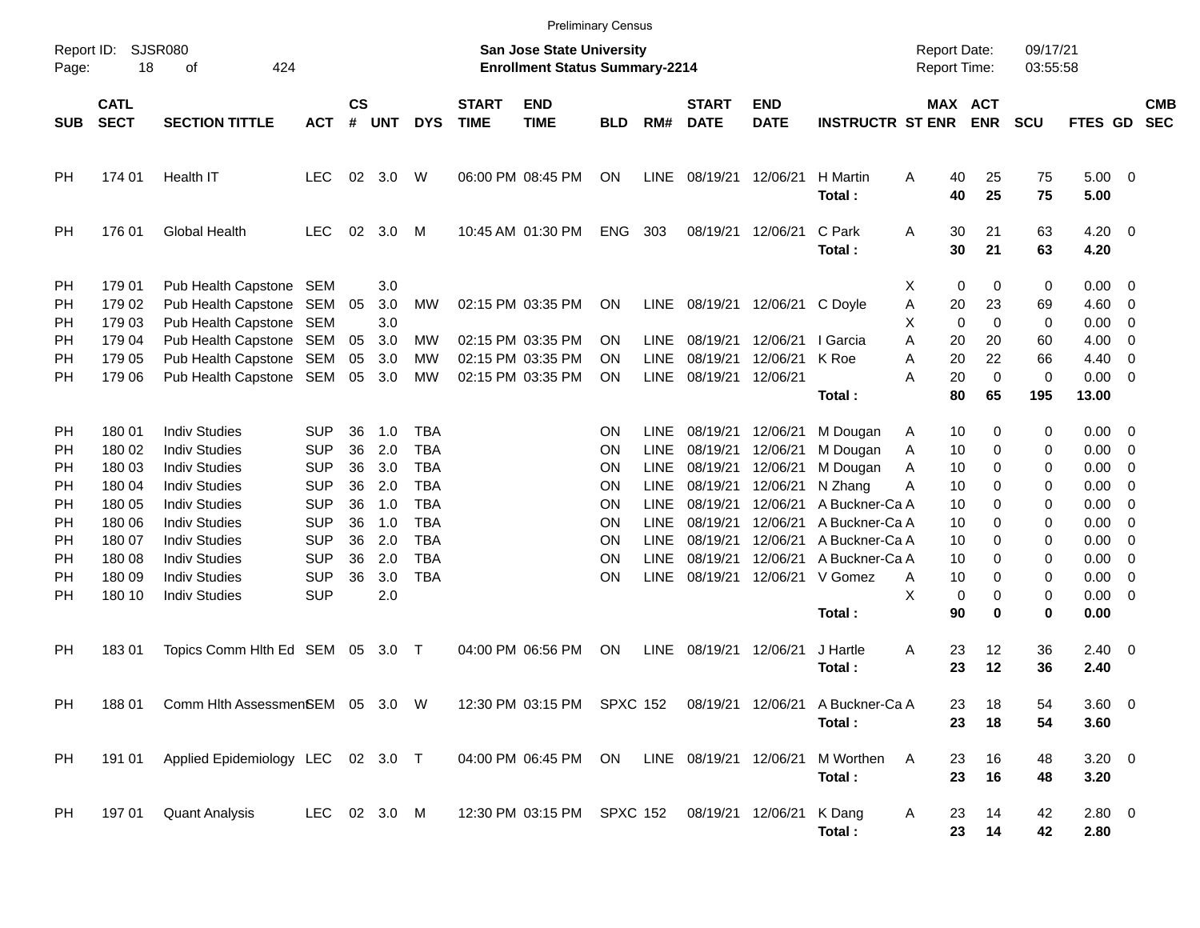Preliminary Census

Report ID: SJSR080 | San Jose State University | Report Date: 09/17/21
Enrollment Status Summary-2214 | Report Time: 03:55:58

| SUB | CATL SECT | SECTION TITTLE | ACT | CS # | UNT | DYS | START TIME | END TIME | BLD | RM# | START DATE | END DATE | INSTRUCTR | ST | MAX ENR | ACT ENR | SCU | FTES | GD | CMB SEC |
|---|---|---|---|---|---|---|---|---|---|---|---|---|---|---|---|---|---|---|---|---|
| PH | 174 01 | Health IT | LEC | 02 | 3.0 | W | 06:00 PM | 08:45 PM | ON | LINE | 08/19/21 | 12/06/21 | H Martin | A | 40 | 25 | 75 | 5.00 | 0 | |
| | | | | | | | | | | | | | **Total :** | | **40** | **25** | **75** | **5.00** | | |
| PH | 176 01 | Global Health | LEC | 02 | 3.0 | M | 10:45 AM | 01:30 PM | ENG | 303 | 08/19/21 | 12/06/21 | C Park | A | 30 | 21 | 63 | 4.20 | 0 | |
| | | | | | | | | | | | | | **Total :** | | **30** | **21** | **63** | **4.20** | | |
| PH | 179 01 | Pub Health Capstone | SEM | | 3.0 | | | | | | | | | X | 0 | 0 | 0 | 0.00 | 0 | |
| PH | 179 02 | Pub Health Capstone | SEM | 05 | 3.0 | MW | 02:15 PM | 03:35 PM | ON | LINE | 08/19/21 | 12/06/21 | C Doyle | A | 20 | 23 | 69 | 4.60 | 0 | |
| PH | 179 03 | Pub Health Capstone | SEM | | 3.0 | | | | | | | | | X | 0 | 0 | 0 | 0.00 | 0 | |
| PH | 179 04 | Pub Health Capstone | SEM | 05 | 3.0 | MW | 02:15 PM | 03:35 PM | ON | LINE | 08/19/21 | 12/06/21 | I Garcia | A | 20 | 20 | 60 | 4.00 | 0 | |
| PH | 179 05 | Pub Health Capstone | SEM | 05 | 3.0 | MW | 02:15 PM | 03:35 PM | ON | LINE | 08/19/21 | 12/06/21 | K Roe | A | 20 | 22 | 66 | 4.40 | 0 | |
| PH | 179 06 | Pub Health Capstone | SEM | 05 | 3.0 | MW | 02:15 PM | 03:35 PM | ON | LINE | 08/19/21 | 12/06/21 | | A | 20 | 0 | 0 | 0.00 | 0 | |
| | | | | | | | | | | | | | **Total :** | | **80** | **65** | **195** | **13.00** | | |
| PH | 180 01 | Indiv Studies | SUP | 36 | 1.0 | TBA | | | ON | LINE | 08/19/21 | 12/06/21 | M Dougan | A | 10 | 0 | 0 | 0.00 | 0 | |
| PH | 180 02 | Indiv Studies | SUP | 36 | 2.0 | TBA | | | ON | LINE | 08/19/21 | 12/06/21 | M Dougan | A | 10 | 0 | 0 | 0.00 | 0 | |
| PH | 180 03 | Indiv Studies | SUP | 36 | 3.0 | TBA | | | ON | LINE | 08/19/21 | 12/06/21 | M Dougan | A | 10 | 0 | 0 | 0.00 | 0 | |
| PH | 180 04 | Indiv Studies | SUP | 36 | 2.0 | TBA | | | ON | LINE | 08/19/21 | 12/06/21 | N Zhang | A | 10 | 0 | 0 | 0.00 | 0 | |
| PH | 180 05 | Indiv Studies | SUP | 36 | 1.0 | TBA | | | ON | LINE | 08/19/21 | 12/06/21 | A Buckner-Ca | A | 10 | 0 | 0 | 0.00 | 0 | |
| PH | 180 06 | Indiv Studies | SUP | 36 | 1.0 | TBA | | | ON | LINE | 08/19/21 | 12/06/21 | A Buckner-Ca | A | 10 | 0 | 0 | 0.00 | 0 | |
| PH | 180 07 | Indiv Studies | SUP | 36 | 2.0 | TBA | | | ON | LINE | 08/19/21 | 12/06/21 | A Buckner-Ca | A | 10 | 0 | 0 | 0.00 | 0 | |
| PH | 180 08 | Indiv Studies | SUP | 36 | 2.0 | TBA | | | ON | LINE | 08/19/21 | 12/06/21 | A Buckner-Ca | A | 10 | 0 | 0 | 0.00 | 0 | |
| PH | 180 09 | Indiv Studies | SUP | 36 | 3.0 | TBA | | | ON | LINE | 08/19/21 | 12/06/21 | V Gomez | A | 10 | 0 | 0 | 0.00 | 0 | |
| PH | 180 10 | Indiv Studies | SUP | | 2.0 | | | | | | | | | X | 0 | 0 | 0 | 0.00 | 0 | |
| | | | | | | | | | | | | | **Total :** | | **90** | **0** | **0** | **0.00** | | |
| PH | 183 01 | Topics Comm Hlth Ed | SEM | 05 | 3.0 | T | 04:00 PM | 06:56 PM | ON | LINE | 08/19/21 | 12/06/21 | J Hartle | A | 23 | 12 | 36 | 2.40 | 0 | |
| | | | | | | | | | | | | | **Total :** | | **23** | **12** | **36** | **2.40** | | |
| PH | 188 01 | Comm Hlth Assessment | SEM | 05 | 3.0 | W | 12:30 PM | 03:15 PM | SPXC | 152 | 08/19/21 | 12/06/21 | A Buckner-Ca | A | 23 | 18 | 54 | 3.60 | 0 | |
| | | | | | | | | | | | | | **Total :** | | **23** | **18** | **54** | **3.60** | | |
| PH | 191 01 | Applied Epidemiology | LEC | 02 | 3.0 | T | 04:00 PM | 06:45 PM | ON | LINE | 08/19/21 | 12/06/21 | M Worthen | A | 23 | 16 | 48 | 3.20 | 0 | |
| | | | | | | | | | | | | | **Total :** | | **23** | **16** | **48** | **3.20** | | |
| PH | 197 01 | Quant Analysis | LEC | 02 | 3.0 | M | 12:30 PM | 03:15 PM | SPXC | 152 | 08/19/21 | 12/06/21 | K Dang | A | 23 | 14 | 42 | 2.80 | 0 | |
| | | | | | | | | | | | | | **Total :** | | **23** | **14** | **42** | **2.80** | | |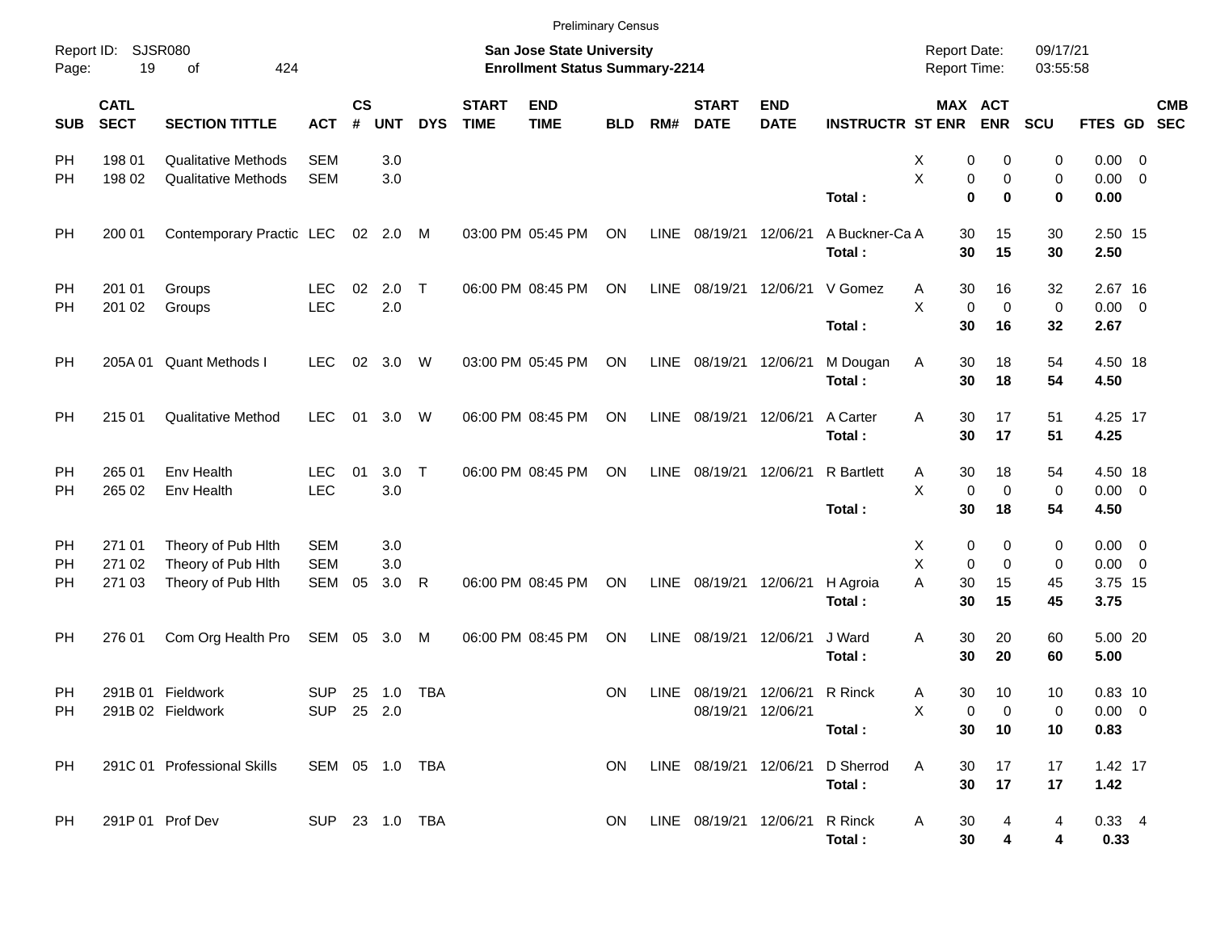Preliminary Census

Report ID: SJSR080

**San Jose State University**
**Enrollment Status Summary-2214**

Report Date: 09/17/21
Report Time: 03:55:58

| SUB | CATL SECT | SECTION TITTLE | ACT | CS # | UNT | DYS | START TIME | END TIME | BLD | RM# | START DATE | END DATE | INSTRUCTR | ST | MAX ENR | ACT ENR | SCU | FTES | GD | CMB SEC |
|---|---|---|---|---|---|---|---|---|---|---|---|---|---|---|---|---|---|---|---|---|
| PH | 198 01 | Qualitative Methods | SEM | | 3.0 | | | | | | | | | X | 0 | 0 | 0 | 0.00 | 0 | |
| PH | 198 02 | Qualitative Methods | SEM | | 3.0 | | | | | | | | | X | 0 | 0 | 0 | 0.00 | 0 | |
| | | | | | | | | | | | | | **Total :** | | **0** | **0** | **0** | **0.00** | | |
| PH | 200 01 | Contemporary Practic | LEC | 02 | 2.0 | M | 03:00 PM | 05:45 PM | ON | LINE | 08/19/21 | 12/06/21 | A Buckner-Ca | A | 30 | 15 | 30 | 2.50 | 15 | |
| | | | | | | | | | | | | | **Total :** | | **30** | **15** | **30** | **2.50** | | |
| PH | 201 01 | Groups | LEC | 02 | 2.0 | T | 06:00 PM | 08:45 PM | ON | LINE | 08/19/21 | 12/06/21 | V Gomez | A | 30 | 16 | 32 | 2.67 | 16 | |
| PH | 201 02 | Groups | LEC | | 2.0 | | | | | | | | | X | 0 | 0 | 0 | 0.00 | 0 | |
| | | | | | | | | | | | | | **Total :** | | **30** | **16** | **32** | **2.67** | | |
| PH | 205A 01 | Quant Methods I | LEC | 02 | 3.0 | W | 03:00 PM | 05:45 PM | ON | LINE | 08/19/21 | 12/06/21 | M Dougan | A | 30 | 18 | 54 | 4.50 | 18 | |
| | | | | | | | | | | | | | **Total :** | | **30** | **18** | **54** | **4.50** | | |
| PH | 215 01 | Qualitative Method | LEC | 01 | 3.0 | W | 06:00 PM | 08:45 PM | ON | LINE | 08/19/21 | 12/06/21 | A Carter | A | 30 | 17 | 51 | 4.25 | 17 | |
| | | | | | | | | | | | | | **Total :** | | **30** | **17** | **51** | **4.25** | | |
| PH | 265 01 | Env Health | LEC | 01 | 3.0 | T | 06:00 PM | 08:45 PM | ON | LINE | 08/19/21 | 12/06/21 | R Bartlett | A | 30 | 18 | 54 | 4.50 | 18 | |
| PH | 265 02 | Env Health | LEC | | 3.0 | | | | | | | | | X | 0 | 0 | 0 | 0.00 | 0 | |
| | | | | | | | | | | | | | **Total :** | | **30** | **18** | **54** | **4.50** | | |
| PH | 271 01 | Theory of Pub Hlth | SEM | | 3.0 | | | | | | | | | X | 0 | 0 | 0 | 0.00 | 0 | |
| PH | 271 02 | Theory of Pub Hlth | SEM | | 3.0 | | | | | | | | | X | 0 | 0 | 0 | 0.00 | 0 | |
| PH | 271 03 | Theory of Pub Hlth | SEM | 05 | 3.0 | R | 06:00 PM | 08:45 PM | ON | LINE | 08/19/21 | 12/06/21 | H Agroia | A | 30 | 15 | 45 | 3.75 | 15 | |
| | | | | | | | | | | | | | **Total :** | | **30** | **15** | **45** | **3.75** | | |
| PH | 276 01 | Com Org Health Pro | SEM | 05 | 3.0 | M | 06:00 PM | 08:45 PM | ON | LINE | 08/19/21 | 12/06/21 | J Ward | A | 30 | 20 | 60 | 5.00 | 20 | |
| | | | | | | | | | | | | | **Total :** | | **30** | **20** | **60** | **5.00** | | |
| PH | 291B 01 | Fieldwork | SUP | 25 | 1.0 | TBA | | | ON | LINE | 08/19/21 | 12/06/21 | R Rinck | A | 30 | 10 | 10 | 0.83 | 10 | |
| PH | 291B 02 | Fieldwork | SUP | 25 | 2.0 | | | | | | 08/19/21 | 12/06/21 | | X | 0 | 0 | 0 | 0.00 | 0 | |
| | | | | | | | | | | | | | **Total :** | | **30** | **10** | **10** | **0.83** | | |
| PH | 291C 01 | Professional Skills | SEM | 05 | 1.0 | TBA | | | ON | LINE | 08/19/21 | 12/06/21 | D Sherrod | A | 30 | 17 | 17 | 1.42 | 17 | |
| | | | | | | | | | | | | | **Total :** | | **30** | **17** | **17** | **1.42** | | |
| PH | 291P 01 | Prof Dev | SUP | 23 | 1.0 | TBA | | | ON | LINE | 08/19/21 | 12/06/21 | R Rinck | A | 30 | 4 | 4 | 0.33 | 4 | |
| | | | | | | | | | | | | | **Total :** | | **30** | **4** | **4** | **0.33** | | |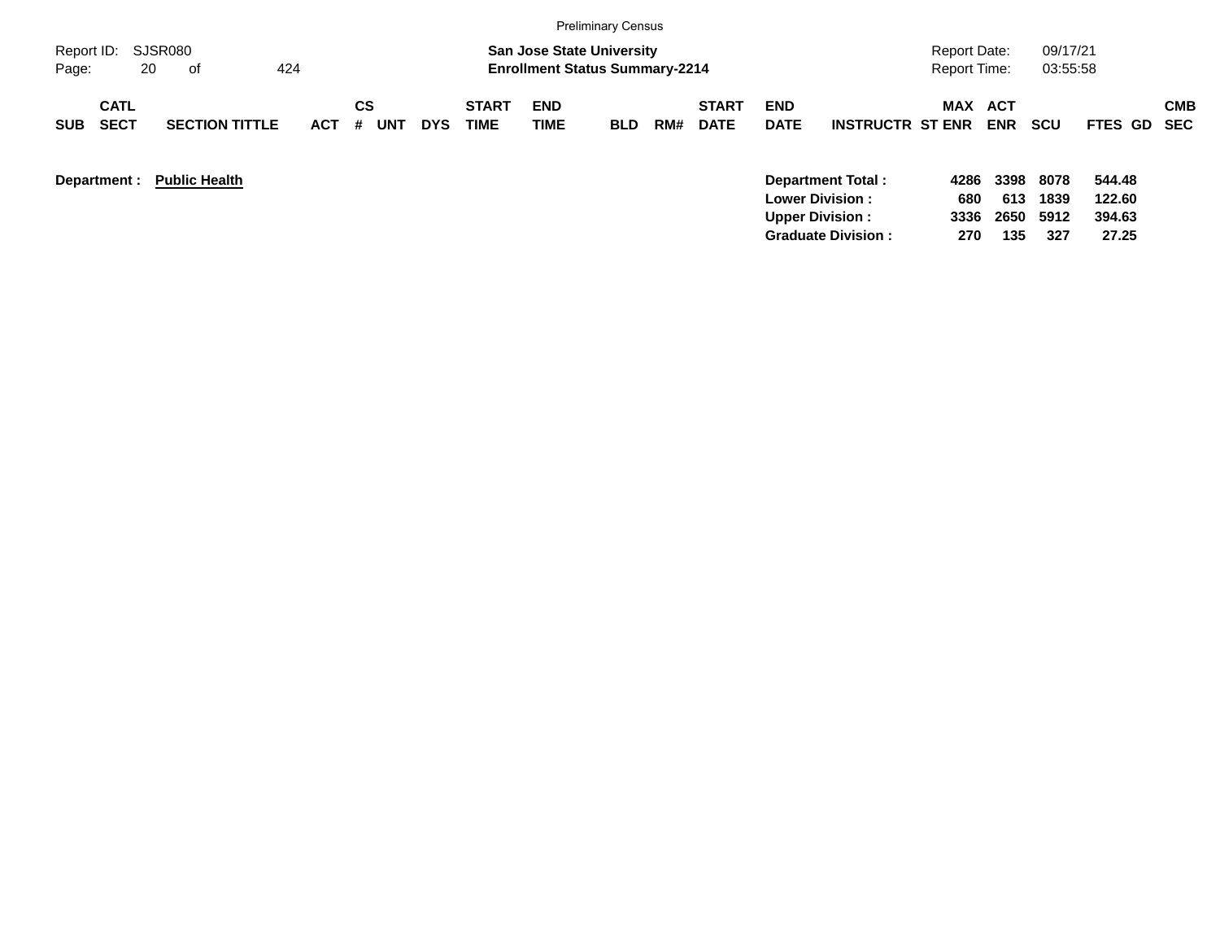Preliminary Census

**San Jose State University**
**Enrollment Status Summary-2214**

| SUB | CATL SECT | SECTION TITTLE | ACT | CS # | UNT | DYS | START TIME | END TIME | BLD | RM# | START DATE | END DATE | INSTRUCTR | ST | MAX ENR | ACT ENR | SCU | FTES | GD | CMB SEC |
|---|---|---|---|---|---|---|---|---|---|---|---|---|---|---|---|---|---|---|---|---|

**Department : Public Health**

| | MAX ENR | ACT ENR | SCU | FTES |
|---|---|---|---|---|
| **Department Total :** | **4286** | **3398** | **8078** | **544.48** |
| **Lower Division :** | **680** | **613** | **1839** | **122.60** |
| **Upper Division :** | **3336** | **2650** | **5912** | **394.63** |
| **Graduate Division :** | **270** | **135** | **327** | **27.25** |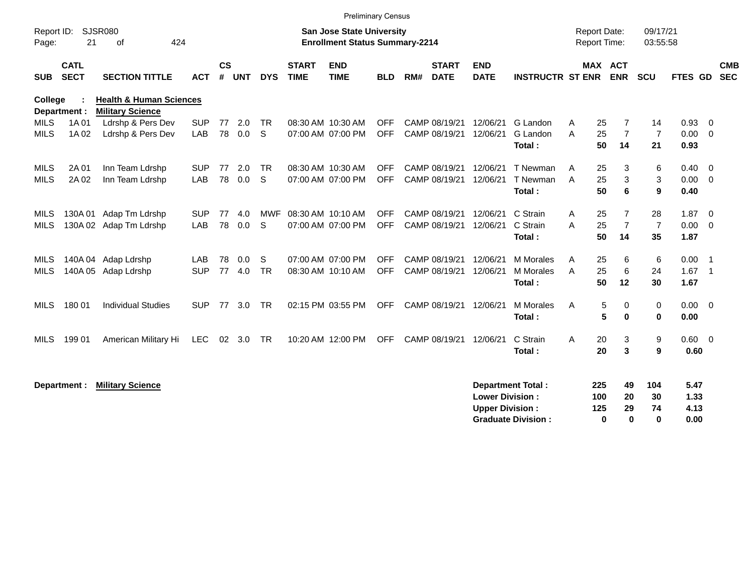Preliminary Census

Report ID: SJSR080

**San Jose State University**
**Enrollment Status Summary-2214**

Report Date: 09/17/21
Report Time: 03:55:58

**College : Health & Human Sciences**
**Department : Military Science**

| SUB | CATL SECT | SECTION TITTLE | ACT | CS # | UNT | DYS | START TIME | END TIME | BLD | RM# | START DATE | END DATE | INSTRUCTR | ST | MAX ENR | ACT ENR | SCU | FTES | GD | CMB SEC |
|---|---|---|---|---|---|---|---|---|---|---|---|---|---|---|---|---|---|---|---|---|
| MILS | 1A 01 | Ldrshp & Pers Dev | SUP | 77 | 2.0 | TR | 08:30 AM | 10:30 AM | OFF | CAMP | 08/19/21 | 12/06/21 | G Landon | A | 25 | 7 | 14 | 0.93 | 0 | |
| MILS | 1A 02 | Ldrshp & Pers Dev | LAB | 78 | 0.0 | S | 07:00 AM | 07:00 PM | OFF | CAMP | 08/19/21 | 12/06/21 | G Landon | A | 25 | 7 | 7 | 0.00 | 0 | |
| | | | | | | | | | | | | | **Total :** | | **50** | **14** | **21** | **0.93** | | |
| MILS | 2A 01 | Inn Team Ldrshp | SUP | 77 | 2.0 | TR | 08:30 AM | 10:30 AM | OFF | CAMP | 08/19/21 | 12/06/21 | T Newman | A | 25 | 3 | 6 | 0.40 | 0 | |
| MILS | 2A 02 | Inn Team Ldrshp | LAB | 78 | 0.0 | S | 07:00 AM | 07:00 PM | OFF | CAMP | 08/19/21 | 12/06/21 | T Newman | A | 25 | 3 | 3 | 0.00 | 0 | |
| | | | | | | | | | | | | | **Total :** | | **50** | **6** | **9** | **0.40** | | |
| MILS | 130A 01 | Adap Tm Ldrshp | SUP | 77 | 4.0 | MWF | 08:30 AM | 10:10 AM | OFF | CAMP | 08/19/21 | 12/06/21 | C Strain | A | 25 | 7 | 28 | 1.87 | 0 | |
| MILS | 130A 02 | Adap Tm Ldrshp | LAB | 78 | 0.0 | S | 07:00 AM | 07:00 PM | OFF | CAMP | 08/19/21 | 12/06/21 | C Strain | A | 25 | 7 | 7 | 0.00 | 0 | |
| | | | | | | | | | | | | | **Total :** | | **50** | **14** | **35** | **1.87** | | |
| MILS | 140A 04 | Adap Ldrshp | LAB | 78 | 0.0 | S | 07:00 AM | 07:00 PM | OFF | CAMP | 08/19/21 | 12/06/21 | M Morales | A | 25 | 6 | 6 | 0.00 | 1 | |
| MILS | 140A 05 | Adap Ldrshp | SUP | 77 | 4.0 | TR | 08:30 AM | 10:10 AM | OFF | CAMP | 08/19/21 | 12/06/21 | M Morales | A | 25 | 6 | 24 | 1.67 | 1 | |
| | | | | | | | | | | | | | **Total :** | | **50** | **12** | **30** | **1.67** | | |
| MILS | 180 01 | Individual Studies | SUP | 77 | 3.0 | TR | 02:15 PM | 03:55 PM | OFF | CAMP | 08/19/21 | 12/06/21 | M Morales | A | 5 | 0 | 0 | 0.00 | 0 | |
| | | | | | | | | | | | | | **Total :** | | **5** | **0** | **0** | **0.00** | | |
| MILS | 199 01 | American Military Hi | LEC | 02 | 3.0 | TR | 10:20 AM | 12:00 PM | OFF | CAMP | 08/19/21 | 12/06/21 | C Strain | A | 20 | 3 | 9 | 0.60 | 0 | |
| | | | | | | | | | | | | | **Total :** | | **20** | **3** | **9** | **0.60** | | |

**Department : Military Science**

| | MAX ENR | ACT ENR | SCU | FTES |
|---|---|---|---|---|
| **Department Total :** | **225** | **49** | **104** | **5.47** |
| **Lower Division :** | **100** | **20** | **30** | **1.33** |
| **Upper Division :** | **125** | **29** | **74** | **4.13** |
| **Graduate Division :** | **0** | **0** | **0** | **0.00** |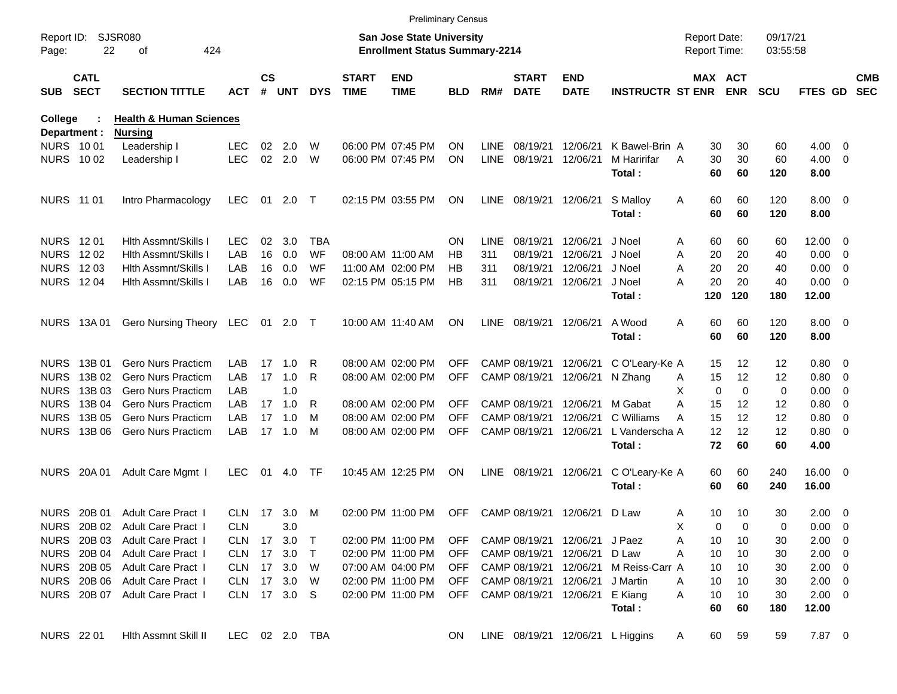Preliminary Census

Report ID: SJSR080

**San Jose State University**
**Enrollment Status Summary-2214**

Report Date: 09/17/21
Report Time: 03:55:58

**College : Health & Human Sciences**
**Department : Nursing**

| SUB | CATL SECT | SECTION TITTLE | ACT | CS # | UNT | DYS | START TIME | END TIME | BLD | RM# | START DATE | END DATE | INSTRUCTR | ST | MAX ENR | ACT ENR | SCU | FTES | GD | CMB SEC |
|---|---|---|---|---|---|---|---|---|---|---|---|---|---|---|---|---|---|---|---|---|
| NURS | 10 01 | Leadership I | LEC | 02 | 2.0 | W | 06:00 PM | 07:45 PM | ON | LINE | 08/19/21 | 12/06/21 | K Bawel-Brin | A | 30 | 30 | 60 | 4.00 | 0 | |
| NURS | 10 02 | Leadership I | LEC | 02 | 2.0 | W | 06:00 PM | 07:45 PM | ON | LINE | 08/19/21 | 12/06/21 | M Haririfar | A | 30 | 30 | 60 | 4.00 | 0 | |
| | | | | | | | | | | | | | **Total :** | | **60** | **60** | **120** | **8.00** | | |
| NURS | 11 01 | Intro Pharmacology | LEC | 01 | 2.0 | T | 02:15 PM | 03:55 PM | ON | LINE | 08/19/21 | 12/06/21 | S Malloy | A | 60 | 60 | 120 | 8.00 | 0 | |
| | | | | | | | | | | | | | **Total :** | | **60** | **60** | **120** | **8.00** | | |
| NURS | 12 01 | Hlth Assmnt/Skills I | LEC | 02 | 3.0 | TBA | | | ON | LINE | 08/19/21 | 12/06/21 | J Noel | A | 60 | 60 | 60 | 12.00 | 0 | |
| NURS | 12 02 | Hlth Assmnt/Skills I | LAB | 16 | 0.0 | WF | 08:00 AM | 11:00 AM | HB | 311 | 08/19/21 | 12/06/21 | J Noel | A | 20 | 20 | 40 | 0.00 | 0 | |
| NURS | 12 03 | Hlth Assmnt/Skills I | LAB | 16 | 0.0 | WF | 11:00 AM | 02:00 PM | HB | 311 | 08/19/21 | 12/06/21 | J Noel | A | 20 | 20 | 40 | 0.00 | 0 | |
| NURS | 12 04 | Hlth Assmnt/Skills I | LAB | 16 | 0.0 | WF | 02:15 PM | 05:15 PM | HB | 311 | 08/19/21 | 12/06/21 | J Noel | A | 20 | 20 | 40 | 0.00 | 0 | |
| | | | | | | | | | | | | | **Total :** | | **120** | **120** | **180** | **12.00** | | |
| NURS | 13A 01 | Gero Nursing Theory | LEC | 01 | 2.0 | T | 10:00 AM | 11:40 AM | ON | LINE | 08/19/21 | 12/06/21 | A Wood | A | 60 | 60 | 120 | 8.00 | 0 | |
| | | | | | | | | | | | | | **Total :** | | **60** | **60** | **120** | **8.00** | | |
| NURS | 13B 01 | Gero Nurs Practicm | LAB | 17 | 1.0 | R | 08:00 AM | 02:00 PM | OFF | CAMP | 08/19/21 | 12/06/21 | C O'Leary-Ke | A | 15 | 12 | 12 | 0.80 | 0 | |
| NURS | 13B 02 | Gero Nurs Practicm | LAB | 17 | 1.0 | R | 08:00 AM | 02:00 PM | OFF | CAMP | 08/19/21 | 12/06/21 | N Zhang | A | 15 | 12 | 12 | 0.80 | 0 | |
| NURS | 13B 03 | Gero Nurs Practicm | LAB | | 1.0 | | | | | | | | | X | 0 | 0 | 0 | 0.00 | 0 | |
| NURS | 13B 04 | Gero Nurs Practicm | LAB | 17 | 1.0 | R | 08:00 AM | 02:00 PM | OFF | CAMP | 08/19/21 | 12/06/21 | M Gabat | A | 15 | 12 | 12 | 0.80 | 0 | |
| NURS | 13B 05 | Gero Nurs Practicm | LAB | 17 | 1.0 | M | 08:00 AM | 02:00 PM | OFF | CAMP | 08/19/21 | 12/06/21 | C Williams | A | 15 | 12 | 12 | 0.80 | 0 | |
| NURS | 13B 06 | Gero Nurs Practicm | LAB | 17 | 1.0 | M | 08:00 AM | 02:00 PM | OFF | CAMP | 08/19/21 | 12/06/21 | L Vanderscha | A | 12 | 12 | 12 | 0.80 | 0 | |
| | | | | | | | | | | | | | **Total :** | | **72** | **60** | **60** | **4.00** | | |
| NURS | 20A 01 | Adult Care Mgmt I | LEC | 01 | 4.0 | TF | 10:45 AM | 12:25 PM | ON | LINE | 08/19/21 | 12/06/21 | C O'Leary-Ke | A | 60 | 60 | 240 | 16.00 | 0 | |
| | | | | | | | | | | | | | **Total :** | | **60** | **60** | **240** | **16.00** | | |
| NURS | 20B 01 | Adult Care Pract I | CLN | 17 | 3.0 | M | 02:00 PM | 11:00 PM | OFF | CAMP | 08/19/21 | 12/06/21 | D Law | A | 10 | 10 | 30 | 2.00 | 0 | |
| NURS | 20B 02 | Adult Care Pract I | CLN | | 3.0 | | | | | | | | | X | 0 | 0 | 0 | 0.00 | 0 | |
| NURS | 20B 03 | Adult Care Pract I | CLN | 17 | 3.0 | T | 02:00 PM | 11:00 PM | OFF | CAMP | 08/19/21 | 12/06/21 | J Paez | A | 10 | 10 | 30 | 2.00 | 0 | |
| NURS | 20B 04 | Adult Care Pract I | CLN | 17 | 3.0 | T | 02:00 PM | 11:00 PM | OFF | CAMP | 08/19/21 | 12/06/21 | D Law | A | 10 | 10 | 30 | 2.00 | 0 | |
| NURS | 20B 05 | Adult Care Pract I | CLN | 17 | 3.0 | W | 07:00 AM | 04:00 PM | OFF | CAMP | 08/19/21 | 12/06/21 | M Reiss-Carr | A | 10 | 10 | 30 | 2.00 | 0 | |
| NURS | 20B 06 | Adult Care Pract I | CLN | 17 | 3.0 | W | 02:00 PM | 11:00 PM | OFF | CAMP | 08/19/21 | 12/06/21 | J Martin | A | 10 | 10 | 30 | 2.00 | 0 | |
| NURS | 20B 07 | Adult Care Pract I | CLN | 17 | 3.0 | S | 02:00 PM | 11:00 PM | OFF | CAMP | 08/19/21 | 12/06/21 | E Kiang | A | 10 | 10 | 30 | 2.00 | 0 | |
| | | | | | | | | | | | | | **Total :** | | **60** | **60** | **180** | **12.00** | | |
| NURS | 22 01 | Hlth Assmnt Skill II | LEC | 02 | 2.0 | TBA | | | ON | LINE | 08/19/21 | 12/06/21 | L Higgins | A | 60 | 59 | 59 | 7.87 | 0 | |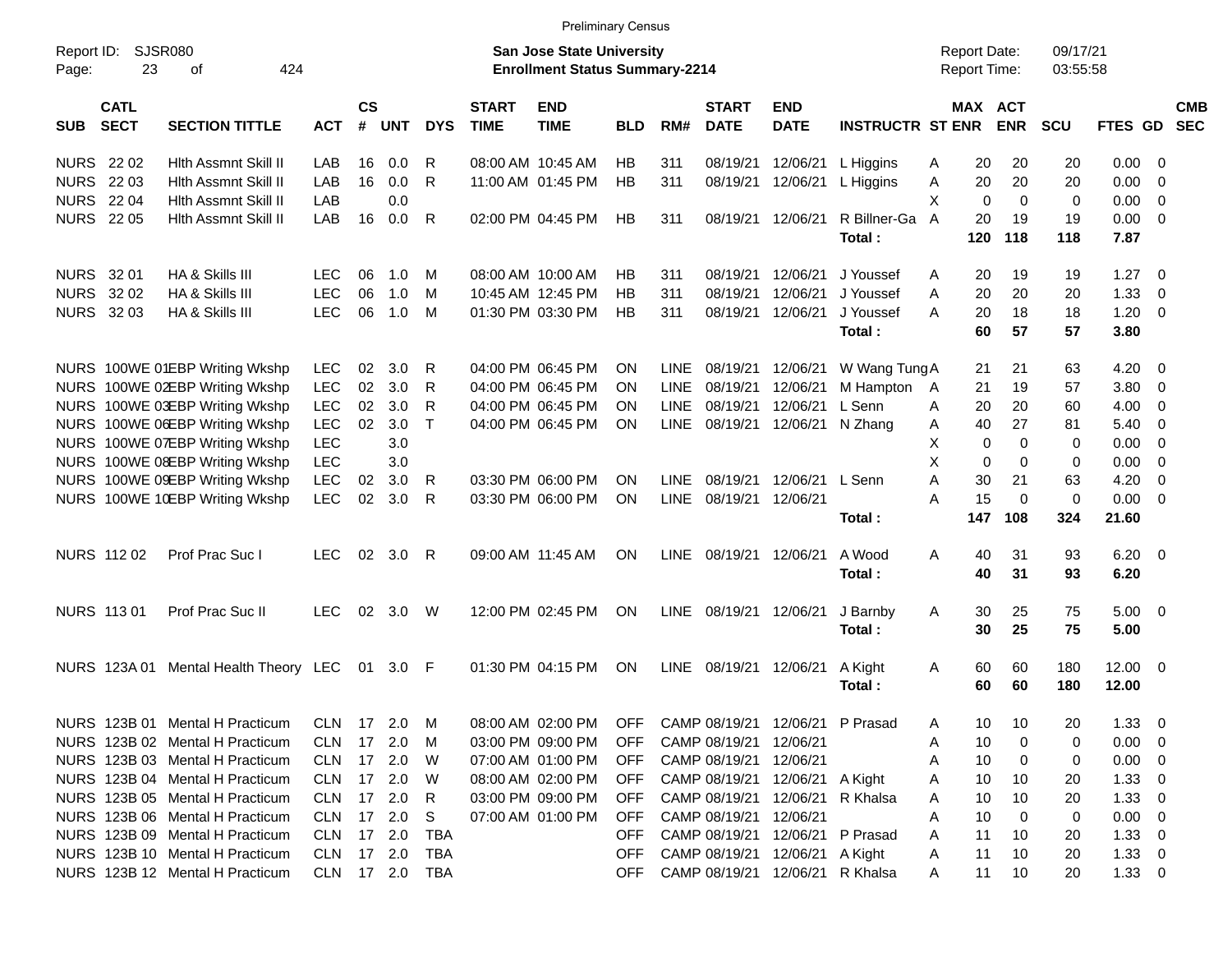Preliminary Census

Report ID: SJSR080
Page: 23 of 424

**San Jose State University**
**Enrollment Status Summary-2214**

Report Date: 09/17/21
Report Time: 03:55:58

| SUB | CATL SECT | SECTION TITTLE | ACT | CS # | UNT | DYS | START TIME | END TIME | BLD | RM# | START DATE | END DATE | INSTRUCTR | ST | MAX ENR | ACT ENR | SCU | FTES | GD | CMB SEC |
|---|---|---|---|---|---|---|---|---|---|---|---|---|---|---|---|---|---|---|---|---|
| NURS | 22 02 | Hlth Assmnt Skill II | LAB | 16 | 0.0 | R | 08:00 AM | 10:45 AM | HB | 311 | 08/19/21 | 12/06/21 | L Higgins | A | 20 | 20 | 20 | 0.00 | 0 | |
| NURS | 22 03 | Hlth Assmnt Skill II | LAB | 16 | 0.0 | R | 11:00 AM | 01:45 PM | HB | 311 | 08/19/21 | 12/06/21 | L Higgins | A | 20 | 20 | 20 | 0.00 | 0 | |
| NURS | 22 04 | Hlth Assmnt Skill II | LAB | | 0.0 | | | | | | | | | X | 0 | 0 | 0 | 0.00 | 0 | |
| NURS | 22 05 | Hlth Assmnt Skill II | LAB | 16 | 0.0 | R | 02:00 PM | 04:45 PM | HB | 311 | 08/19/21 | 12/06/21 | R Billner-Ga | A | 20 | 19 | 19 | 0.00 | 0 | |
| | | | | | | | | | | | | | **Total :** | | **120** | **118** | **118** | **7.87** | | |
| NURS | 32 01 | HA & Skills III | LEC | 06 | 1.0 | M | 08:00 AM | 10:00 AM | HB | 311 | 08/19/21 | 12/06/21 | J Youssef | A | 20 | 19 | 19 | 1.27 | 0 | |
| NURS | 32 02 | HA & Skills III | LEC | 06 | 1.0 | M | 10:45 AM | 12:45 PM | HB | 311 | 08/19/21 | 12/06/21 | J Youssef | A | 20 | 20 | 20 | 1.33 | 0 | |
| NURS | 32 03 | HA & Skills III | LEC | 06 | 1.0 | M | 01:30 PM | 03:30 PM | HB | 311 | 08/19/21 | 12/06/21 | J Youssef | A | 20 | 18 | 18 | 1.20 | 0 | |
| | | | | | | | | | | | | | **Total :** | | **60** | **57** | **57** | **3.80** | | |
| NURS | 100WE 01 | EBP Writing Wkshp | LEC | 02 | 3.0 | R | 04:00 PM | 06:45 PM | ON | LINE | 08/19/21 | 12/06/21 | W Wang Tung | A | 21 | 21 | 63 | 4.20 | 0 | |
| NURS | 100WE 02 | EBP Writing Wkshp | LEC | 02 | 3.0 | R | 04:00 PM | 06:45 PM | ON | LINE | 08/19/21 | 12/06/21 | M Hampton | A | 21 | 19 | 57 | 3.80 | 0 | |
| NURS | 100WE 03 | EBP Writing Wkshp | LEC | 02 | 3.0 | R | 04:00 PM | 06:45 PM | ON | LINE | 08/19/21 | 12/06/21 | L Senn | A | 20 | 20 | 60 | 4.00 | 0 | |
| NURS | 100WE 06 | EBP Writing Wkshp | LEC | 02 | 3.0 | T | 04:00 PM | 06:45 PM | ON | LINE | 08/19/21 | 12/06/21 | N Zhang | A | 40 | 27 | 81 | 5.40 | 0 | |
| NURS | 100WE 07 | EBP Writing Wkshp | LEC | | 3.0 | | | | | | | | | X | 0 | 0 | 0 | 0.00 | 0 | |
| NURS | 100WE 08 | EBP Writing Wkshp | LEC | | 3.0 | | | | | | | | | X | 0 | 0 | 0 | 0.00 | 0 | |
| NURS | 100WE 09 | EBP Writing Wkshp | LEC | 02 | 3.0 | R | 03:30 PM | 06:00 PM | ON | LINE | 08/19/21 | 12/06/21 | L Senn | A | 30 | 21 | 63 | 4.20 | 0 | |
| NURS | 100WE 10 | EBP Writing Wkshp | LEC | 02 | 3.0 | R | 03:30 PM | 06:00 PM | ON | LINE | 08/19/21 | 12/06/21 | | A | 15 | 0 | 0 | 0.00 | 0 | |
| | | | | | | | | | | | | | **Total :** | | **147** | **108** | **324** | **21.60** | | |
| NURS | 112 02 | Prof Prac Suc I | LEC | 02 | 3.0 | R | 09:00 AM | 11:45 AM | ON | LINE | 08/19/21 | 12/06/21 | A Wood | A | 40 | 31 | 93 | 6.20 | 0 | |
| | | | | | | | | | | | | | **Total :** | | **40** | **31** | **93** | **6.20** | | |
| NURS | 113 01 | Prof Prac Suc II | LEC | 02 | 3.0 | W | 12:00 PM | 02:45 PM | ON | LINE | 08/19/21 | 12/06/21 | J Barnby | A | 30 | 25 | 75 | 5.00 | 0 | |
| | | | | | | | | | | | | | **Total :** | | **30** | **25** | **75** | **5.00** | | |
| NURS | 123A 01 | Mental Health Theory | LEC | 01 | 3.0 | F | 01:30 PM | 04:15 PM | ON | LINE | 08/19/21 | 12/06/21 | A Kight | A | 60 | 60 | 180 | 12.00 | 0 | |
| | | | | | | | | | | | | | **Total :** | | **60** | **60** | **180** | **12.00** | | |
| NURS | 123B 01 | Mental H Practicum | CLN | 17 | 2.0 | M | 08:00 AM | 02:00 PM | OFF | CAMP | 08/19/21 | 12/06/21 | P Prasad | A | 10 | 10 | 20 | 1.33 | 0 | |
| NURS | 123B 02 | Mental H Practicum | CLN | 17 | 2.0 | M | 03:00 PM | 09:00 PM | OFF | CAMP | 08/19/21 | 12/06/21 | | A | 10 | 0 | 0 | 0.00 | 0 | |
| NURS | 123B 03 | Mental H Practicum | CLN | 17 | 2.0 | W | 07:00 AM | 01:00 PM | OFF | CAMP | 08/19/21 | 12/06/21 | | A | 10 | 0 | 0 | 0.00 | 0 | |
| NURS | 123B 04 | Mental H Practicum | CLN | 17 | 2.0 | W | 08:00 AM | 02:00 PM | OFF | CAMP | 08/19/21 | 12/06/21 | A Kight | A | 10 | 10 | 20 | 1.33 | 0 | |
| NURS | 123B 05 | Mental H Practicum | CLN | 17 | 2.0 | R | 03:00 PM | 09:00 PM | OFF | CAMP | 08/19/21 | 12/06/21 | R Khalsa | A | 10 | 10 | 20 | 1.33 | 0 | |
| NURS | 123B 06 | Mental H Practicum | CLN | 17 | 2.0 | S | 07:00 AM | 01:00 PM | OFF | CAMP | 08/19/21 | 12/06/21 | | A | 10 | 0 | 0 | 0.00 | 0 | |
| NURS | 123B 09 | Mental H Practicum | CLN | 17 | 2.0 | TBA | | | OFF | CAMP | 08/19/21 | 12/06/21 | P Prasad | A | 11 | 10 | 20 | 1.33 | 0 | |
| NURS | 123B 10 | Mental H Practicum | CLN | 17 | 2.0 | TBA | | | OFF | CAMP | 08/19/21 | 12/06/21 | A Kight | A | 11 | 10 | 20 | 1.33 | 0 | |
| NURS | 123B 12 | Mental H Practicum | CLN | 17 | 2.0 | TBA | | | OFF | CAMP | 08/19/21 | 12/06/21 | R Khalsa | A | 11 | 10 | 20 | 1.33 | 0 | |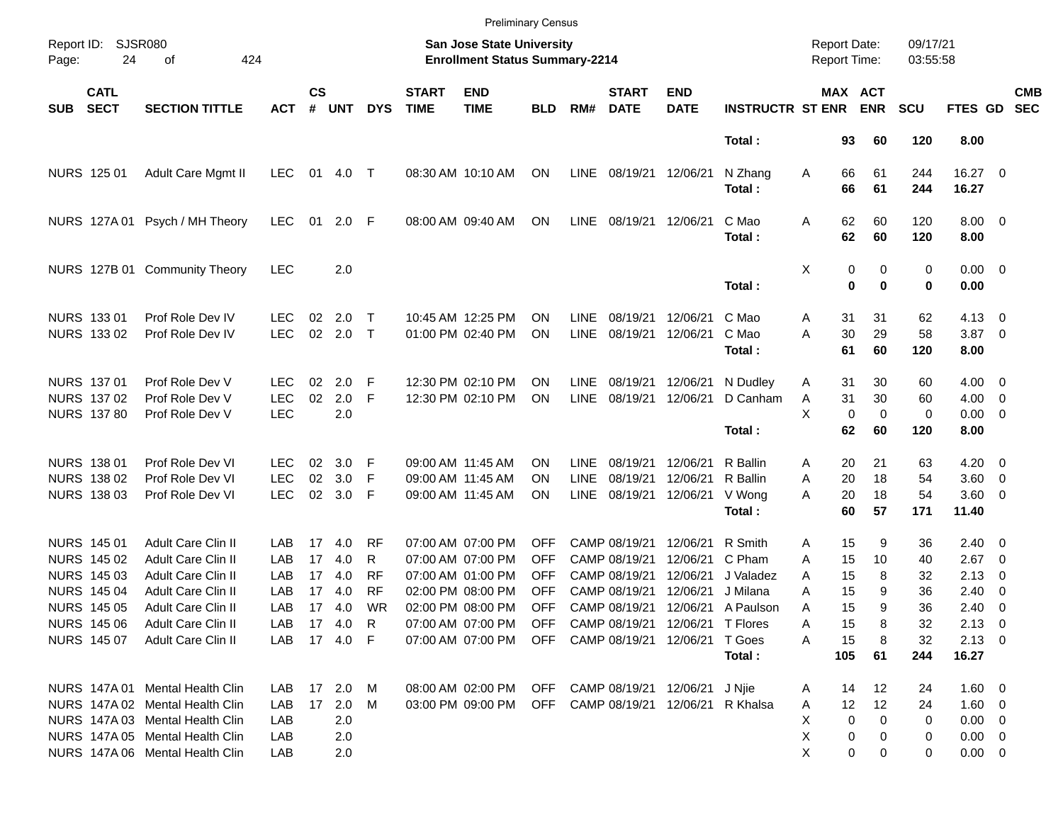Preliminary Census

Report ID: SJSR080

**San Jose State University**
**Enrollment Status Summary-2214**

Report Date: 09/17/21
Report Time: 03:55:58

| SUB | CATL SECT | SECTION TITTLE | ACT | CS # | UNT | DYS | START TIME | END TIME | BLD | RM# | START DATE | END DATE | INSTRUCTR | ST | MAX ENR | ACT ENR | SCU | FTES | GD | CMB SEC |
|---|---|---|---|---|---|---|---|---|---|---|---|---|---|---|---|---|---|---|---|---|
| | | | | | | | | | | | | | **Total :** | | **93** | **60** | **120** | **8.00** | | |
| NURS | 125 01 | Adult Care Mgmt II | LEC | 01 | 4.0 | T | 08:30 AM | 10:10 AM | ON | LINE | 08/19/21 | 12/06/21 | N Zhang | A | 66 | 61 | 244 | 16.27 | 0 | |
| | | | | | | | | | | | | | **Total :** | | **66** | **61** | **244** | **16.27** | | |
| NURS | 127A 01 | Psych / MH Theory | LEC | 01 | 2.0 | F | 08:00 AM | 09:40 AM | ON | LINE | 08/19/21 | 12/06/21 | C Mao | A | 62 | 60 | 120 | 8.00 | 0 | |
| | | | | | | | | | | | | | **Total :** | | **62** | **60** | **120** | **8.00** | | |
| NURS | 127B 01 | Community Theory | LEC | | 2.0 | | | | | | | | | X | 0 | 0 | 0 | 0.00 | 0 | |
| | | | | | | | | | | | | | **Total :** | | **0** | **0** | **0** | **0.00** | | |
| NURS | 133 01 | Prof Role Dev IV | LEC | 02 | 2.0 | T | 10:45 AM | 12:25 PM | ON | LINE | 08/19/21 | 12/06/21 | C Mao | A | 31 | 31 | 62 | 4.13 | 0 | |
| NURS | 133 02 | Prof Role Dev IV | LEC | 02 | 2.0 | T | 01:00 PM | 02:40 PM | ON | LINE | 08/19/21 | 12/06/21 | C Mao | A | 30 | 29 | 58 | 3.87 | 0 | |
| | | | | | | | | | | | | | **Total :** | | **61** | **60** | **120** | **8.00** | | |
| NURS | 137 01 | Prof Role Dev V | LEC | 02 | 2.0 | F | 12:30 PM | 02:10 PM | ON | LINE | 08/19/21 | 12/06/21 | N Dudley | A | 31 | 30 | 60 | 4.00 | 0 | |
| NURS | 137 02 | Prof Role Dev V | LEC | 02 | 2.0 | F | 12:30 PM | 02:10 PM | ON | LINE | 08/19/21 | 12/06/21 | D Canham | A | 31 | 30 | 60 | 4.00 | 0 | |
| NURS | 137 80 | Prof Role Dev V | LEC | | 2.0 | | | | | | | | | X | 0 | 0 | 0 | 0.00 | 0 | |
| | | | | | | | | | | | | | **Total :** | | **62** | **60** | **120** | **8.00** | | |
| NURS | 138 01 | Prof Role Dev VI | LEC | 02 | 3.0 | F | 09:00 AM | 11:45 AM | ON | LINE | 08/19/21 | 12/06/21 | R Ballin | A | 20 | 21 | 63 | 4.20 | 0 | |
| NURS | 138 02 | Prof Role Dev VI | LEC | 02 | 3.0 | F | 09:00 AM | 11:45 AM | ON | LINE | 08/19/21 | 12/06/21 | R Ballin | A | 20 | 18 | 54 | 3.60 | 0 | |
| NURS | 138 03 | Prof Role Dev VI | LEC | 02 | 3.0 | F | 09:00 AM | 11:45 AM | ON | LINE | 08/19/21 | 12/06/21 | V Wong | A | 20 | 18 | 54 | 3.60 | 0 | |
| | | | | | | | | | | | | | **Total :** | | **60** | **57** | **171** | **11.40** | | |
| NURS | 145 01 | Adult Care Clin II | LAB | 17 | 4.0 | RF | 07:00 AM | 07:00 PM | OFF | CAMP | 08/19/21 | 12/06/21 | R Smith | A | 15 | 9 | 36 | 2.40 | 0 | |
| NURS | 145 02 | Adult Care Clin II | LAB | 17 | 4.0 | R | 07:00 AM | 07:00 PM | OFF | CAMP | 08/19/21 | 12/06/21 | C Pham | A | 15 | 10 | 40 | 2.67 | 0 | |
| NURS | 145 03 | Adult Care Clin II | LAB | 17 | 4.0 | RF | 07:00 AM | 01:00 PM | OFF | CAMP | 08/19/21 | 12/06/21 | J Valadez | A | 15 | 8 | 32 | 2.13 | 0 | |
| NURS | 145 04 | Adult Care Clin II | LAB | 17 | 4.0 | RF | 02:00 PM | 08:00 PM | OFF | CAMP | 08/19/21 | 12/06/21 | J Milana | A | 15 | 9 | 36 | 2.40 | 0 | |
| NURS | 145 05 | Adult Care Clin II | LAB | 17 | 4.0 | WR | 02:00 PM | 08:00 PM | OFF | CAMP | 08/19/21 | 12/06/21 | A Paulson | A | 15 | 9 | 36 | 2.40 | 0 | |
| NURS | 145 06 | Adult Care Clin II | LAB | 17 | 4.0 | R | 07:00 AM | 07:00 PM | OFF | CAMP | 08/19/21 | 12/06/21 | T Flores | A | 15 | 8 | 32 | 2.13 | 0 | |
| NURS | 145 07 | Adult Care Clin II | LAB | 17 | 4.0 | F | 07:00 AM | 07:00 PM | OFF | CAMP | 08/19/21 | 12/06/21 | T Goes | A | 15 | 8 | 32 | 2.13 | 0 | |
| | | | | | | | | | | | | | **Total :** | | **105** | **61** | **244** | **16.27** | | |
| NURS | 147A 01 | Mental Health Clin | LAB | 17 | 2.0 | M | 08:00 AM | 02:00 PM | OFF | CAMP | 08/19/21 | 12/06/21 | J Njie | A | 14 | 12 | 24 | 1.60 | 0 | |
| NURS | 147A 02 | Mental Health Clin | LAB | 17 | 2.0 | M | 03:00 PM | 09:00 PM | OFF | CAMP | 08/19/21 | 12/06/21 | R Khalsa | A | 12 | 12 | 24 | 1.60 | 0 | |
| NURS | 147A 03 | Mental Health Clin | LAB | | 2.0 | | | | | | | | | X | 0 | 0 | 0 | 0.00 | 0 | |
| NURS | 147A 05 | Mental Health Clin | LAB | | 2.0 | | | | | | | | | X | 0 | 0 | 0 | 0.00 | 0 | |
| NURS | 147A 06 | Mental Health Clin | LAB | | 2.0 | | | | | | | | | X | 0 | 0 | 0 | 0.00 | 0 | |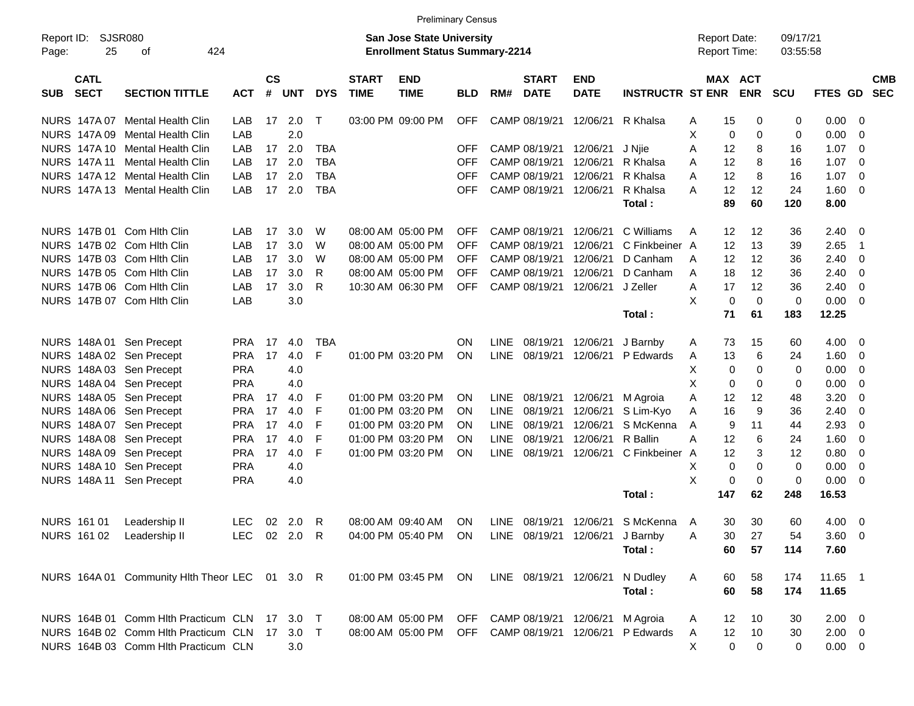Preliminary Census

Report ID: SJSR080
Page: 25 of 424

**San Jose State University**
**Enrollment Status Summary-2214**

Report Date: 09/17/21
Report Time: 03:55:58

| SUB | CATL SECT | SECTION TITTLE | ACT | CS # | UNT | DYS | START TIME | END TIME | BLD | RM# | START DATE | END DATE | INSTRUCTR | ST | MAX ENR | ACT ENR | SCU | FTES | GD | CMB SEC |
|---|---|---|---|---|---|---|---|---|---|---|---|---|---|---|---|---|---|---|---|---|
| NURS | 147A 07 | Mental Health Clin | LAB | 17 | 2.0 | T | 03:00 PM | 09:00 PM | OFF | CAMP | 08/19/21 | 12/06/21 | R Khalsa | A | 15 | 0 | 0 | 0.00 | 0 | |
| NURS | 147A 09 | Mental Health Clin | LAB | | 2.0 | | | | | | | | | X | 0 | 0 | 0 | 0.00 | 0 | |
| NURS | 147A 10 | Mental Health Clin | LAB | 17 | 2.0 | TBA | | | OFF | CAMP | 08/19/21 | 12/06/21 | J Njie | A | 12 | 8 | 16 | 1.07 | 0 | |
| NURS | 147A 11 | Mental Health Clin | LAB | 17 | 2.0 | TBA | | | OFF | CAMP | 08/19/21 | 12/06/21 | R Khalsa | A | 12 | 8 | 16 | 1.07 | 0 | |
| NURS | 147A 12 | Mental Health Clin | LAB | 17 | 2.0 | TBA | | | OFF | CAMP | 08/19/21 | 12/06/21 | R Khalsa | A | 12 | 8 | 16 | 1.07 | 0 | |
| NURS | 147A 13 | Mental Health Clin | LAB | 17 | 2.0 | TBA | | | OFF | CAMP | 08/19/21 | 12/06/21 | R Khalsa | A | 12 | 12 | 24 | 1.60 | 0 | |
| | | | | | | | | | | | | | **Total :** | | **89** | **60** | **120** | **8.00** | | |
| NURS | 147B 01 | Com Hlth Clin | LAB | 17 | 3.0 | W | 08:00 AM | 05:00 PM | OFF | CAMP | 08/19/21 | 12/06/21 | C Williams | A | 12 | 12 | 36 | 2.40 | 0 | |
| NURS | 147B 02 | Com Hlth Clin | LAB | 17 | 3.0 | W | 08:00 AM | 05:00 PM | OFF | CAMP | 08/19/21 | 12/06/21 | C Finkbeiner | A | 12 | 13 | 39 | 2.65 | 1 | |
| NURS | 147B 03 | Com Hlth Clin | LAB | 17 | 3.0 | W | 08:00 AM | 05:00 PM | OFF | CAMP | 08/19/21 | 12/06/21 | D Canham | A | 12 | 12 | 36 | 2.40 | 0 | |
| NURS | 147B 05 | Com Hlth Clin | LAB | 17 | 3.0 | R | 08:00 AM | 05:00 PM | OFF | CAMP | 08/19/21 | 12/06/21 | D Canham | A | 18 | 12 | 36 | 2.40 | 0 | |
| NURS | 147B 06 | Com Hlth Clin | LAB | 17 | 3.0 | R | 10:30 AM | 06:30 PM | OFF | CAMP | 08/19/21 | 12/06/21 | J Zeller | A | 17 | 12 | 36 | 2.40 | 0 | |
| NURS | 147B 07 | Com Hlth Clin | LAB | | 3.0 | | | | | | | | | X | 0 | 0 | 0 | 0.00 | 0 | |
| | | | | | | | | | | | | | **Total :** | | **71** | **61** | **183** | **12.25** | | |
| NURS | 148A 01 | Sen Precept | PRA | 17 | 4.0 | TBA | | | ON | LINE | 08/19/21 | 12/06/21 | J Barnby | A | 73 | 15 | 60 | 4.00 | 0 | |
| NURS | 148A 02 | Sen Precept | PRA | 17 | 4.0 | F | 01:00 PM | 03:20 PM | ON | LINE | 08/19/21 | 12/06/21 | P Edwards | A | 13 | 6 | 24 | 1.60 | 0 | |
| NURS | 148A 03 | Sen Precept | PRA | | 4.0 | | | | | | | | | X | 0 | 0 | 0 | 0.00 | 0 | |
| NURS | 148A 04 | Sen Precept | PRA | | 4.0 | | | | | | | | | X | 0 | 0 | 0 | 0.00 | 0 | |
| NURS | 148A 05 | Sen Precept | PRA | 17 | 4.0 | F | 01:00 PM | 03:20 PM | ON | LINE | 08/19/21 | 12/06/21 | M Agroia | A | 12 | 12 | 48 | 3.20 | 0 | |
| NURS | 148A 06 | Sen Precept | PRA | 17 | 4.0 | F | 01:00 PM | 03:20 PM | ON | LINE | 08/19/21 | 12/06/21 | S Lim-Kyo | A | 16 | 9 | 36 | 2.40 | 0 | |
| NURS | 148A 07 | Sen Precept | PRA | 17 | 4.0 | F | 01:00 PM | 03:20 PM | ON | LINE | 08/19/21 | 12/06/21 | S McKenna | A | 9 | 11 | 44 | 2.93 | 0 | |
| NURS | 148A 08 | Sen Precept | PRA | 17 | 4.0 | F | 01:00 PM | 03:20 PM | ON | LINE | 08/19/21 | 12/06/21 | R Ballin | A | 12 | 6 | 24 | 1.60 | 0 | |
| NURS | 148A 09 | Sen Precept | PRA | 17 | 4.0 | F | 01:00 PM | 03:20 PM | ON | LINE | 08/19/21 | 12/06/21 | C Finkbeiner | A | 12 | 3 | 12 | 0.80 | 0 | |
| NURS | 148A 10 | Sen Precept | PRA | | 4.0 | | | | | | | | | X | 0 | 0 | 0 | 0.00 | 0 | |
| NURS | 148A 11 | Sen Precept | PRA | | 4.0 | | | | | | | | | X | 0 | 0 | 0 | 0.00 | 0 | |
| | | | | | | | | | | | | | **Total :** | | **147** | **62** | **248** | **16.53** | | |
| NURS | 161 01 | Leadership II | LEC | 02 | 2.0 | R | 08:00 AM | 09:40 AM | ON | LINE | 08/19/21 | 12/06/21 | S McKenna | A | 30 | 30 | 60 | 4.00 | 0 | |
| NURS | 161 02 | Leadership II | LEC | 02 | 2.0 | R | 04:00 PM | 05:40 PM | ON | LINE | 08/19/21 | 12/06/21 | J Barnby | A | 30 | 27 | 54 | 3.60 | 0 | |
| | | | | | | | | | | | | | **Total :** | | **60** | **57** | **114** | **7.60** | | |
| NURS | 164A 01 | Community Hlth Theor | LEC | 01 | 3.0 | R | 01:00 PM | 03:45 PM | ON | LINE | 08/19/21 | 12/06/21 | N Dudley | A | 60 | 58 | 174 | 11.65 | 1 | |
| | | | | | | | | | | | | | **Total :** | | **60** | **58** | **174** | **11.65** | | |
| NURS | 164B 01 | Comm Hlth Practicum | CLN | 17 | 3.0 | T | 08:00 AM | 05:00 PM | OFF | CAMP | 08/19/21 | 12/06/21 | M Agroia | A | 12 | 10 | 30 | 2.00 | 0 | |
| NURS | 164B 02 | Comm Hlth Practicum | CLN | 17 | 3.0 | T | 08:00 AM | 05:00 PM | OFF | CAMP | 08/19/21 | 12/06/21 | P Edwards | A | 12 | 10 | 30 | 2.00 | 0 | |
| NURS | 164B 03 | Comm Hlth Practicum | CLN | | 3.0 | | | | | | | | | X | 0 | 0 | 0 | 0.00 | 0 | |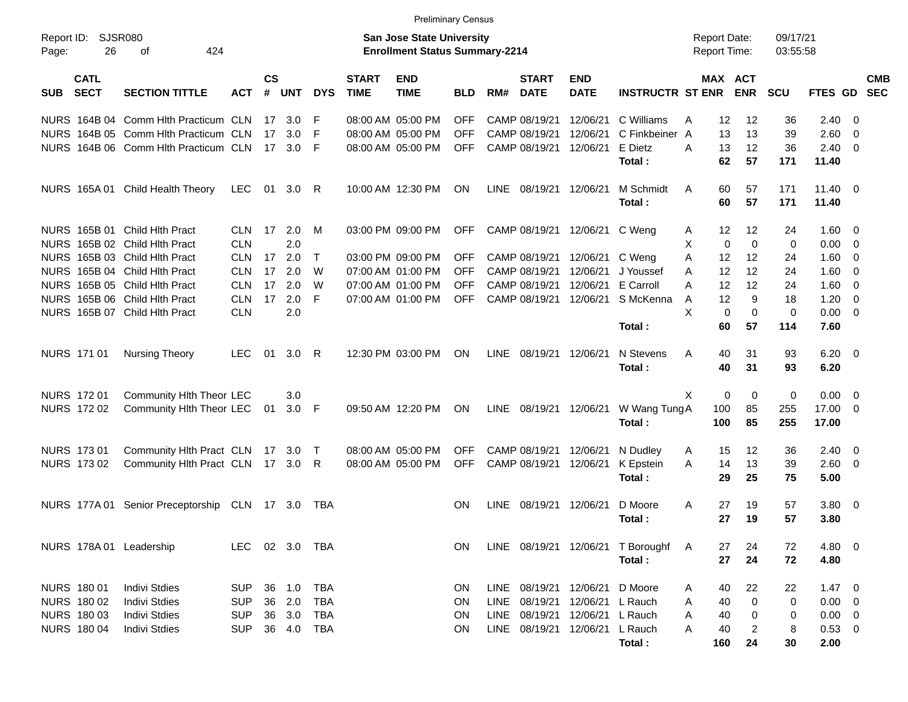Preliminary Census

Report ID: SJSR080
Page: 26 of 424

**San Jose State University**
**Enrollment Status Summary-2214**

Report Date: 09/17/21
Report Time: 03:55:58

| SUB | CATL SECT | SECTION TITTLE | ACT | CS # | UNT | DYS | START TIME | END TIME | BLD | RM# | START DATE | END DATE | INSTRUCTR | ST | MAX ENR | ACT ENR | SCU | FTES | GD | CMB SEC |
|---|---|---|---|---|---|---|---|---|---|---|---|---|---|---|---|---|---|---|---|---|
| NURS | 164B 04 | Comm Hlth Practicum | CLN | 17 | 3.0 | F | 08:00 AM | 05:00 PM | OFF | CAMP | 08/19/21 | 12/06/21 | C Williams | A | 12 | 12 | 36 | 2.40 | 0 | |
| NURS | 164B 05 | Comm Hlth Practicum | CLN | 17 | 3.0 | F | 08:00 AM | 05:00 PM | OFF | CAMP | 08/19/21 | 12/06/21 | C Finkbeiner | A | 13 | 13 | 39 | 2.60 | 0 | |
| NURS | 164B 06 | Comm Hlth Practicum | CLN | 17 | 3.0 | F | 08:00 AM | 05:00 PM | OFF | CAMP | 08/19/21 | 12/06/21 | E Dietz | A | 13 | 12 | 36 | 2.40 | 0 | |
| | | | | | | | | | | | | | **Total :** | | **62** | **57** | **171** | **11.40** | | |
| NURS | 165A 01 | Child Health Theory | LEC | 01 | 3.0 | R | 10:00 AM | 12:30 PM | ON | LINE | 08/19/21 | 12/06/21 | M Schmidt | A | 60 | 57 | 171 | 11.40 | 0 | |
| | | | | | | | | | | | | | **Total :** | | **60** | **57** | **171** | **11.40** | | |
| NURS | 165B 01 | Child Hlth Pract | CLN | 17 | 2.0 | M | 03:00 PM | 09:00 PM | OFF | CAMP | 08/19/21 | 12/06/21 | C Weng | A | 12 | 12 | 24 | 1.60 | 0 | |
| NURS | 165B 02 | Child Hlth Pract | CLN | | 2.0 | | | | | | | | | X | 0 | 0 | 0 | 0.00 | 0 | |
| NURS | 165B 03 | Child Hlth Pract | CLN | 17 | 2.0 | T | 03:00 PM | 09:00 PM | OFF | CAMP | 08/19/21 | 12/06/21 | C Weng | A | 12 | 12 | 24 | 1.60 | 0 | |
| NURS | 165B 04 | Child Hlth Pract | CLN | 17 | 2.0 | W | 07:00 AM | 01:00 PM | OFF | CAMP | 08/19/21 | 12/06/21 | J Youssef | A | 12 | 12 | 24 | 1.60 | 0 | |
| NURS | 165B 05 | Child Hlth Pract | CLN | 17 | 2.0 | W | 07:00 AM | 01:00 PM | OFF | CAMP | 08/19/21 | 12/06/21 | E Carroll | A | 12 | 12 | 24 | 1.60 | 0 | |
| NURS | 165B 06 | Child Hlth Pract | CLN | 17 | 2.0 | F | 07:00 AM | 01:00 PM | OFF | CAMP | 08/19/21 | 12/06/21 | S McKenna | A | 12 | 9 | 18 | 1.20 | 0 | |
| NURS | 165B 07 | Child Hlth Pract | CLN | | 2.0 | | | | | | | | | X | 0 | 0 | 0 | 0.00 | 0 | |
| | | | | | | | | | | | | | **Total :** | | **60** | **57** | **114** | **7.60** | | |
| NURS | 171 01 | Nursing Theory | LEC | 01 | 3.0 | R | 12:30 PM | 03:00 PM | ON | LINE | 08/19/21 | 12/06/21 | N Stevens | A | 40 | 31 | 93 | 6.20 | 0 | |
| | | | | | | | | | | | | | **Total :** | | **40** | **31** | **93** | **6.20** | | |
| NURS | 172 01 | Community Hlth Theor | LEC | | 3.0 | | | | | | | | | X | 0 | 0 | 0 | 0.00 | 0 | |
| NURS | 172 02 | Community Hlth Theor | LEC | 01 | 3.0 | F | 09:50 AM | 12:20 PM | ON | LINE | 08/19/21 | 12/06/21 | W Wang Tung | A | 100 | 85 | 255 | 17.00 | 0 | |
| | | | | | | | | | | | | | **Total :** | | **100** | **85** | **255** | **17.00** | | |
| NURS | 173 01 | Community Hlth Pract | CLN | 17 | 3.0 | T | 08:00 AM | 05:00 PM | OFF | CAMP | 08/19/21 | 12/06/21 | N Dudley | A | 15 | 12 | 36 | 2.40 | 0 | |
| NURS | 173 02 | Community Hlth Pract | CLN | 17 | 3.0 | R | 08:00 AM | 05:00 PM | OFF | CAMP | 08/19/21 | 12/06/21 | K Epstein | A | 14 | 13 | 39 | 2.60 | 0 | |
| | | | | | | | | | | | | | **Total :** | | **29** | **25** | **75** | **5.00** | | |
| NURS | 177A 01 | Senior Preceptorship | CLN | 17 | 3.0 | TBA | | | ON | LINE | 08/19/21 | 12/06/21 | D Moore | A | 27 | 19 | 57 | 3.80 | 0 | |
| | | | | | | | | | | | | | **Total :** | | **27** | **19** | **57** | **3.80** | | |
| NURS | 178A 01 | Leadership | LEC | 02 | 3.0 | TBA | | | ON | LINE | 08/19/21 | 12/06/21 | T Boroughf | A | 27 | 24 | 72 | 4.80 | 0 | |
| | | | | | | | | | | | | | **Total :** | | **27** | **24** | **72** | **4.80** | | |
| NURS | 180 01 | Indivi Stdies | SUP | 36 | 1.0 | TBA | | | ON | LINE | 08/19/21 | 12/06/21 | D Moore | A | 40 | 22 | 22 | 1.47 | 0 | |
| NURS | 180 02 | Indivi Stdies | SUP | 36 | 2.0 | TBA | | | ON | LINE | 08/19/21 | 12/06/21 | L Rauch | A | 40 | 0 | 0 | 0.00 | 0 | |
| NURS | 180 03 | Indivi Stdies | SUP | 36 | 3.0 | TBA | | | ON | LINE | 08/19/21 | 12/06/21 | L Rauch | A | 40 | 0 | 0 | 0.00 | 0 | |
| NURS | 180 04 | Indivi Stdies | SUP | 36 | 4.0 | TBA | | | ON | LINE | 08/19/21 | 12/06/21 | L Rauch | A | 40 | 2 | 8 | 0.53 | 0 | |
| | | | | | | | | | | | | | **Total :** | | **160** | **24** | **30** | **2.00** | | |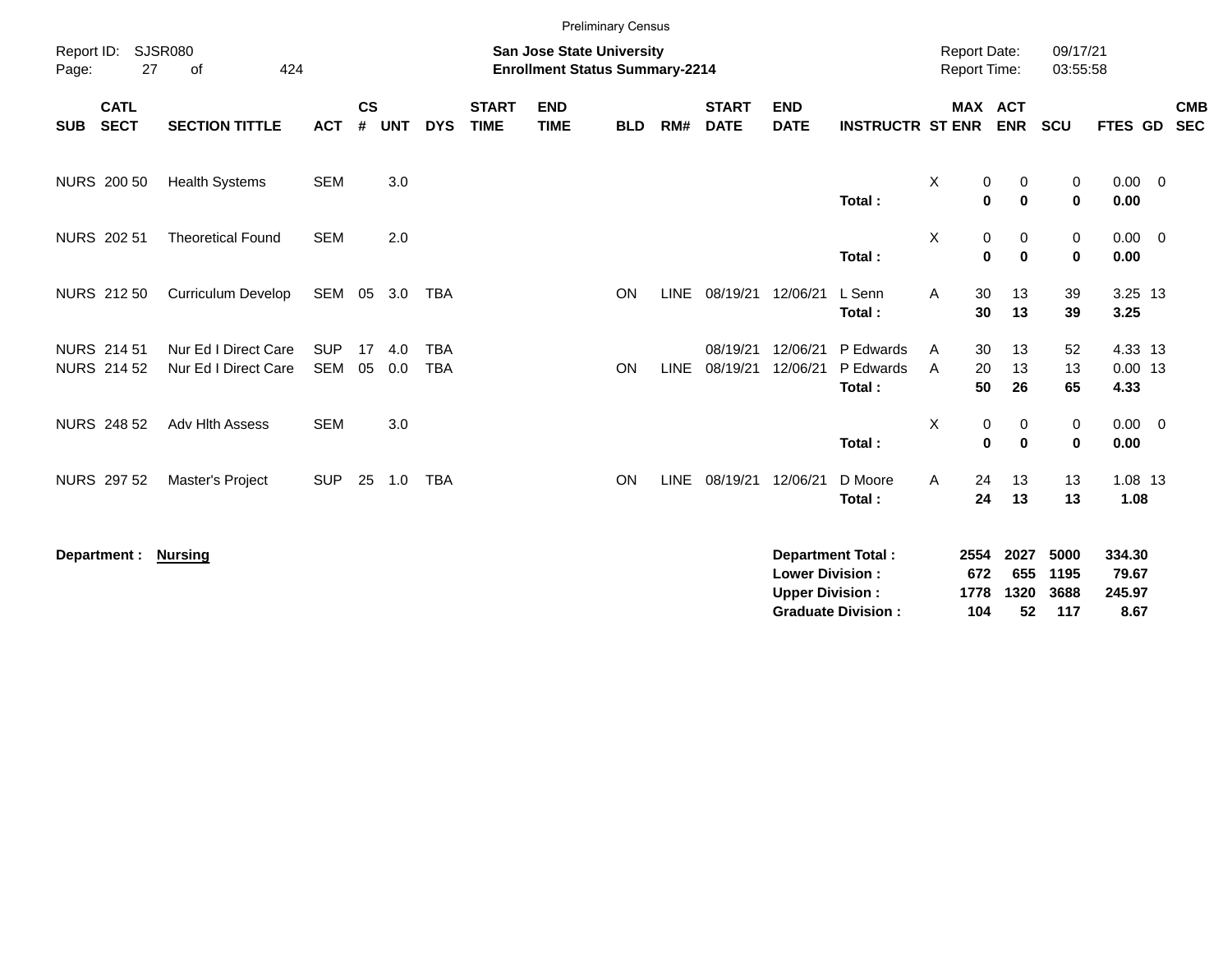Preliminary Census

Report ID: SJSR080

**San Jose State University**
**Enrollment Status Summary-2214**

Report Date: 09/17/21
Report Time: 03:55:58

| SUB | CATL SECT | SECTION TITTLE | ACT | CS # | UNT | DYS | START TIME | END TIME | BLD | RM# | START DATE | END DATE | INSTRUCTR | ST | MAX ENR | ACT ENR | SCU | FTES | GD | CMB SEC |
|---|---|---|---|---|---|---|---|---|---|---|---|---|---|---|---|---|---|---|---|---|
| NURS | 200 50 | Health Systems | SEM | | 3.0 | | | | | | | | | X | 0 | 0 | 0 | 0.00 | 0 | |
| | | | | | | | | | | | | | **Total :** | | **0** | **0** | **0** | **0.00** | | |
| NURS | 202 51 | Theoretical Found | SEM | | 2.0 | | | | | | | | | X | 0 | 0 | 0 | 0.00 | 0 | |
| | | | | | | | | | | | | | **Total :** | | **0** | **0** | **0** | **0.00** | | |
| NURS | 212 50 | Curriculum Develop | SEM | 05 | 3.0 | TBA | | | ON | LINE | 08/19/21 | 12/06/21 | L Senn | A | 30 | 13 | 39 | 3.25 | 13 | |
| | | | | | | | | | | | | | **Total :** | | **30** | **13** | **39** | **3.25** | | |
| NURS | 214 51 | Nur Ed I Direct Care | SUP | 17 | 4.0 | TBA | | | | | 08/19/21 | 12/06/21 | P Edwards | A | 30 | 13 | 52 | 4.33 | 13 | |
| NURS | 214 52 | Nur Ed I Direct Care | SEM | 05 | 0.0 | TBA | | | ON | LINE | 08/19/21 | 12/06/21 | P Edwards | A | 20 | 13 | 13 | 0.00 | 13 | |
| | | | | | | | | | | | | | **Total :** | | **50** | **26** | **65** | **4.33** | | |
| NURS | 248 52 | Adv Hlth Assess | SEM | | 3.0 | | | | | | | | | X | 0 | 0 | 0 | 0.00 | 0 | |
| | | | | | | | | | | | | | **Total :** | | **0** | **0** | **0** | **0.00** | | |
| NURS | 297 52 | Master's Project | SUP | 25 | 1.0 | TBA | | | ON | LINE | 08/19/21 | 12/06/21 | D Moore | A | 24 | 13 | 13 | 1.08 | 13 | |
| | | | | | | | | | | | | | **Total :** | | **24** | **13** | **13** | **1.08** | | |

**Department :** **Nursing**

| | MAX ENR | ACT ENR | SCU | FTES |
|---|---|---|---|---|
| **Department Total :** | **2554** | **2027** | **5000** | **334.30** |
| **Lower Division :** | **672** | **655** | **1195** | **79.67** |
| **Upper Division :** | **1778** | **1320** | **3688** | **245.97** |
| **Graduate Division :** | **104** | **52** | **117** | **8.67** |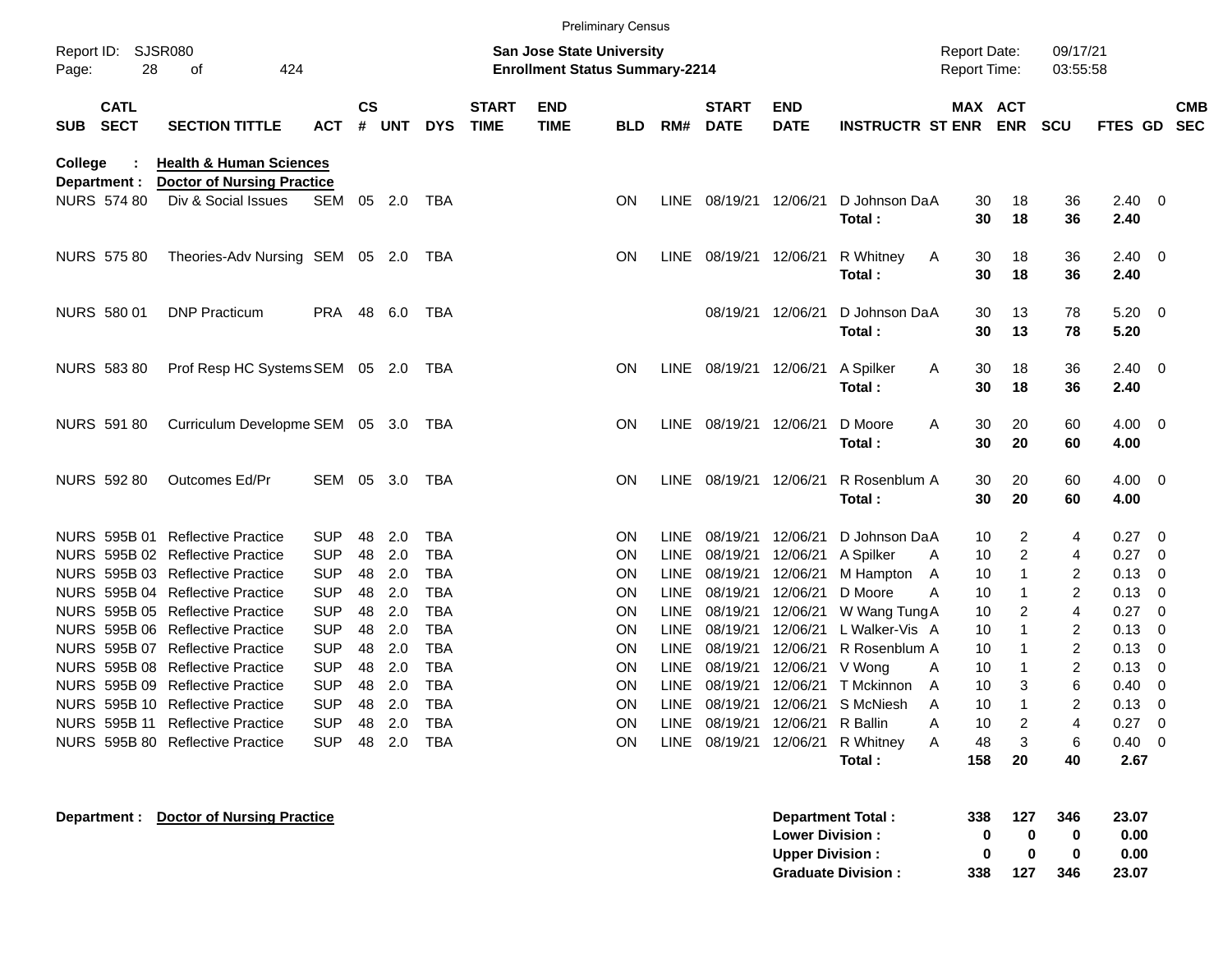Preliminary Census

Report ID: SJSR080
Page: 28 of 424

**San Jose State University**
**Enrollment Status Summary-2214**

Report Date: 09/17/21
Report Time: 03:55:58

**College : Health & Human Sciences**
**Department : Doctor of Nursing Practice**

| SUB | CATL SECT | SECTION TITTLE | ACT | CS # | UNT | DYS | START TIME | END TIME | BLD | RM# | START DATE | END DATE | INSTRUCTR | ST | MAX ENR | ACT ENR | SCU | FTES | GD | CMB SEC |
|---|---|---|---|---|---|---|---|---|---|---|---|---|---|---|---|---|---|---|---|---|
| NURS | 574 80 | Div & Social Issues | SEM | 05 | 2.0 | TBA | | | ON | LINE | 08/19/21 | 12/06/21 | D Johnson Da | A | 30 | 18 | 36 | 2.40 | 0 | |
| | | | | | | | | | | | | | **Total :** | | **30** | **18** | **36** | **2.40** | | |
| NURS | 575 80 | Theories-Adv Nursing | SEM | 05 | 2.0 | TBA | | | ON | LINE | 08/19/21 | 12/06/21 | R Whitney | A | 30 | 18 | 36 | 2.40 | 0 | |
| | | | | | | | | | | | | | **Total :** | | **30** | **18** | **36** | **2.40** | | |
| NURS | 580 01 | DNP Practicum | PRA | 48 | 6.0 | TBA | | | | | 08/19/21 | 12/06/21 | D Johnson Da | A | 30 | 13 | 78 | 5.20 | 0 | |
| | | | | | | | | | | | | | **Total :** | | **30** | **13** | **78** | **5.20** | | |
| NURS | 583 80 | Prof Resp HC Systems | SEM | 05 | 2.0 | TBA | | | ON | LINE | 08/19/21 | 12/06/21 | A Spilker | A | 30 | 18 | 36 | 2.40 | 0 | |
| | | | | | | | | | | | | | **Total :** | | **30** | **18** | **36** | **2.40** | | |
| NURS | 591 80 | Curriculum Developme | SEM | 05 | 3.0 | TBA | | | ON | LINE | 08/19/21 | 12/06/21 | D Moore | A | 30 | 20 | 60 | 4.00 | 0 | |
| | | | | | | | | | | | | | **Total :** | | **30** | **20** | **60** | **4.00** | | |
| NURS | 592 80 | Outcomes Ed/Pr | SEM | 05 | 3.0 | TBA | | | ON | LINE | 08/19/21 | 12/06/21 | R Rosenblum | A | 30 | 20 | 60 | 4.00 | 0 | |
| | | | | | | | | | | | | | **Total :** | | **30** | **20** | **60** | **4.00** | | |
| NURS | 595B 01 | Reflective Practice | SUP | 48 | 2.0 | TBA | | | ON | LINE | 08/19/21 | 12/06/21 | D Johnson Da | A | 10 | 2 | 4 | 0.27 | 0 | |
| NURS | 595B 02 | Reflective Practice | SUP | 48 | 2.0 | TBA | | | ON | LINE | 08/19/21 | 12/06/21 | A Spilker | A | 10 | 2 | 4 | 0.27 | 0 | |
| NURS | 595B 03 | Reflective Practice | SUP | 48 | 2.0 | TBA | | | ON | LINE | 08/19/21 | 12/06/21 | M Hampton | A | 10 | 1 | 2 | 0.13 | 0 | |
| NURS | 595B 04 | Reflective Practice | SUP | 48 | 2.0 | TBA | | | ON | LINE | 08/19/21 | 12/06/21 | D Moore | A | 10 | 1 | 2 | 0.13 | 0 | |
| NURS | 595B 05 | Reflective Practice | SUP | 48 | 2.0 | TBA | | | ON | LINE | 08/19/21 | 12/06/21 | W Wang Tung | A | 10 | 2 | 4 | 0.27 | 0 | |
| NURS | 595B 06 | Reflective Practice | SUP | 48 | 2.0 | TBA | | | ON | LINE | 08/19/21 | 12/06/21 | L Walker-Vis | A | 10 | 1 | 2 | 0.13 | 0 | |
| NURS | 595B 07 | Reflective Practice | SUP | 48 | 2.0 | TBA | | | ON | LINE | 08/19/21 | 12/06/21 | R Rosenblum | A | 10 | 1 | 2 | 0.13 | 0 | |
| NURS | 595B 08 | Reflective Practice | SUP | 48 | 2.0 | TBA | | | ON | LINE | 08/19/21 | 12/06/21 | V Wong | A | 10 | 1 | 2 | 0.13 | 0 | |
| NURS | 595B 09 | Reflective Practice | SUP | 48 | 2.0 | TBA | | | ON | LINE | 08/19/21 | 12/06/21 | T Mckinnon | A | 10 | 3 | 6 | 0.40 | 0 | |
| NURS | 595B 10 | Reflective Practice | SUP | 48 | 2.0 | TBA | | | ON | LINE | 08/19/21 | 12/06/21 | S McNiesh | A | 10 | 1 | 2 | 0.13 | 0 | |
| NURS | 595B 11 | Reflective Practice | SUP | 48 | 2.0 | TBA | | | ON | LINE | 08/19/21 | 12/06/21 | R Ballin | A | 10 | 2 | 4 | 0.27 | 0 | |
| NURS | 595B 80 | Reflective Practice | SUP | 48 | 2.0 | TBA | | | ON | LINE | 08/19/21 | 12/06/21 | R Whitney | A | 48 | 3 | 6 | 0.40 | 0 | |
| | | | | | | | | | | | | | **Total :** | | **158** | **20** | **40** | **2.67** | | |

**Department : Doctor of Nursing Practice**

| | MAX ENR | ACT ENR | SCU | FTES |
|---|---|---|---|---|
| **Department Total :** | **338** | **127** | **346** | **23.07** |
| **Lower Division :** | **0** | **0** | **0** | **0.00** |
| **Upper Division :** | **0** | **0** | **0** | **0.00** |
| **Graduate Division :** | **338** | **127** | **346** | **23.07** |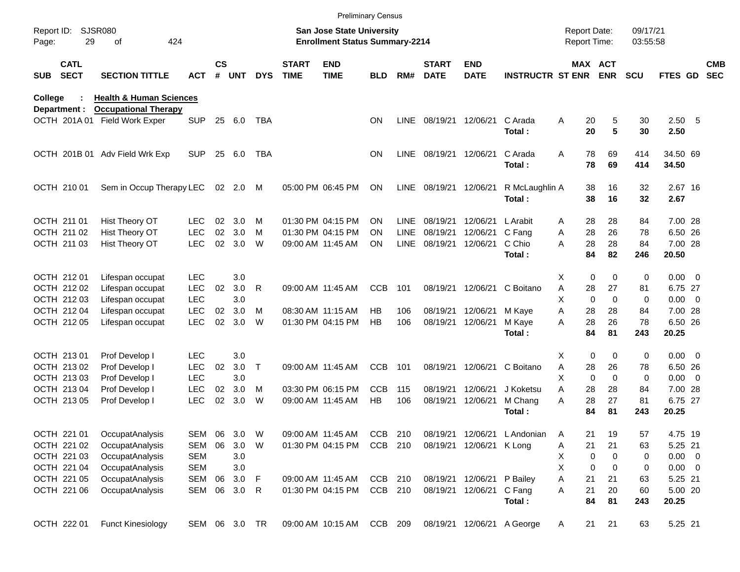Preliminary Census

Report ID: SJSR080

**San Jose State University**
**Enrollment Status Summary-2214**

Report Date: 09/17/21
Report Time: 03:55:58

**College : Health & Human Sciences**
**Department : Occupational Therapy**

| SUB | CATL SECT | SECTION TITTLE | ACT | CS # | UNT | DYS | START TIME | END TIME | BLD | RM# | START DATE | END DATE | INSTRUCTR | ST | MAX ENR | ACT ENR | SCU | FTES | GD | CMB SEC |
|---|---|---|---|---|---|---|---|---|---|---|---|---|---|---|---|---|---|---|---|---|
| OCTH | 201A 01 | Field Work Exper | SUP | 25 | 6.0 | TBA | | | ON | LINE | 08/19/21 | 12/06/21 | C Arada | A | 20 | 5 | 30 | 2.50 | 5 | |
| | | | | | | | | | | | | | **Total :** | | **20** | **5** | **30** | **2.50** | | |
| OCTH | 201B 01 | Adv Field Wrk Exp | SUP | 25 | 6.0 | TBA | | | ON | LINE | 08/19/21 | 12/06/21 | C Arada | A | 78 | 69 | 414 | 34.50 | 69 | |
| | | | | | | | | | | | | | **Total :** | | **78** | **69** | **414** | **34.50** | | |
| OCTH | 210 01 | Sem in Occup Therapy | LEC | 02 | 2.0 | M | 05:00 PM | 06:45 PM | ON | LINE | 08/19/21 | 12/06/21 | R McLaughlin | A | 38 | 16 | 32 | 2.67 | 16 | |
| | | | | | | | | | | | | | **Total :** | | **38** | **16** | **32** | **2.67** | | |
| OCTH | 211 01 | Hist Theory OT | LEC | 02 | 3.0 | M | 01:30 PM | 04:15 PM | ON | LINE | 08/19/21 | 12/06/21 | L Arabit | A | 28 | 28 | 84 | 7.00 | 28 | |
| OCTH | 211 02 | Hist Theory OT | LEC | 02 | 3.0 | M | 01:30 PM | 04:15 PM | ON | LINE | 08/19/21 | 12/06/21 | C Fang | A | 28 | 26 | 78 | 6.50 | 26 | |
| OCTH | 211 03 | Hist Theory OT | LEC | 02 | 3.0 | W | 09:00 AM | 11:45 AM | ON | LINE | 08/19/21 | 12/06/21 | C Chio | A | 28 | 28 | 84 | 7.00 | 28 | |
| | | | | | | | | | | | | | **Total :** | | **84** | **82** | **246** | **20.50** | | |
| OCTH | 212 01 | Lifespan occupat | LEC | | 3.0 | | | | | | | | | X | 0 | 0 | 0 | 0.00 | 0 | |
| OCTH | 212 02 | Lifespan occupat | LEC | 02 | 3.0 | R | 09:00 AM | 11:45 AM | CCB | 101 | 08/19/21 | 12/06/21 | C Boitano | A | 28 | 27 | 81 | 6.75 | 27 | |
| OCTH | 212 03 | Lifespan occupat | LEC | | 3.0 | | | | | | | | | X | 0 | 0 | 0 | 0.00 | 0 | |
| OCTH | 212 04 | Lifespan occupat | LEC | 02 | 3.0 | M | 08:30 AM | 11:15 AM | HB | 106 | 08/19/21 | 12/06/21 | M Kaye | A | 28 | 28 | 84 | 7.00 | 28 | |
| OCTH | 212 05 | Lifespan occupat | LEC | 02 | 3.0 | W | 01:30 PM | 04:15 PM | HB | 106 | 08/19/21 | 12/06/21 | M Kaye | A | 28 | 26 | 78 | 6.50 | 26 | |
| | | | | | | | | | | | | | **Total :** | | **84** | **81** | **243** | **20.25** | | |
| OCTH | 213 01 | Prof Develop I | LEC | | 3.0 | | | | | | | | | X | 0 | 0 | 0 | 0.00 | 0 | |
| OCTH | 213 02 | Prof Develop I | LEC | 02 | 3.0 | T | 09:00 AM | 11:45 AM | CCB | 101 | 08/19/21 | 12/06/21 | C Boitano | A | 28 | 26 | 78 | 6.50 | 26 | |
| OCTH | 213 03 | Prof Develop I | LEC | | 3.0 | | | | | | | | | X | 0 | 0 | 0 | 0.00 | 0 | |
| OCTH | 213 04 | Prof Develop I | LEC | 02 | 3.0 | M | 03:30 PM | 06:15 PM | CCB | 115 | 08/19/21 | 12/06/21 | J Koketsu | A | 28 | 28 | 84 | 7.00 | 28 | |
| OCTH | 213 05 | Prof Develop I | LEC | 02 | 3.0 | W | 09:00 AM | 11:45 AM | HB | 106 | 08/19/21 | 12/06/21 | M Chang | A | 28 | 27 | 81 | 6.75 | 27 | |
| | | | | | | | | | | | | | **Total :** | | **84** | **81** | **243** | **20.25** | | |
| OCTH | 221 01 | OccupatAnalysis | SEM | 06 | 3.0 | W | 09:00 AM | 11:45 AM | CCB | 210 | 08/19/21 | 12/06/21 | L Andonian | A | 21 | 19 | 57 | 4.75 | 19 | |
| OCTH | 221 02 | OccupatAnalysis | SEM | 06 | 3.0 | W | 01:30 PM | 04:15 PM | CCB | 210 | 08/19/21 | 12/06/21 | K Long | A | 21 | 21 | 63 | 5.25 | 21 | |
| OCTH | 221 03 | OccupatAnalysis | SEM | | 3.0 | | | | | | | | | X | 0 | 0 | 0 | 0.00 | 0 | |
| OCTH | 221 04 | OccupatAnalysis | SEM | | 3.0 | | | | | | | | | X | 0 | 0 | 0 | 0.00 | 0 | |
| OCTH | 221 05 | OccupatAnalysis | SEM | 06 | 3.0 | F | 09:00 AM | 11:45 AM | CCB | 210 | 08/19/21 | 12/06/21 | P Bailey | A | 21 | 21 | 63 | 5.25 | 21 | |
| OCTH | 221 06 | OccupatAnalysis | SEM | 06 | 3.0 | R | 01:30 PM | 04:15 PM | CCB | 210 | 08/19/21 | 12/06/21 | C Fang | A | 21 | 20 | 60 | 5.00 | 20 | |
| | | | | | | | | | | | | | **Total :** | | **84** | **81** | **243** | **20.25** | | |
| OCTH | 222 01 | Funct Kinesiology | SEM | 06 | 3.0 | TR | 09:00 AM | 10:15 AM | CCB | 209 | 08/19/21 | 12/06/21 | A George | A | 21 | 21 | 63 | 5.25 | 21 | |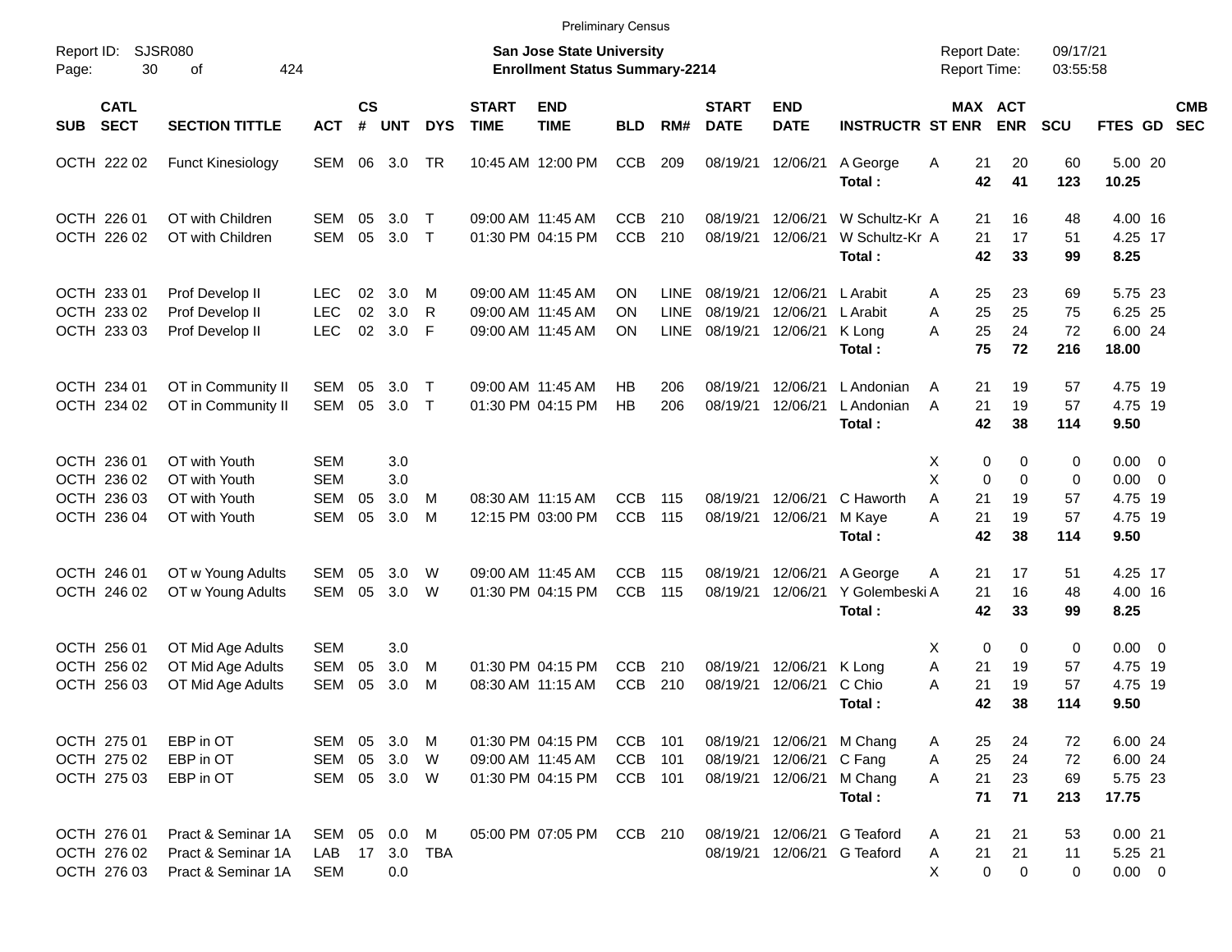Preliminary Census

Report ID: SJSR080
Page: 30 of 424

**San Jose State University**
**Enrollment Status Summary-2214**

Report Date: 09/17/21
Report Time: 03:55:58

| SUB | CATL SECT | SECTION TITTLE | ACT | CS # | UNT | DYS | START TIME | END TIME | BLD | RM# | START DATE | END DATE | INSTRUCTR | ST | MAX ENR | ACT ENR | SCU | FTES | GD | CMB SEC |
|---|---|---|---|---|---|---|---|---|---|---|---|---|---|---|---|---|---|---|---|---|
| OCTH | 222 02 | Funct Kinesiology | SEM | 06 | 3.0 | TR | 10:45 AM | 12:00 PM | CCB | 209 | 08/19/21 | 12/06/21 | A George | A | 21 | 20 | 60 | 5.00 | 20 | |
| | | | | | | | | | | | | | **Total :** | | **42** | **41** | **123** | **10.25** | | |
| OCTH | 226 01 | OT with Children | SEM | 05 | 3.0 | T | 09:00 AM | 11:45 AM | CCB | 210 | 08/19/21 | 12/06/21 | W Schultz-Kr | A | 21 | 16 | 48 | 4.00 | 16 | |
| OCTH | 226 02 | OT with Children | SEM | 05 | 3.0 | T | 01:30 PM | 04:15 PM | CCB | 210 | 08/19/21 | 12/06/21 | W Schultz-Kr | A | 21 | 17 | 51 | 4.25 | 17 | |
| | | | | | | | | | | | | | **Total :** | | **42** | **33** | **99** | **8.25** | | |
| OCTH | 233 01 | Prof Develop II | LEC | 02 | 3.0 | M | 09:00 AM | 11:45 AM | ON | LINE | 08/19/21 | 12/06/21 | L Arabit | A | 25 | 23 | 69 | 5.75 | 23 | |
| OCTH | 233 02 | Prof Develop II | LEC | 02 | 3.0 | R | 09:00 AM | 11:45 AM | ON | LINE | 08/19/21 | 12/06/21 | L Arabit | A | 25 | 25 | 75 | 6.25 | 25 | |
| OCTH | 233 03 | Prof Develop II | LEC | 02 | 3.0 | F | 09:00 AM | 11:45 AM | ON | LINE | 08/19/21 | 12/06/21 | K Long | A | 25 | 24 | 72 | 6.00 | 24 | |
| | | | | | | | | | | | | | **Total :** | | **75** | **72** | **216** | **18.00** | | |
| OCTH | 234 01 | OT in Community II | SEM | 05 | 3.0 | T | 09:00 AM | 11:45 AM | HB | 206 | 08/19/21 | 12/06/21 | L Andonian | A | 21 | 19 | 57 | 4.75 | 19 | |
| OCTH | 234 02 | OT in Community II | SEM | 05 | 3.0 | T | 01:30 PM | 04:15 PM | HB | 206 | 08/19/21 | 12/06/21 | L Andonian | A | 21 | 19 | 57 | 4.75 | 19 | |
| | | | | | | | | | | | | | **Total :** | | **42** | **38** | **114** | **9.50** | | |
| OCTH | 236 01 | OT with Youth | SEM | | 3.0 | | | | | | | | | X | 0 | 0 | 0 | 0.00 | 0 | |
| OCTH | 236 02 | OT with Youth | SEM | | 3.0 | | | | | | | | | X | 0 | 0 | 0 | 0.00 | 0 | |
| OCTH | 236 03 | OT with Youth | SEM | 05 | 3.0 | M | 08:30 AM | 11:15 AM | CCB | 115 | 08/19/21 | 12/06/21 | C Haworth | A | 21 | 19 | 57 | 4.75 | 19 | |
| OCTH | 236 04 | OT with Youth | SEM | 05 | 3.0 | M | 12:15 PM | 03:00 PM | CCB | 115 | 08/19/21 | 12/06/21 | M Kaye | A | 21 | 19 | 57 | 4.75 | 19 | |
| | | | | | | | | | | | | | **Total :** | | **42** | **38** | **114** | **9.50** | | |
| OCTH | 246 01 | OT w Young Adults | SEM | 05 | 3.0 | W | 09:00 AM | 11:45 AM | CCB | 115 | 08/19/21 | 12/06/21 | A George | A | 21 | 17 | 51 | 4.25 | 17 | |
| OCTH | 246 02 | OT w Young Adults | SEM | 05 | 3.0 | W | 01:30 PM | 04:15 PM | CCB | 115 | 08/19/21 | 12/06/21 | Y Golembeski | A | 21 | 16 | 48 | 4.00 | 16 | |
| | | | | | | | | | | | | | **Total :** | | **42** | **33** | **99** | **8.25** | | |
| OCTH | 256 01 | OT Mid Age Adults | SEM | | 3.0 | | | | | | | | | X | 0 | 0 | 0 | 0.00 | 0 | |
| OCTH | 256 02 | OT Mid Age Adults | SEM | 05 | 3.0 | M | 01:30 PM | 04:15 PM | CCB | 210 | 08/19/21 | 12/06/21 | K Long | A | 21 | 19 | 57 | 4.75 | 19 | |
| OCTH | 256 03 | OT Mid Age Adults | SEM | 05 | 3.0 | M | 08:30 AM | 11:15 AM | CCB | 210 | 08/19/21 | 12/06/21 | C Chio | A | 21 | 19 | 57 | 4.75 | 19 | |
| | | | | | | | | | | | | | **Total :** | | **42** | **38** | **114** | **9.50** | | |
| OCTH | 275 01 | EBP in OT | SEM | 05 | 3.0 | M | 01:30 PM | 04:15 PM | CCB | 101 | 08/19/21 | 12/06/21 | M Chang | A | 25 | 24 | 72 | 6.00 | 24 | |
| OCTH | 275 02 | EBP in OT | SEM | 05 | 3.0 | W | 09:00 AM | 11:45 AM | CCB | 101 | 08/19/21 | 12/06/21 | C Fang | A | 25 | 24 | 72 | 6.00 | 24 | |
| OCTH | 275 03 | EBP in OT | SEM | 05 | 3.0 | W | 01:30 PM | 04:15 PM | CCB | 101 | 08/19/21 | 12/06/21 | M Chang | A | 21 | 23 | 69 | 5.75 | 23 | |
| | | | | | | | | | | | | | **Total :** | | **71** | **71** | **213** | **17.75** | | |
| OCTH | 276 01 | Pract & Seminar 1A | SEM | 05 | 0.0 | M | 05:00 PM | 07:05 PM | CCB | 210 | 08/19/21 | 12/06/21 | G Teaford | A | 21 | 21 | 53 | 0.00 | 21 | |
| OCTH | 276 02 | Pract & Seminar 1A | LAB | 17 | 3.0 | TBA | | | | | 08/19/21 | 12/06/21 | G Teaford | A | 21 | 21 | 11 | 5.25 | 21 | |
| OCTH | 276 03 | Pract & Seminar 1A | SEM | | 0.0 | | | | | | | | | X | 0 | 0 | 0 | 0.00 | 0 | |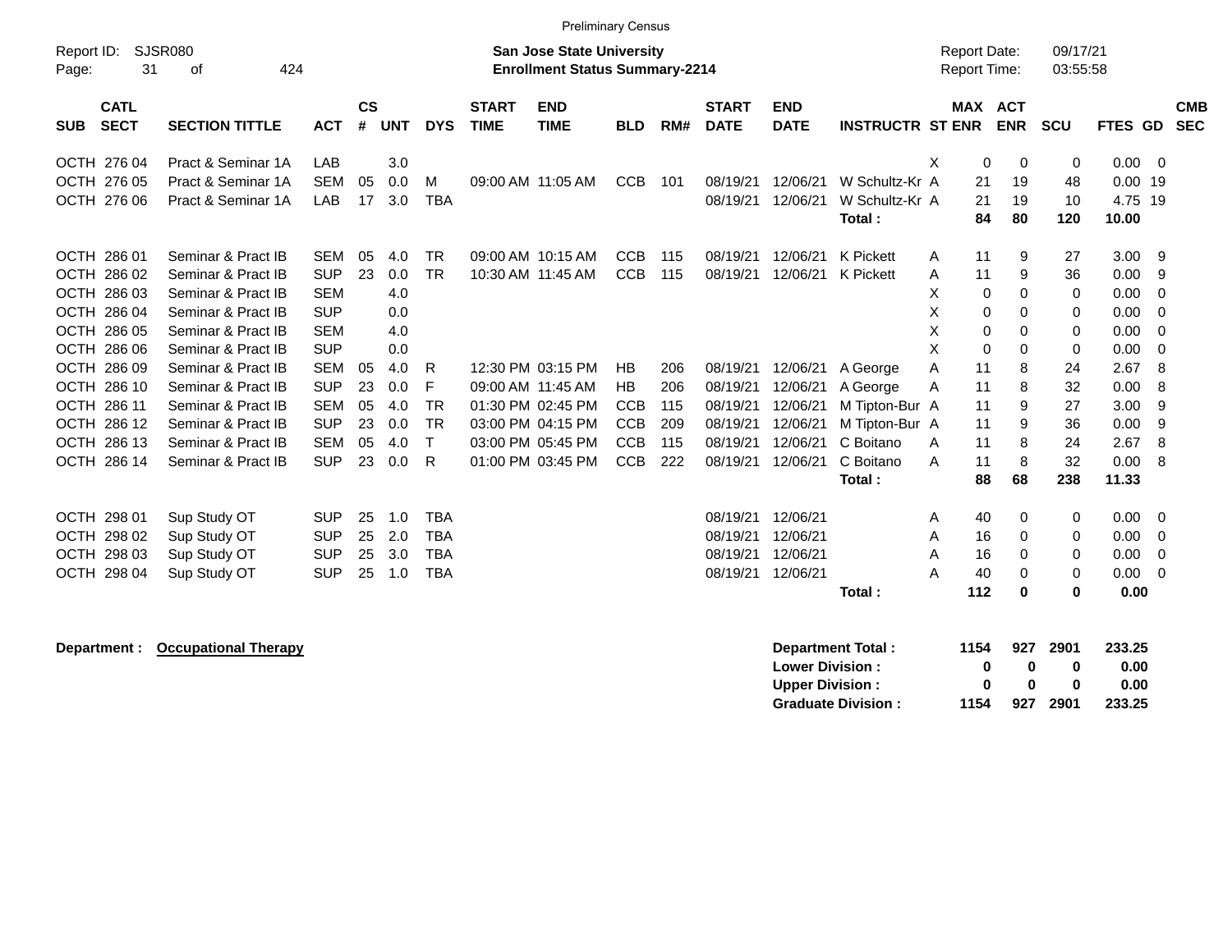Preliminary Census

Report ID: SJSR080

**San Jose State University**
**Enrollment Status Summary-2214**

Report Date: 09/17/21
Report Time: 03:55:58

| SUB | CATL SECT | SECTION TITTLE | ACT | CS # | UNT | DYS | START TIME | END TIME | BLD | RM# | START DATE | END DATE | INSTRUCTR | ST | MAX ENR | ACT ENR | SCU | FTES | GD | CMB SEC |
|---|---|---|---|---|---|---|---|---|---|---|---|---|---|---|---|---|---|---|---|---|
| OCTH | 276 04 | Pract & Seminar 1A | LAB | | 3.0 | | | | | | | | | X | 0 | 0 | 0 | 0.00 | 0 | |
| OCTH | 276 05 | Pract & Seminar 1A | SEM | 05 | 0.0 | M | 09:00 AM | 11:05 AM | CCB | 101 | 08/19/21 | 12/06/21 | W Schultz-Kr | A | 21 | 19 | 48 | 0.00 | 19 | |
| OCTH | 276 06 | Pract & Seminar 1A | LAB | 17 | 3.0 | TBA | | | | | 08/19/21 | 12/06/21 | W Schultz-Kr | A | 21 | 19 | 10 | 4.75 | 19 | |
| | | | | | | | | | | | | | **Total :** | | **84** | **80** | **120** | **10.00** | | |
| OCTH | 286 01 | Seminar & Pract IB | SEM | 05 | 4.0 | TR | 09:00 AM | 10:15 AM | CCB | 115 | 08/19/21 | 12/06/21 | K Pickett | A | 11 | 9 | 27 | 3.00 | 9 | |
| OCTH | 286 02 | Seminar & Pract IB | SUP | 23 | 0.0 | TR | 10:30 AM | 11:45 AM | CCB | 115 | 08/19/21 | 12/06/21 | K Pickett | A | 11 | 9 | 36 | 0.00 | 9 | |
| OCTH | 286 03 | Seminar & Pract IB | SEM | | 4.0 | | | | | | | | | X | 0 | 0 | 0 | 0.00 | 0 | |
| OCTH | 286 04 | Seminar & Pract IB | SUP | | 0.0 | | | | | | | | | X | 0 | 0 | 0 | 0.00 | 0 | |
| OCTH | 286 05 | Seminar & Pract IB | SEM | | 4.0 | | | | | | | | | X | 0 | 0 | 0 | 0.00 | 0 | |
| OCTH | 286 06 | Seminar & Pract IB | SUP | | 0.0 | | | | | | | | | X | 0 | 0 | 0 | 0.00 | 0 | |
| OCTH | 286 09 | Seminar & Pract IB | SEM | 05 | 4.0 | R | 12:30 PM | 03:15 PM | HB | 206 | 08/19/21 | 12/06/21 | A George | A | 11 | 8 | 24 | 2.67 | 8 | |
| OCTH | 286 10 | Seminar & Pract IB | SUP | 23 | 0.0 | F | 09:00 AM | 11:45 AM | HB | 206 | 08/19/21 | 12/06/21 | A George | A | 11 | 8 | 32 | 0.00 | 8 | |
| OCTH | 286 11 | Seminar & Pract IB | SEM | 05 | 4.0 | TR | 01:30 PM | 02:45 PM | CCB | 115 | 08/19/21 | 12/06/21 | M Tipton-Bur | A | 11 | 9 | 27 | 3.00 | 9 | |
| OCTH | 286 12 | Seminar & Pract IB | SUP | 23 | 0.0 | TR | 03:00 PM | 04:15 PM | CCB | 209 | 08/19/21 | 12/06/21 | M Tipton-Bur | A | 11 | 9 | 36 | 0.00 | 9 | |
| OCTH | 286 13 | Seminar & Pract IB | SEM | 05 | 4.0 | T | 03:00 PM | 05:45 PM | CCB | 115 | 08/19/21 | 12/06/21 | C Boitano | A | 11 | 8 | 24 | 2.67 | 8 | |
| OCTH | 286 14 | Seminar & Pract IB | SUP | 23 | 0.0 | R | 01:00 PM | 03:45 PM | CCB | 222 | 08/19/21 | 12/06/21 | C Boitano | A | 11 | 8 | 32 | 0.00 | 8 | |
| | | | | | | | | | | | | | **Total :** | | **88** | **68** | **238** | **11.33** | | |
| OCTH | 298 01 | Sup Study OT | SUP | 25 | 1.0 | TBA | | | | | 08/19/21 | 12/06/21 | | A | 40 | 0 | 0 | 0.00 | 0 | |
| OCTH | 298 02 | Sup Study OT | SUP | 25 | 2.0 | TBA | | | | | 08/19/21 | 12/06/21 | | A | 16 | 0 | 0 | 0.00 | 0 | |
| OCTH | 298 03 | Sup Study OT | SUP | 25 | 3.0 | TBA | | | | | 08/19/21 | 12/06/21 | | A | 16 | 0 | 0 | 0.00 | 0 | |
| OCTH | 298 04 | Sup Study OT | SUP | 25 | 1.0 | TBA | | | | | 08/19/21 | 12/06/21 | | A | 40 | 0 | 0 | 0.00 | 0 | |
| | | | | | | | | | | | | | **Total :** | | **112** | **0** | **0** | **0.00** | | |

**Department :** **Occupational Therapy**

| | MAX ENR | ACT ENR | SCU | FTES |
|---|---|---|---|---|
| **Department Total :** | **1154** | **927** | **2901** | **233.25** |
| **Lower Division :** | **0** | **0** | **0** | **0.00** |
| **Upper Division :** | **0** | **0** | **0** | **0.00** |
| **Graduate Division :** | **1154** | **927** | **2901** | **233.25** |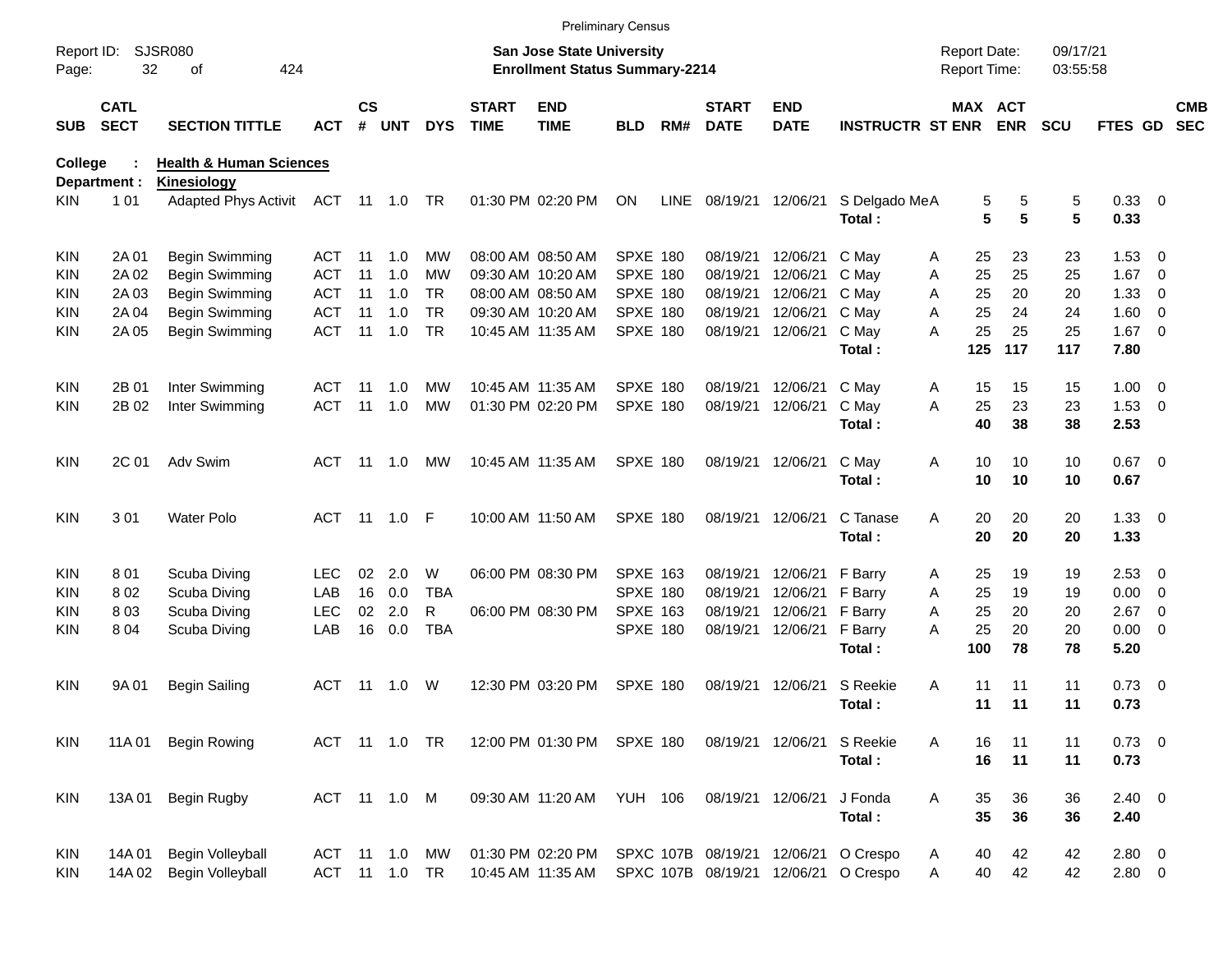Preliminary Census

Report ID: SJSR080

**San Jose State University**
**Enrollment Status Summary-2214**

Report Date: 09/17/21
Report Time: 03:55:58

**College : Health & Human Sciences**
**Department : Kinesiology**

| SUB | CATL SECT | SECTION TITTLE | ACT | CS # | UNT | DYS | START TIME | END TIME | BLD | RM# | START DATE | END DATE | INSTRUCTR | ST | MAX ENR | ACT ENR | SCU | FTES | GD | CMB SEC |
|---|---|---|---|---|---|---|---|---|---|---|---|---|---|---|---|---|---|---|---|---|
| KIN | 1 01 | Adapted Phys Activit | ACT | 11 | 1.0 | TR | 01:30 PM | 02:20 PM | ON | LINE | 08/19/21 | 12/06/21 | S Delgado Me | A | 5 | 5 | 5 | 0.33 | 0 | |
| | | | | | | | | | | | | | **Total :** | | **5** | **5** | **5** | **0.33** | | |
| KIN | 2A 01 | Begin Swimming | ACT | 11 | 1.0 | MW | 08:00 AM | 08:50 AM | SPXE | 180 | 08/19/21 | 12/06/21 | C May | A | 25 | 23 | 23 | 1.53 | 0 | |
| KIN | 2A 02 | Begin Swimming | ACT | 11 | 1.0 | MW | 09:30 AM | 10:20 AM | SPXE | 180 | 08/19/21 | 12/06/21 | C May | A | 25 | 25 | 25 | 1.67 | 0 | |
| KIN | 2A 03 | Begin Swimming | ACT | 11 | 1.0 | TR | 08:00 AM | 08:50 AM | SPXE | 180 | 08/19/21 | 12/06/21 | C May | A | 25 | 20 | 20 | 1.33 | 0 | |
| KIN | 2A 04 | Begin Swimming | ACT | 11 | 1.0 | TR | 09:30 AM | 10:20 AM | SPXE | 180 | 08/19/21 | 12/06/21 | C May | A | 25 | 24 | 24 | 1.60 | 0 | |
| KIN | 2A 05 | Begin Swimming | ACT | 11 | 1.0 | TR | 10:45 AM | 11:35 AM | SPXE | 180 | 08/19/21 | 12/06/21 | C May | A | 25 | 25 | 25 | 1.67 | 0 | |
| | | | | | | | | | | | | | **Total :** | | **125** | **117** | **117** | **7.80** | | |
| KIN | 2B 01 | Inter Swimming | ACT | 11 | 1.0 | MW | 10:45 AM | 11:35 AM | SPXE | 180 | 08/19/21 | 12/06/21 | C May | A | 15 | 15 | 15 | 1.00 | 0 | |
| KIN | 2B 02 | Inter Swimming | ACT | 11 | 1.0 | MW | 01:30 PM | 02:20 PM | SPXE | 180 | 08/19/21 | 12/06/21 | C May | A | 25 | 23 | 23 | 1.53 | 0 | |
| | | | | | | | | | | | | | **Total :** | | **40** | **38** | **38** | **2.53** | | |
| KIN | 2C 01 | Adv Swim | ACT | 11 | 1.0 | MW | 10:45 AM | 11:35 AM | SPXE | 180 | 08/19/21 | 12/06/21 | C May | A | 10 | 10 | 10 | 0.67 | 0 | |
| | | | | | | | | | | | | | **Total :** | | **10** | **10** | **10** | **0.67** | | |
| KIN | 3 01 | Water Polo | ACT | 11 | 1.0 | F | 10:00 AM | 11:50 AM | SPXE | 180 | 08/19/21 | 12/06/21 | C Tanase | A | 20 | 20 | 20 | 1.33 | 0 | |
| | | | | | | | | | | | | | **Total :** | | **20** | **20** | **20** | **1.33** | | |
| KIN | 8 01 | Scuba Diving | LEC | 02 | 2.0 | W | 06:00 PM | 08:30 PM | SPXE | 163 | 08/19/21 | 12/06/21 | F Barry | A | 25 | 19 | 19 | 2.53 | 0 | |
| KIN | 8 02 | Scuba Diving | LAB | 16 | 0.0 | TBA | | | SPXE | 180 | 08/19/21 | 12/06/21 | F Barry | A | 25 | 19 | 19 | 0.00 | 0 | |
| KIN | 8 03 | Scuba Diving | LEC | 02 | 2.0 | R | 06:00 PM | 08:30 PM | SPXE | 163 | 08/19/21 | 12/06/21 | F Barry | A | 25 | 20 | 20 | 2.67 | 0 | |
| KIN | 8 04 | Scuba Diving | LAB | 16 | 0.0 | TBA | | | SPXE | 180 | 08/19/21 | 12/06/21 | F Barry | A | 25 | 20 | 20 | 0.00 | 0 | |
| | | | | | | | | | | | | | **Total :** | | **100** | **78** | **78** | **5.20** | | |
| KIN | 9A 01 | Begin Sailing | ACT | 11 | 1.0 | W | 12:30 PM | 03:20 PM | SPXE | 180 | 08/19/21 | 12/06/21 | S Reekie | A | 11 | 11 | 11 | 0.73 | 0 | |
| | | | | | | | | | | | | | **Total :** | | **11** | **11** | **11** | **0.73** | | |
| KIN | 11A 01 | Begin Rowing | ACT | 11 | 1.0 | TR | 12:00 PM | 01:30 PM | SPXE | 180 | 08/19/21 | 12/06/21 | S Reekie | A | 16 | 11 | 11 | 0.73 | 0 | |
| | | | | | | | | | | | | | **Total :** | | **16** | **11** | **11** | **0.73** | | |
| KIN | 13A 01 | Begin Rugby | ACT | 11 | 1.0 | M | 09:30 AM | 11:20 AM | YUH | 106 | 08/19/21 | 12/06/21 | J Fonda | A | 35 | 36 | 36 | 2.40 | 0 | |
| | | | | | | | | | | | | | **Total :** | | **35** | **36** | **36** | **2.40** | | |
| KIN | 14A 01 | Begin Volleyball | ACT | 11 | 1.0 | MW | 01:30 PM | 02:20 PM | SPXC | 107B | 08/19/21 | 12/06/21 | O Crespo | A | 40 | 42 | 42 | 2.80 | 0 | |
| KIN | 14A 02 | Begin Volleyball | ACT | 11 | 1.0 | TR | 10:45 AM | 11:35 AM | SPXC | 107B | 08/19/21 | 12/06/21 | O Crespo | A | 40 | 42 | 42 | 2.80 | 0 | |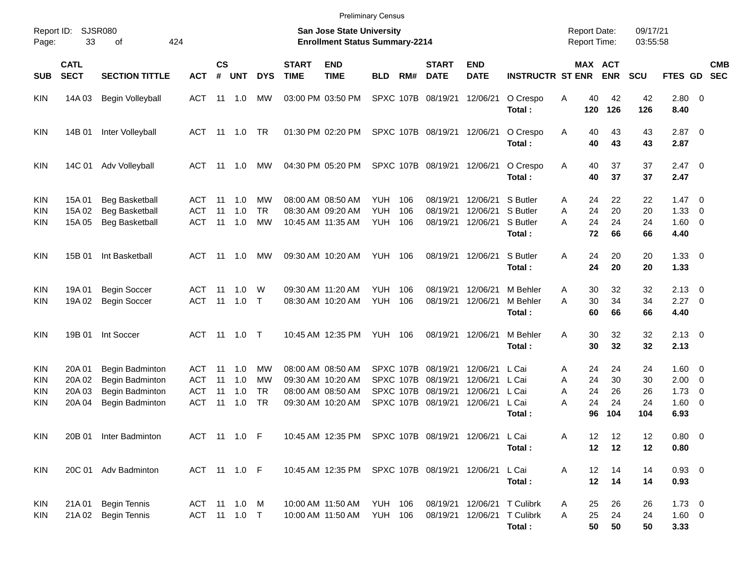Preliminary Census

Report ID: SJSR080
Page: 33 of 424

**San Jose State University**
**Enrollment Status Summary-2214**

Report Date: 09/17/21
Report Time: 03:55:58

| SUB | CATL SECT | SECTION TITTLE | ACT | CS # | UNT | DYS | START TIME | END TIME | BLD | RM# | START DATE | END DATE | INSTRUCTR | ST | MAX ENR | ACT ENR | SCU | FTES | GD | CMB SEC |
|---|---|---|---|---|---|---|---|---|---|---|---|---|---|---|---|---|---|---|---|---|
| KIN | 14A 03 | Begin Volleyball | ACT | 11 | 1.0 | MW | 03:00 PM | 03:50 PM | SPXC | 107B | 08/19/21 | 12/06/21 | O Crespo | A | 40 | 42 | 42 | 2.80 | 0 | |
| | | | | | | | | | | | | | **Total :** | | **120** | **126** | **126** | **8.40** | | |
| KIN | 14B 01 | Inter Volleyball | ACT | 11 | 1.0 | TR | 01:30 PM | 02:20 PM | SPXC | 107B | 08/19/21 | 12/06/21 | O Crespo | A | 40 | 43 | 43 | 2.87 | 0 | |
| | | | | | | | | | | | | | **Total :** | | **40** | **43** | **43** | **2.87** | | |
| KIN | 14C 01 | Adv Volleyball | ACT | 11 | 1.0 | MW | 04:30 PM | 05:20 PM | SPXC | 107B | 08/19/21 | 12/06/21 | O Crespo | A | 40 | 37 | 37 | 2.47 | 0 | |
| | | | | | | | | | | | | | **Total :** | | **40** | **37** | **37** | **2.47** | | |
| KIN | 15A 01 | Beg Basketball | ACT | 11 | 1.0 | MW | 08:00 AM | 08:50 AM | YUH | 106 | 08/19/21 | 12/06/21 | S Butler | A | 24 | 22 | 22 | 1.47 | 0 | |
| KIN | 15A 02 | Beg Basketball | ACT | 11 | 1.0 | TR | 08:30 AM | 09:20 AM | YUH | 106 | 08/19/21 | 12/06/21 | S Butler | A | 24 | 20 | 20 | 1.33 | 0 | |
| KIN | 15A 05 | Beg Basketball | ACT | 11 | 1.0 | MW | 10:45 AM | 11:35 AM | YUH | 106 | 08/19/21 | 12/06/21 | S Butler | A | 24 | 24 | 24 | 1.60 | 0 | |
| | | | | | | | | | | | | | **Total :** | | **72** | **66** | **66** | **4.40** | | |
| KIN | 15B 01 | Int Basketball | ACT | 11 | 1.0 | MW | 09:30 AM | 10:20 AM | YUH | 106 | 08/19/21 | 12/06/21 | S Butler | A | 24 | 20 | 20 | 1.33 | 0 | |
| | | | | | | | | | | | | | **Total :** | | **24** | **20** | **20** | **1.33** | | |
| KIN | 19A 01 | Begin Soccer | ACT | 11 | 1.0 | W | 09:30 AM | 11:20 AM | YUH | 106 | 08/19/21 | 12/06/21 | M Behler | A | 30 | 32 | 32 | 2.13 | 0 | |
| KIN | 19A 02 | Begin Soccer | ACT | 11 | 1.0 | T | 08:30 AM | 10:20 AM | YUH | 106 | 08/19/21 | 12/06/21 | M Behler | A | 30 | 34 | 34 | 2.27 | 0 | |
| | | | | | | | | | | | | | **Total :** | | **60** | **66** | **66** | **4.40** | | |
| KIN | 19B 01 | Int Soccer | ACT | 11 | 1.0 | T | 10:45 AM | 12:35 PM | YUH | 106 | 08/19/21 | 12/06/21 | M Behler | A | 30 | 32 | 32 | 2.13 | 0 | |
| | | | | | | | | | | | | | **Total :** | | **30** | **32** | **32** | **2.13** | | |
| KIN | 20A 01 | Begin Badminton | ACT | 11 | 1.0 | MW | 08:00 AM | 08:50 AM | SPXC | 107B | 08/19/21 | 12/06/21 | L Cai | A | 24 | 24 | 24 | 1.60 | 0 | |
| KIN | 20A 02 | Begin Badminton | ACT | 11 | 1.0 | MW | 09:30 AM | 10:20 AM | SPXC | 107B | 08/19/21 | 12/06/21 | L Cai | A | 24 | 30 | 30 | 2.00 | 0 | |
| KIN | 20A 03 | Begin Badminton | ACT | 11 | 1.0 | TR | 08:00 AM | 08:50 AM | SPXC | 107B | 08/19/21 | 12/06/21 | L Cai | A | 24 | 26 | 26 | 1.73 | 0 | |
| KIN | 20A 04 | Begin Badminton | ACT | 11 | 1.0 | TR | 09:30 AM | 10:20 AM | SPXC | 107B | 08/19/21 | 12/06/21 | L Cai | A | 24 | 24 | 24 | 1.60 | 0 | |
| | | | | | | | | | | | | | **Total :** | | **96** | **104** | **104** | **6.93** | | |
| KIN | 20B 01 | Inter Badminton | ACT | 11 | 1.0 | F | 10:45 AM | 12:35 PM | SPXC | 107B | 08/19/21 | 12/06/21 | L Cai | A | 12 | 12 | 12 | 0.80 | 0 | |
| | | | | | | | | | | | | | **Total :** | | **12** | **12** | **12** | **0.80** | | |
| KIN | 20C 01 | Adv Badminton | ACT | 11 | 1.0 | F | 10:45 AM | 12:35 PM | SPXC | 107B | 08/19/21 | 12/06/21 | L Cai | A | 12 | 14 | 14 | 0.93 | 0 | |
| | | | | | | | | | | | | | **Total :** | | **12** | **14** | **14** | **0.93** | | |
| KIN | 21A 01 | Begin Tennis | ACT | 11 | 1.0 | M | 10:00 AM | 11:50 AM | YUH | 106 | 08/19/21 | 12/06/21 | T Culibrk | A | 25 | 26 | 26 | 1.73 | 0 | |
| KIN | 21A 02 | Begin Tennis | ACT | 11 | 1.0 | T | 10:00 AM | 11:50 AM | YUH | 106 | 08/19/21 | 12/06/21 | T Culibrk | A | 25 | 24 | 24 | 1.60 | 0 | |
| | | | | | | | | | | | | | **Total :** | | **50** | **50** | **50** | **3.33** | | |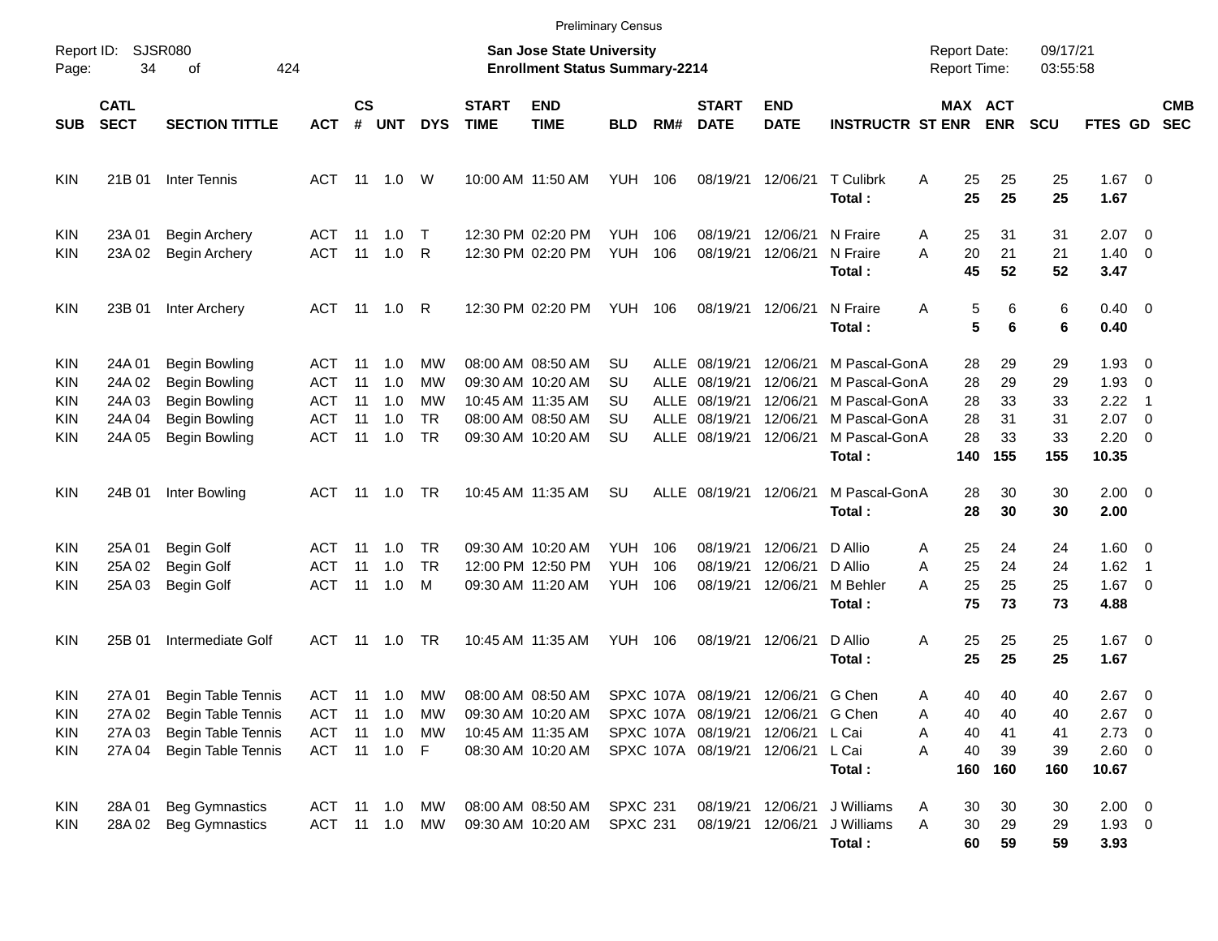Preliminary Census

Report ID: SJSR080

**San Jose State University**
**Enrollment Status Summary-2214**

Report Date: 09/17/21
Report Time: 03:55:58

| SUB | CATL SECT | SECTION TITTLE | ACT | CS # | UNT | DYS | START TIME | END TIME | BLD | RM# | START DATE | END DATE | INSTRUCTR | ST | MAX ENR | ACT ENR | SCU | FTES | GD | CMB SEC |
|---|---|---|---|---|---|---|---|---|---|---|---|---|---|---|---|---|---|---|---|---|
| KIN | 21B 01 | Inter Tennis | ACT | 11 | 1.0 | W | 10:00 AM | 11:50 AM | YUH | 106 | 08/19/21 | 12/06/21 | T Culibrk | A | 25 | 25 | 25 | 1.67 | 0 | |
| | | | | | | | | | | | | | **Total :** | | **25** | **25** | **25** | **1.67** | | |
| KIN | 23A 01 | Begin Archery | ACT | 11 | 1.0 | T | 12:30 PM | 02:20 PM | YUH | 106 | 08/19/21 | 12/06/21 | N Fraire | A | 25 | 31 | 31 | 2.07 | 0 | |
| KIN | 23A 02 | Begin Archery | ACT | 11 | 1.0 | R | 12:30 PM | 02:20 PM | YUH | 106 | 08/19/21 | 12/06/21 | N Fraire | A | 20 | 21 | 21 | 1.40 | 0 | |
| | | | | | | | | | | | | | **Total :** | | **45** | **52** | **52** | **3.47** | | |
| KIN | 23B 01 | Inter Archery | ACT | 11 | 1.0 | R | 12:30 PM | 02:20 PM | YUH | 106 | 08/19/21 | 12/06/21 | N Fraire | A | 5 | 6 | 6 | 0.40 | 0 | |
| | | | | | | | | | | | | | **Total :** | | **5** | **6** | **6** | **0.40** | | |
| KIN | 24A 01 | Begin Bowling | ACT | 11 | 1.0 | MW | 08:00 AM | 08:50 AM | SU | ALLE | 08/19/21 | 12/06/21 | M Pascal-Gon | A | 28 | 29 | 29 | 1.93 | 0 | |
| KIN | 24A 02 | Begin Bowling | ACT | 11 | 1.0 | MW | 09:30 AM | 10:20 AM | SU | ALLE | 08/19/21 | 12/06/21 | M Pascal-Gon | A | 28 | 29 | 29 | 1.93 | 0 | |
| KIN | 24A 03 | Begin Bowling | ACT | 11 | 1.0 | MW | 10:45 AM | 11:35 AM | SU | ALLE | 08/19/21 | 12/06/21 | M Pascal-Gon | A | 28 | 33 | 33 | 2.22 | 1 | |
| KIN | 24A 04 | Begin Bowling | ACT | 11 | 1.0 | TR | 08:00 AM | 08:50 AM | SU | ALLE | 08/19/21 | 12/06/21 | M Pascal-Gon | A | 28 | 31 | 31 | 2.07 | 0 | |
| KIN | 24A 05 | Begin Bowling | ACT | 11 | 1.0 | TR | 09:30 AM | 10:20 AM | SU | ALLE | 08/19/21 | 12/06/21 | M Pascal-Gon | A | 28 | 33 | 33 | 2.20 | 0 | |
| | | | | | | | | | | | | | **Total :** | | **140** | **155** | **155** | **10.35** | | |
| KIN | 24B 01 | Inter Bowling | ACT | 11 | 1.0 | TR | 10:45 AM | 11:35 AM | SU | ALLE | 08/19/21 | 12/06/21 | M Pascal-Gon | A | 28 | 30 | 30 | 2.00 | 0 | |
| | | | | | | | | | | | | | **Total :** | | **28** | **30** | **30** | **2.00** | | |
| KIN | 25A 01 | Begin Golf | ACT | 11 | 1.0 | TR | 09:30 AM | 10:20 AM | YUH | 106 | 08/19/21 | 12/06/21 | D Allio | A | 25 | 24 | 24 | 1.60 | 0 | |
| KIN | 25A 02 | Begin Golf | ACT | 11 | 1.0 | TR | 12:00 PM | 12:50 PM | YUH | 106 | 08/19/21 | 12/06/21 | D Allio | A | 25 | 24 | 24 | 1.62 | 1 | |
| KIN | 25A 03 | Begin Golf | ACT | 11 | 1.0 | M | 09:30 AM | 11:20 AM | YUH | 106 | 08/19/21 | 12/06/21 | M Behler | A | 25 | 25 | 25 | 1.67 | 0 | |
| | | | | | | | | | | | | | **Total :** | | **75** | **73** | **73** | **4.88** | | |
| KIN | 25B 01 | Intermediate Golf | ACT | 11 | 1.0 | TR | 10:45 AM | 11:35 AM | YUH | 106 | 08/19/21 | 12/06/21 | D Allio | A | 25 | 25 | 25 | 1.67 | 0 | |
| | | | | | | | | | | | | | **Total :** | | **25** | **25** | **25** | **1.67** | | |
| KIN | 27A 01 | Begin Table Tennis | ACT | 11 | 1.0 | MW | 08:00 AM | 08:50 AM | SPXC | 107A | 08/19/21 | 12/06/21 | G Chen | A | 40 | 40 | 40 | 2.67 | 0 | |
| KIN | 27A 02 | Begin Table Tennis | ACT | 11 | 1.0 | MW | 09:30 AM | 10:20 AM | SPXC | 107A | 08/19/21 | 12/06/21 | G Chen | A | 40 | 40 | 40 | 2.67 | 0 | |
| KIN | 27A 03 | Begin Table Tennis | ACT | 11 | 1.0 | MW | 10:45 AM | 11:35 AM | SPXC | 107A | 08/19/21 | 12/06/21 | L Cai | A | 40 | 41 | 41 | 2.73 | 0 | |
| KIN | 27A 04 | Begin Table Tennis | ACT | 11 | 1.0 | F | 08:30 AM | 10:20 AM | SPXC | 107A | 08/19/21 | 12/06/21 | L Cai | A | 40 | 39 | 39 | 2.60 | 0 | |
| | | | | | | | | | | | | | **Total :** | | **160** | **160** | **160** | **10.67** | | |
| KIN | 28A 01 | Beg Gymnastics | ACT | 11 | 1.0 | MW | 08:00 AM | 08:50 AM | SPXC | 231 | 08/19/21 | 12/06/21 | J Williams | A | 30 | 30 | 30 | 2.00 | 0 | |
| KIN | 28A 02 | Beg Gymnastics | ACT | 11 | 1.0 | MW | 09:30 AM | 10:20 AM | SPXC | 231 | 08/19/21 | 12/06/21 | J Williams | A | 30 | 29 | 29 | 1.93 | 0 | |
| | | | | | | | | | | | | | **Total :** | | **60** | **59** | **59** | **3.93** | | |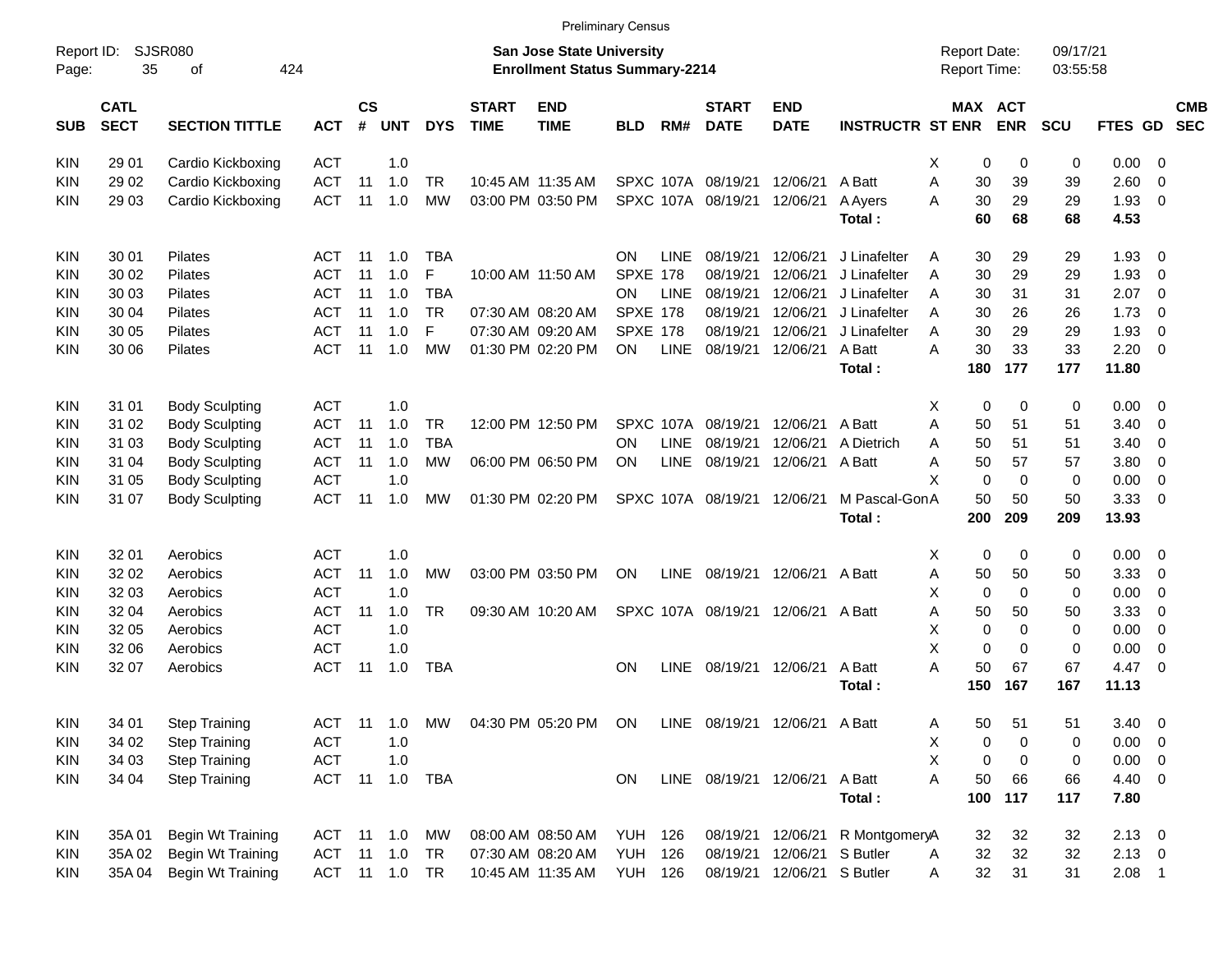Preliminary Census

Report ID: SJSR080

**San Jose State University**
**Enrollment Status Summary-2214**

Report Date: 09/17/21
Report Time: 03:55:58

| SUB | CATL SECT | SECTION TITTLE | ACT | CS # | UNT | DYS | START TIME | END TIME | BLD | RM# | START DATE | END DATE | INSTRUCTR | ST | MAX ENR | ACT ENR | SCU | FTES | GD | CMB SEC |
|---|---|---|---|---|---|---|---|---|---|---|---|---|---|---|---|---|---|---|---|---|
| KIN | 29 01 | Cardio Kickboxing | ACT | | 1.0 | | | | | | | | | X | 0 | 0 | 0 | 0.00 | 0 | |
| KIN | 29 02 | Cardio Kickboxing | ACT | 11 | 1.0 | TR | 10:45 AM | 11:35 AM | SPXC | 107A | 08/19/21 | 12/06/21 | A Batt | A | 30 | 39 | 39 | 2.60 | 0 | |
| KIN | 29 03 | Cardio Kickboxing | ACT | 11 | 1.0 | MW | 03:00 PM | 03:50 PM | SPXC | 107A | 08/19/21 | 12/06/21 | A Ayers | A | 30 | 29 | 29 | 1.93 | 0 | |
| | | | | | | | | | | | | | **Total :** | | **60** | **68** | **68** | **4.53** | | |
| KIN | 30 01 | Pilates | ACT | 11 | 1.0 | TBA | | | ON | LINE | 08/19/21 | 12/06/21 | J Linafelter | A | 30 | 29 | 29 | 1.93 | 0 | |
| KIN | 30 02 | Pilates | ACT | 11 | 1.0 | F | 10:00 AM | 11:50 AM | SPXE | 178 | 08/19/21 | 12/06/21 | J Linafelter | A | 30 | 29 | 29 | 1.93 | 0 | |
| KIN | 30 03 | Pilates | ACT | 11 | 1.0 | TBA | | | ON | LINE | 08/19/21 | 12/06/21 | J Linafelter | A | 30 | 31 | 31 | 2.07 | 0 | |
| KIN | 30 04 | Pilates | ACT | 11 | 1.0 | TR | 07:30 AM | 08:20 AM | SPXE | 178 | 08/19/21 | 12/06/21 | J Linafelter | A | 30 | 26 | 26 | 1.73 | 0 | |
| KIN | 30 05 | Pilates | ACT | 11 | 1.0 | F | 07:30 AM | 09:20 AM | SPXE | 178 | 08/19/21 | 12/06/21 | J Linafelter | A | 30 | 29 | 29 | 1.93 | 0 | |
| KIN | 30 06 | Pilates | ACT | 11 | 1.0 | MW | 01:30 PM | 02:20 PM | ON | LINE | 08/19/21 | 12/06/21 | A Batt | A | 30 | 33 | 33 | 2.20 | 0 | |
| | | | | | | | | | | | | | **Total :** | | **180** | **177** | **177** | **11.80** | | |
| KIN | 31 01 | Body Sculpting | ACT | | 1.0 | | | | | | | | | X | 0 | 0 | 0 | 0.00 | 0 | |
| KIN | 31 02 | Body Sculpting | ACT | 11 | 1.0 | TR | 12:00 PM | 12:50 PM | SPXC | 107A | 08/19/21 | 12/06/21 | A Batt | A | 50 | 51 | 51 | 3.40 | 0 | |
| KIN | 31 03 | Body Sculpting | ACT | 11 | 1.0 | TBA | | | ON | LINE | 08/19/21 | 12/06/21 | A Dietrich | A | 50 | 51 | 51 | 3.40 | 0 | |
| KIN | 31 04 | Body Sculpting | ACT | 11 | 1.0 | MW | 06:00 PM | 06:50 PM | ON | LINE | 08/19/21 | 12/06/21 | A Batt | A | 50 | 57 | 57 | 3.80 | 0 | |
| KIN | 31 05 | Body Sculpting | ACT | | 1.0 | | | | | | | | | X | 0 | 0 | 0 | 0.00 | 0 | |
| KIN | 31 07 | Body Sculpting | ACT | 11 | 1.0 | MW | 01:30 PM | 02:20 PM | SPXC | 107A | 08/19/21 | 12/06/21 | M Pascal-Gon | A | 50 | 50 | 50 | 3.33 | 0 | |
| | | | | | | | | | | | | | **Total :** | | **200** | **209** | **209** | **13.93** | | |
| KIN | 32 01 | Aerobics | ACT | | 1.0 | | | | | | | | | X | 0 | 0 | 0 | 0.00 | 0 | |
| KIN | 32 02 | Aerobics | ACT | 11 | 1.0 | MW | 03:00 PM | 03:50 PM | ON | LINE | 08/19/21 | 12/06/21 | A Batt | A | 50 | 50 | 50 | 3.33 | 0 | |
| KIN | 32 03 | Aerobics | ACT | | 1.0 | | | | | | | | | X | 0 | 0 | 0 | 0.00 | 0 | |
| KIN | 32 04 | Aerobics | ACT | 11 | 1.0 | TR | 09:30 AM | 10:20 AM | SPXC | 107A | 08/19/21 | 12/06/21 | A Batt | A | 50 | 50 | 50 | 3.33 | 0 | |
| KIN | 32 05 | Aerobics | ACT | | 1.0 | | | | | | | | | X | 0 | 0 | 0 | 0.00 | 0 | |
| KIN | 32 06 | Aerobics | ACT | | 1.0 | | | | | | | | | X | 0 | 0 | 0 | 0.00 | 0 | |
| KIN | 32 07 | Aerobics | ACT | 11 | 1.0 | TBA | | | ON | LINE | 08/19/21 | 12/06/21 | A Batt | A | 50 | 67 | 67 | 4.47 | 0 | |
| | | | | | | | | | | | | | **Total :** | | **150** | **167** | **167** | **11.13** | | |
| KIN | 34 01 | Step Training | ACT | 11 | 1.0 | MW | 04:30 PM | 05:20 PM | ON | LINE | 08/19/21 | 12/06/21 | A Batt | A | 50 | 51 | 51 | 3.40 | 0 | |
| KIN | 34 02 | Step Training | ACT | | 1.0 | | | | | | | | | X | 0 | 0 | 0 | 0.00 | 0 | |
| KIN | 34 03 | Step Training | ACT | | 1.0 | | | | | | | | | X | 0 | 0 | 0 | 0.00 | 0 | |
| KIN | 34 04 | Step Training | ACT | 11 | 1.0 | TBA | | | ON | LINE | 08/19/21 | 12/06/21 | A Batt | A | 50 | 66 | 66 | 4.40 | 0 | |
| | | | | | | | | | | | | | **Total :** | | **100** | **117** | **117** | **7.80** | | |
| KIN | 35A 01 | Begin Wt Training | ACT | 11 | 1.0 | MW | 08:00 AM | 08:50 AM | YUH | 126 | 08/19/21 | 12/06/21 | R Montgomery | A | 32 | 32 | 32 | 2.13 | 0 | |
| KIN | 35A 02 | Begin Wt Training | ACT | 11 | 1.0 | TR | 07:30 AM | 08:20 AM | YUH | 126 | 08/19/21 | 12/06/21 | S Butler | A | 32 | 32 | 32 | 2.13 | 0 | |
| KIN | 35A 04 | Begin Wt Training | ACT | 11 | 1.0 | TR | 10:45 AM | 11:35 AM | YUH | 126 | 08/19/21 | 12/06/21 | S Butler | A | 32 | 31 | 31 | 2.08 | 1 | |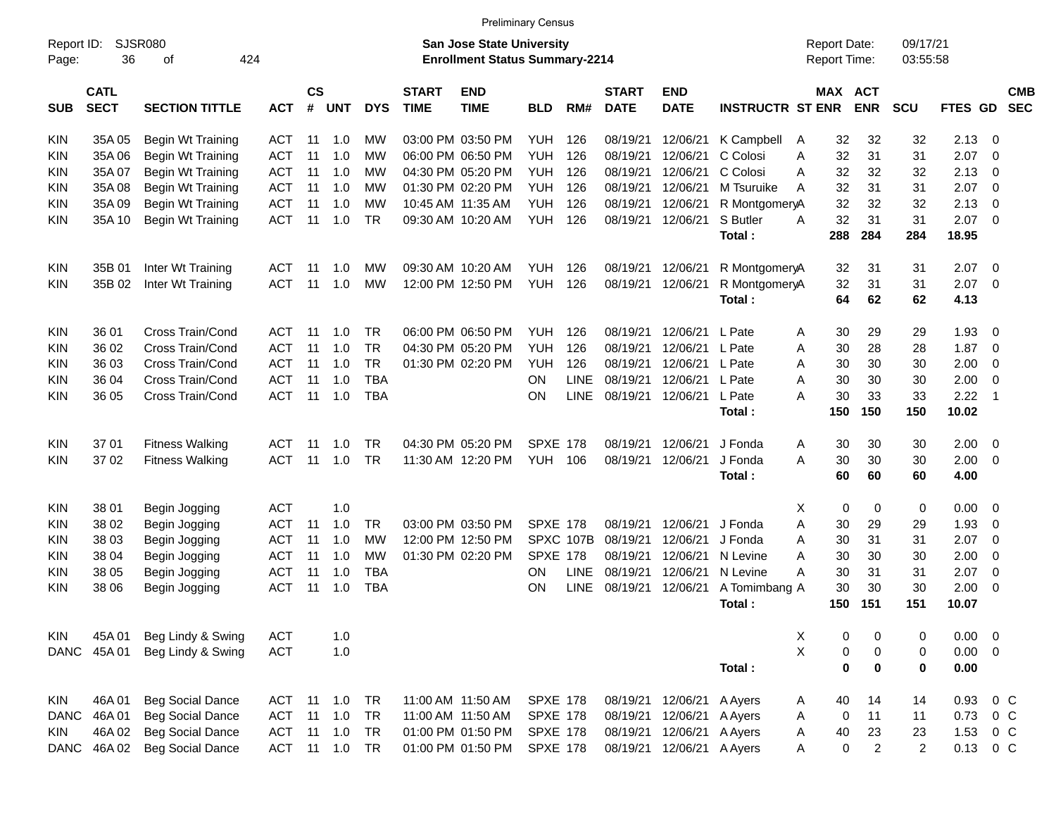Preliminary Census

Report ID: SJSR080

**San Jose State University**
**Enrollment Status Summary-2214**

Report Date: 09/17/21
Report Time: 03:55:58

| SUB | CATL SECT | SECTION TITTLE | ACT | CS # | UNT | DYS | START TIME | END TIME | BLD | RM# | START DATE | END DATE | INSTRUCTR | ST | MAX ENR | ACT ENR | SCU | FTES | GD | CMB SEC |
|---|---|---|---|---|---|---|---|---|---|---|---|---|---|---|---|---|---|---|---|---|
| KIN | 35A 05 | Begin Wt Training | ACT | 11 | 1.0 | MW | 03:00 PM | 03:50 PM | YUH | 126 | 08/19/21 | 12/06/21 | K Campbell | A | 32 | 32 | 32 | 2.13 | 0 | |
| KIN | 35A 06 | Begin Wt Training | ACT | 11 | 1.0 | MW | 06:00 PM | 06:50 PM | YUH | 126 | 08/19/21 | 12/06/21 | C Colosi | A | 32 | 31 | 31 | 2.07 | 0 | |
| KIN | 35A 07 | Begin Wt Training | ACT | 11 | 1.0 | MW | 04:30 PM | 05:20 PM | YUH | 126 | 08/19/21 | 12/06/21 | C Colosi | A | 32 | 32 | 32 | 2.13 | 0 | |
| KIN | 35A 08 | Begin Wt Training | ACT | 11 | 1.0 | MW | 01:30 PM | 02:20 PM | YUH | 126 | 08/19/21 | 12/06/21 | M Tsuruike | A | 32 | 31 | 31 | 2.07 | 0 | |
| KIN | 35A 09 | Begin Wt Training | ACT | 11 | 1.0 | MW | 10:45 AM | 11:35 AM | YUH | 126 | 08/19/21 | 12/06/21 | R Montgomery | A | 32 | 32 | 32 | 2.13 | 0 | |
| KIN | 35A 10 | Begin Wt Training | ACT | 11 | 1.0 | TR | 09:30 AM | 10:20 AM | YUH | 126 | 08/19/21 | 12/06/21 | S Butler | A | 32 | 31 | 31 | 2.07 | 0 | |
| | | | | | | | | | | | | | **Total :** | | **288** | **284** | **284** | **18.95** | | |
| KIN | 35B 01 | Inter Wt Training | ACT | 11 | 1.0 | MW | 09:30 AM | 10:20 AM | YUH | 126 | 08/19/21 | 12/06/21 | R Montgomery | A | 32 | 31 | 31 | 2.07 | 0 | |
| KIN | 35B 02 | Inter Wt Training | ACT | 11 | 1.0 | MW | 12:00 PM | 12:50 PM | YUH | 126 | 08/19/21 | 12/06/21 | R Montgomery | A | 32 | 31 | 31 | 2.07 | 0 | |
| | | | | | | | | | | | | | **Total :** | | **64** | **62** | **62** | **4.13** | | |
| KIN | 36 01 | Cross Train/Cond | ACT | 11 | 1.0 | TR | 06:00 PM | 06:50 PM | YUH | 126 | 08/19/21 | 12/06/21 | L Pate | A | 30 | 29 | 29 | 1.93 | 0 | |
| KIN | 36 02 | Cross Train/Cond | ACT | 11 | 1.0 | TR | 04:30 PM | 05:20 PM | YUH | 126 | 08/19/21 | 12/06/21 | L Pate | A | 30 | 28 | 28 | 1.87 | 0 | |
| KIN | 36 03 | Cross Train/Cond | ACT | 11 | 1.0 | TR | 01:30 PM | 02:20 PM | YUH | 126 | 08/19/21 | 12/06/21 | L Pate | A | 30 | 30 | 30 | 2.00 | 0 | |
| KIN | 36 04 | Cross Train/Cond | ACT | 11 | 1.0 | TBA | | | ON | LINE | 08/19/21 | 12/06/21 | L Pate | A | 30 | 30 | 30 | 2.00 | 0 | |
| KIN | 36 05 | Cross Train/Cond | ACT | 11 | 1.0 | TBA | | | ON | LINE | 08/19/21 | 12/06/21 | L Pate | A | 30 | 33 | 33 | 2.22 | 1 | |
| | | | | | | | | | | | | | **Total :** | | **150** | **150** | **150** | **10.02** | | |
| KIN | 37 01 | Fitness Walking | ACT | 11 | 1.0 | TR | 04:30 PM | 05:20 PM | SPXE | 178 | 08/19/21 | 12/06/21 | J Fonda | A | 30 | 30 | 30 | 2.00 | 0 | |
| KIN | 37 02 | Fitness Walking | ACT | 11 | 1.0 | TR | 11:30 AM | 12:20 PM | YUH | 106 | 08/19/21 | 12/06/21 | J Fonda | A | 30 | 30 | 30 | 2.00 | 0 | |
| | | | | | | | | | | | | | **Total :** | | **60** | **60** | **60** | **4.00** | | |
| KIN | 38 01 | Begin Jogging | ACT | | 1.0 | | | | | | | | | X | 0 | 0 | 0 | 0.00 | 0 | |
| KIN | 38 02 | Begin Jogging | ACT | 11 | 1.0 | TR | 03:00 PM | 03:50 PM | SPXE | 178 | 08/19/21 | 12/06/21 | J Fonda | A | 30 | 29 | 29 | 1.93 | 0 | |
| KIN | 38 03 | Begin Jogging | ACT | 11 | 1.0 | MW | 12:00 PM | 12:50 PM | SPXC | 107B | 08/19/21 | 12/06/21 | J Fonda | A | 30 | 31 | 31 | 2.07 | 0 | |
| KIN | 38 04 | Begin Jogging | ACT | 11 | 1.0 | MW | 01:30 PM | 02:20 PM | SPXE | 178 | 08/19/21 | 12/06/21 | N Levine | A | 30 | 30 | 30 | 2.00 | 0 | |
| KIN | 38 05 | Begin Jogging | ACT | 11 | 1.0 | TBA | | | ON | LINE | 08/19/21 | 12/06/21 | N Levine | A | 30 | 31 | 31 | 2.07 | 0 | |
| KIN | 38 06 | Begin Jogging | ACT | 11 | 1.0 | TBA | | | ON | LINE | 08/19/21 | 12/06/21 | A Tomimbang | A | 30 | 30 | 30 | 2.00 | 0 | |
| | | | | | | | | | | | | | **Total :** | | **150** | **151** | **151** | **10.07** | | |
| KIN | 45A 01 | Beg Lindy & Swing | ACT | | 1.0 | | | | | | | | | X | 0 | 0 | 0 | 0.00 | 0 | |
| DANC | 45A 01 | Beg Lindy & Swing | ACT | | 1.0 | | | | | | | | | X | 0 | 0 | 0 | 0.00 | 0 | |
| | | | | | | | | | | | | | **Total :** | | **0** | **0** | **0** | **0.00** | | |
| KIN | 46A 01 | Beg Social Dance | ACT | 11 | 1.0 | TR | 11:00 AM | 11:50 AM | SPXE | 178 | 08/19/21 | 12/06/21 | A Ayers | A | 40 | 14 | 14 | 0.93 | 0 | C |
| DANC | 46A 01 | Beg Social Dance | ACT | 11 | 1.0 | TR | 11:00 AM | 11:50 AM | SPXE | 178 | 08/19/21 | 12/06/21 | A Ayers | A | 0 | 11 | 11 | 0.73 | 0 | C |
| KIN | 46A 02 | Beg Social Dance | ACT | 11 | 1.0 | TR | 01:00 PM | 01:50 PM | SPXE | 178 | 08/19/21 | 12/06/21 | A Ayers | A | 40 | 23 | 23 | 1.53 | 0 | C |
| DANC | 46A 02 | Beg Social Dance | ACT | 11 | 1.0 | TR | 01:00 PM | 01:50 PM | SPXE | 178 | 08/19/21 | 12/06/21 | A Ayers | A | 0 | 2 | 2 | 0.13 | 0 | C |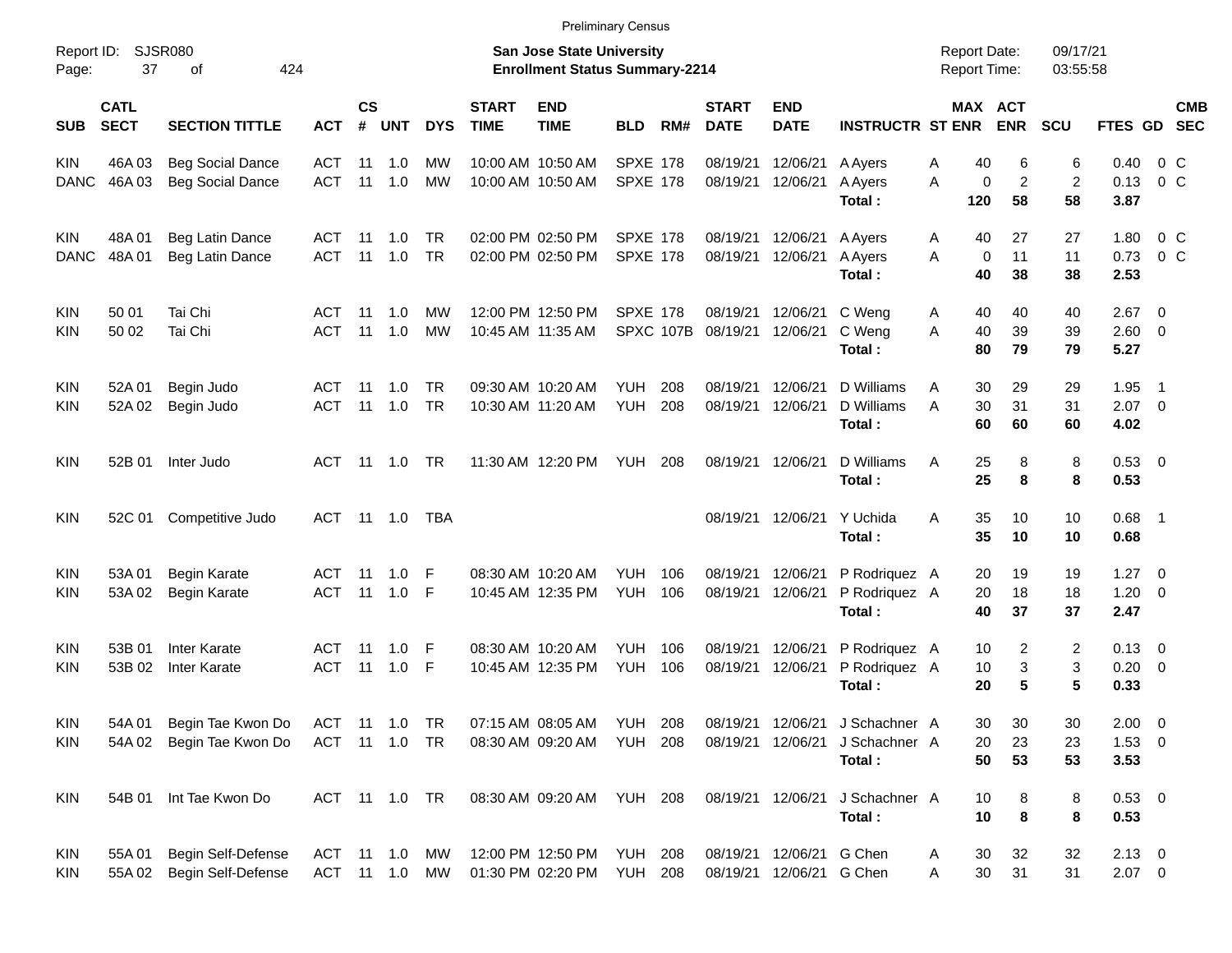Preliminary Census

Report ID: SJSR080

**San Jose State University**
**Enrollment Status Summary-2214**

Report Date: 09/17/21
Report Time: 03:55:58

| SUB | CATL SECT | SECTION TITTLE | ACT | CS # | UNT | DYS | START TIME | END TIME | BLD | RM# | START DATE | END DATE | INSTRUCTR | ST | MAX ENR | ACT ENR | SCU | FTES | GD | CMB SEC |
|---|---|---|---|---|---|---|---|---|---|---|---|---|---|---|---|---|---|---|---|---|
| KIN | 46A 03 | Beg Social Dance | ACT | 11 | 1.0 | MW | 10:00 AM | 10:50 AM | SPXE | 178 | 08/19/21 | 12/06/21 | A Ayers | A | 40 | 6 | 6 | 0.40 | 0 | C |
| DANC | 46A 03 | Beg Social Dance | ACT | 11 | 1.0 | MW | 10:00 AM | 10:50 AM | SPXE | 178 | 08/19/21 | 12/06/21 | A Ayers | A | 0 | 2 | 2 | 0.13 | 0 | C |
| | | | | | | | | | | | | | **Total :** | | **120** | **58** | **58** | **3.87** | | |
| KIN | 48A 01 | Beg Latin Dance | ACT | 11 | 1.0 | TR | 02:00 PM | 02:50 PM | SPXE | 178 | 08/19/21 | 12/06/21 | A Ayers | A | 40 | 27 | 27 | 1.80 | 0 | C |
| DANC | 48A 01 | Beg Latin Dance | ACT | 11 | 1.0 | TR | 02:00 PM | 02:50 PM | SPXE | 178 | 08/19/21 | 12/06/21 | A Ayers | A | 0 | 11 | 11 | 0.73 | 0 | C |
| | | | | | | | | | | | | | **Total :** | | **40** | **38** | **38** | **2.53** | | |
| KIN | 50 01 | Tai Chi | ACT | 11 | 1.0 | MW | 12:00 PM | 12:50 PM | SPXE | 178 | 08/19/21 | 12/06/21 | C Weng | A | 40 | 40 | 40 | 2.67 | 0 | |
| KIN | 50 02 | Tai Chi | ACT | 11 | 1.0 | MW | 10:45 AM | 11:35 AM | SPXC | 107B | 08/19/21 | 12/06/21 | C Weng | A | 40 | 39 | 39 | 2.60 | 0 | |
| | | | | | | | | | | | | | **Total :** | | **80** | **79** | **79** | **5.27** | | |
| KIN | 52A 01 | Begin Judo | ACT | 11 | 1.0 | TR | 09:30 AM | 10:20 AM | YUH | 208 | 08/19/21 | 12/06/21 | D Williams | A | 30 | 29 | 29 | 1.95 | 1 | |
| KIN | 52A 02 | Begin Judo | ACT | 11 | 1.0 | TR | 10:30 AM | 11:20 AM | YUH | 208 | 08/19/21 | 12/06/21 | D Williams | A | 30 | 31 | 31 | 2.07 | 0 | |
| | | | | | | | | | | | | | **Total :** | | **60** | **60** | **60** | **4.02** | | |
| KIN | 52B 01 | Inter Judo | ACT | 11 | 1.0 | TR | 11:30 AM | 12:20 PM | YUH | 208 | 08/19/21 | 12/06/21 | D Williams | A | 25 | 8 | 8 | 0.53 | 0 | |
| | | | | | | | | | | | | | **Total :** | | **25** | **8** | **8** | **0.53** | | |
| KIN | 52C 01 | Competitive Judo | ACT | 11 | 1.0 | TBA | | | | | 08/19/21 | 12/06/21 | Y Uchida | A | 35 | 10 | 10 | 0.68 | 1 | |
| | | | | | | | | | | | | | **Total :** | | **35** | **10** | **10** | **0.68** | | |
| KIN | 53A 01 | Begin Karate | ACT | 11 | 1.0 | F | 08:30 AM | 10:20 AM | YUH | 106 | 08/19/21 | 12/06/21 | P Rodriquez | A | 20 | 19 | 19 | 1.27 | 0 | |
| KIN | 53A 02 | Begin Karate | ACT | 11 | 1.0 | F | 10:45 AM | 12:35 PM | YUH | 106 | 08/19/21 | 12/06/21 | P Rodriquez | A | 20 | 18 | 18 | 1.20 | 0 | |
| | | | | | | | | | | | | | **Total :** | | **40** | **37** | **37** | **2.47** | | |
| KIN | 53B 01 | Inter Karate | ACT | 11 | 1.0 | F | 08:30 AM | 10:20 AM | YUH | 106 | 08/19/21 | 12/06/21 | P Rodriquez | A | 10 | 2 | 2 | 0.13 | 0 | |
| KIN | 53B 02 | Inter Karate | ACT | 11 | 1.0 | F | 10:45 AM | 12:35 PM | YUH | 106 | 08/19/21 | 12/06/21 | P Rodriquez | A | 10 | 3 | 3 | 0.20 | 0 | |
| | | | | | | | | | | | | | **Total :** | | **20** | **5** | **5** | **0.33** | | |
| KIN | 54A 01 | Begin Tae Kwon Do | ACT | 11 | 1.0 | TR | 07:15 AM | 08:05 AM | YUH | 208 | 08/19/21 | 12/06/21 | J Schachner | A | 30 | 30 | 30 | 2.00 | 0 | |
| KIN | 54A 02 | Begin Tae Kwon Do | ACT | 11 | 1.0 | TR | 08:30 AM | 09:20 AM | YUH | 208 | 08/19/21 | 12/06/21 | J Schachner | A | 20 | 23 | 23 | 1.53 | 0 | |
| | | | | | | | | | | | | | **Total :** | | **50** | **53** | **53** | **3.53** | | |
| KIN | 54B 01 | Int Tae Kwon Do | ACT | 11 | 1.0 | TR | 08:30 AM | 09:20 AM | YUH | 208 | 08/19/21 | 12/06/21 | J Schachner | A | 10 | 8 | 8 | 0.53 | 0 | |
| | | | | | | | | | | | | | **Total :** | | **10** | **8** | **8** | **0.53** | | |
| KIN | 55A 01 | Begin Self-Defense | ACT | 11 | 1.0 | MW | 12:00 PM | 12:50 PM | YUH | 208 | 08/19/21 | 12/06/21 | G Chen | A | 30 | 32 | 32 | 2.13 | 0 | |
| KIN | 55A 02 | Begin Self-Defense | ACT | 11 | 1.0 | MW | 01:30 PM | 02:20 PM | YUH | 208 | 08/19/21 | 12/06/21 | G Chen | A | 30 | 31 | 31 | 2.07 | 0 | |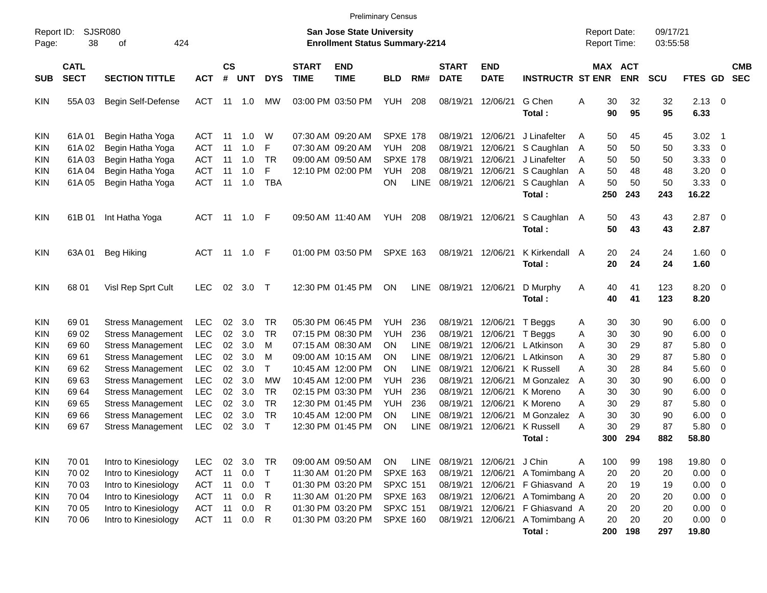Preliminary Census

Report ID: SJSR080

**San Jose State University**
**Enrollment Status Summary-2214**

Report Date: 09/17/21
Report Time: 03:55:58

| SUB | CATL SECT | SECTION TITTLE | ACT | CS # | UNT | DYS | START TIME | END TIME | BLD | RM# | START DATE | END DATE | INSTRUCTR | ST | MAX ENR | ACT ENR | SCU | FTES | GD | CMB SEC |
|---|---|---|---|---|---|---|---|---|---|---|---|---|---|---|---|---|---|---|---|---|
| KIN | 55A 03 | Begin Self-Defense | ACT | 11 | 1.0 | MW | 03:00 PM | 03:50 PM | YUH | 208 | 08/19/21 | 12/06/21 | G Chen | A | 30 | 32 | 32 | 2.13 | 0 | |
| | | | | | | | | | | | | | **Total :** | | **90** | **95** | **95** | **6.33** | | |
| KIN | 61A 01 | Begin Hatha Yoga | ACT | 11 | 1.0 | W | 07:30 AM | 09:20 AM | SPXE | 178 | 08/19/21 | 12/06/21 | J Linafelter | A | 50 | 45 | 45 | 3.02 | 1 | |
| KIN | 61A 02 | Begin Hatha Yoga | ACT | 11 | 1.0 | F | 07:30 AM | 09:20 AM | YUH | 208 | 08/19/21 | 12/06/21 | S Caughlan | A | 50 | 50 | 50 | 3.33 | 0 | |
| KIN | 61A 03 | Begin Hatha Yoga | ACT | 11 | 1.0 | TR | 09:00 AM | 09:50 AM | SPXE | 178 | 08/19/21 | 12/06/21 | J Linafelter | A | 50 | 50 | 50 | 3.33 | 0 | |
| KIN | 61A 04 | Begin Hatha Yoga | ACT | 11 | 1.0 | F | 12:10 PM | 02:00 PM | YUH | 208 | 08/19/21 | 12/06/21 | S Caughlan | A | 50 | 48 | 48 | 3.20 | 0 | |
| KIN | 61A 05 | Begin Hatha Yoga | ACT | 11 | 1.0 | TBA | | | ON | LINE | 08/19/21 | 12/06/21 | S Caughlan | A | 50 | 50 | 50 | 3.33 | 0 | |
| | | | | | | | | | | | | | **Total :** | | **250** | **243** | **243** | **16.22** | | |
| KIN | 61B 01 | Int Hatha Yoga | ACT | 11 | 1.0 | F | 09:50 AM | 11:40 AM | YUH | 208 | 08/19/21 | 12/06/21 | S Caughlan | A | 50 | 43 | 43 | 2.87 | 0 | |
| | | | | | | | | | | | | | **Total :** | | **50** | **43** | **43** | **2.87** | | |
| KIN | 63A 01 | Beg Hiking | ACT | 11 | 1.0 | F | 01:00 PM | 03:50 PM | SPXE | 163 | 08/19/21 | 12/06/21 | K Kirkendall | A | 20 | 24 | 24 | 1.60 | 0 | |
| | | | | | | | | | | | | | **Total :** | | **20** | **24** | **24** | **1.60** | | |
| KIN | 68 01 | Visl Rep Sprt Cult | LEC | 02 | 3.0 | T | 12:30 PM | 01:45 PM | ON | LINE | 08/19/21 | 12/06/21 | D Murphy | A | 40 | 41 | 123 | 8.20 | 0 | |
| | | | | | | | | | | | | | **Total :** | | **40** | **41** | **123** | **8.20** | | |
| KIN | 69 01 | Stress Management | LEC | 02 | 3.0 | TR | 05:30 PM | 06:45 PM | YUH | 236 | 08/19/21 | 12/06/21 | T Beggs | A | 30 | 30 | 90 | 6.00 | 0 | |
| KIN | 69 02 | Stress Management | LEC | 02 | 3.0 | TR | 07:15 PM | 08:30 PM | YUH | 236 | 08/19/21 | 12/06/21 | T Beggs | A | 30 | 30 | 90 | 6.00 | 0 | |
| KIN | 69 60 | Stress Management | LEC | 02 | 3.0 | M | 07:15 AM | 08:30 AM | ON | LINE | 08/19/21 | 12/06/21 | L Atkinson | A | 30 | 29 | 87 | 5.80 | 0 | |
| KIN | 69 61 | Stress Management | LEC | 02 | 3.0 | M | 09:00 AM | 10:15 AM | ON | LINE | 08/19/21 | 12/06/21 | L Atkinson | A | 30 | 29 | 87 | 5.80 | 0 | |
| KIN | 69 62 | Stress Management | LEC | 02 | 3.0 | T | 10:45 AM | 12:00 PM | ON | LINE | 08/19/21 | 12/06/21 | K Russell | A | 30 | 28 | 84 | 5.60 | 0 | |
| KIN | 69 63 | Stress Management | LEC | 02 | 3.0 | MW | 10:45 AM | 12:00 PM | YUH | 236 | 08/19/21 | 12/06/21 | M Gonzalez | A | 30 | 30 | 90 | 6.00 | 0 | |
| KIN | 69 64 | Stress Management | LEC | 02 | 3.0 | TR | 02:15 PM | 03:30 PM | YUH | 236 | 08/19/21 | 12/06/21 | K Moreno | A | 30 | 30 | 90 | 6.00 | 0 | |
| KIN | 69 65 | Stress Management | LEC | 02 | 3.0 | TR | 12:30 PM | 01:45 PM | YUH | 236 | 08/19/21 | 12/06/21 | K Moreno | A | 30 | 29 | 87 | 5.80 | 0 | |
| KIN | 69 66 | Stress Management | LEC | 02 | 3.0 | TR | 10:45 AM | 12:00 PM | ON | LINE | 08/19/21 | 12/06/21 | M Gonzalez | A | 30 | 30 | 90 | 6.00 | 0 | |
| KIN | 69 67 | Stress Management | LEC | 02 | 3.0 | T | 12:30 PM | 01:45 PM | ON | LINE | 08/19/21 | 12/06/21 | K Russell | A | 30 | 29 | 87 | 5.80 | 0 | |
| | | | | | | | | | | | | | **Total :** | | **300** | **294** | **882** | **58.80** | | |
| KIN | 70 01 | Intro to Kinesiology | LEC | 02 | 3.0 | TR | 09:00 AM | 09:50 AM | ON | LINE | 08/19/21 | 12/06/21 | J Chin | A | 100 | 99 | 198 | 19.80 | 0 | |
| KIN | 70 02 | Intro to Kinesiology | ACT | 11 | 0.0 | T | 11:30 AM | 01:20 PM | SPXE | 163 | 08/19/21 | 12/06/21 | A Tomimbang | A | 20 | 20 | 20 | 0.00 | 0 | |
| KIN | 70 03 | Intro to Kinesiology | ACT | 11 | 0.0 | T | 01:30 PM | 03:20 PM | SPXC | 151 | 08/19/21 | 12/06/21 | F Ghiasvand | A | 20 | 19 | 19 | 0.00 | 0 | |
| KIN | 70 04 | Intro to Kinesiology | ACT | 11 | 0.0 | R | 11:30 AM | 01:20 PM | SPXE | 163 | 08/19/21 | 12/06/21 | A Tomimbang | A | 20 | 20 | 20 | 0.00 | 0 | |
| KIN | 70 05 | Intro to Kinesiology | ACT | 11 | 0.0 | R | 01:30 PM | 03:20 PM | SPXC | 151 | 08/19/21 | 12/06/21 | F Ghiasvand | A | 20 | 20 | 20 | 0.00 | 0 | |
| KIN | 70 06 | Intro to Kinesiology | ACT | 11 | 0.0 | R | 01:30 PM | 03:20 PM | SPXE | 160 | 08/19/21 | 12/06/21 | A Tomimbang | A | 20 | 20 | 20 | 0.00 | 0 | |
| | | | | | | | | | | | | | **Total :** | | **200** | **198** | **297** | **19.80** | | |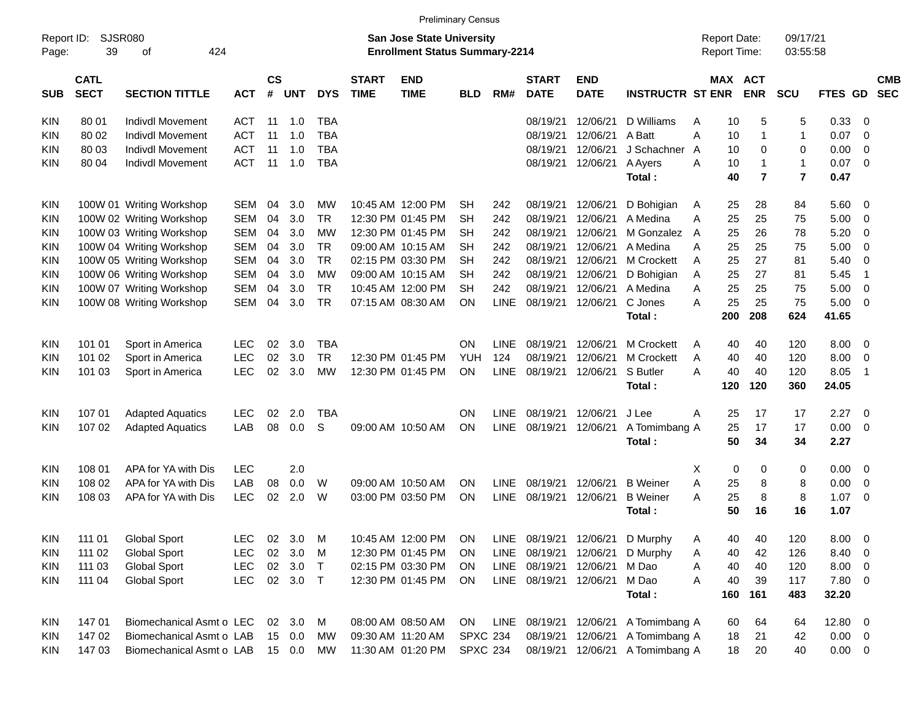Preliminary Census

Report ID: SJSR080
Page: 39 of 424

**San Jose State University**
**Enrollment Status Summary-2214**

Report Date: 09/17/21
Report Time: 03:55:58

| SUB | CATL SECT | SECTION TITTLE | ACT | CS # | UNT | DYS | START TIME | END TIME | BLD | RM# | START DATE | END DATE | INSTRUCTR | ST | MAX ENR | ACT ENR | SCU | FTES | GD | CMB SEC |
|---|---|---|---|---|---|---|---|---|---|---|---|---|---|---|---|---|---|---|---|---|
| KIN | 80 01 | Indivdl Movement | ACT | 11 | 1.0 | TBA | | | | | 08/19/21 | 12/06/21 | D Williams | A | 10 | 5 | 5 | 0.33 | 0 | |
| KIN | 80 02 | Indivdl Movement | ACT | 11 | 1.0 | TBA | | | | | 08/19/21 | 12/06/21 | A Batt | A | 10 | 1 | 1 | 0.07 | 0 | |
| KIN | 80 03 | Indivdl Movement | ACT | 11 | 1.0 | TBA | | | | | 08/19/21 | 12/06/21 | J Schachner | A | 10 | 0 | 0 | 0.00 | 0 | |
| KIN | 80 04 | Indivdl Movement | ACT | 11 | 1.0 | TBA | | | | | 08/19/21 | 12/06/21 | A Ayers | A | 10 | 1 | 1 | 0.07 | 0 | |
| | | | | | | | | | | | | | **Total :** | | **40** | **7** | **7** | **0.47** | | |
| KIN | 100W 01 | Writing Workshop | SEM | 04 | 3.0 | MW | 10:45 AM | 12:00 PM | SH | 242 | 08/19/21 | 12/06/21 | D Bohigian | A | 25 | 28 | 84 | 5.60 | 0 | |
| KIN | 100W 02 | Writing Workshop | SEM | 04 | 3.0 | TR | 12:30 PM | 01:45 PM | SH | 242 | 08/19/21 | 12/06/21 | A Medina | A | 25 | 25 | 75 | 5.00 | 0 | |
| KIN | 100W 03 | Writing Workshop | SEM | 04 | 3.0 | MW | 12:30 PM | 01:45 PM | SH | 242 | 08/19/21 | 12/06/21 | M Gonzalez | A | 25 | 26 | 78 | 5.20 | 0 | |
| KIN | 100W 04 | Writing Workshop | SEM | 04 | 3.0 | TR | 09:00 AM | 10:15 AM | SH | 242 | 08/19/21 | 12/06/21 | A Medina | A | 25 | 25 | 75 | 5.00 | 0 | |
| KIN | 100W 05 | Writing Workshop | SEM | 04 | 3.0 | TR | 02:15 PM | 03:30 PM | SH | 242 | 08/19/21 | 12/06/21 | M Crockett | A | 25 | 27 | 81 | 5.40 | 0 | |
| KIN | 100W 06 | Writing Workshop | SEM | 04 | 3.0 | MW | 09:00 AM | 10:15 AM | SH | 242 | 08/19/21 | 12/06/21 | D Bohigian | A | 25 | 27 | 81 | 5.45 | 1 | |
| KIN | 100W 07 | Writing Workshop | SEM | 04 | 3.0 | TR | 10:45 AM | 12:00 PM | SH | 242 | 08/19/21 | 12/06/21 | A Medina | A | 25 | 25 | 75 | 5.00 | 0 | |
| KIN | 100W 08 | Writing Workshop | SEM | 04 | 3.0 | TR | 07:15 AM | 08:30 AM | ON | LINE | 08/19/21 | 12/06/21 | C Jones | A | 25 | 25 | 75 | 5.00 | 0 | |
| | | | | | | | | | | | | | **Total :** | | **200** | **208** | **624** | **41.65** | | |
| KIN | 101 01 | Sport in America | LEC | 02 | 3.0 | TBA | | | ON | LINE | 08/19/21 | 12/06/21 | M Crockett | A | 40 | 40 | 120 | 8.00 | 0 | |
| KIN | 101 02 | Sport in America | LEC | 02 | 3.0 | TR | 12:30 PM | 01:45 PM | YUH | 124 | 08/19/21 | 12/06/21 | M Crockett | A | 40 | 40 | 120 | 8.00 | 0 | |
| KIN | 101 03 | Sport in America | LEC | 02 | 3.0 | MW | 12:30 PM | 01:45 PM | ON | LINE | 08/19/21 | 12/06/21 | S Butler | A | 40 | 40 | 120 | 8.05 | 1 | |
| | | | | | | | | | | | | | **Total :** | | **120** | **120** | **360** | **24.05** | | |
| KIN | 107 01 | Adapted Aquatics | LEC | 02 | 2.0 | TBA | | | ON | LINE | 08/19/21 | 12/06/21 | J Lee | A | 25 | 17 | 17 | 2.27 | 0 | |
| KIN | 107 02 | Adapted Aquatics | LAB | 08 | 0.0 | S | 09:00 AM | 10:50 AM | ON | LINE | 08/19/21 | 12/06/21 | A Tomimbang | A | 25 | 17 | 17 | 0.00 | 0 | |
| | | | | | | | | | | | | | **Total :** | | **50** | **34** | **34** | **2.27** | | |
| KIN | 108 01 | APA for YA with Dis | LEC | | 2.0 | | | | | | | | | X | 0 | 0 | 0 | 0.00 | 0 | |
| KIN | 108 02 | APA for YA with Dis | LAB | 08 | 0.0 | W | 09:00 AM | 10:50 AM | ON | LINE | 08/19/21 | 12/06/21 | B Weiner | A | 25 | 8 | 8 | 0.00 | 0 | |
| KIN | 108 03 | APA for YA with Dis | LEC | 02 | 2.0 | W | 03:00 PM | 03:50 PM | ON | LINE | 08/19/21 | 12/06/21 | B Weiner | A | 25 | 8 | 8 | 1.07 | 0 | |
| | | | | | | | | | | | | | **Total :** | | **50** | **16** | **16** | **1.07** | | |
| KIN | 111 01 | Global Sport | LEC | 02 | 3.0 | M | 10:45 AM | 12:00 PM | ON | LINE | 08/19/21 | 12/06/21 | D Murphy | A | 40 | 40 | 120 | 8.00 | 0 | |
| KIN | 111 02 | Global Sport | LEC | 02 | 3.0 | M | 12:30 PM | 01:45 PM | ON | LINE | 08/19/21 | 12/06/21 | D Murphy | A | 40 | 42 | 126 | 8.40 | 0 | |
| KIN | 111 03 | Global Sport | LEC | 02 | 3.0 | T | 02:15 PM | 03:30 PM | ON | LINE | 08/19/21 | 12/06/21 | M Dao | A | 40 | 40 | 120 | 8.00 | 0 | |
| KIN | 111 04 | Global Sport | LEC | 02 | 3.0 | T | 12:30 PM | 01:45 PM | ON | LINE | 08/19/21 | 12/06/21 | M Dao | A | 40 | 39 | 117 | 7.80 | 0 | |
| | | | | | | | | | | | | | **Total :** | | **160** | **161** | **483** | **32.20** | | |
| KIN | 147 01 | Biomechanical Asmt o | LEC | 02 | 3.0 | M | 08:00 AM | 08:50 AM | ON | LINE | 08/19/21 | 12/06/21 | A Tomimbang | A | 60 | 64 | 64 | 12.80 | 0 | |
| KIN | 147 02 | Biomechanical Asmt o | LAB | 15 | 0.0 | MW | 09:30 AM | 11:20 AM | SPXC | 234 | 08/19/21 | 12/06/21 | A Tomimbang | A | 18 | 21 | 42 | 0.00 | 0 | |
| KIN | 147 03 | Biomechanical Asmt o | LAB | 15 | 0.0 | MW | 11:30 AM | 01:20 PM | SPXC | 234 | 08/19/21 | 12/06/21 | A Tomimbang | A | 18 | 20 | 40 | 0.00 | 0 | |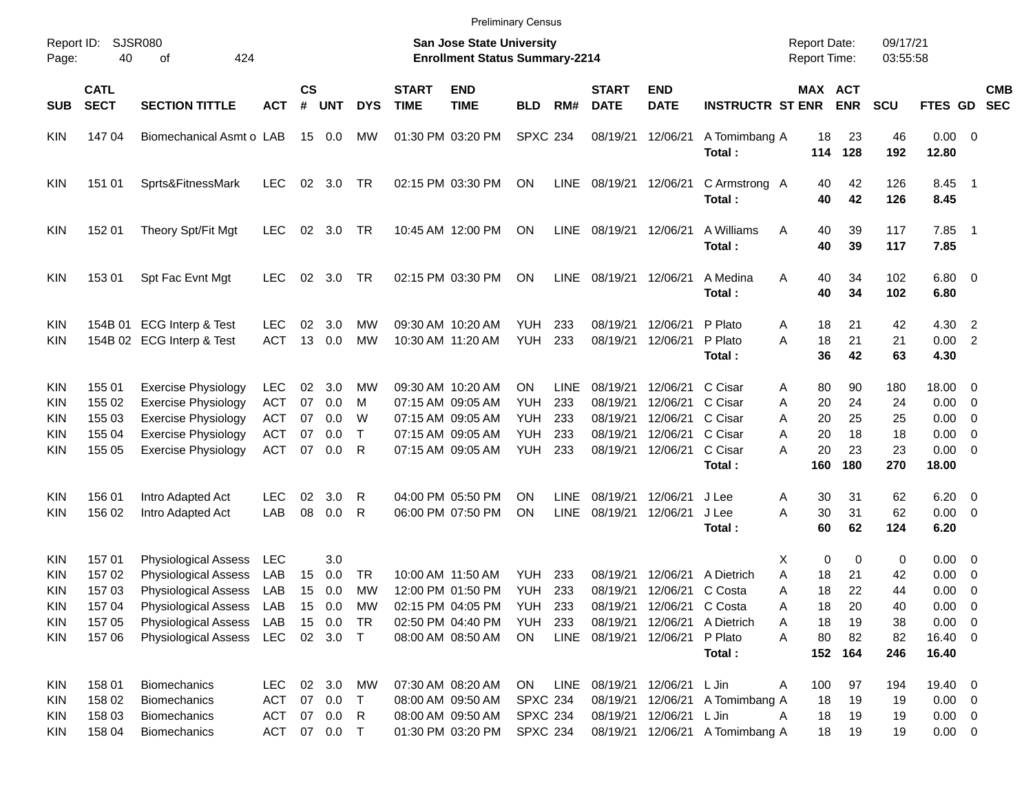Preliminary Census

Report ID: SJSR080

**San Jose State University**
**Enrollment Status Summary-2214**

Report Date: 09/17/21
Report Time: 03:55:58

| SUB | CATL SECT | SECTION TITTLE | ACT | CS # | UNT | DYS | START TIME | END TIME | BLD | RM# | START DATE | END DATE | INSTRUCTR | ST | MAX ENR | ACT ENR | SCU | FTES | GD | CMB SEC |
|---|---|---|---|---|---|---|---|---|---|---|---|---|---|---|---|---|---|---|---|---|
| KIN | 147 04 | Biomechanical Asmt o | LAB | 15 | 0.0 | MW | 01:30 PM | 03:20 PM | SPXC | 234 | 08/19/21 | 12/06/21 | A Tomimbang | A | 18 | 23 | 46 | 0.00 | 0 | |
| | | | | | | | | | | | | | **Total :** | | **114** | **128** | **192** | **12.80** | | |
| KIN | 151 01 | Sprts&FitnessMark | LEC | 02 | 3.0 | TR | 02:15 PM | 03:30 PM | ON | LINE | 08/19/21 | 12/06/21 | C Armstrong | A | 40 | 42 | 126 | 8.45 | 1 | |
| | | | | | | | | | | | | | **Total :** | | **40** | **42** | **126** | **8.45** | | |
| KIN | 152 01 | Theory Spt/Fit Mgt | LEC | 02 | 3.0 | TR | 10:45 AM | 12:00 PM | ON | LINE | 08/19/21 | 12/06/21 | A Williams | A | 40 | 39 | 117 | 7.85 | 1 | |
| | | | | | | | | | | | | | **Total :** | | **40** | **39** | **117** | **7.85** | | |
| KIN | 153 01 | Spt Fac Evnt Mgt | LEC | 02 | 3.0 | TR | 02:15 PM | 03:30 PM | ON | LINE | 08/19/21 | 12/06/21 | A Medina | A | 40 | 34 | 102 | 6.80 | 0 | |
| | | | | | | | | | | | | | **Total :** | | **40** | **34** | **102** | **6.80** | | |
| KIN | 154B 01 | ECG Interp & Test | LEC | 02 | 3.0 | MW | 09:30 AM | 10:20 AM | YUH | 233 | 08/19/21 | 12/06/21 | P Plato | A | 18 | 21 | 42 | 4.30 | 2 | |
| KIN | 154B 02 | ECG Interp & Test | ACT | 13 | 0.0 | MW | 10:30 AM | 11:20 AM | YUH | 233 | 08/19/21 | 12/06/21 | P Plato | A | 18 | 21 | 21 | 0.00 | 2 | |
| | | | | | | | | | | | | | **Total :** | | **36** | **42** | **63** | **4.30** | | |
| KIN | 155 01 | Exercise Physiology | LEC | 02 | 3.0 | MW | 09:30 AM | 10:20 AM | ON | LINE | 08/19/21 | 12/06/21 | C Cisar | A | 80 | 90 | 180 | 18.00 | 0 | |
| KIN | 155 02 | Exercise Physiology | ACT | 07 | 0.0 | M | 07:15 AM | 09:05 AM | YUH | 233 | 08/19/21 | 12/06/21 | C Cisar | A | 20 | 24 | 24 | 0.00 | 0 | |
| KIN | 155 03 | Exercise Physiology | ACT | 07 | 0.0 | W | 07:15 AM | 09:05 AM | YUH | 233 | 08/19/21 | 12/06/21 | C Cisar | A | 20 | 25 | 25 | 0.00 | 0 | |
| KIN | 155 04 | Exercise Physiology | ACT | 07 | 0.0 | T | 07:15 AM | 09:05 AM | YUH | 233 | 08/19/21 | 12/06/21 | C Cisar | A | 20 | 18 | 18 | 0.00 | 0 | |
| KIN | 155 05 | Exercise Physiology | ACT | 07 | 0.0 | R | 07:15 AM | 09:05 AM | YUH | 233 | 08/19/21 | 12/06/21 | C Cisar | A | 20 | 23 | 23 | 0.00 | 0 | |
| | | | | | | | | | | | | | **Total :** | | **160** | **180** | **270** | **18.00** | | |
| KIN | 156 01 | Intro Adapted Act | LEC | 02 | 3.0 | R | 04:00 PM | 05:50 PM | ON | LINE | 08/19/21 | 12/06/21 | J Lee | A | 30 | 31 | 62 | 6.20 | 0 | |
| KIN | 156 02 | Intro Adapted Act | LAB | 08 | 0.0 | R | 06:00 PM | 07:50 PM | ON | LINE | 08/19/21 | 12/06/21 | J Lee | A | 30 | 31 | 62 | 0.00 | 0 | |
| | | | | | | | | | | | | | **Total :** | | **60** | **62** | **124** | **6.20** | | |
| KIN | 157 01 | Physiological Assess | LEC | | 3.0 | | | | | | | | | X | 0 | 0 | 0 | 0.00 | 0 | |
| KIN | 157 02 | Physiological Assess | LAB | 15 | 0.0 | TR | 10:00 AM | 11:50 AM | YUH | 233 | 08/19/21 | 12/06/21 | A Dietrich | A | 18 | 21 | 42 | 0.00 | 0 | |
| KIN | 157 03 | Physiological Assess | LAB | 15 | 0.0 | MW | 12:00 PM | 01:50 PM | YUH | 233 | 08/19/21 | 12/06/21 | C Costa | A | 18 | 22 | 44 | 0.00 | 0 | |
| KIN | 157 04 | Physiological Assess | LAB | 15 | 0.0 | MW | 02:15 PM | 04:05 PM | YUH | 233 | 08/19/21 | 12/06/21 | C Costa | A | 18 | 20 | 40 | 0.00 | 0 | |
| KIN | 157 05 | Physiological Assess | LAB | 15 | 0.0 | TR | 02:50 PM | 04:40 PM | YUH | 233 | 08/19/21 | 12/06/21 | A Dietrich | A | 18 | 19 | 38 | 0.00 | 0 | |
| KIN | 157 06 | Physiological Assess | LEC | 02 | 3.0 | T | 08:00 AM | 08:50 AM | ON | LINE | 08/19/21 | 12/06/21 | P Plato | A | 80 | 82 | 82 | 16.40 | 0 | |
| | | | | | | | | | | | | | **Total :** | | **152** | **164** | **246** | **16.40** | | |
| KIN | 158 01 | Biomechanics | LEC | 02 | 3.0 | MW | 07:30 AM | 08:20 AM | ON | LINE | 08/19/21 | 12/06/21 | L Jin | A | 100 | 97 | 194 | 19.40 | 0 | |
| KIN | 158 02 | Biomechanics | ACT | 07 | 0.0 | T | 08:00 AM | 09:50 AM | SPXC | 234 | 08/19/21 | 12/06/21 | A Tomimbang | A | 18 | 19 | 19 | 0.00 | 0 | |
| KIN | 158 03 | Biomechanics | ACT | 07 | 0.0 | R | 08:00 AM | 09:50 AM | SPXC | 234 | 08/19/21 | 12/06/21 | L Jin | A | 18 | 19 | 19 | 0.00 | 0 | |
| KIN | 158 04 | Biomechanics | ACT | 07 | 0.0 | T | 01:30 PM | 03:20 PM | SPXC | 234 | 08/19/21 | 12/06/21 | A Tomimbang | A | 18 | 19 | 19 | 0.00 | 0 | |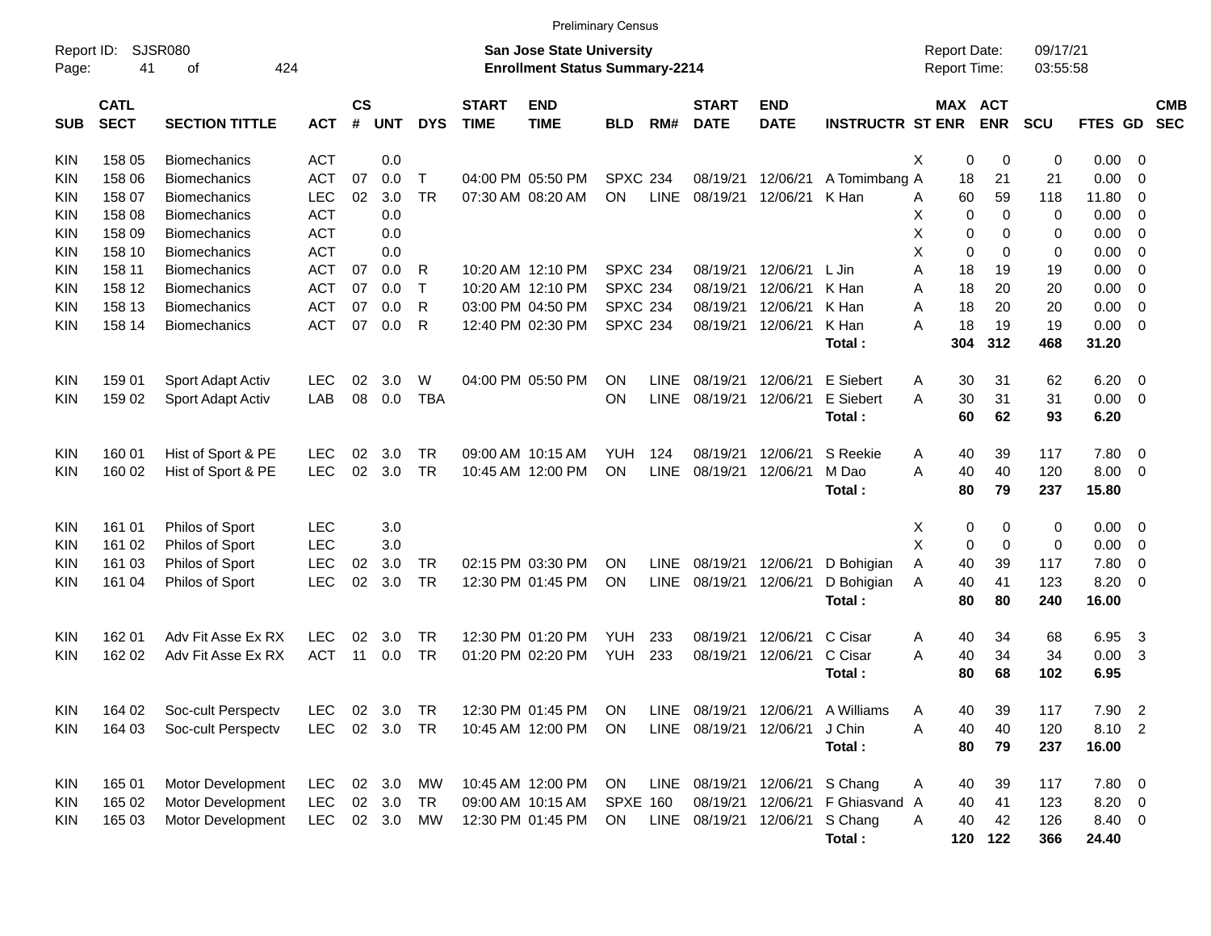Preliminary Census

Report ID: SJSR080

**San Jose State University**
**Enrollment Status Summary-2214**

Report Date: 09/17/21
Report Time: 03:55:58

| SUB | CATL SECT | SECTION TITTLE | ACT | CS # | UNT | DYS | START TIME | END TIME | BLD | RM# | START DATE | END DATE | INSTRUCTR | ST | MAX ENR | ACT ENR | SCU | FTES | GD | CMB SEC |
|---|---|---|---|---|---|---|---|---|---|---|---|---|---|---|---|---|---|---|---|---|
| KIN | 158 05 | Biomechanics | ACT | | 0.0 | | | | | | | | | X | 0 | 0 | 0 | 0.00 | 0 | |
| KIN | 158 06 | Biomechanics | ACT | 07 | 0.0 | T | 04:00 PM | 05:50 PM | SPXC | 234 | 08/19/21 | 12/06/21 | A Tomimbang | A | 18 | 21 | 21 | 0.00 | 0 | |
| KIN | 158 07 | Biomechanics | LEC | 02 | 3.0 | TR | 07:30 AM | 08:20 AM | ON | LINE | 08/19/21 | 12/06/21 | K Han | A | 60 | 59 | 118 | 11.80 | 0 | |
| KIN | 158 08 | Biomechanics | ACT | | 0.0 | | | | | | | | | X | 0 | 0 | 0 | 0.00 | 0 | |
| KIN | 158 09 | Biomechanics | ACT | | 0.0 | | | | | | | | | X | 0 | 0 | 0 | 0.00 | 0 | |
| KIN | 158 10 | Biomechanics | ACT | | 0.0 | | | | | | | | | X | 0 | 0 | 0 | 0.00 | 0 | |
| KIN | 158 11 | Biomechanics | ACT | 07 | 0.0 | R | 10:20 AM | 12:10 PM | SPXC | 234 | 08/19/21 | 12/06/21 | L Jin | A | 18 | 19 | 19 | 0.00 | 0 | |
| KIN | 158 12 | Biomechanics | ACT | 07 | 0.0 | T | 10:20 AM | 12:10 PM | SPXC | 234 | 08/19/21 | 12/06/21 | K Han | A | 18 | 20 | 20 | 0.00 | 0 | |
| KIN | 158 13 | Biomechanics | ACT | 07 | 0.0 | R | 03:00 PM | 04:50 PM | SPXC | 234 | 08/19/21 | 12/06/21 | K Han | A | 18 | 20 | 20 | 0.00 | 0 | |
| KIN | 158 14 | Biomechanics | ACT | 07 | 0.0 | R | 12:40 PM | 02:30 PM | SPXC | 234 | 08/19/21 | 12/06/21 | K Han | A | 18 | 19 | 19 | 0.00 | 0 | |
| | | | | | | | | | | | | | **Total :** | | **304** | **312** | **468** | **31.20** | | |
| KIN | 159 01 | Sport Adapt Activ | LEC | 02 | 3.0 | W | 04:00 PM | 05:50 PM | ON | LINE | 08/19/21 | 12/06/21 | E Siebert | A | 30 | 31 | 62 | 6.20 | 0 | |
| KIN | 159 02 | Sport Adapt Activ | LAB | 08 | 0.0 | TBA | | | ON | LINE | 08/19/21 | 12/06/21 | E Siebert | A | 30 | 31 | 31 | 0.00 | 0 | |
| | | | | | | | | | | | | | **Total :** | | **60** | **62** | **93** | **6.20** | | |
| KIN | 160 01 | Hist of Sport & PE | LEC | 02 | 3.0 | TR | 09:00 AM | 10:15 AM | YUH | 124 | 08/19/21 | 12/06/21 | S Reekie | A | 40 | 39 | 117 | 7.80 | 0 | |
| KIN | 160 02 | Hist of Sport & PE | LEC | 02 | 3.0 | TR | 10:45 AM | 12:00 PM | ON | LINE | 08/19/21 | 12/06/21 | M Dao | A | 40 | 40 | 120 | 8.00 | 0 | |
| | | | | | | | | | | | | | **Total :** | | **80** | **79** | **237** | **15.80** | | |
| KIN | 161 01 | Philos of Sport | LEC | | 3.0 | | | | | | | | | X | 0 | 0 | 0 | 0.00 | 0 | |
| KIN | 161 02 | Philos of Sport | LEC | | 3.0 | | | | | | | | | X | 0 | 0 | 0 | 0.00 | 0 | |
| KIN | 161 03 | Philos of Sport | LEC | 02 | 3.0 | TR | 02:15 PM | 03:30 PM | ON | LINE | 08/19/21 | 12/06/21 | D Bohigian | A | 40 | 39 | 117 | 7.80 | 0 | |
| KIN | 161 04 | Philos of Sport | LEC | 02 | 3.0 | TR | 12:30 PM | 01:45 PM | ON | LINE | 08/19/21 | 12/06/21 | D Bohigian | A | 40 | 41 | 123 | 8.20 | 0 | |
| | | | | | | | | | | | | | **Total :** | | **80** | **80** | **240** | **16.00** | | |
| KIN | 162 01 | Adv Fit Asse Ex RX | LEC | 02 | 3.0 | TR | 12:30 PM | 01:20 PM | YUH | 233 | 08/19/21 | 12/06/21 | C Cisar | A | 40 | 34 | 68 | 6.95 | 3 | |
| KIN | 162 02 | Adv Fit Asse Ex RX | ACT | 11 | 0.0 | TR | 01:20 PM | 02:20 PM | YUH | 233 | 08/19/21 | 12/06/21 | C Cisar | A | 40 | 34 | 34 | 0.00 | 3 | |
| | | | | | | | | | | | | | **Total :** | | **80** | **68** | **102** | **6.95** | | |
| KIN | 164 02 | Soc-cult Perspectv | LEC | 02 | 3.0 | TR | 12:30 PM | 01:45 PM | ON | LINE | 08/19/21 | 12/06/21 | A Williams | A | 40 | 39 | 117 | 7.90 | 2 | |
| KIN | 164 03 | Soc-cult Perspectv | LEC | 02 | 3.0 | TR | 10:45 AM | 12:00 PM | ON | LINE | 08/19/21 | 12/06/21 | J Chin | A | 40 | 40 | 120 | 8.10 | 2 | |
| | | | | | | | | | | | | | **Total :** | | **80** | **79** | **237** | **16.00** | | |
| KIN | 165 01 | Motor Development | LEC | 02 | 3.0 | MW | 10:45 AM | 12:00 PM | ON | LINE | 08/19/21 | 12/06/21 | S Chang | A | 40 | 39 | 117 | 7.80 | 0 | |
| KIN | 165 02 | Motor Development | LEC | 02 | 3.0 | TR | 09:00 AM | 10:15 AM | SPXE | 160 | 08/19/21 | 12/06/21 | F Ghiasvand | A | 40 | 41 | 123 | 8.20 | 0 | |
| KIN | 165 03 | Motor Development | LEC | 02 | 3.0 | MW | 12:30 PM | 01:45 PM | ON | LINE | 08/19/21 | 12/06/21 | S Chang | A | 40 | 42 | 126 | 8.40 | 0 | |
| | | | | | | | | | | | | | **Total :** | | **120** | **122** | **366** | **24.40** | | |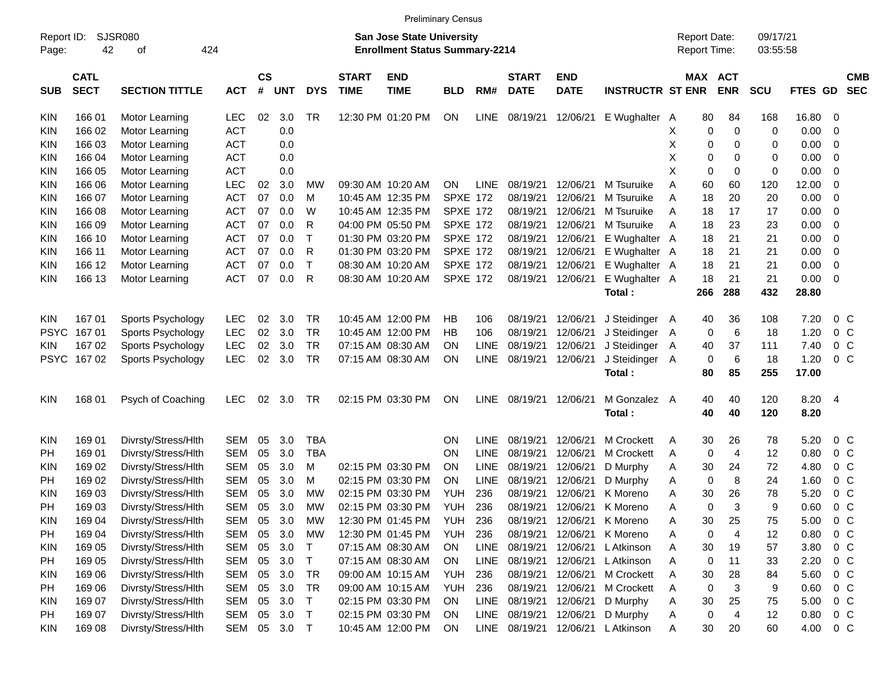Preliminary Census

Report ID: SJSR080

**San Jose State University**
**Enrollment Status Summary-2214**

Report Date: 09/17/21
Report Time: 03:55:58

| SUB | CATL SECT | SECTION TITTLE | ACT | CS # | UNT | DYS | START TIME | END TIME | BLD | RM# | START DATE | END DATE | INSTRUCTR | ST | MAX ENR | ACT ENR | SCU | FTES | GD | CMB SEC |
|---|---|---|---|---|---|---|---|---|---|---|---|---|---|---|---|---|---|---|---|---|
| KIN | 166 01 | Motor Learning | LEC | 02 | 3.0 | TR | 12:30 PM | 01:20 PM | ON | LINE | 08/19/21 | 12/06/21 | E Wughalter | A | 80 | 84 | 168 | 16.80 | 0 | |
| KIN | 166 02 | Motor Learning | ACT | | 0.0 | | | | | | | | | X | 0 | 0 | 0 | 0.00 | 0 | |
| KIN | 166 03 | Motor Learning | ACT | | 0.0 | | | | | | | | | X | 0 | 0 | 0 | 0.00 | 0 | |
| KIN | 166 04 | Motor Learning | ACT | | 0.0 | | | | | | | | | X | 0 | 0 | 0 | 0.00 | 0 | |
| KIN | 166 05 | Motor Learning | ACT | | 0.0 | | | | | | | | | X | 0 | 0 | 0 | 0.00 | 0 | |
| KIN | 166 06 | Motor Learning | LEC | 02 | 3.0 | MW | 09:30 AM | 10:20 AM | ON | LINE | 08/19/21 | 12/06/21 | M Tsuruike | A | 60 | 60 | 120 | 12.00 | 0 | |
| KIN | 166 07 | Motor Learning | ACT | 07 | 0.0 | M | 10:45 AM | 12:35 PM | SPXE | 172 | 08/19/21 | 12/06/21 | M Tsuruike | A | 18 | 20 | 20 | 0.00 | 0 | |
| KIN | 166 08 | Motor Learning | ACT | 07 | 0.0 | W | 10:45 AM | 12:35 PM | SPXE | 172 | 08/19/21 | 12/06/21 | M Tsuruike | A | 18 | 17 | 17 | 0.00 | 0 | |
| KIN | 166 09 | Motor Learning | ACT | 07 | 0.0 | R | 04:00 PM | 05:50 PM | SPXE | 172 | 08/19/21 | 12/06/21 | M Tsuruike | A | 18 | 23 | 23 | 0.00 | 0 | |
| KIN | 166 10 | Motor Learning | ACT | 07 | 0.0 | T | 01:30 PM | 03:20 PM | SPXE | 172 | 08/19/21 | 12/06/21 | E Wughalter | A | 18 | 21 | 21 | 0.00 | 0 | |
| KIN | 166 11 | Motor Learning | ACT | 07 | 0.0 | R | 01:30 PM | 03:20 PM | SPXE | 172 | 08/19/21 | 12/06/21 | E Wughalter | A | 18 | 21 | 21 | 0.00 | 0 | |
| KIN | 166 12 | Motor Learning | ACT | 07 | 0.0 | T | 08:30 AM | 10:20 AM | SPXE | 172 | 08/19/21 | 12/06/21 | E Wughalter | A | 18 | 21 | 21 | 0.00 | 0 | |
| KIN | 166 13 | Motor Learning | ACT | 07 | 0.0 | R | 08:30 AM | 10:20 AM | SPXE | 172 | 08/19/21 | 12/06/21 | E Wughalter | A | 18 | 21 | 21 | 0.00 | 0 | |
| | | | | | | | | | | | | | **Total :** | | **266** | **288** | **432** | **28.80** | | |
| KIN | 167 01 | Sports Psychology | LEC | 02 | 3.0 | TR | 10:45 AM | 12:00 PM | HB | 106 | 08/19/21 | 12/06/21 | J Steidinger | A | 40 | 36 | 108 | 7.20 | 0 | C |
| PSYC | 167 01 | Sports Psychology | LEC | 02 | 3.0 | TR | 10:45 AM | 12:00 PM | HB | 106 | 08/19/21 | 12/06/21 | J Steidinger | A | 0 | 6 | 18 | 1.20 | 0 | C |
| KIN | 167 02 | Sports Psychology | LEC | 02 | 3.0 | TR | 07:15 AM | 08:30 AM | ON | LINE | 08/19/21 | 12/06/21 | J Steidinger | A | 40 | 37 | 111 | 7.40 | 0 | C |
| PSYC | 167 02 | Sports Psychology | LEC | 02 | 3.0 | TR | 07:15 AM | 08:30 AM | ON | LINE | 08/19/21 | 12/06/21 | J Steidinger | A | 0 | 6 | 18 | 1.20 | 0 | C |
| | | | | | | | | | | | | | **Total :** | | **80** | **85** | **255** | **17.00** | | |
| KIN | 168 01 | Psych of Coaching | LEC | 02 | 3.0 | TR | 02:15 PM | 03:30 PM | ON | LINE | 08/19/21 | 12/06/21 | M Gonzalez | A | 40 | 40 | 120 | 8.20 | 4 | |
| | | | | | | | | | | | | | **Total :** | | **40** | **40** | **120** | **8.20** | | |
| KIN | 169 01 | Divrsty/Stress/Hlth | SEM | 05 | 3.0 | TBA | | | ON | LINE | 08/19/21 | 12/06/21 | M Crockett | A | 30 | 26 | 78 | 5.20 | 0 | C |
| PH | 169 01 | Divrsty/Stress/Hlth | SEM | 05 | 3.0 | TBA | | | ON | LINE | 08/19/21 | 12/06/21 | M Crockett | A | 0 | 4 | 12 | 0.80 | 0 | C |
| KIN | 169 02 | Divrsty/Stress/Hlth | SEM | 05 | 3.0 | M | 02:15 PM | 03:30 PM | ON | LINE | 08/19/21 | 12/06/21 | D Murphy | A | 30 | 24 | 72 | 4.80 | 0 | C |
| PH | 169 02 | Divrsty/Stress/Hlth | SEM | 05 | 3.0 | M | 02:15 PM | 03:30 PM | ON | LINE | 08/19/21 | 12/06/21 | D Murphy | A | 0 | 8 | 24 | 1.60 | 0 | C |
| KIN | 169 03 | Divrsty/Stress/Hlth | SEM | 05 | 3.0 | MW | 02:15 PM | 03:30 PM | YUH | 236 | 08/19/21 | 12/06/21 | K Moreno | A | 30 | 26 | 78 | 5.20 | 0 | C |
| PH | 169 03 | Divrsty/Stress/Hlth | SEM | 05 | 3.0 | MW | 02:15 PM | 03:30 PM | YUH | 236 | 08/19/21 | 12/06/21 | K Moreno | A | 0 | 3 | 9 | 0.60 | 0 | C |
| KIN | 169 04 | Divrsty/Stress/Hlth | SEM | 05 | 3.0 | MW | 12:30 PM | 01:45 PM | YUH | 236 | 08/19/21 | 12/06/21 | K Moreno | A | 30 | 25 | 75 | 5.00 | 0 | C |
| PH | 169 04 | Divrsty/Stress/Hlth | SEM | 05 | 3.0 | MW | 12:30 PM | 01:45 PM | YUH | 236 | 08/19/21 | 12/06/21 | K Moreno | A | 0 | 4 | 12 | 0.80 | 0 | C |
| KIN | 169 05 | Divrsty/Stress/Hlth | SEM | 05 | 3.0 | T | 07:15 AM | 08:30 AM | ON | LINE | 08/19/21 | 12/06/21 | L Atkinson | A | 30 | 19 | 57 | 3.80 | 0 | C |
| PH | 169 05 | Divrsty/Stress/Hlth | SEM | 05 | 3.0 | T | 07:15 AM | 08:30 AM | ON | LINE | 08/19/21 | 12/06/21 | L Atkinson | A | 0 | 11 | 33 | 2.20 | 0 | C |
| KIN | 169 06 | Divrsty/Stress/Hlth | SEM | 05 | 3.0 | TR | 09:00 AM | 10:15 AM | YUH | 236 | 08/19/21 | 12/06/21 | M Crockett | A | 30 | 28 | 84 | 5.60 | 0 | C |
| PH | 169 06 | Divrsty/Stress/Hlth | SEM | 05 | 3.0 | TR | 09:00 AM | 10:15 AM | YUH | 236 | 08/19/21 | 12/06/21 | M Crockett | A | 0 | 3 | 9 | 0.60 | 0 | C |
| KIN | 169 07 | Divrsty/Stress/Hlth | SEM | 05 | 3.0 | T | 02:15 PM | 03:30 PM | ON | LINE | 08/19/21 | 12/06/21 | D Murphy | A | 30 | 25 | 75 | 5.00 | 0 | C |
| PH | 169 07 | Divrsty/Stress/Hlth | SEM | 05 | 3.0 | T | 02:15 PM | 03:30 PM | ON | LINE | 08/19/21 | 12/06/21 | D Murphy | A | 0 | 4 | 12 | 0.80 | 0 | C |
| KIN | 169 08 | Divrsty/Stress/Hlth | SEM | 05 | 3.0 | T | 10:45 AM | 12:00 PM | ON | LINE | 08/19/21 | 12/06/21 | L Atkinson | A | 30 | 20 | 60 | 4.00 | 0 | C |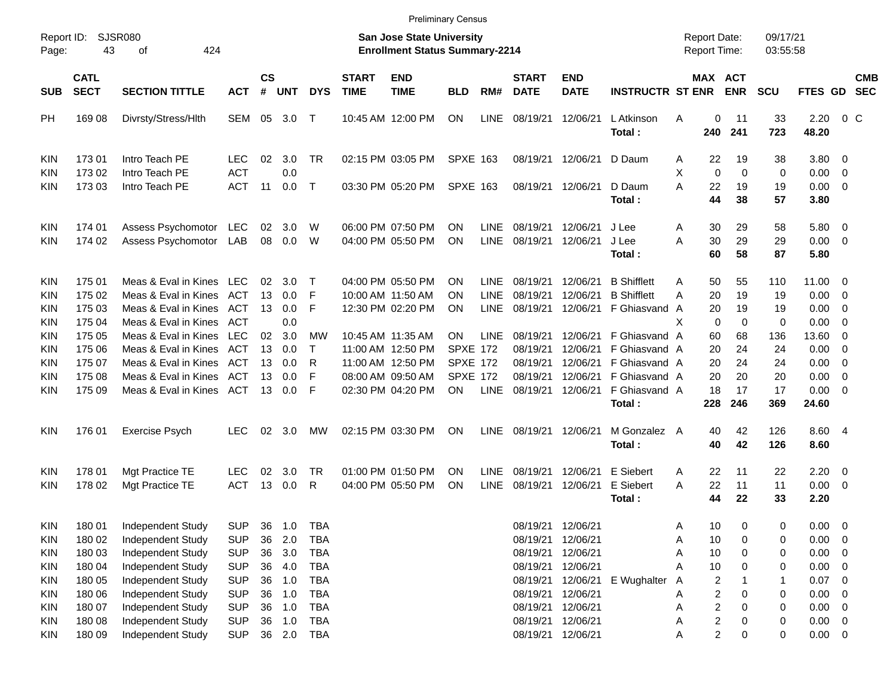Preliminary Census

Report ID: SJSR080

**San Jose State University**
**Enrollment Status Summary-2214**

Report Date: 09/17/21
Report Time: 03:55:58

| SUB | CATL SECT | SECTION TITTLE | ACT | CS # | UNT | DYS | START TIME | END TIME | BLD | RM# | START DATE | END DATE | INSTRUCTR | ST | MAX ENR | ACT ENR | SCU | FTES | GD | CMB SEC |
|---|---|---|---|---|---|---|---|---|---|---|---|---|---|---|---|---|---|---|---|---|
| PH | 169 08 | Divrsty/Stress/Hlth | SEM | 05 | 3.0 | T | 10:45 AM | 12:00 PM | ON | LINE | 08/19/21 | 12/06/21 | L Atkinson | A | 0 | 11 | 33 | 2.20 | 0 | C |
| | | | | | | | | | | | | | **Total :** | | **240** | **241** | **723** | **48.20** | | |
| KIN | 173 01 | Intro Teach PE | LEC | 02 | 3.0 | TR | 02:15 PM | 03:05 PM | SPXE | 163 | 08/19/21 | 12/06/21 | D Daum | A | 22 | 19 | 38 | 3.80 | 0 | |
| KIN | 173 02 | Intro Teach PE | ACT | | 0.0 | | | | | | | | | X | 0 | 0 | 0 | 0.00 | 0 | |
| KIN | 173 03 | Intro Teach PE | ACT | 11 | 0.0 | T | 03:30 PM | 05:20 PM | SPXE | 163 | 08/19/21 | 12/06/21 | D Daum | A | 22 | 19 | 19 | 0.00 | 0 | |
| | | | | | | | | | | | | | **Total :** | | **44** | **38** | **57** | **3.80** | | |
| KIN | 174 01 | Assess Psychomotor | LEC | 02 | 3.0 | W | 06:00 PM | 07:50 PM | ON | LINE | 08/19/21 | 12/06/21 | J Lee | A | 30 | 29 | 58 | 5.80 | 0 | |
| KIN | 174 02 | Assess Psychomotor | LAB | 08 | 0.0 | W | 04:00 PM | 05:50 PM | ON | LINE | 08/19/21 | 12/06/21 | J Lee | A | 30 | 29 | 29 | 0.00 | 0 | |
| | | | | | | | | | | | | | **Total :** | | **60** | **58** | **87** | **5.80** | | |
| KIN | 175 01 | Meas & Eval in Kines | LEC | 02 | 3.0 | T | 04:00 PM | 05:50 PM | ON | LINE | 08/19/21 | 12/06/21 | B Shifflett | A | 50 | 55 | 110 | 11.00 | 0 | |
| KIN | 175 02 | Meas & Eval in Kines | ACT | 13 | 0.0 | F | 10:00 AM | 11:50 AM | ON | LINE | 08/19/21 | 12/06/21 | B Shifflett | A | 20 | 19 | 19 | 0.00 | 0 | |
| KIN | 175 03 | Meas & Eval in Kines | ACT | 13 | 0.0 | F | 12:30 PM | 02:20 PM | ON | LINE | 08/19/21 | 12/06/21 | F Ghiasvand | A | 20 | 19 | 19 | 0.00 | 0 | |
| KIN | 175 04 | Meas & Eval in Kines | ACT | | 0.0 | | | | | | | | | X | 0 | 0 | 0 | 0.00 | 0 | |
| KIN | 175 05 | Meas & Eval in Kines | LEC | 02 | 3.0 | MW | 10:45 AM | 11:35 AM | ON | LINE | 08/19/21 | 12/06/21 | F Ghiasvand | A | 60 | 68 | 136 | 13.60 | 0 | |
| KIN | 175 06 | Meas & Eval in Kines | ACT | 13 | 0.0 | T | 11:00 AM | 12:50 PM | SPXE | 172 | 08/19/21 | 12/06/21 | F Ghiasvand | A | 20 | 24 | 24 | 0.00 | 0 | |
| KIN | 175 07 | Meas & Eval in Kines | ACT | 13 | 0.0 | R | 11:00 AM | 12:50 PM | SPXE | 172 | 08/19/21 | 12/06/21 | F Ghiasvand | A | 20 | 24 | 24 | 0.00 | 0 | |
| KIN | 175 08 | Meas & Eval in Kines | ACT | 13 | 0.0 | F | 08:00 AM | 09:50 AM | SPXE | 172 | 08/19/21 | 12/06/21 | F Ghiasvand | A | 20 | 20 | 20 | 0.00 | 0 | |
| KIN | 175 09 | Meas & Eval in Kines | ACT | 13 | 0.0 | F | 02:30 PM | 04:20 PM | ON | LINE | 08/19/21 | 12/06/21 | F Ghiasvand | A | 18 | 17 | 17 | 0.00 | 0 | |
| | | | | | | | | | | | | | **Total :** | | **228** | **246** | **369** | **24.60** | | |
| KIN | 176 01 | Exercise Psych | LEC | 02 | 3.0 | MW | 02:15 PM | 03:30 PM | ON | LINE | 08/19/21 | 12/06/21 | M Gonzalez | A | 40 | 42 | 126 | 8.60 | 4 | |
| | | | | | | | | | | | | | **Total :** | | **40** | **42** | **126** | **8.60** | | |
| KIN | 178 01 | Mgt Practice TE | LEC | 02 | 3.0 | TR | 01:00 PM | 01:50 PM | ON | LINE | 08/19/21 | 12/06/21 | E Siebert | A | 22 | 11 | 22 | 2.20 | 0 | |
| KIN | 178 02 | Mgt Practice TE | ACT | 13 | 0.0 | R | 04:00 PM | 05:50 PM | ON | LINE | 08/19/21 | 12/06/21 | E Siebert | A | 22 | 11 | 11 | 0.00 | 0 | |
| | | | | | | | | | | | | | **Total :** | | **44** | **22** | **33** | **2.20** | | |
| KIN | 180 01 | Independent Study | SUP | 36 | 1.0 | TBA | | | | | 08/19/21 | 12/06/21 | | A | 10 | 0 | 0 | 0.00 | 0 | |
| KIN | 180 02 | Independent Study | SUP | 36 | 2.0 | TBA | | | | | 08/19/21 | 12/06/21 | | A | 10 | 0 | 0 | 0.00 | 0 | |
| KIN | 180 03 | Independent Study | SUP | 36 | 3.0 | TBA | | | | | 08/19/21 | 12/06/21 | | A | 10 | 0 | 0 | 0.00 | 0 | |
| KIN | 180 04 | Independent Study | SUP | 36 | 4.0 | TBA | | | | | 08/19/21 | 12/06/21 | | A | 10 | 0 | 0 | 0.00 | 0 | |
| KIN | 180 05 | Independent Study | SUP | 36 | 1.0 | TBA | | | | | 08/19/21 | 12/06/21 | E Wughalter | A | 2 | 1 | 1 | 0.07 | 0 | |
| KIN | 180 06 | Independent Study | SUP | 36 | 1.0 | TBA | | | | | 08/19/21 | 12/06/21 | | A | 2 | 0 | 0 | 0.00 | 0 | |
| KIN | 180 07 | Independent Study | SUP | 36 | 1.0 | TBA | | | | | 08/19/21 | 12/06/21 | | A | 2 | 0 | 0 | 0.00 | 0 | |
| KIN | 180 08 | Independent Study | SUP | 36 | 1.0 | TBA | | | | | 08/19/21 | 12/06/21 | | A | 2 | 0 | 0 | 0.00 | 0 | |
| KIN | 180 09 | Independent Study | SUP | 36 | 2.0 | TBA | | | | | 08/19/21 | 12/06/21 | | A | 2 | 0 | 0 | 0.00 | 0 | |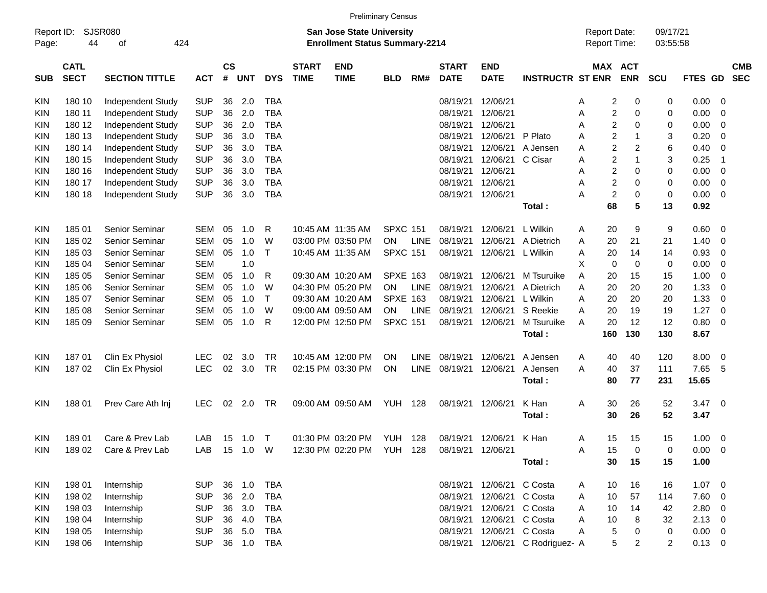Preliminary Census

Report ID: SJSR080

**San Jose State University**
**Enrollment Status Summary-2214**

Report Date: 09/17/21
Report Time: 03:55:58

| SUB | CATL SECT | SECTION TITTLE | ACT | CS # | UNT | DYS | START TIME | END TIME | BLD | RM# | START DATE | END DATE | INSTRUCTR | ST | MAX ENR | ACT ENR | SCU | FTES | GD | CMB SEC |
|---|---|---|---|---|---|---|---|---|---|---|---|---|---|---|---|---|---|---|---|---|
| KIN | 180 10 | Independent Study | SUP | 36 | 2.0 | TBA | | | | | 08/19/21 | 12/06/21 | | A | 2 | 0 | 0 | 0.00 | 0 | |
| KIN | 180 11 | Independent Study | SUP | 36 | 2.0 | TBA | | | | | 08/19/21 | 12/06/21 | | A | 2 | 0 | 0 | 0.00 | 0 | |
| KIN | 180 12 | Independent Study | SUP | 36 | 2.0 | TBA | | | | | 08/19/21 | 12/06/21 | | A | 2 | 0 | 0 | 0.00 | 0 | |
| KIN | 180 13 | Independent Study | SUP | 36 | 3.0 | TBA | | | | | 08/19/21 | 12/06/21 | P Plato | A | 2 | 1 | 3 | 0.20 | 0 | |
| KIN | 180 14 | Independent Study | SUP | 36 | 3.0 | TBA | | | | | 08/19/21 | 12/06/21 | A Jensen | A | 2 | 2 | 6 | 0.40 | 0 | |
| KIN | 180 15 | Independent Study | SUP | 36 | 3.0 | TBA | | | | | 08/19/21 | 12/06/21 | C Cisar | A | 2 | 1 | 3 | 0.25 | 1 | |
| KIN | 180 16 | Independent Study | SUP | 36 | 3.0 | TBA | | | | | 08/19/21 | 12/06/21 | | A | 2 | 0 | 0 | 0.00 | 0 | |
| KIN | 180 17 | Independent Study | SUP | 36 | 3.0 | TBA | | | | | 08/19/21 | 12/06/21 | | A | 2 | 0 | 0 | 0.00 | 0 | |
| KIN | 180 18 | Independent Study | SUP | 36 | 3.0 | TBA | | | | | 08/19/21 | 12/06/21 | | A | 2 | 0 | 0 | 0.00 | 0 | |
| | | | | | | | | | | | | | **Total :** | | **68** | **5** | **13** | **0.92** | | |
| KIN | 185 01 | Senior Seminar | SEM | 05 | 1.0 | R | 10:45 AM | 11:35 AM | SPXC | 151 | 08/19/21 | 12/06/21 | L Wilkin | A | 20 | 9 | 9 | 0.60 | 0 | |
| KIN | 185 02 | Senior Seminar | SEM | 05 | 1.0 | W | 03:00 PM | 03:50 PM | ON | LINE | 08/19/21 | 12/06/21 | A Dietrich | A | 20 | 21 | 21 | 1.40 | 0 | |
| KIN | 185 03 | Senior Seminar | SEM | 05 | 1.0 | T | 10:45 AM | 11:35 AM | SPXC | 151 | 08/19/21 | 12/06/21 | L Wilkin | A | 20 | 14 | 14 | 0.93 | 0 | |
| KIN | 185 04 | Senior Seminar | SEM | | 1.0 | | | | | | | | | X | 0 | 0 | 0 | 0.00 | 0 | |
| KIN | 185 05 | Senior Seminar | SEM | 05 | 1.0 | R | 09:30 AM | 10:20 AM | SPXE | 163 | 08/19/21 | 12/06/21 | M Tsuruike | A | 20 | 15 | 15 | 1.00 | 0 | |
| KIN | 185 06 | Senior Seminar | SEM | 05 | 1.0 | W | 04:30 PM | 05:20 PM | ON | LINE | 08/19/21 | 12/06/21 | A Dietrich | A | 20 | 20 | 20 | 1.33 | 0 | |
| KIN | 185 07 | Senior Seminar | SEM | 05 | 1.0 | T | 09:30 AM | 10:20 AM | SPXE | 163 | 08/19/21 | 12/06/21 | L Wilkin | A | 20 | 20 | 20 | 1.33 | 0 | |
| KIN | 185 08 | Senior Seminar | SEM | 05 | 1.0 | W | 09:00 AM | 09:50 AM | ON | LINE | 08/19/21 | 12/06/21 | S Reekie | A | 20 | 19 | 19 | 1.27 | 0 | |
| KIN | 185 09 | Senior Seminar | SEM | 05 | 1.0 | R | 12:00 PM | 12:50 PM | SPXC | 151 | 08/19/21 | 12/06/21 | M Tsuruike | A | 20 | 12 | 12 | 0.80 | 0 | |
| | | | | | | | | | | | | | **Total :** | | **160** | **130** | **130** | **8.67** | | |
| KIN | 187 01 | Clin Ex Physiol | LEC | 02 | 3.0 | TR | 10:45 AM | 12:00 PM | ON | LINE | 08/19/21 | 12/06/21 | A Jensen | A | 40 | 40 | 120 | 8.00 | 0 | |
| KIN | 187 02 | Clin Ex Physiol | LEC | 02 | 3.0 | TR | 02:15 PM | 03:30 PM | ON | LINE | 08/19/21 | 12/06/21 | A Jensen | A | 40 | 37 | 111 | 7.65 | 5 | |
| | | | | | | | | | | | | | **Total :** | | **80** | **77** | **231** | **15.65** | | |
| KIN | 188 01 | Prev Care Ath Inj | LEC | 02 | 2.0 | TR | 09:00 AM | 09:50 AM | YUH | 128 | 08/19/21 | 12/06/21 | K Han | A | 30 | 26 | 52 | 3.47 | 0 | |
| | | | | | | | | | | | | | **Total :** | | **30** | **26** | **52** | **3.47** | | |
| KIN | 189 01 | Care & Prev Lab | LAB | 15 | 1.0 | T | 01:30 PM | 03:20 PM | YUH | 128 | 08/19/21 | 12/06/21 | K Han | A | 15 | 15 | 15 | 1.00 | 0 | |
| KIN | 189 02 | Care & Prev Lab | LAB | 15 | 1.0 | W | 12:30 PM | 02:20 PM | YUH | 128 | 08/19/21 | 12/06/21 | | A | 15 | 0 | 0 | 0.00 | 0 | |
| | | | | | | | | | | | | | **Total :** | | **30** | **15** | **15** | **1.00** | | |
| KIN | 198 01 | Internship | SUP | 36 | 1.0 | TBA | | | | | 08/19/21 | 12/06/21 | C Costa | A | 10 | 16 | 16 | 1.07 | 0 | |
| KIN | 198 02 | Internship | SUP | 36 | 2.0 | TBA | | | | | 08/19/21 | 12/06/21 | C Costa | A | 10 | 57 | 114 | 7.60 | 0 | |
| KIN | 198 03 | Internship | SUP | 36 | 3.0 | TBA | | | | | 08/19/21 | 12/06/21 | C Costa | A | 10 | 14 | 42 | 2.80 | 0 | |
| KIN | 198 04 | Internship | SUP | 36 | 4.0 | TBA | | | | | 08/19/21 | 12/06/21 | C Costa | A | 10 | 8 | 32 | 2.13 | 0 | |
| KIN | 198 05 | Internship | SUP | 36 | 5.0 | TBA | | | | | 08/19/21 | 12/06/21 | C Costa | A | 5 | 0 | 0 | 0.00 | 0 | |
| KIN | 198 06 | Internship | SUP | 36 | 1.0 | TBA | | | | | 08/19/21 | 12/06/21 | C Rodriguez- | A | 5 | 2 | 2 | 0.13 | 0 | |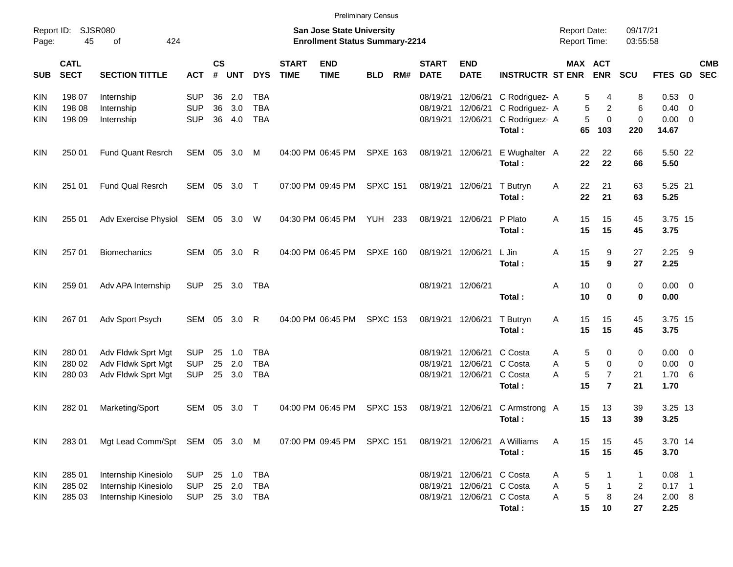Preliminary Census

Report ID: SJSR080 | **San Jose State University** | Report Date: 09/17/21
Page: 45 of 424 | **Enrollment Status Summary-2214** | Report Time: 03:55:58

| SUB | CATL SECT | SECTION TITTLE | ACT | CS # | UNT | DYS | START TIME | END TIME | BLD | RM# | START DATE | END DATE | INSTRUCTR | ST | MAX ENR | ACT ENR | SCU | FTES | GD | CMB SEC |
|---|---|---|---|---|---|---|---|---|---|---|---|---|---|---|---|---|---|---|---|---|
| KIN | 198 07 | Internship | SUP | 36 | 2.0 | TBA | | | | | 08/19/21 | 12/06/21 | C Rodriguez- | A | 5 | 4 | 8 | 0.53 | 0 | |
| KIN | 198 08 | Internship | SUP | 36 | 3.0 | TBA | | | | | 08/19/21 | 12/06/21 | C Rodriguez- | A | 5 | 2 | 6 | 0.40 | 0 | |
| KIN | 198 09 | Internship | SUP | 36 | 4.0 | TBA | | | | | 08/19/21 | 12/06/21 | C Rodriguez- | A | 5 | 0 | 0 | 0.00 | 0 | |
| | | | | | | | | | | | | | **Total :** | | **65** | **103** | **220** | **14.67** | | |
| KIN | 250 01 | Fund Quant Resrch | SEM | 05 | 3.0 | M | 04:00 PM | 06:45 PM | SPXE | 163 | 08/19/21 | 12/06/21 | E Wughalter | A | 22 | 22 | 66 | 5.50 | 22 | |
| | | | | | | | | | | | | | **Total :** | | **22** | **22** | **66** | **5.50** | | |
| KIN | 251 01 | Fund Qual Resrch | SEM | 05 | 3.0 | T | 07:00 PM | 09:45 PM | SPXC | 151 | 08/19/21 | 12/06/21 | T Butryn | A | 22 | 21 | 63 | 5.25 | 21 | |
| | | | | | | | | | | | | | **Total :** | | **22** | **21** | **63** | **5.25** | | |
| KIN | 255 01 | Adv Exercise Physiol | SEM | 05 | 3.0 | W | 04:30 PM | 06:45 PM | YUH | 233 | 08/19/21 | 12/06/21 | P Plato | A | 15 | 15 | 45 | 3.75 | 15 | |
| | | | | | | | | | | | | | **Total :** | | **15** | **15** | **45** | **3.75** | | |
| KIN | 257 01 | Biomechanics | SEM | 05 | 3.0 | R | 04:00 PM | 06:45 PM | SPXE | 160 | 08/19/21 | 12/06/21 | L Jin | A | 15 | 9 | 27 | 2.25 | 9 | |
| | | | | | | | | | | | | | **Total :** | | **15** | **9** | **27** | **2.25** | | |
| KIN | 259 01 | Adv APA Internship | SUP | 25 | 3.0 | TBA | | | | | 08/19/21 | 12/06/21 | | A | 10 | 0 | 0 | 0.00 | 0 | |
| | | | | | | | | | | | | | **Total :** | | **10** | **0** | **0** | **0.00** | | |
| KIN | 267 01 | Adv Sport Psych | SEM | 05 | 3.0 | R | 04:00 PM | 06:45 PM | SPXC | 153 | 08/19/21 | 12/06/21 | T Butryn | A | 15 | 15 | 45 | 3.75 | 15 | |
| | | | | | | | | | | | | | **Total :** | | **15** | **15** | **45** | **3.75** | | |
| KIN | 280 01 | Adv Fldwk Sprt Mgt | SUP | 25 | 1.0 | TBA | | | | | 08/19/21 | 12/06/21 | C Costa | A | 5 | 0 | 0 | 0.00 | 0 | |
| KIN | 280 02 | Adv Fldwk Sprt Mgt | SUP | 25 | 2.0 | TBA | | | | | 08/19/21 | 12/06/21 | C Costa | A | 5 | 0 | 0 | 0.00 | 0 | |
| KIN | 280 03 | Adv Fldwk Sprt Mgt | SUP | 25 | 3.0 | TBA | | | | | 08/19/21 | 12/06/21 | C Costa | A | 5 | 7 | 21 | 1.70 | 6 | |
| | | | | | | | | | | | | | **Total :** | | **15** | **7** | **21** | **1.70** | | |
| KIN | 282 01 | Marketing/Sport | SEM | 05 | 3.0 | T | 04:00 PM | 06:45 PM | SPXC | 153 | 08/19/21 | 12/06/21 | C Armstrong | A | 15 | 13 | 39 | 3.25 | 13 | |
| | | | | | | | | | | | | | **Total :** | | **15** | **13** | **39** | **3.25** | | |
| KIN | 283 01 | Mgt Lead Comm/Spt | SEM | 05 | 3.0 | M | 07:00 PM | 09:45 PM | SPXC | 151 | 08/19/21 | 12/06/21 | A Williams | A | 15 | 15 | 45 | 3.70 | 14 | |
| | | | | | | | | | | | | | **Total :** | | **15** | **15** | **45** | **3.70** | | |
| KIN | 285 01 | Internship Kinesiolo | SUP | 25 | 1.0 | TBA | | | | | 08/19/21 | 12/06/21 | C Costa | A | 5 | 1 | 1 | 0.08 | 1 | |
| KIN | 285 02 | Internship Kinesiolo | SUP | 25 | 2.0 | TBA | | | | | 08/19/21 | 12/06/21 | C Costa | A | 5 | 1 | 2 | 0.17 | 1 | |
| KIN | 285 03 | Internship Kinesiolo | SUP | 25 | 3.0 | TBA | | | | | 08/19/21 | 12/06/21 | C Costa | A | 5 | 8 | 24 | 2.00 | 8 | |
| | | | | | | | | | | | | | **Total :** | | **15** | **10** | **27** | **2.25** | | |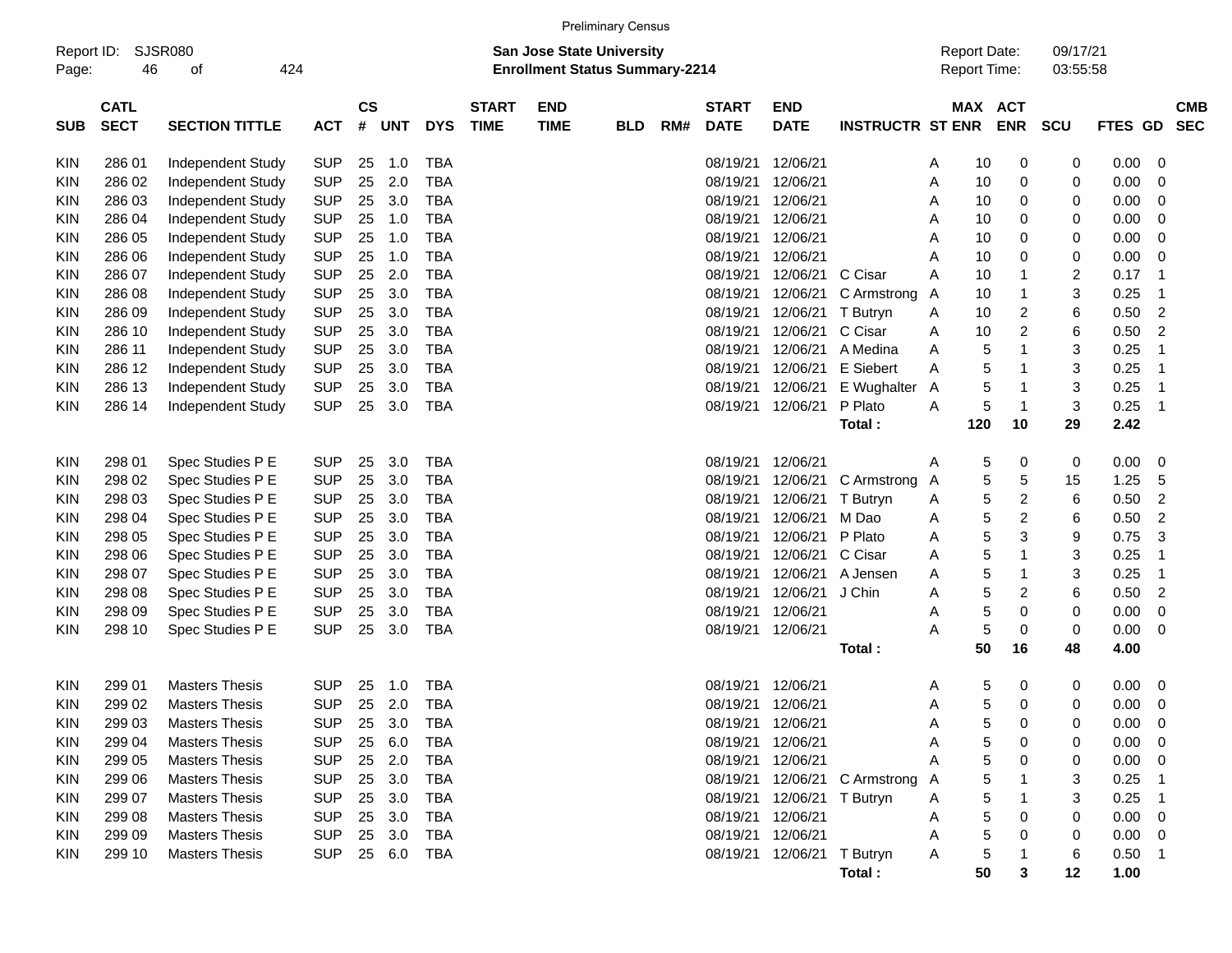Preliminary Census

Report ID: SJSR080

**San Jose State University**
**Enrollment Status Summary-2214**

Report Date: 09/17/21
Report Time: 03:55:58

| SUB | CATL SECT | SECTION TITTLE | ACT | CS # | UNT | DYS | START TIME | END TIME | BLD | RM# | START DATE | END DATE | INSTRUCTR | ST | MAX ENR | ACT ENR | SCU | FTES | GD | CMB SEC |
|---|---|---|---|---|---|---|---|---|---|---|---|---|---|---|---|---|---|---|---|---|
| KIN | 286 01 | Independent Study | SUP | 25 | 1.0 | TBA | | | | | 08/19/21 | 12/06/21 | | A | 10 | 0 | 0 | 0.00 | 0 | |
| KIN | 286 02 | Independent Study | SUP | 25 | 2.0 | TBA | | | | | 08/19/21 | 12/06/21 | | A | 10 | 0 | 0 | 0.00 | 0 | |
| KIN | 286 03 | Independent Study | SUP | 25 | 3.0 | TBA | | | | | 08/19/21 | 12/06/21 | | A | 10 | 0 | 0 | 0.00 | 0 | |
| KIN | 286 04 | Independent Study | SUP | 25 | 1.0 | TBA | | | | | 08/19/21 | 12/06/21 | | A | 10 | 0 | 0 | 0.00 | 0 | |
| KIN | 286 05 | Independent Study | SUP | 25 | 1.0 | TBA | | | | | 08/19/21 | 12/06/21 | | A | 10 | 0 | 0 | 0.00 | 0 | |
| KIN | 286 06 | Independent Study | SUP | 25 | 1.0 | TBA | | | | | 08/19/21 | 12/06/21 | | A | 10 | 0 | 0 | 0.00 | 0 | |
| KIN | 286 07 | Independent Study | SUP | 25 | 2.0 | TBA | | | | | 08/19/21 | 12/06/21 | C Cisar | A | 10 | 1 | 2 | 0.17 | 1 | |
| KIN | 286 08 | Independent Study | SUP | 25 | 3.0 | TBA | | | | | 08/19/21 | 12/06/21 | C Armstrong | A | 10 | 1 | 3 | 0.25 | 1 | |
| KIN | 286 09 | Independent Study | SUP | 25 | 3.0 | TBA | | | | | 08/19/21 | 12/06/21 | T Butryn | A | 10 | 2 | 6 | 0.50 | 2 | |
| KIN | 286 10 | Independent Study | SUP | 25 | 3.0 | TBA | | | | | 08/19/21 | 12/06/21 | C Cisar | A | 10 | 2 | 6 | 0.50 | 2 | |
| KIN | 286 11 | Independent Study | SUP | 25 | 3.0 | TBA | | | | | 08/19/21 | 12/06/21 | A Medina | A | 5 | 1 | 3 | 0.25 | 1 | |
| KIN | 286 12 | Independent Study | SUP | 25 | 3.0 | TBA | | | | | 08/19/21 | 12/06/21 | E Siebert | A | 5 | 1 | 3 | 0.25 | 1 | |
| KIN | 286 13 | Independent Study | SUP | 25 | 3.0 | TBA | | | | | 08/19/21 | 12/06/21 | E Wughalter | A | 5 | 1 | 3 | 0.25 | 1 | |
| KIN | 286 14 | Independent Study | SUP | 25 | 3.0 | TBA | | | | | 08/19/21 | 12/06/21 | P Plato | A | 5 | 1 | 3 | 0.25 | 1 | |
| | | | | | | | | | | | | | **Total :** | | **120** | **10** | **29** | **2.42** | | |
| KIN | 298 01 | Spec Studies P E | SUP | 25 | 3.0 | TBA | | | | | 08/19/21 | 12/06/21 | | A | 5 | 0 | 0 | 0.00 | 0 | |
| KIN | 298 02 | Spec Studies P E | SUP | 25 | 3.0 | TBA | | | | | 08/19/21 | 12/06/21 | C Armstrong | A | 5 | 5 | 15 | 1.25 | 5 | |
| KIN | 298 03 | Spec Studies P E | SUP | 25 | 3.0 | TBA | | | | | 08/19/21 | 12/06/21 | T Butryn | A | 5 | 2 | 6 | 0.50 | 2 | |
| KIN | 298 04 | Spec Studies P E | SUP | 25 | 3.0 | TBA | | | | | 08/19/21 | 12/06/21 | M Dao | A | 5 | 2 | 6 | 0.50 | 2 | |
| KIN | 298 05 | Spec Studies P E | SUP | 25 | 3.0 | TBA | | | | | 08/19/21 | 12/06/21 | P Plato | A | 5 | 3 | 9 | 0.75 | 3 | |
| KIN | 298 06 | Spec Studies P E | SUP | 25 | 3.0 | TBA | | | | | 08/19/21 | 12/06/21 | C Cisar | A | 5 | 1 | 3 | 0.25 | 1 | |
| KIN | 298 07 | Spec Studies P E | SUP | 25 | 3.0 | TBA | | | | | 08/19/21 | 12/06/21 | A Jensen | A | 5 | 1 | 3 | 0.25 | 1 | |
| KIN | 298 08 | Spec Studies P E | SUP | 25 | 3.0 | TBA | | | | | 08/19/21 | 12/06/21 | J Chin | A | 5 | 2 | 6 | 0.50 | 2 | |
| KIN | 298 09 | Spec Studies P E | SUP | 25 | 3.0 | TBA | | | | | 08/19/21 | 12/06/21 | | A | 5 | 0 | 0 | 0.00 | 0 | |
| KIN | 298 10 | Spec Studies P E | SUP | 25 | 3.0 | TBA | | | | | 08/19/21 | 12/06/21 | | A | 5 | 0 | 0 | 0.00 | 0 | |
| | | | | | | | | | | | | | **Total :** | | **50** | **16** | **48** | **4.00** | | |
| KIN | 299 01 | Masters Thesis | SUP | 25 | 1.0 | TBA | | | | | 08/19/21 | 12/06/21 | | A | 5 | 0 | 0 | 0.00 | 0 | |
| KIN | 299 02 | Masters Thesis | SUP | 25 | 2.0 | TBA | | | | | 08/19/21 | 12/06/21 | | A | 5 | 0 | 0 | 0.00 | 0 | |
| KIN | 299 03 | Masters Thesis | SUP | 25 | 3.0 | TBA | | | | | 08/19/21 | 12/06/21 | | A | 5 | 0 | 0 | 0.00 | 0 | |
| KIN | 299 04 | Masters Thesis | SUP | 25 | 6.0 | TBA | | | | | 08/19/21 | 12/06/21 | | A | 5 | 0 | 0 | 0.00 | 0 | |
| KIN | 299 05 | Masters Thesis | SUP | 25 | 2.0 | TBA | | | | | 08/19/21 | 12/06/21 | | A | 5 | 0 | 0 | 0.00 | 0 | |
| KIN | 299 06 | Masters Thesis | SUP | 25 | 3.0 | TBA | | | | | 08/19/21 | 12/06/21 | C Armstrong | A | 5 | 1 | 3 | 0.25 | 1 | |
| KIN | 299 07 | Masters Thesis | SUP | 25 | 3.0 | TBA | | | | | 08/19/21 | 12/06/21 | T Butryn | A | 5 | 1 | 3 | 0.25 | 1 | |
| KIN | 299 08 | Masters Thesis | SUP | 25 | 3.0 | TBA | | | | | 08/19/21 | 12/06/21 | | A | 5 | 0 | 0 | 0.00 | 0 | |
| KIN | 299 09 | Masters Thesis | SUP | 25 | 3.0 | TBA | | | | | 08/19/21 | 12/06/21 | | A | 5 | 0 | 0 | 0.00 | 0 | |
| KIN | 299 10 | Masters Thesis | SUP | 25 | 6.0 | TBA | | | | | 08/19/21 | 12/06/21 | T Butryn | A | 5 | 1 | 6 | 0.50 | 1 | |
| | | | | | | | | | | | | | **Total :** | | **50** | **3** | **12** | **1.00** | | |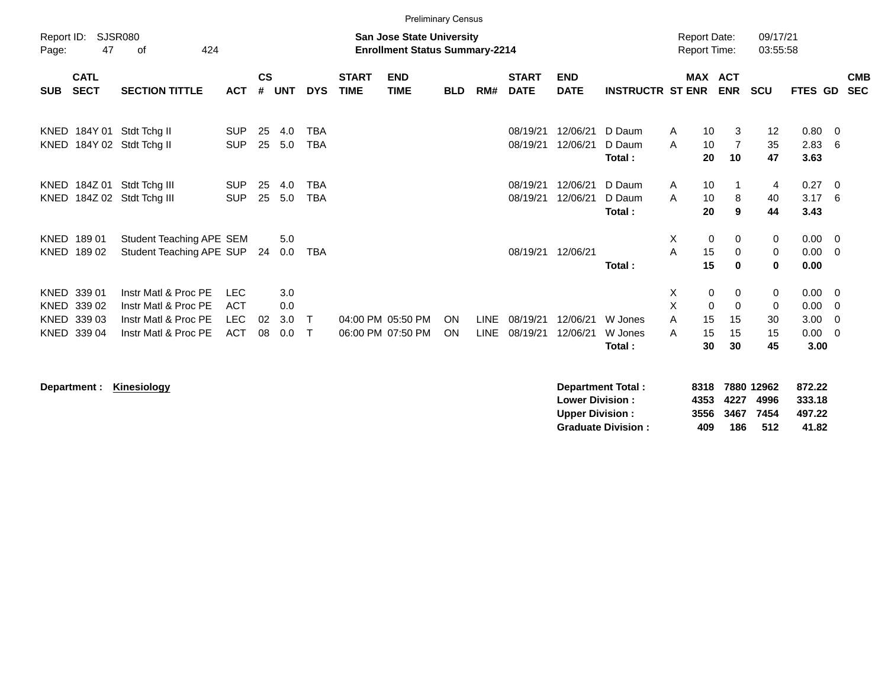Preliminary Census

Report ID: SJSR080

**San Jose State University**
**Enrollment Status Summary-2214**

Report Date: 09/17/21
Report Time: 03:55:58

| SUB | CATL SECT | SECTION TITTLE | ACT | CS # | UNT | DYS | START TIME | END TIME | BLD | RM# | START DATE | END DATE | INSTRUCTR | ST | MAX ENR | ACT ENR | SCU | FTES | GD | CMB SEC |
|---|---|---|---|---|---|---|---|---|---|---|---|---|---|---|---|---|---|---|---|---|
| KNED | 184Y 01 | Stdt Tchg II | SUP | 25 | 4.0 | TBA | | | | | 08/19/21 | 12/06/21 | D Daum | A | 10 | 3 | 12 | 0.80 | 0 | |
| KNED | 184Y 02 | Stdt Tchg II | SUP | 25 | 5.0 | TBA | | | | | 08/19/21 | 12/06/21 | D Daum | A | 10 | 7 | 35 | 2.83 | 6 | |
| | | | | | | | | | | | | | **Total :** | | **20** | **10** | **47** | **3.63** | | |
| KNED | 184Z 01 | Stdt Tchg III | SUP | 25 | 4.0 | TBA | | | | | 08/19/21 | 12/06/21 | D Daum | A | 10 | 1 | 4 | 0.27 | 0 | |
| KNED | 184Z 02 | Stdt Tchg III | SUP | 25 | 5.0 | TBA | | | | | 08/19/21 | 12/06/21 | D Daum | A | 10 | 8 | 40 | 3.17 | 6 | |
| | | | | | | | | | | | | | **Total :** | | **20** | **9** | **44** | **3.43** | | |
| KNED | 189 01 | Student Teaching APE | SEM | | 5.0 | | | | | | | | | X | 0 | 0 | 0 | 0.00 | 0 | |
| KNED | 189 02 | Student Teaching APE | SUP | 24 | 0.0 | TBA | | | | | 08/19/21 | 12/06/21 | | A | 15 | 0 | 0 | 0.00 | 0 | |
| | | | | | | | | | | | | | **Total :** | | **15** | **0** | **0** | **0.00** | | |
| KNED | 339 01 | Instr Matl & Proc PE | LEC | | 3.0 | | | | | | | | | X | 0 | 0 | 0 | 0.00 | 0 | |
| KNED | 339 02 | Instr Matl & Proc PE | ACT | | 0.0 | | | | | | | | | X | 0 | 0 | 0 | 0.00 | 0 | |
| KNED | 339 03 | Instr Matl & Proc PE | LEC | 02 | 3.0 | T | 04:00 PM | 05:50 PM | ON | LINE | 08/19/21 | 12/06/21 | W Jones | A | 15 | 15 | 30 | 3.00 | 0 | |
| KNED | 339 04 | Instr Matl & Proc PE | ACT | 08 | 0.0 | T | 06:00 PM | 07:50 PM | ON | LINE | 08/19/21 | 12/06/21 | W Jones | A | 15 | 15 | 15 | 0.00 | 0 | |
| | | | | | | | | | | | | | **Total :** | | **30** | **30** | **45** | **3.00** | | |

**Department :** **Kinesiology**

| | MAX ENR | ACT ENR | SCU | FTES |
|---|---|---|---|---|
| **Department Total :** | **8318** | **7880** | **12962** | **872.22** |
| **Lower Division :** | **4353** | **4227** | **4996** | **333.18** |
| **Upper Division :** | **3556** | **3467** | **7454** | **497.22** |
| **Graduate Division :** | **409** | **186** | **512** | **41.82** |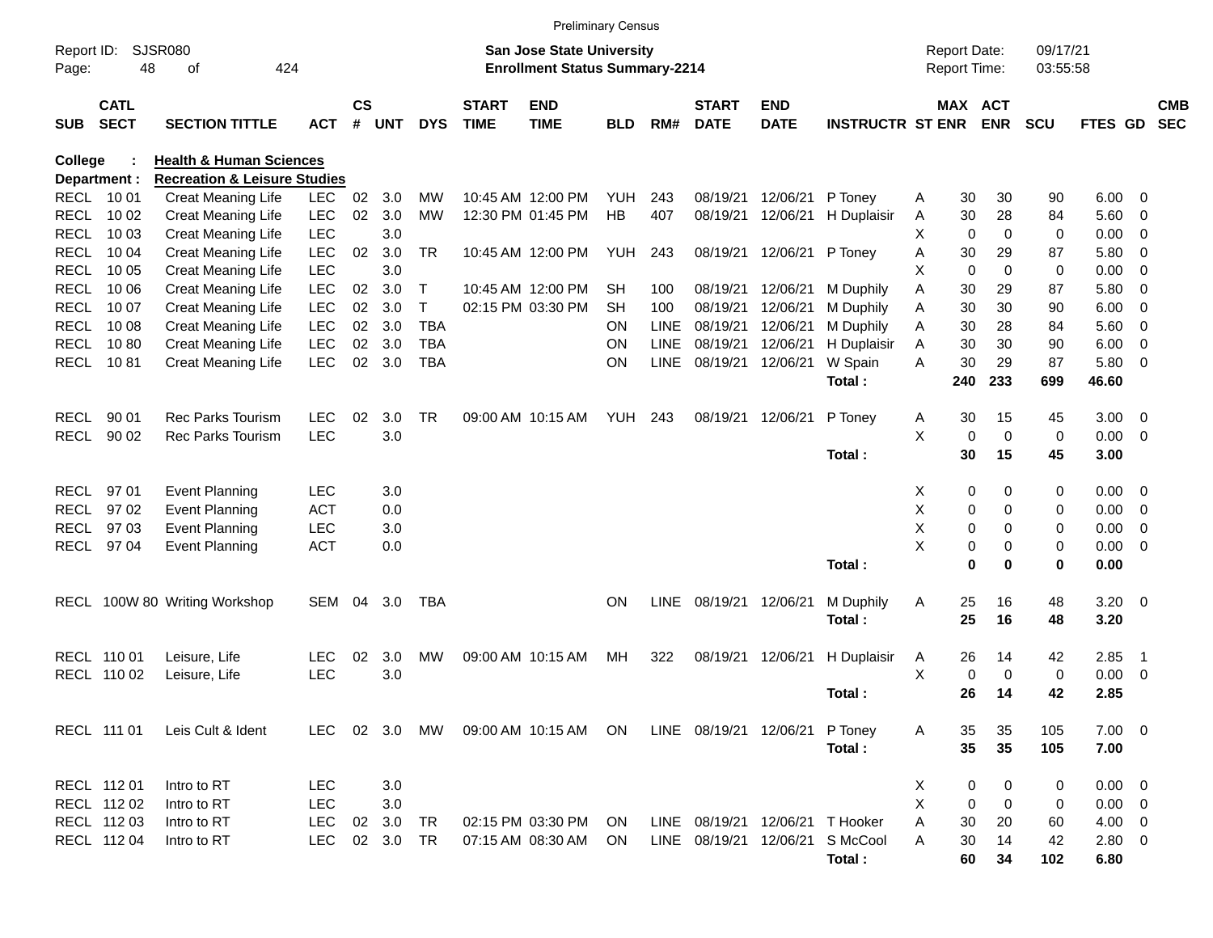Preliminary Census

Report ID: SJSR080

**San Jose State University**
**Enrollment Status Summary-2214**

Report Date: 09/17/21
Report Time: 03:55:58

**College : Health & Human Sciences**
**Department : Recreation & Leisure Studies**

| SUB | CATL SECT | SECTION TITTLE | ACT | CS # | UNT | DYS | START TIME | END TIME | BLD | RM# | START DATE | END DATE | INSTRUCTR | ST | MAX ENR | ACT ENR | SCU | FTES | GD | CMB SEC |
|---|---|---|---|---|---|---|---|---|---|---|---|---|---|---|---|---|---|---|---|---|
| RECL | 10 01 | Creat Meaning Life | LEC | 02 | 3.0 | MW | 10:45 AM | 12:00 PM | YUH | 243 | 08/19/21 | 12/06/21 | P Toney | A | 30 | 30 | 90 | 6.00 | 0 | |
| RECL | 10 02 | Creat Meaning Life | LEC | 02 | 3.0 | MW | 12:30 PM | 01:45 PM | HB | 407 | 08/19/21 | 12/06/21 | H Duplaisir | A | 30 | 28 | 84 | 5.60 | 0 | |
| RECL | 10 03 | Creat Meaning Life | LEC | | 3.0 | | | | | | | | | X | 0 | 0 | 0 | 0.00 | 0 | |
| RECL | 10 04 | Creat Meaning Life | LEC | 02 | 3.0 | TR | 10:45 AM | 12:00 PM | YUH | 243 | 08/19/21 | 12/06/21 | P Toney | A | 30 | 29 | 87 | 5.80 | 0 | |
| RECL | 10 05 | Creat Meaning Life | LEC | | 3.0 | | | | | | | | | X | 0 | 0 | 0 | 0.00 | 0 | |
| RECL | 10 06 | Creat Meaning Life | LEC | 02 | 3.0 | T | 10:45 AM | 12:00 PM | SH | 100 | 08/19/21 | 12/06/21 | M Duphily | A | 30 | 29 | 87 | 5.80 | 0 | |
| RECL | 10 07 | Creat Meaning Life | LEC | 02 | 3.0 | T | 02:15 PM | 03:30 PM | SH | 100 | 08/19/21 | 12/06/21 | M Duphily | A | 30 | 30 | 90 | 6.00 | 0 | |
| RECL | 10 08 | Creat Meaning Life | LEC | 02 | 3.0 | TBA | | | ON | LINE | 08/19/21 | 12/06/21 | M Duphily | A | 30 | 28 | 84 | 5.60 | 0 | |
| RECL | 10 80 | Creat Meaning Life | LEC | 02 | 3.0 | TBA | | | ON | LINE | 08/19/21 | 12/06/21 | H Duplaisir | A | 30 | 30 | 90 | 6.00 | 0 | |
| RECL | 10 81 | Creat Meaning Life | LEC | 02 | 3.0 | TBA | | | ON | LINE | 08/19/21 | 12/06/21 | W Spain | A | 30 | 29 | 87 | 5.80 | 0 | |
| | | | | | | | | | | | | | **Total :** | | **240** | **233** | **699** | **46.60** | | |
| RECL | 90 01 | Rec Parks Tourism | LEC | 02 | 3.0 | TR | 09:00 AM | 10:15 AM | YUH | 243 | 08/19/21 | 12/06/21 | P Toney | A | 30 | 15 | 45 | 3.00 | 0 | |
| RECL | 90 02 | Rec Parks Tourism | LEC | | 3.0 | | | | | | | | | X | 0 | 0 | 0 | 0.00 | 0 | |
| | | | | | | | | | | | | | **Total :** | | **30** | **15** | **45** | **3.00** | | |
| RECL | 97 01 | Event Planning | LEC | | 3.0 | | | | | | | | | X | 0 | 0 | 0 | 0.00 | 0 | |
| RECL | 97 02 | Event Planning | ACT | | 0.0 | | | | | | | | | X | 0 | 0 | 0 | 0.00 | 0 | |
| RECL | 97 03 | Event Planning | LEC | | 3.0 | | | | | | | | | X | 0 | 0 | 0 | 0.00 | 0 | |
| RECL | 97 04 | Event Planning | ACT | | 0.0 | | | | | | | | | X | 0 | 0 | 0 | 0.00 | 0 | |
| | | | | | | | | | | | | | **Total :** | | **0** | **0** | **0** | **0.00** | | |
| RECL | 100W 80 | Writing Workshop | SEM | 04 | 3.0 | TBA | | | ON | LINE | 08/19/21 | 12/06/21 | M Duphily | A | 25 | 16 | 48 | 3.20 | 0 | |
| | | | | | | | | | | | | | **Total :** | | **25** | **16** | **48** | **3.20** | | |
| RECL | 110 01 | Leisure, Life | LEC | 02 | 3.0 | MW | 09:00 AM | 10:15 AM | MH | 322 | 08/19/21 | 12/06/21 | H Duplaisir | A | 26 | 14 | 42 | 2.85 | 1 | |
| RECL | 110 02 | Leisure, Life | LEC | | 3.0 | | | | | | | | | X | 0 | 0 | 0 | 0.00 | 0 | |
| | | | | | | | | | | | | | **Total :** | | **26** | **14** | **42** | **2.85** | | |
| RECL | 111 01 | Leis Cult & Ident | LEC | 02 | 3.0 | MW | 09:00 AM | 10:15 AM | ON | LINE | 08/19/21 | 12/06/21 | P Toney | A | 35 | 35 | 105 | 7.00 | 0 | |
| | | | | | | | | | | | | | **Total :** | | **35** | **35** | **105** | **7.00** | | |
| RECL | 112 01 | Intro to RT | LEC | | 3.0 | | | | | | | | | X | 0 | 0 | 0 | 0.00 | 0 | |
| RECL | 112 02 | Intro to RT | LEC | | 3.0 | | | | | | | | | X | 0 | 0 | 0 | 0.00 | 0 | |
| RECL | 112 03 | Intro to RT | LEC | 02 | 3.0 | TR | 02:15 PM | 03:30 PM | ON | LINE | 08/19/21 | 12/06/21 | T Hooker | A | 30 | 20 | 60 | 4.00 | 0 | |
| RECL | 112 04 | Intro to RT | LEC | 02 | 3.0 | TR | 07:15 AM | 08:30 AM | ON | LINE | 08/19/21 | 12/06/21 | S McCool | A | 30 | 14 | 42 | 2.80 | 0 | |
| | | | | | | | | | | | | | **Total :** | | **60** | **34** | **102** | **6.80** | | |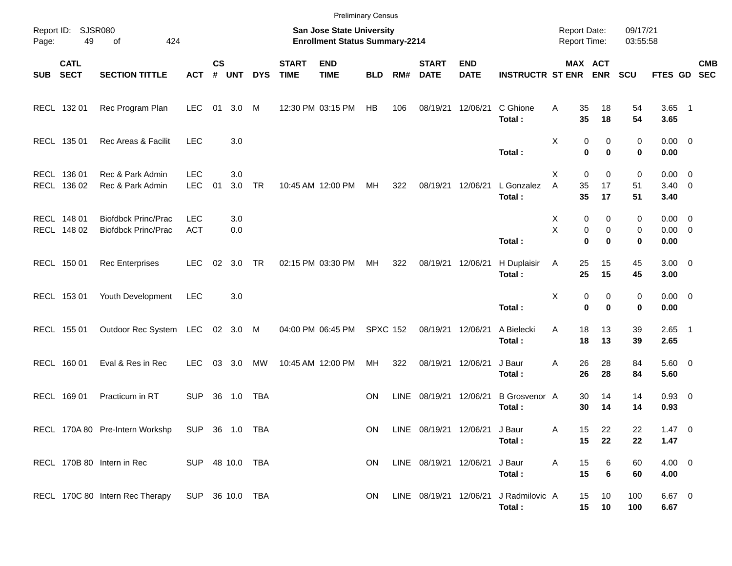Preliminary Census

Report ID: SJSR080

**San Jose State University**
**Enrollment Status Summary-2214**

Report Date: 09/17/21
Report Time: 03:55:58

| SUB | CATL SECT | SECTION TITTLE | ACT | CS # | UNT | DYS | START TIME | END TIME | BLD | RM# | START DATE | END DATE | INSTRUCTR | ST | MAX ENR | ACT ENR | SCU | FTES | GD | CMB SEC |
|---|---|---|---|---|---|---|---|---|---|---|---|---|---|---|---|---|---|---|---|---|
| RECL | 132 01 | Rec Program Plan | LEC | 01 | 3.0 | M | 12:30 PM | 03:15 PM | HB | 106 | 08/19/21 | 12/06/21 | C Ghione | A | 35 | 18 | 54 | 3.65 | 1 | |
| | | | | | | | | | | | | | **Total :** | | **35** | **18** | **54** | **3.65** | | |
| RECL | 135 01 | Rec Areas & Facilit | LEC | | 3.0 | | | | | | | | | X | 0 | 0 | 0 | 0.00 | 0 | |
| | | | | | | | | | | | | | **Total :** | | **0** | **0** | **0** | **0.00** | | |
| RECL | 136 01 | Rec & Park Admin | LEC | | 3.0 | | | | | | | | | X | 0 | 0 | 0 | 0.00 | 0 | |
| RECL | 136 02 | Rec & Park Admin | LEC | 01 | 3.0 | TR | 10:45 AM | 12:00 PM | MH | 322 | 08/19/21 | 12/06/21 | L Gonzalez | A | 35 | 17 | 51 | 3.40 | 0 | |
| | | | | | | | | | | | | | **Total :** | | **35** | **17** | **51** | **3.40** | | |
| RECL | 148 01 | Biofdbck Princ/Prac | LEC | | 3.0 | | | | | | | | | X | 0 | 0 | 0 | 0.00 | 0 | |
| RECL | 148 02 | Biofdbck Princ/Prac | ACT | | 0.0 | | | | | | | | | X | 0 | 0 | 0 | 0.00 | 0 | |
| | | | | | | | | | | | | | **Total :** | | **0** | **0** | **0** | **0.00** | | |
| RECL | 150 01 | Rec Enterprises | LEC | 02 | 3.0 | TR | 02:15 PM | 03:30 PM | MH | 322 | 08/19/21 | 12/06/21 | H Duplaisir | A | 25 | 15 | 45 | 3.00 | 0 | |
| | | | | | | | | | | | | | **Total :** | | **25** | **15** | **45** | **3.00** | | |
| RECL | 153 01 | Youth Development | LEC | | 3.0 | | | | | | | | | X | 0 | 0 | 0 | 0.00 | 0 | |
| | | | | | | | | | | | | | **Total :** | | **0** | **0** | **0** | **0.00** | | |
| RECL | 155 01 | Outdoor Rec System | LEC | 02 | 3.0 | M | 04:00 PM | 06:45 PM | SPXC | 152 | 08/19/21 | 12/06/21 | A Bielecki | A | 18 | 13 | 39 | 2.65 | 1 | |
| | | | | | | | | | | | | | **Total :** | | **18** | **13** | **39** | **2.65** | | |
| RECL | 160 01 | Eval & Res in Rec | LEC | 03 | 3.0 | MW | 10:45 AM | 12:00 PM | MH | 322 | 08/19/21 | 12/06/21 | J Baur | A | 26 | 28 | 84 | 5.60 | 0 | |
| | | | | | | | | | | | | | **Total :** | | **26** | **28** | **84** | **5.60** | | |
| RECL | 169 01 | Practicum in RT | SUP | 36 | 1.0 | TBA | | | ON | LINE | 08/19/21 | 12/06/21 | B Grosvenor | A | 30 | 14 | 14 | 0.93 | 0 | |
| | | | | | | | | | | | | | **Total :** | | **30** | **14** | **14** | **0.93** | | |
| RECL | 170A 80 | Pre-Intern Workshp | SUP | 36 | 1.0 | TBA | | | ON | LINE | 08/19/21 | 12/06/21 | J Baur | A | 15 | 22 | 22 | 1.47 | 0 | |
| | | | | | | | | | | | | | **Total :** | | **15** | **22** | **22** | **1.47** | | |
| RECL | 170B 80 | Intern in Rec | SUP | 48 | 10.0 | TBA | | | ON | LINE | 08/19/21 | 12/06/21 | J Baur | A | 15 | 6 | 60 | 4.00 | 0 | |
| | | | | | | | | | | | | | **Total :** | | **15** | **6** | **60** | **4.00** | | |
| RECL | 170C 80 | Intern Rec Therapy | SUP | 36 | 10.0 | TBA | | | ON | LINE | 08/19/21 | 12/06/21 | J Radmilovic | A | 15 | 10 | 100 | 6.67 | 0 | |
| | | | | | | | | | | | | | **Total :** | | **15** | **10** | **100** | **6.67** | | |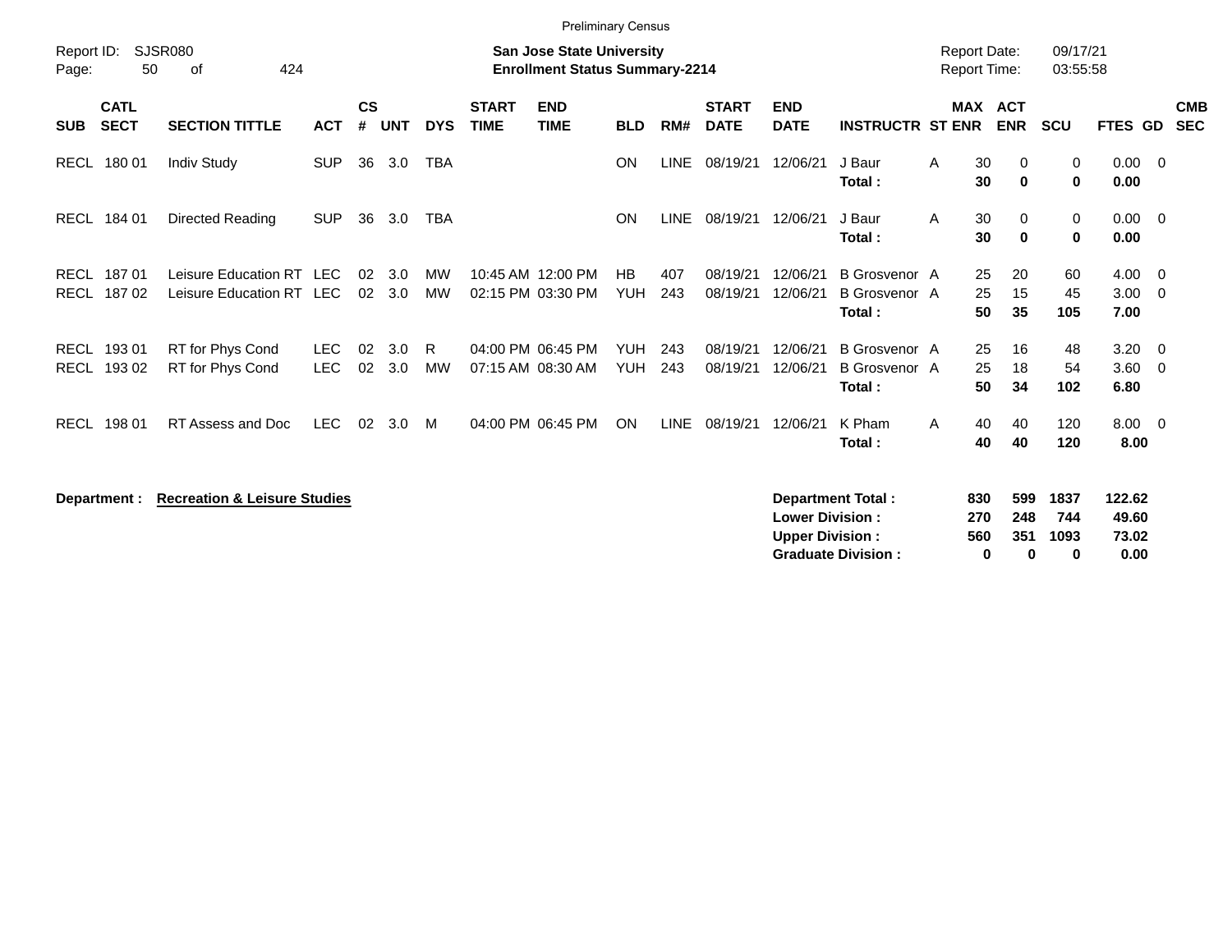Preliminary Census

Report ID: SJSR080
Page: 50 of 424

**San Jose State University**
**Enrollment Status Summary-2214**

Report Date: 09/17/21
Report Time: 03:55:58

| SUB | CATL SECT | SECTION TITTLE | ACT | CS # | UNT | DYS | START TIME | END TIME | BLD | RM# | START DATE | END DATE | INSTRUCTR | ST | MAX ENR | ACT ENR | SCU | FTES | GD | CMB SEC |
|---|---|---|---|---|---|---|---|---|---|---|---|---|---|---|---|---|---|---|---|---|
| RECL | 180 01 | Indiv Study | SUP | 36 | 3.0 | TBA | | | ON | LINE | 08/19/21 | 12/06/21 | J Baur | A | 30 | 0 | 0 | 0.00 | 0 | |
| | | | | | | | | | | | | | **Total :** | | **30** | **0** | **0** | **0.00** | | |
| RECL | 184 01 | Directed Reading | SUP | 36 | 3.0 | TBA | | | ON | LINE | 08/19/21 | 12/06/21 | J Baur | A | 30 | 0 | 0 | 0.00 | 0 | |
| | | | | | | | | | | | | | **Total :** | | **30** | **0** | **0** | **0.00** | | |
| RECL | 187 01 | Leisure Education RT | LEC | 02 | 3.0 | MW | 10:45 AM | 12:00 PM | HB | 407 | 08/19/21 | 12/06/21 | B Grosvenor | A | 25 | 20 | 60 | 4.00 | 0 | |
| RECL | 187 02 | Leisure Education RT | LEC | 02 | 3.0 | MW | 02:15 PM | 03:30 PM | YUH | 243 | 08/19/21 | 12/06/21 | B Grosvenor | A | 25 | 15 | 45 | 3.00 | 0 | |
| | | | | | | | | | | | | | **Total :** | | **50** | **35** | **105** | **7.00** | | |
| RECL | 193 01 | RT for Phys Cond | LEC | 02 | 3.0 | R | 04:00 PM | 06:45 PM | YUH | 243 | 08/19/21 | 12/06/21 | B Grosvenor | A | 25 | 16 | 48 | 3.20 | 0 | |
| RECL | 193 02 | RT for Phys Cond | LEC | 02 | 3.0 | MW | 07:15 AM | 08:30 AM | YUH | 243 | 08/19/21 | 12/06/21 | B Grosvenor | A | 25 | 18 | 54 | 3.60 | 0 | |
| | | | | | | | | | | | | | **Total :** | | **50** | **34** | **102** | **6.80** | | |
| RECL | 198 01 | RT Assess and Doc | LEC | 02 | 3.0 | M | 04:00 PM | 06:45 PM | ON | LINE | 08/19/21 | 12/06/21 | K Pham | A | 40 | 40 | 120 | 8.00 | 0 | |
| | | | | | | | | | | | | | **Total :** | | **40** | **40** | **120** | **8.00** | | |

**Department :** **Recreation & Leisure Studies**

| | MAX ENR | ACT ENR | SCU | FTES |
|---|---|---|---|---|
| **Department Total :** | **830** | **599** | **1837** | **122.62** |
| **Lower Division :** | **270** | **248** | **744** | **49.60** |
| **Upper Division :** | **560** | **351** | **1093** | **73.02** |
| **Graduate Division :** | **0** | **0** | **0** | **0.00** |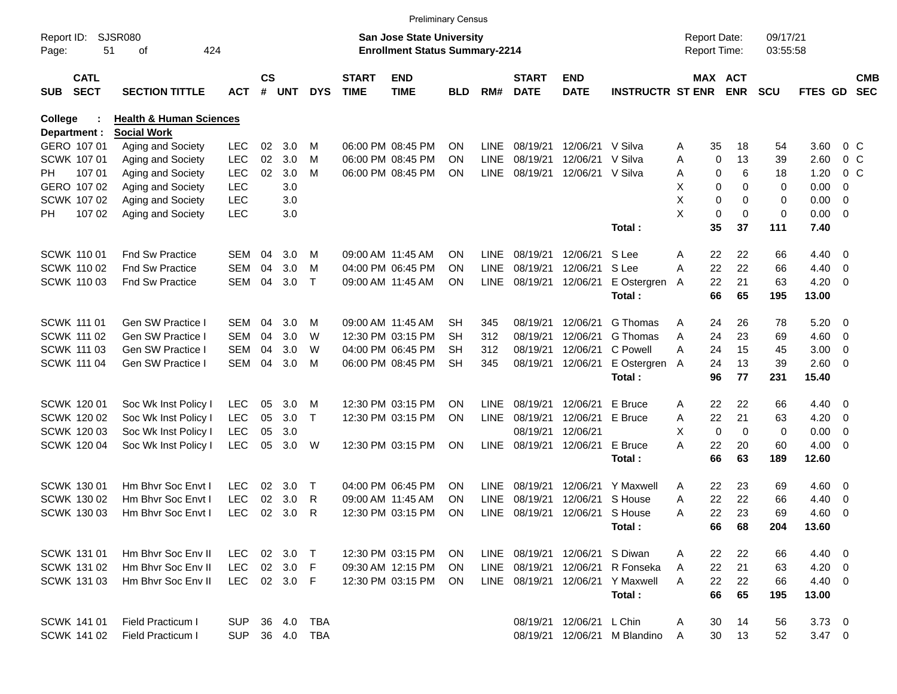Preliminary Census

Report ID: SJSR080

**San Jose State University**
**Enrollment Status Summary-2214**

Report Date: 09/17/21
Report Time: 03:55:58

**College : Health & Human Sciences**
**Department : Social Work**

| SUB | CATL SECT | SECTION TITTLE | ACT | CS # | UNT | DYS | START TIME | END TIME | BLD | RM# | START DATE | END DATE | INSTRUCTR | ST | MAX ENR | ACT ENR | SCU | FTES | GD | CMB SEC |
|---|---|---|---|---|---|---|---|---|---|---|---|---|---|---|---|---|---|---|---|---|
| GERO | 107 01 | Aging and Society | LEC | 02 | 3.0 | M | 06:00 PM | 08:45 PM | ON | LINE | 08/19/21 | 12/06/21 | V Silva | A | 35 | 18 | 54 | 3.60 | 0 | C |
| SCWK | 107 01 | Aging and Society | LEC | 02 | 3.0 | M | 06:00 PM | 08:45 PM | ON | LINE | 08/19/21 | 12/06/21 | V Silva | A | 0 | 13 | 39 | 2.60 | 0 | C |
| PH | 107 01 | Aging and Society | LEC | 02 | 3.0 | M | 06:00 PM | 08:45 PM | ON | LINE | 08/19/21 | 12/06/21 | V Silva | A | 0 | 6 | 18 | 1.20 | 0 | C |
| GERO | 107 02 | Aging and Society | LEC | | 3.0 | | | | | | | | | X | 0 | 0 | 0 | 0.00 | 0 | |
| SCWK | 107 02 | Aging and Society | LEC | | 3.0 | | | | | | | | | X | 0 | 0 | 0 | 0.00 | 0 | |
| PH | 107 02 | Aging and Society | LEC | | 3.0 | | | | | | | | | X | 0 | 0 | 0 | 0.00 | 0 | |
| | | | | | | | | | | | | | **Total :** | | **35** | **37** | **111** | **7.40** | | |
| SCWK | 110 01 | Fnd Sw Practice | SEM | 04 | 3.0 | M | 09:00 AM | 11:45 AM | ON | LINE | 08/19/21 | 12/06/21 | S Lee | A | 22 | 22 | 66 | 4.40 | 0 | |
| SCWK | 110 02 | Fnd Sw Practice | SEM | 04 | 3.0 | M | 04:00 PM | 06:45 PM | ON | LINE | 08/19/21 | 12/06/21 | S Lee | A | 22 | 22 | 66 | 4.40 | 0 | |
| SCWK | 110 03 | Fnd Sw Practice | SEM | 04 | 3.0 | T | 09:00 AM | 11:45 AM | ON | LINE | 08/19/21 | 12/06/21 | E Ostergren | A | 22 | 21 | 63 | 4.20 | 0 | |
| | | | | | | | | | | | | | **Total :** | | **66** | **65** | **195** | **13.00** | | |
| SCWK | 111 01 | Gen SW Practice I | SEM | 04 | 3.0 | M | 09:00 AM | 11:45 AM | SH | 345 | 08/19/21 | 12/06/21 | G Thomas | A | 24 | 26 | 78 | 5.20 | 0 | |
| SCWK | 111 02 | Gen SW Practice I | SEM | 04 | 3.0 | W | 12:30 PM | 03:15 PM | SH | 312 | 08/19/21 | 12/06/21 | G Thomas | A | 24 | 23 | 69 | 4.60 | 0 | |
| SCWK | 111 03 | Gen SW Practice I | SEM | 04 | 3.0 | W | 04:00 PM | 06:45 PM | SH | 312 | 08/19/21 | 12/06/21 | C Powell | A | 24 | 15 | 45 | 3.00 | 0 | |
| SCWK | 111 04 | Gen SW Practice I | SEM | 04 | 3.0 | M | 06:00 PM | 08:45 PM | SH | 345 | 08/19/21 | 12/06/21 | E Ostergren | A | 24 | 13 | 39 | 2.60 | 0 | |
| | | | | | | | | | | | | | **Total :** | | **96** | **77** | **231** | **15.40** | | |
| SCWK | 120 01 | Soc Wk Inst Policy I | LEC | 05 | 3.0 | M | 12:30 PM | 03:15 PM | ON | LINE | 08/19/21 | 12/06/21 | E Bruce | A | 22 | 22 | 66 | 4.40 | 0 | |
| SCWK | 120 02 | Soc Wk Inst Policy I | LEC | 05 | 3.0 | T | 12:30 PM | 03:15 PM | ON | LINE | 08/19/21 | 12/06/21 | E Bruce | A | 22 | 21 | 63 | 4.20 | 0 | |
| SCWK | 120 03 | Soc Wk Inst Policy I | LEC | 05 | 3.0 | | | | | | 08/19/21 | 12/06/21 | | X | 0 | 0 | 0 | 0.00 | 0 | |
| SCWK | 120 04 | Soc Wk Inst Policy I | LEC | 05 | 3.0 | W | 12:30 PM | 03:15 PM | ON | LINE | 08/19/21 | 12/06/21 | E Bruce | A | 22 | 20 | 60 | 4.00 | 0 | |
| | | | | | | | | | | | | | **Total :** | | **66** | **63** | **189** | **12.60** | | |
| SCWK | 130 01 | Hm Bhvr Soc Envt I | LEC | 02 | 3.0 | T | 04:00 PM | 06:45 PM | ON | LINE | 08/19/21 | 12/06/21 | Y Maxwell | A | 22 | 23 | 69 | 4.60 | 0 | |
| SCWK | 130 02 | Hm Bhvr Soc Envt I | LEC | 02 | 3.0 | R | 09:00 AM | 11:45 AM | ON | LINE | 08/19/21 | 12/06/21 | S House | A | 22 | 22 | 66 | 4.40 | 0 | |
| SCWK | 130 03 | Hm Bhvr Soc Envt I | LEC | 02 | 3.0 | R | 12:30 PM | 03:15 PM | ON | LINE | 08/19/21 | 12/06/21 | S House | A | 22 | 23 | 69 | 4.60 | 0 | |
| | | | | | | | | | | | | | **Total :** | | **66** | **68** | **204** | **13.60** | | |
| SCWK | 131 01 | Hm Bhvr Soc Env II | LEC | 02 | 3.0 | T | 12:30 PM | 03:15 PM | ON | LINE | 08/19/21 | 12/06/21 | S Diwan | A | 22 | 22 | 66 | 4.40 | 0 | |
| SCWK | 131 02 | Hm Bhvr Soc Env II | LEC | 02 | 3.0 | F | 09:30 AM | 12:15 PM | ON | LINE | 08/19/21 | 12/06/21 | R Fonseka | A | 22 | 21 | 63 | 4.20 | 0 | |
| SCWK | 131 03 | Hm Bhvr Soc Env II | LEC | 02 | 3.0 | F | 12:30 PM | 03:15 PM | ON | LINE | 08/19/21 | 12/06/21 | Y Maxwell | A | 22 | 22 | 66 | 4.40 | 0 | |
| | | | | | | | | | | | | | **Total :** | | **66** | **65** | **195** | **13.00** | | |
| SCWK | 141 01 | Field Practicum I | SUP | 36 | 4.0 | TBA | | | | | 08/19/21 | 12/06/21 | L Chin | A | 30 | 14 | 56 | 3.73 | 0 | |
| SCWK | 141 02 | Field Practicum I | SUP | 36 | 4.0 | TBA | | | | | 08/19/21 | 12/06/21 | M Blandino | A | 30 | 13 | 52 | 3.47 | 0 | |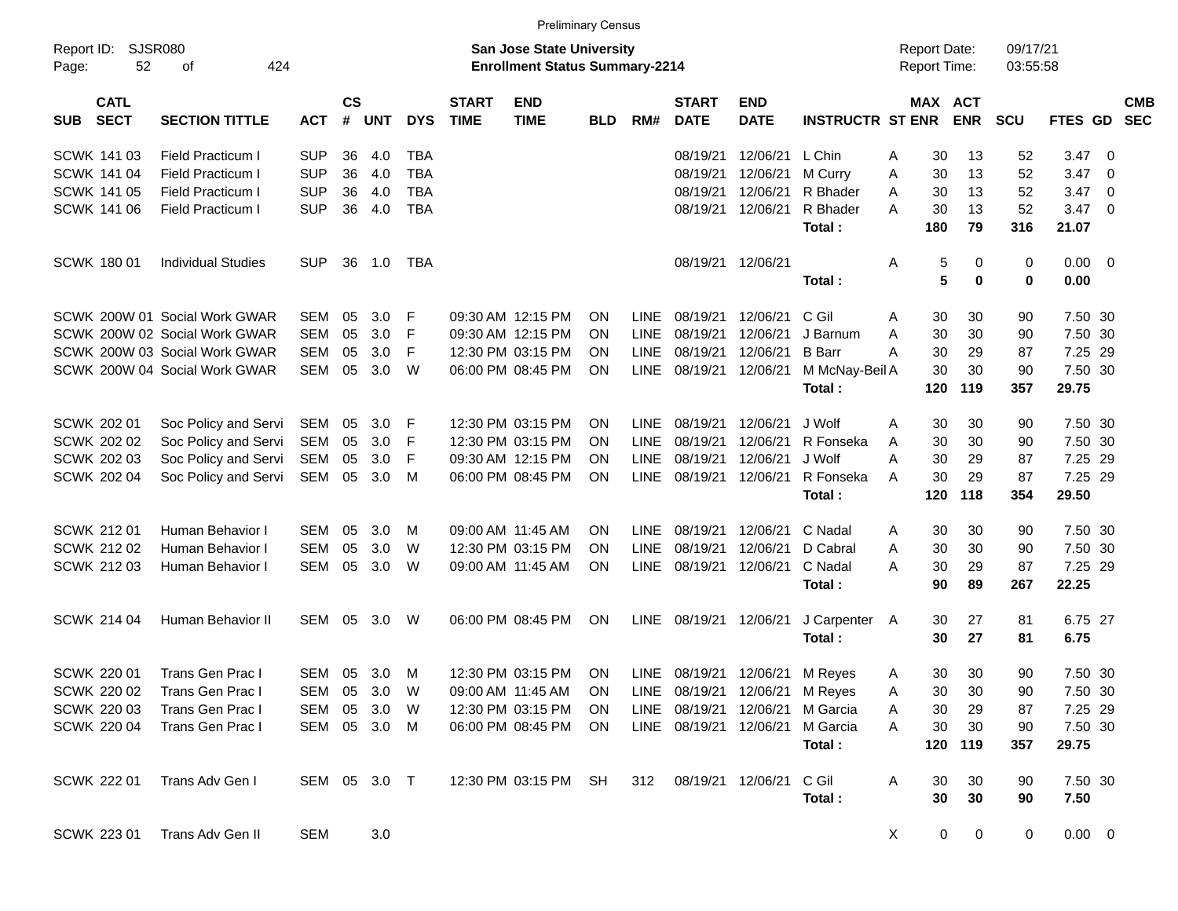Preliminary Census

Report ID: SJSR080

**San Jose State University**
**Enrollment Status Summary-2214**

Report Date: 09/17/21
Report Time: 03:55:58

| SUB | CATL SECT | SECTION TITTLE | ACT | CS # | UNT | DYS | START TIME | END TIME | BLD | RM# | START DATE | END DATE | INSTRUCTR | ST | MAX ENR | ACT ENR | SCU | FTES | GD | CMB SEC |
|---|---|---|---|---|---|---|---|---|---|---|---|---|---|---|---|---|---|---|---|---|
| SCWK | 141 03 | Field Practicum I | SUP | 36 | 4.0 | TBA | | | | | 08/19/21 | 12/06/21 | L Chin | A | 30 | 13 | 52 | 3.47 | 0 | |
| SCWK | 141 04 | Field Practicum I | SUP | 36 | 4.0 | TBA | | | | | 08/19/21 | 12/06/21 | M Curry | A | 30 | 13 | 52 | 3.47 | 0 | |
| SCWK | 141 05 | Field Practicum I | SUP | 36 | 4.0 | TBA | | | | | 08/19/21 | 12/06/21 | R Bhader | A | 30 | 13 | 52 | 3.47 | 0 | |
| SCWK | 141 06 | Field Practicum I | SUP | 36 | 4.0 | TBA | | | | | 08/19/21 | 12/06/21 | R Bhader | A | 30 | 13 | 52 | 3.47 | 0 | |
| | | | | | | | | | | | | | **Total :** | | **180** | **79** | **316** | **21.07** | | |
| SCWK | 180 01 | Individual Studies | SUP | 36 | 1.0 | TBA | | | | | 08/19/21 | 12/06/21 | | A | 5 | 0 | 0 | 0.00 | 0 | |
| | | | | | | | | | | | | | **Total :** | | **5** | **0** | **0** | **0.00** | | |
| SCWK | 200W 01 | Social Work GWAR | SEM | 05 | 3.0 | F | 09:30 AM | 12:15 PM | ON | LINE | 08/19/21 | 12/06/21 | C Gil | A | 30 | 30 | 90 | 7.50 | 30 | |
| SCWK | 200W 02 | Social Work GWAR | SEM | 05 | 3.0 | F | 09:30 AM | 12:15 PM | ON | LINE | 08/19/21 | 12/06/21 | J Barnum | A | 30 | 30 | 90 | 7.50 | 30 | |
| SCWK | 200W 03 | Social Work GWAR | SEM | 05 | 3.0 | F | 12:30 PM | 03:15 PM | ON | LINE | 08/19/21 | 12/06/21 | B Barr | A | 30 | 29 | 87 | 7.25 | 29 | |
| SCWK | 200W 04 | Social Work GWAR | SEM | 05 | 3.0 | W | 06:00 PM | 08:45 PM | ON | LINE | 08/19/21 | 12/06/21 | M McNay-Beil | A | 30 | 30 | 90 | 7.50 | 30 | |
| | | | | | | | | | | | | | **Total :** | | **120** | **119** | **357** | **29.75** | | |
| SCWK | 202 01 | Soc Policy and Servi | SEM | 05 | 3.0 | F | 12:30 PM | 03:15 PM | ON | LINE | 08/19/21 | 12/06/21 | J Wolf | A | 30 | 30 | 90 | 7.50 | 30 | |
| SCWK | 202 02 | Soc Policy and Servi | SEM | 05 | 3.0 | F | 12:30 PM | 03:15 PM | ON | LINE | 08/19/21 | 12/06/21 | R Fonseka | A | 30 | 30 | 90 | 7.50 | 30 | |
| SCWK | 202 03 | Soc Policy and Servi | SEM | 05 | 3.0 | F | 09:30 AM | 12:15 PM | ON | LINE | 08/19/21 | 12/06/21 | J Wolf | A | 30 | 29 | 87 | 7.25 | 29 | |
| SCWK | 202 04 | Soc Policy and Servi | SEM | 05 | 3.0 | M | 06:00 PM | 08:45 PM | ON | LINE | 08/19/21 | 12/06/21 | R Fonseka | A | 30 | 29 | 87 | 7.25 | 29 | |
| | | | | | | | | | | | | | **Total :** | | **120** | **118** | **354** | **29.50** | | |
| SCWK | 212 01 | Human Behavior I | SEM | 05 | 3.0 | M | 09:00 AM | 11:45 AM | ON | LINE | 08/19/21 | 12/06/21 | C Nadal | A | 30 | 30 | 90 | 7.50 | 30 | |
| SCWK | 212 02 | Human Behavior I | SEM | 05 | 3.0 | W | 12:30 PM | 03:15 PM | ON | LINE | 08/19/21 | 12/06/21 | D Cabral | A | 30 | 30 | 90 | 7.50 | 30 | |
| SCWK | 212 03 | Human Behavior I | SEM | 05 | 3.0 | W | 09:00 AM | 11:45 AM | ON | LINE | 08/19/21 | 12/06/21 | C Nadal | A | 30 | 29 | 87 | 7.25 | 29 | |
| | | | | | | | | | | | | | **Total :** | | **90** | **89** | **267** | **22.25** | | |
| SCWK | 214 04 | Human Behavior II | SEM | 05 | 3.0 | W | 06:00 PM | 08:45 PM | ON | LINE | 08/19/21 | 12/06/21 | J Carpenter | A | 30 | 27 | 81 | 6.75 | 27 | |
| | | | | | | | | | | | | | **Total :** | | **30** | **27** | **81** | **6.75** | | |
| SCWK | 220 01 | Trans Gen Prac I | SEM | 05 | 3.0 | M | 12:30 PM | 03:15 PM | ON | LINE | 08/19/21 | 12/06/21 | M Reyes | A | 30 | 30 | 90 | 7.50 | 30 | |
| SCWK | 220 02 | Trans Gen Prac I | SEM | 05 | 3.0 | W | 09:00 AM | 11:45 AM | ON | LINE | 08/19/21 | 12/06/21 | M Reyes | A | 30 | 30 | 90 | 7.50 | 30 | |
| SCWK | 220 03 | Trans Gen Prac I | SEM | 05 | 3.0 | W | 12:30 PM | 03:15 PM | ON | LINE | 08/19/21 | 12/06/21 | M Garcia | A | 30 | 29 | 87 | 7.25 | 29 | |
| SCWK | 220 04 | Trans Gen Prac I | SEM | 05 | 3.0 | M | 06:00 PM | 08:45 PM | ON | LINE | 08/19/21 | 12/06/21 | M Garcia | A | 30 | 30 | 90 | 7.50 | 30 | |
| | | | | | | | | | | | | | **Total :** | | **120** | **119** | **357** | **29.75** | | |
| SCWK | 222 01 | Trans Adv Gen I | SEM | 05 | 3.0 | T | 12:30 PM | 03:15 PM | SH | 312 | 08/19/21 | 12/06/21 | C Gil | A | 30 | 30 | 90 | 7.50 | 30 | |
| | | | | | | | | | | | | | **Total :** | | **30** | **30** | **90** | **7.50** | | |
| SCWK | 223 01 | Trans Adv Gen II | SEM | | 3.0 | | | | | | | | | X | 0 | 0 | 0 | 0.00 | 0 | |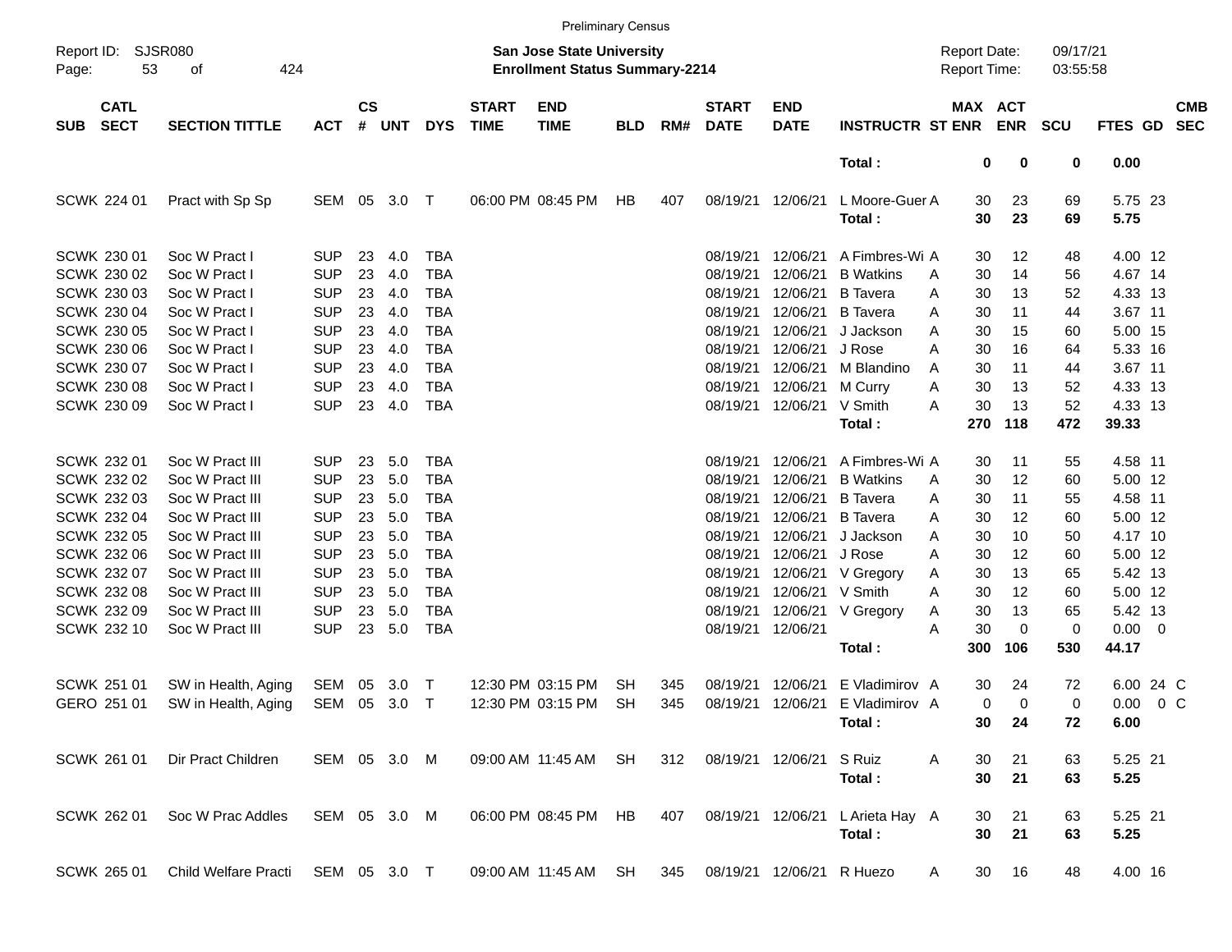Preliminary Census

Report ID: SJSR080

**San Jose State University**
**Enrollment Status Summary-2214**

Report Date: 09/17/21
Report Time: 03:55:58

| SUB | CATL SECT | SECTION TITTLE | ACT | CS # | UNT | DYS | START TIME | END TIME | BLD | RM# | START DATE | END DATE | INSTRUCTR | ST | MAX ENR | ACT ENR | SCU | FTES | GD | CMB SEC |
|---|---|---|---|---|---|---|---|---|---|---|---|---|---|---|---|---|---|---|---|---|
| | | | | | | | | | | | | | **Total :** | | **0** | **0** | **0** | **0.00** | | |
| SCWK | 224 01 | Pract with Sp Sp | SEM | 05 | 3.0 | T | 06:00 PM | 08:45 PM | HB | 407 | 08/19/21 | 12/06/21 | L Moore-Guer | A | 30 | 23 | 69 | 5.75 | 23 | |
| | | | | | | | | | | | | | **Total :** | | **30** | **23** | **69** | **5.75** | | |
| SCWK | 230 01 | Soc W Pract I | SUP | 23 | 4.0 | TBA | | | | | 08/19/21 | 12/06/21 | A Fimbres-Wi | A | 30 | 12 | 48 | 4.00 | 12 | |
| SCWK | 230 02 | Soc W Pract I | SUP | 23 | 4.0 | TBA | | | | | 08/19/21 | 12/06/21 | B Watkins | A | 30 | 14 | 56 | 4.67 | 14 | |
| SCWK | 230 03 | Soc W Pract I | SUP | 23 | 4.0 | TBA | | | | | 08/19/21 | 12/06/21 | B Tavera | A | 30 | 13 | 52 | 4.33 | 13 | |
| SCWK | 230 04 | Soc W Pract I | SUP | 23 | 4.0 | TBA | | | | | 08/19/21 | 12/06/21 | B Tavera | A | 30 | 11 | 44 | 3.67 | 11 | |
| SCWK | 230 05 | Soc W Pract I | SUP | 23 | 4.0 | TBA | | | | | 08/19/21 | 12/06/21 | J Jackson | A | 30 | 15 | 60 | 5.00 | 15 | |
| SCWK | 230 06 | Soc W Pract I | SUP | 23 | 4.0 | TBA | | | | | 08/19/21 | 12/06/21 | J Rose | A | 30 | 16 | 64 | 5.33 | 16 | |
| SCWK | 230 07 | Soc W Pract I | SUP | 23 | 4.0 | TBA | | | | | 08/19/21 | 12/06/21 | M Blandino | A | 30 | 11 | 44 | 3.67 | 11 | |
| SCWK | 230 08 | Soc W Pract I | SUP | 23 | 4.0 | TBA | | | | | 08/19/21 | 12/06/21 | M Curry | A | 30 | 13 | 52 | 4.33 | 13 | |
| SCWK | 230 09 | Soc W Pract I | SUP | 23 | 4.0 | TBA | | | | | 08/19/21 | 12/06/21 | V Smith | A | 30 | 13 | 52 | 4.33 | 13 | |
| | | | | | | | | | | | | | **Total :** | | **270** | **118** | **472** | **39.33** | | |
| SCWK | 232 01 | Soc W Pract III | SUP | 23 | 5.0 | TBA | | | | | 08/19/21 | 12/06/21 | A Fimbres-Wi | A | 30 | 11 | 55 | 4.58 | 11 | |
| SCWK | 232 02 | Soc W Pract III | SUP | 23 | 5.0 | TBA | | | | | 08/19/21 | 12/06/21 | B Watkins | A | 30 | 12 | 60 | 5.00 | 12 | |
| SCWK | 232 03 | Soc W Pract III | SUP | 23 | 5.0 | TBA | | | | | 08/19/21 | 12/06/21 | B Tavera | A | 30 | 11 | 55 | 4.58 | 11 | |
| SCWK | 232 04 | Soc W Pract III | SUP | 23 | 5.0 | TBA | | | | | 08/19/21 | 12/06/21 | B Tavera | A | 30 | 12 | 60 | 5.00 | 12 | |
| SCWK | 232 05 | Soc W Pract III | SUP | 23 | 5.0 | TBA | | | | | 08/19/21 | 12/06/21 | J Jackson | A | 30 | 10 | 50 | 4.17 | 10 | |
| SCWK | 232 06 | Soc W Pract III | SUP | 23 | 5.0 | TBA | | | | | 08/19/21 | 12/06/21 | J Rose | A | 30 | 12 | 60 | 5.00 | 12 | |
| SCWK | 232 07 | Soc W Pract III | SUP | 23 | 5.0 | TBA | | | | | 08/19/21 | 12/06/21 | V Gregory | A | 30 | 13 | 65 | 5.42 | 13 | |
| SCWK | 232 08 | Soc W Pract III | SUP | 23 | 5.0 | TBA | | | | | 08/19/21 | 12/06/21 | V Smith | A | 30 | 12 | 60 | 5.00 | 12 | |
| SCWK | 232 09 | Soc W Pract III | SUP | 23 | 5.0 | TBA | | | | | 08/19/21 | 12/06/21 | V Gregory | A | 30 | 13 | 65 | 5.42 | 13 | |
| SCWK | 232 10 | Soc W Pract III | SUP | 23 | 5.0 | TBA | | | | | 08/19/21 | 12/06/21 | | A | 30 | 0 | 0 | 0.00 | 0 | |
| | | | | | | | | | | | | | **Total :** | | **300** | **106** | **530** | **44.17** | | |
| SCWK | 251 01 | SW in Health, Aging | SEM | 05 | 3.0 | T | 12:30 PM | 03:15 PM | SH | 345 | 08/19/21 | 12/06/21 | E Vladimirov | A | 30 | 24 | 72 | 6.00 | 24 | C |
| GERO | 251 01 | SW in Health, Aging | SEM | 05 | 3.0 | T | 12:30 PM | 03:15 PM | SH | 345 | 08/19/21 | 12/06/21 | E Vladimirov | A | 0 | 0 | 0 | 0.00 | 0 | C |
| | | | | | | | | | | | | | **Total :** | | **30** | **24** | **72** | **6.00** | | |
| SCWK | 261 01 | Dir Pract Children | SEM | 05 | 3.0 | M | 09:00 AM | 11:45 AM | SH | 312 | 08/19/21 | 12/06/21 | S Ruiz | A | 30 | 21 | 63 | 5.25 | 21 | |
| | | | | | | | | | | | | | **Total :** | | **30** | **21** | **63** | **5.25** | | |
| SCWK | 262 01 | Soc W Prac Addles | SEM | 05 | 3.0 | M | 06:00 PM | 08:45 PM | HB | 407 | 08/19/21 | 12/06/21 | L Arieta Hay | A | 30 | 21 | 63 | 5.25 | 21 | |
| | | | | | | | | | | | | | **Total :** | | **30** | **21** | **63** | **5.25** | | |
| SCWK | 265 01 | Child Welfare Practi | SEM | 05 | 3.0 | T | 09:00 AM | 11:45 AM | SH | 345 | 08/19/21 | 12/06/21 | R Huezo | A | 30 | 16 | 48 | 4.00 | 16 | |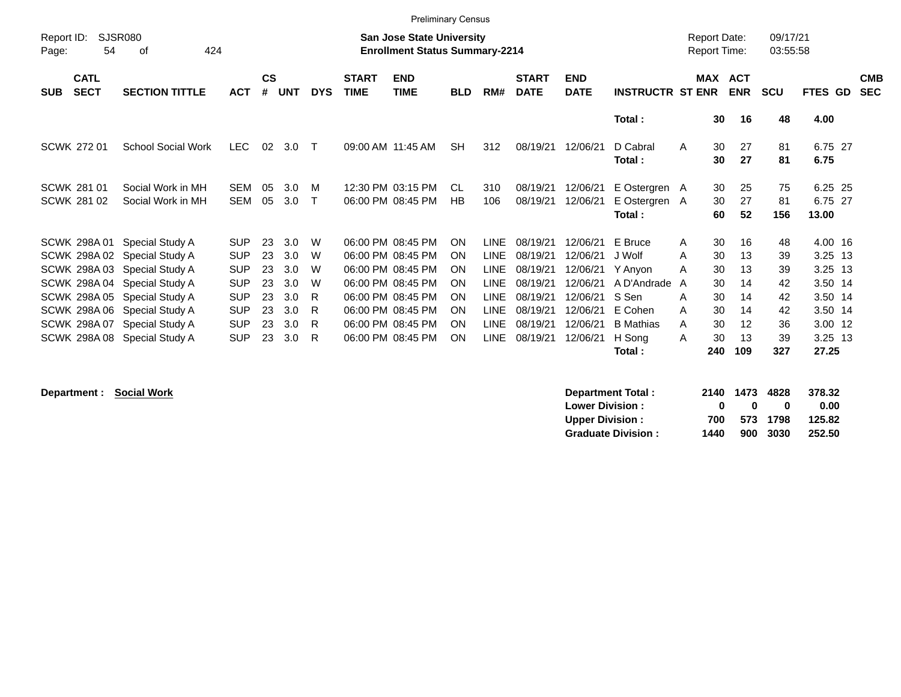Preliminary Census

Report ID: SJSR080

**San Jose State University**
**Enrollment Status Summary-2214**

Report Date: 09/17/21
Report Time: 03:55:58

| SUB | CATL SECT | SECTION TITTLE | ACT | CS # | UNT | DYS | START TIME | END TIME | BLD | RM# | START DATE | END DATE | INSTRUCTR | ST | MAX ENR | ACT ENR | SCU | FTES | GD | CMB SEC |
|---|---|---|---|---|---|---|---|---|---|---|---|---|---|---|---|---|---|---|---|---|
| | | | | | | | | | | | | | **Total :** | | **30** | **16** | **48** | **4.00** | | |
| SCWK | 272 01 | School Social Work | LEC | 02 | 3.0 | T | 09:00 AM | 11:45 AM | SH | 312 | 08/19/21 | 12/06/21 | D Cabral | A | 30 | 27 | 81 | 6.75 | 27 | |
| | | | | | | | | | | | | | **Total :** | | **30** | **27** | **81** | **6.75** | | |
| SCWK | 281 01 | Social Work in MH | SEM | 05 | 3.0 | M | 12:30 PM | 03:15 PM | CL | 310 | 08/19/21 | 12/06/21 | E Ostergren | A | 30 | 25 | 75 | 6.25 | 25 | |
| SCWK | 281 02 | Social Work in MH | SEM | 05 | 3.0 | T | 06:00 PM | 08:45 PM | HB | 106 | 08/19/21 | 12/06/21 | E Ostergren | A | 30 | 27 | 81 | 6.75 | 27 | |
| | | | | | | | | | | | | | **Total :** | | **60** | **52** | **156** | **13.00** | | |
| SCWK | 298A 01 | Special Study A | SUP | 23 | 3.0 | W | 06:00 PM | 08:45 PM | ON | LINE | 08/19/21 | 12/06/21 | E Bruce | A | 30 | 16 | 48 | 4.00 | 16 | |
| SCWK | 298A 02 | Special Study A | SUP | 23 | 3.0 | W | 06:00 PM | 08:45 PM | ON | LINE | 08/19/21 | 12/06/21 | J Wolf | A | 30 | 13 | 39 | 3.25 | 13 | |
| SCWK | 298A 03 | Special Study A | SUP | 23 | 3.0 | W | 06:00 PM | 08:45 PM | ON | LINE | 08/19/21 | 12/06/21 | Y Anyon | A | 30 | 13 | 39 | 3.25 | 13 | |
| SCWK | 298A 04 | Special Study A | SUP | 23 | 3.0 | W | 06:00 PM | 08:45 PM | ON | LINE | 08/19/21 | 12/06/21 | A D'Andrade | A | 30 | 14 | 42 | 3.50 | 14 | |
| SCWK | 298A 05 | Special Study A | SUP | 23 | 3.0 | R | 06:00 PM | 08:45 PM | ON | LINE | 08/19/21 | 12/06/21 | S Sen | A | 30 | 14 | 42 | 3.50 | 14 | |
| SCWK | 298A 06 | Special Study A | SUP | 23 | 3.0 | R | 06:00 PM | 08:45 PM | ON | LINE | 08/19/21 | 12/06/21 | E Cohen | A | 30 | 14 | 42 | 3.50 | 14 | |
| SCWK | 298A 07 | Special Study A | SUP | 23 | 3.0 | R | 06:00 PM | 08:45 PM | ON | LINE | 08/19/21 | 12/06/21 | B Mathias | A | 30 | 12 | 36 | 3.00 | 12 | |
| SCWK | 298A 08 | Special Study A | SUP | 23 | 3.0 | R | 06:00 PM | 08:45 PM | ON | LINE | 08/19/21 | 12/06/21 | H Song | A | 30 | 13 | 39 | 3.25 | 13 | |
| | | | | | | | | | | | | | **Total :** | | **240** | **109** | **327** | **27.25** | | |

**Department : Social Work**

| | MAX ENR | ACT ENR | SCU | FTES |
|---|---|---|---|---|
| **Department Total :** | **2140** | **1473** | **4828** | **378.32** |
| **Lower Division :** | **0** | **0** | **0** | **0.00** |
| **Upper Division :** | **700** | **573** | **1798** | **125.82** |
| **Graduate Division :** | **1440** | **900** | **3030** | **252.50** |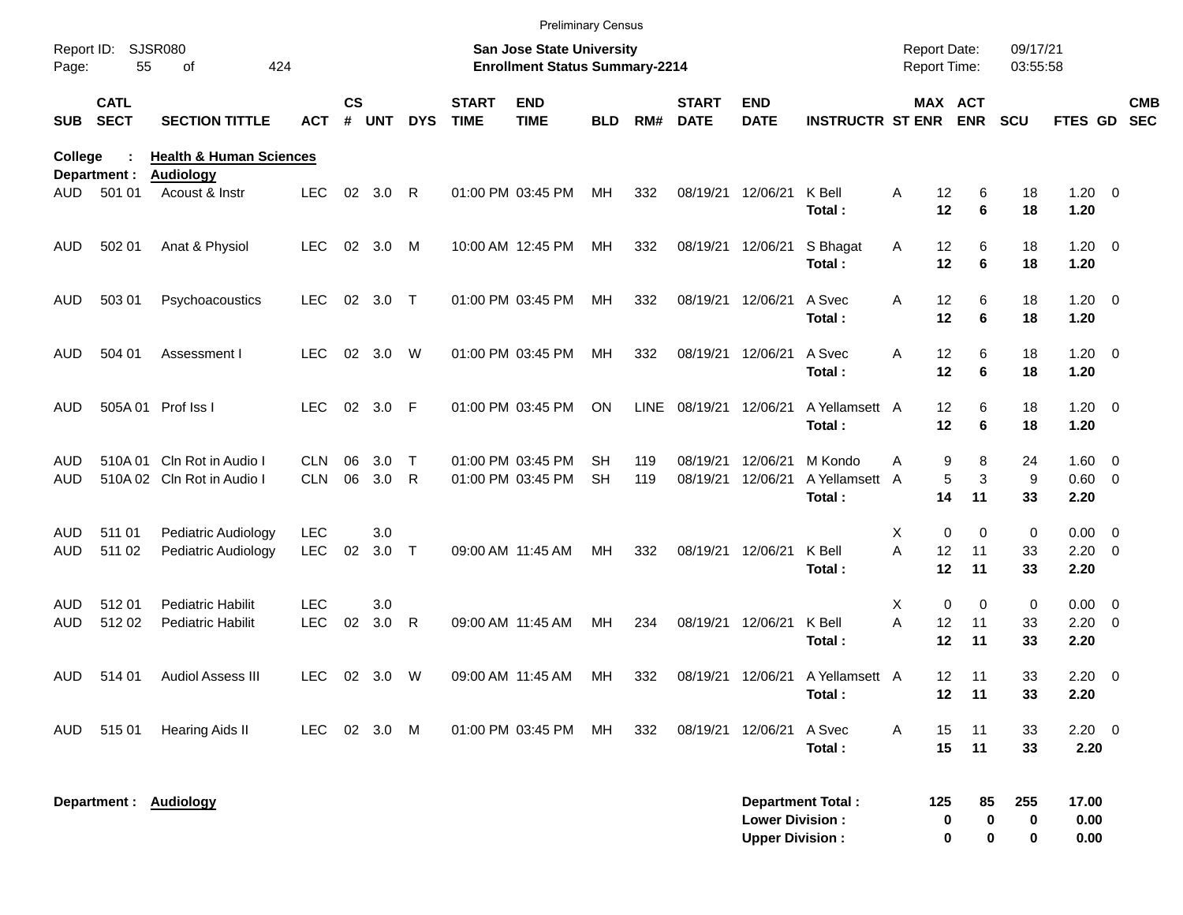Preliminary Census

Report ID: SJSR080
Page: 55 of 424

**San Jose State University**
**Enrollment Status Summary-2214**

Report Date: 09/17/21
Report Time: 03:55:58

**College : Health & Human Sciences**
**Department : Audiology**

| SUB | CATL SECT | SECTION TITTLE | ACT | CS # | UNT | DYS | START TIME | END TIME | BLD | RM# | START DATE | END DATE | INSTRUCTR | ST | MAX ENR | ACT ENR | SCU | FTES | GD | CMB SEC |
|---|---|---|---|---|---|---|---|---|---|---|---|---|---|---|---|---|---|---|---|---|
| AUD | 501 01 | Acoust & Instr | LEC | 02 | 3.0 | R | 01:00 PM | 03:45 PM | MH | 332 | 08/19/21 | 12/06/21 | K Bell | A | 12 | 6 | 18 | 1.20 | 0 | |
| | | | | | | | | | | | | | **Total :** | | **12** | **6** | **18** | **1.20** | | |
| AUD | 502 01 | Anat & Physiol | LEC | 02 | 3.0 | M | 10:00 AM | 12:45 PM | MH | 332 | 08/19/21 | 12/06/21 | S Bhagat | A | 12 | 6 | 18 | 1.20 | 0 | |
| | | | | | | | | | | | | | **Total :** | | **12** | **6** | **18** | **1.20** | | |
| AUD | 503 01 | Psychoacoustics | LEC | 02 | 3.0 | T | 01:00 PM | 03:45 PM | MH | 332 | 08/19/21 | 12/06/21 | A Svec | A | 12 | 6 | 18 | 1.20 | 0 | |
| | | | | | | | | | | | | | **Total :** | | **12** | **6** | **18** | **1.20** | | |
| AUD | 504 01 | Assessment I | LEC | 02 | 3.0 | W | 01:00 PM | 03:45 PM | MH | 332 | 08/19/21 | 12/06/21 | A Svec | A | 12 | 6 | 18 | 1.20 | 0 | |
| | | | | | | | | | | | | | **Total :** | | **12** | **6** | **18** | **1.20** | | |
| AUD | 505A 01 | Prof Iss I | LEC | 02 | 3.0 | F | 01:00 PM | 03:45 PM | ON | LINE | 08/19/21 | 12/06/21 | A Yellamsett | A | 12 | 6 | 18 | 1.20 | 0 | |
| | | | | | | | | | | | | | **Total :** | | **12** | **6** | **18** | **1.20** | | |
| AUD | 510A 01 | Cln Rot in Audio I | CLN | 06 | 3.0 | T | 01:00 PM | 03:45 PM | SH | 119 | 08/19/21 | 12/06/21 | M Kondo | A | 9 | 8 | 24 | 1.60 | 0 | |
| AUD | 510A 02 | Cln Rot in Audio I | CLN | 06 | 3.0 | R | 01:00 PM | 03:45 PM | SH | 119 | 08/19/21 | 12/06/21 | A Yellamsett | A | 5 | 3 | 9 | 0.60 | 0 | |
| | | | | | | | | | | | | | **Total :** | | **14** | **11** | **33** | **2.20** | | |
| AUD | 511 01 | Pediatric Audiology | LEC | | 3.0 | | | | | | | | | X | 0 | 0 | 0 | 0.00 | 0 | |
| AUD | 511 02 | Pediatric Audiology | LEC | 02 | 3.0 | T | 09:00 AM | 11:45 AM | MH | 332 | 08/19/21 | 12/06/21 | K Bell | A | 12 | 11 | 33 | 2.20 | 0 | |
| | | | | | | | | | | | | | **Total :** | | **12** | **11** | **33** | **2.20** | | |
| AUD | 512 01 | Pediatric Habilit | LEC | | 3.0 | | | | | | | | | X | 0 | 0 | 0 | 0.00 | 0 | |
| AUD | 512 02 | Pediatric Habilit | LEC | 02 | 3.0 | R | 09:00 AM | 11:45 AM | MH | 234 | 08/19/21 | 12/06/21 | K Bell | A | 12 | 11 | 33 | 2.20 | 0 | |
| | | | | | | | | | | | | | **Total :** | | **12** | **11** | **33** | **2.20** | | |
| AUD | 514 01 | Audiol Assess III | LEC | 02 | 3.0 | W | 09:00 AM | 11:45 AM | MH | 332 | 08/19/21 | 12/06/21 | A Yellamsett | A | 12 | 11 | 33 | 2.20 | 0 | |
| | | | | | | | | | | | | | **Total :** | | **12** | **11** | **33** | **2.20** | | |
| AUD | 515 01 | Hearing Aids II | LEC | 02 | 3.0 | M | 01:00 PM | 03:45 PM | MH | 332 | 08/19/21 | 12/06/21 | A Svec | A | 15 | 11 | 33 | 2.20 | 0 | |
| | | | | | | | | | | | | | **Total :** | | **15** | **11** | **33** | **2.20** | | |

**Department : Audiology**

| | MAX ENR | ACT ENR | SCU | FTES |
|---|---|---|---|---|
| **Department Total :** | **125** | **85** | **255** | **17.00** |
| **Lower Division :** | **0** | **0** | **0** | **0.00** |
| **Upper Division :** | **0** | **0** | **0** | **0.00** |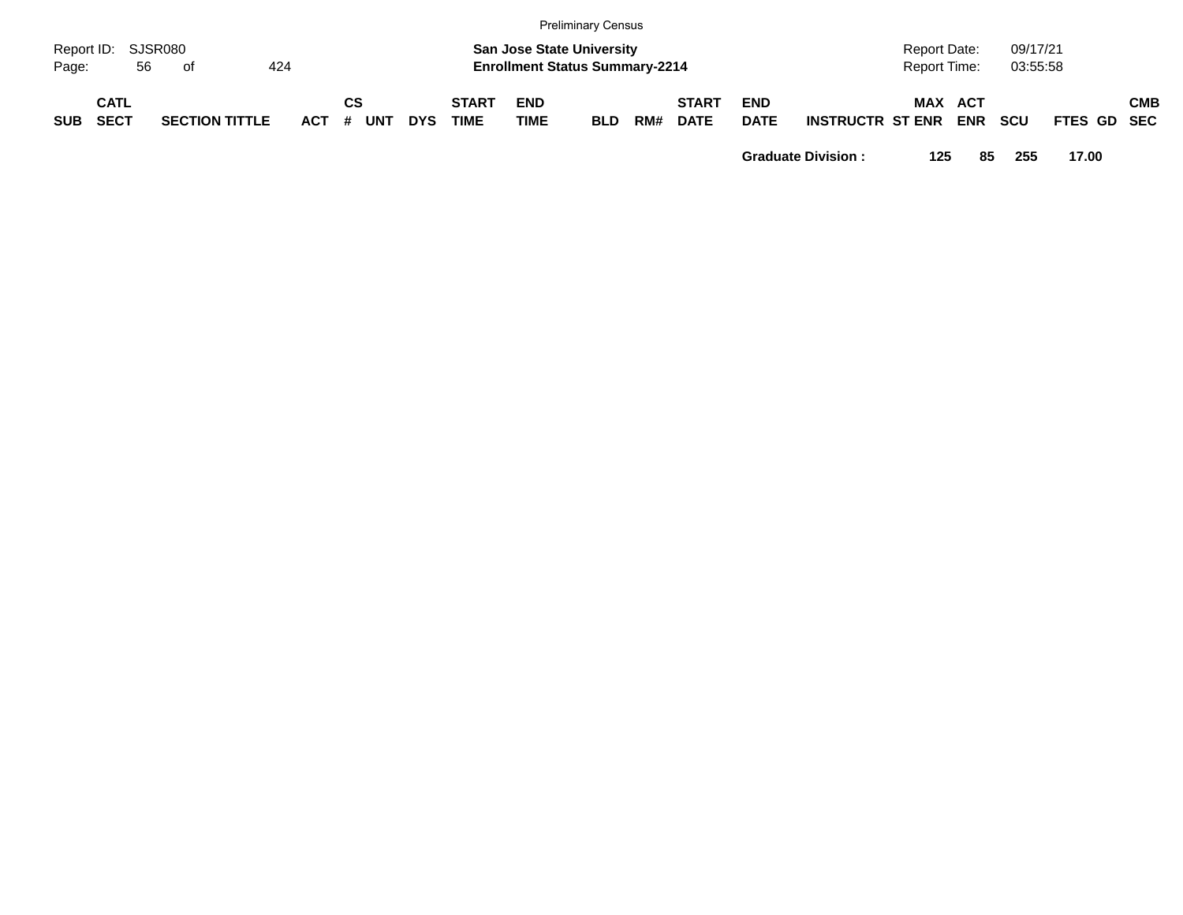| SUB | CATL SECT | SECTION TITTLE | ACT | CS # | UNT | DYS | START TIME | END TIME | BLD | RM# | START DATE | END DATE | INSTRUCTR | ST | MAX ENR | ACT ENR | SCU | FTES | GD | CMB SEC |
|---|---|---|---|---|---|---|---|---|---|---|---|---|---|---|---|---|---|---|---|---|
| | | | | | | | | | | | | **Graduate Division :** | | | **125** | **85** | **255** | **17.00** | | |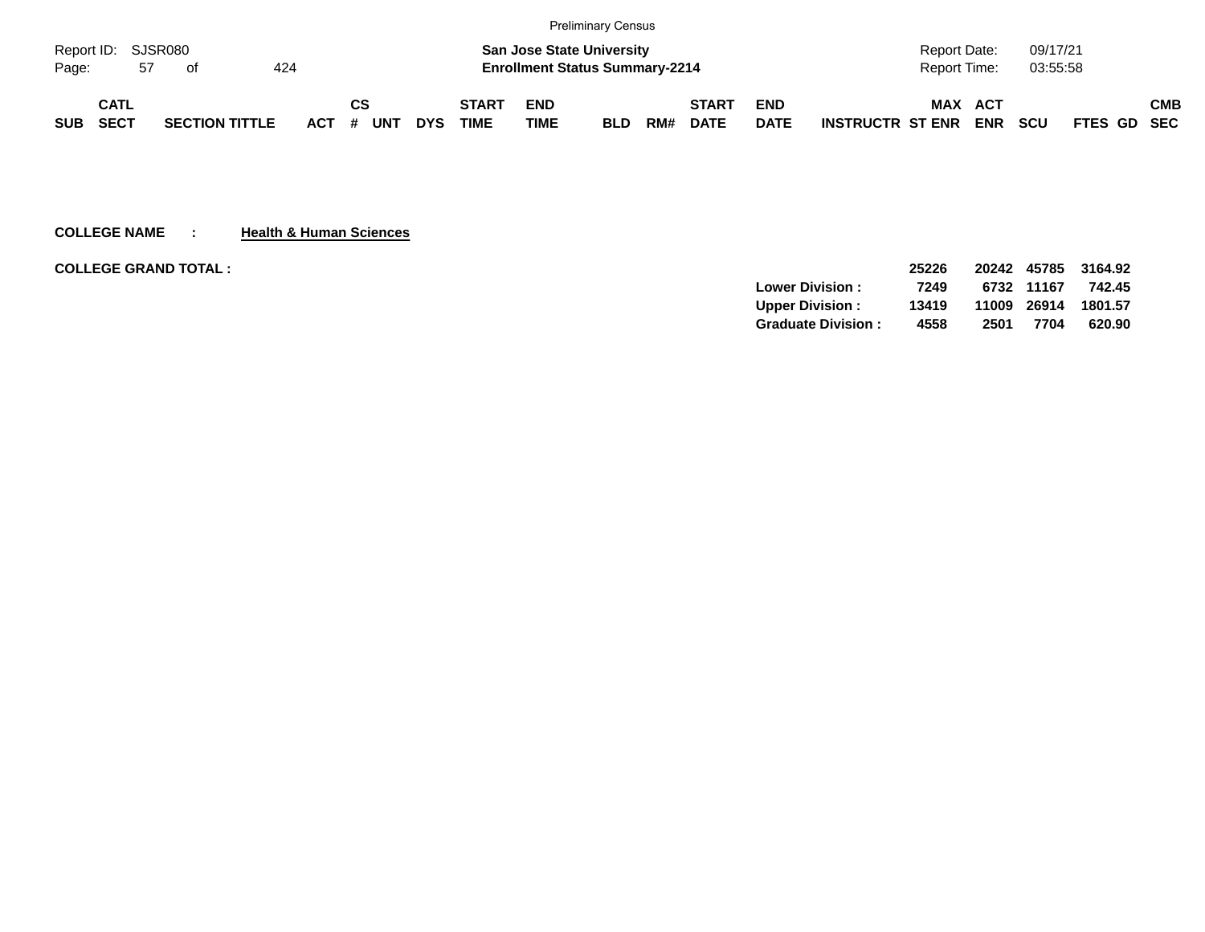Preliminary Census

| | | | |
|---|---|---|---|
| Report ID: SJSR080 | **San Jose State University** | Report Date: | 09/17/21 |
| | **Enrollment Status Summary-2214** | Report Time: | 03:55:58 |

| SUB | CATL SECT | SECTION TITTLE | ACT | CS # | UNT | DYS | START TIME | END TIME | BLD | RM# | START DATE | END DATE | INSTRUCTR | MAX ST ENR | ACT ENR | SCU | FTES | GD | CMB SEC |
|---|---|---|---|---|---|---|---|---|---|---|---|---|---|---|---|---|---|---|---|

**COLLEGE NAME : Health & Human Sciences**

| | | MAX ST ENR | ACT ENR | SCU | FTES |
|---|---|---|---|---|---|
| **COLLEGE GRAND TOTAL :** | | **25226** | **20242** | **45785** | **3164.92** |
| | **Lower Division :** | **7249** | **6732** | **11167** | **742.45** |
| | **Upper Division :** | **13419** | **11009** | **26914** | **1801.57** |
| | **Graduate Division :** | **4558** | **2501** | **7704** | **620.90** |